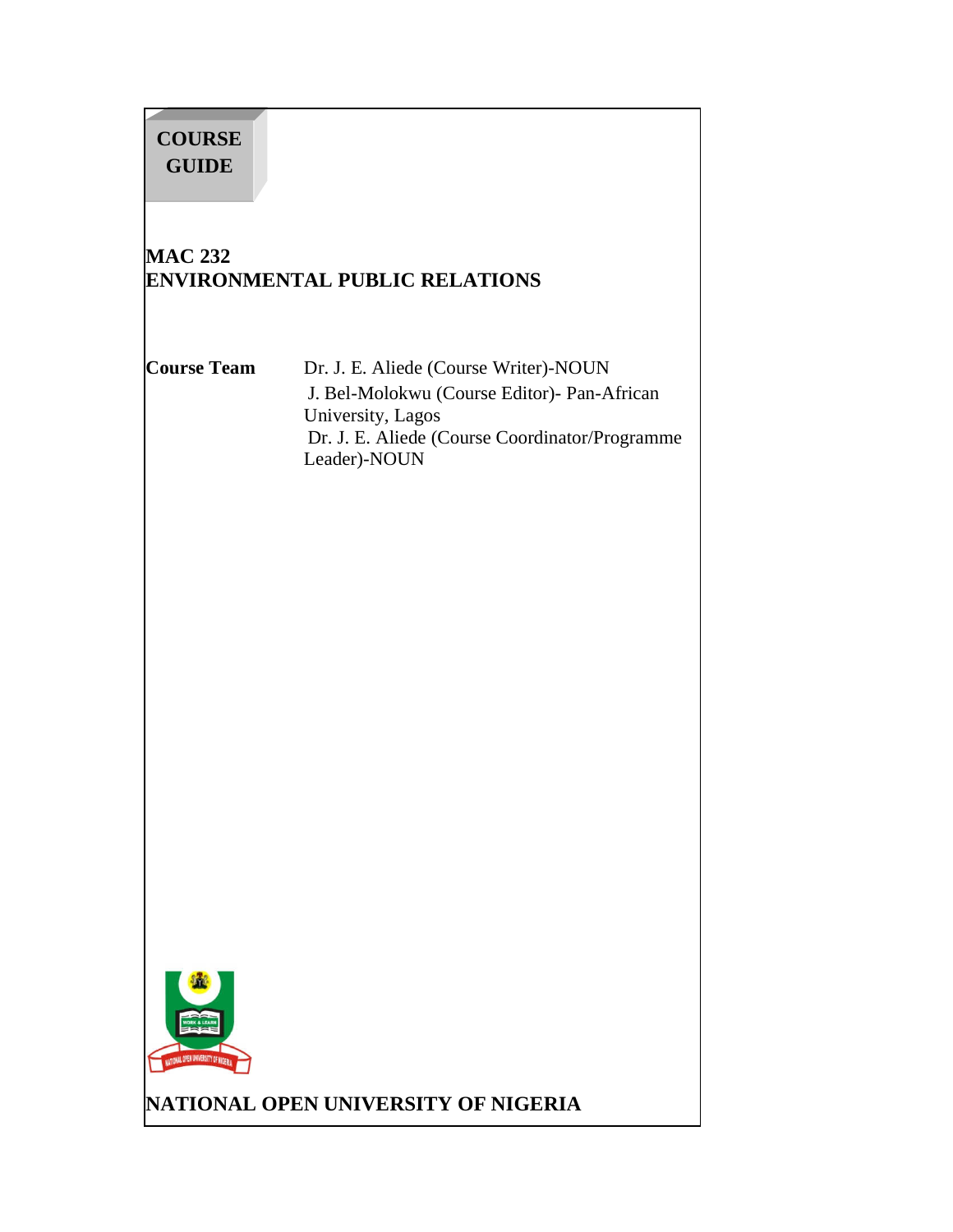**COURSE GUIDE**

# MAC 232
# ENVIRONMENTAL PUBLIC RELATIONS

**Course Team** Dr. J. E. Aliede (Course Writer)-NOUN
J. Bel-Molokwu (Course Editor)- Pan-African University, Lagos
Dr. J. E. Aliede (Course Coordinator/Programme Leader)-NOUN

**NATIONAL OPEN UNIVERSITY OF NIGERIA**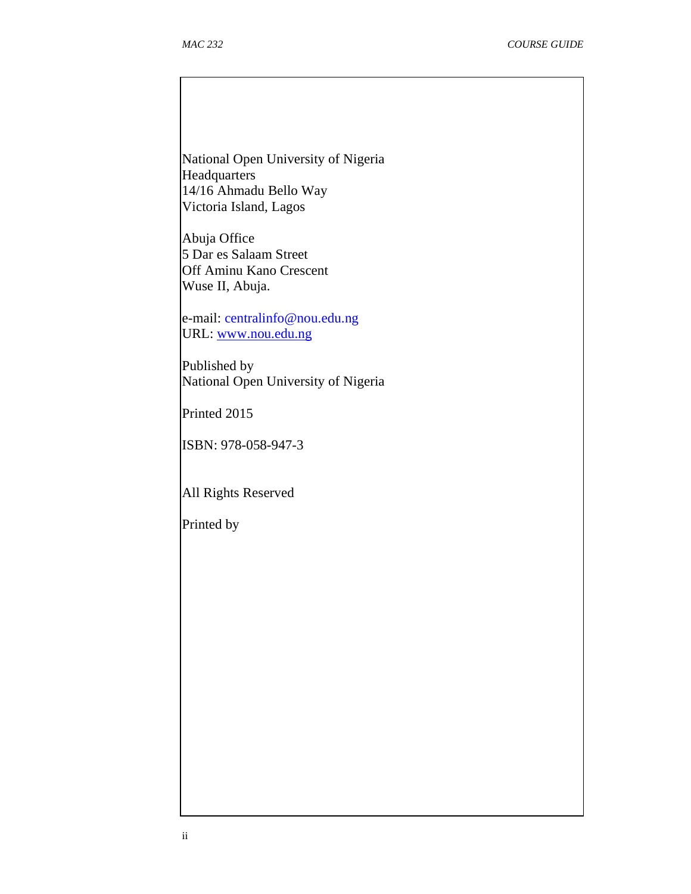National Open University of Nigeria
Headquarters
14/16 Ahmadu Bello Way
Victoria Island, Lagos

Abuja Office
5 Dar es Salaam Street
Off Aminu Kano Crescent
Wuse II, Abuja.

e-mail: centralinfo@nou.edu.ng
URL: www.nou.edu.ng

Published by
National Open University of Nigeria

Printed 2015

ISBN: 978-058-947-3

All Rights Reserved

Printed by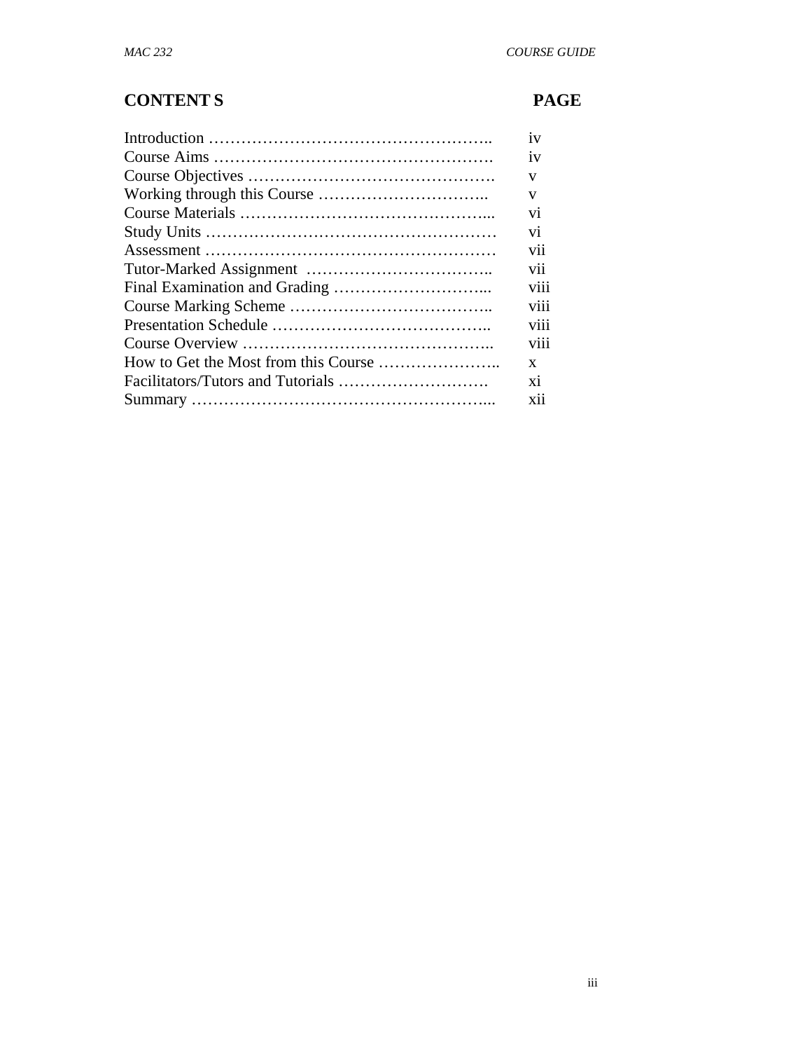## CONTENT S PAGE

| | |
|---|---|
| Introduction …………………………………………….. | iv |
| Course Aims ……………………………………………. | iv |
| Course Objectives ………………………………………. | v |
| Working through this Course ………………………….. | v |
| Course Materials ………………………………………... | vi |
| Study Units ……………………………………………… | vi |
| Assessment ……………………………………………… | vii |
| Tutor-Marked Assignment …………………………….. | vii |
| Final Examination and Grading ………………………... | viii |
| Course Marking Scheme ……………………………….. | viii |
| Presentation Schedule ………………………………….. | viii |
| Course Overview ……………………………………….. | viii |
| How to Get the Most from this Course ………………….. | x |
| Facilitators/Tutors and Tutorials ………………………. | xi |
| Summary ………………………………………………... | xii |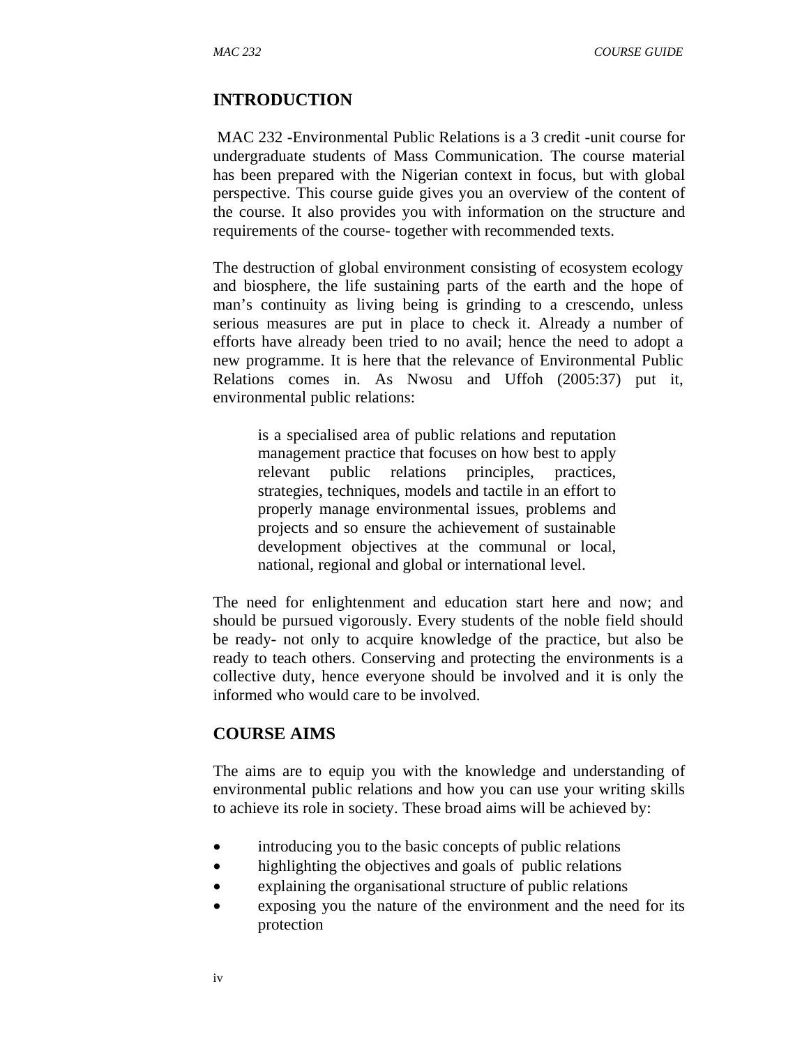## INTRODUCTION

MAC 232 -Environmental Public Relations is a 3 credit -unit course for undergraduate students of Mass Communication. The course material has been prepared with the Nigerian context in focus, but with global perspective. This course guide gives you an overview of the content of the course. It also provides you with information on the structure and requirements of the course- together with recommended texts.

The destruction of global environment consisting of ecosystem ecology and biosphere, the life sustaining parts of the earth and the hope of man's continuity as living being is grinding to a crescendo, unless serious measures are put in place to check it. Already a number of efforts have already been tried to no avail; hence the need to adopt a new programme. It is here that the relevance of Environmental Public Relations comes in. As Nwosu and Uffoh (2005:37) put it, environmental public relations:

> is a specialised area of public relations and reputation management practice that focuses on how best to apply relevant public relations principles, practices, strategies, techniques, models and tactile in an effort to properly manage environmental issues, problems and projects and so ensure the achievement of sustainable development objectives at the communal or local, national, regional and global or international level.

The need for enlightenment and education start here and now; and should be pursued vigorously. Every students of the noble field should be ready- not only to acquire knowledge of the practice, but also be ready to teach others. Conserving and protecting the environments is a collective duty, hence everyone should be involved and it is only the informed who would care to be involved.

## COURSE AIMS

The aims are to equip you with the knowledge and understanding of environmental public relations and how you can use your writing skills to achieve its role in society. These broad aims will be achieved by:

- introducing you to the basic concepts of public relations
- highlighting the objectives and goals of public relations
- explaining the organisational structure of public relations
- exposing you the nature of the environment and the need for its protection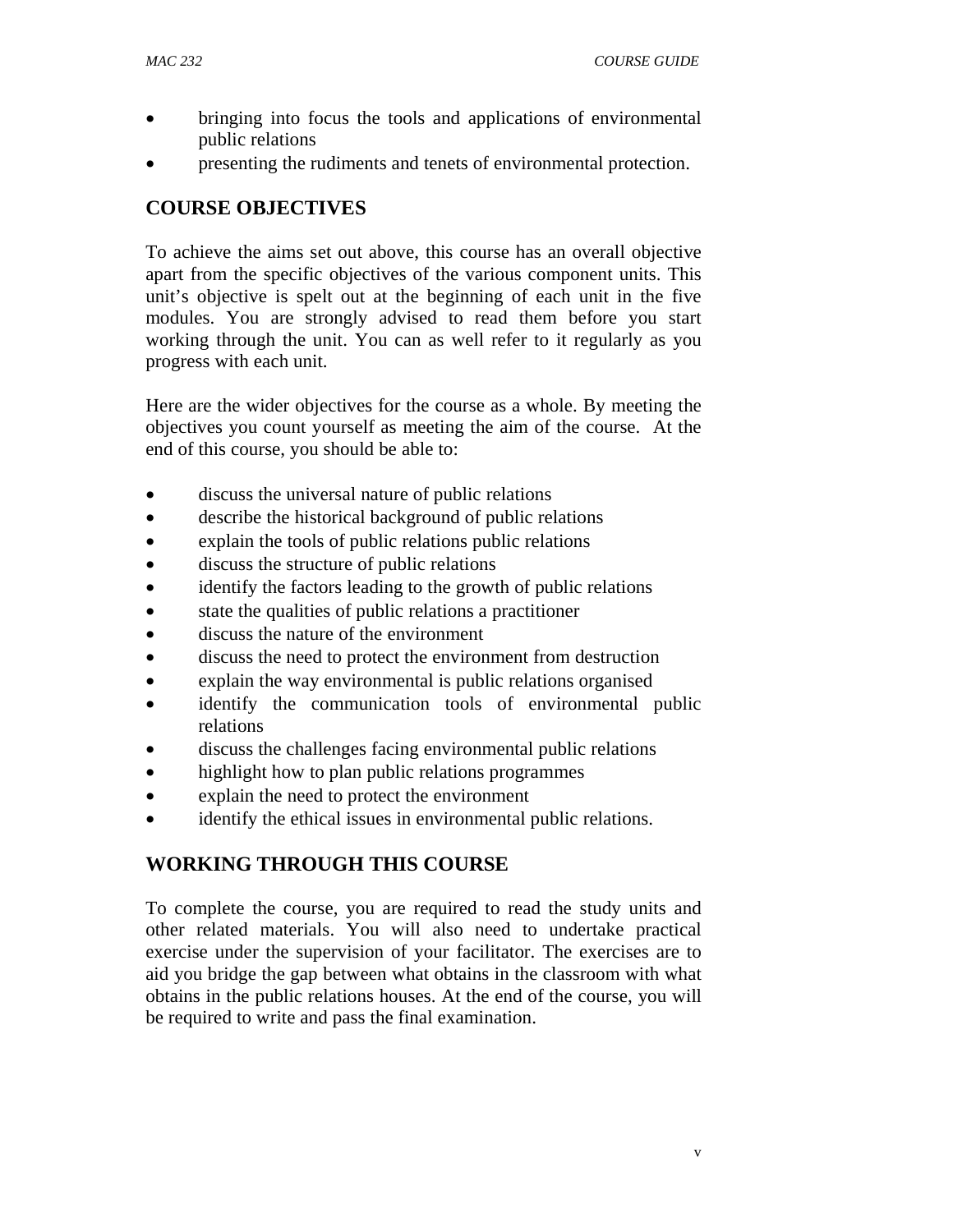- bringing into focus the tools and applications of environmental public relations
- presenting the rudiments and tenets of environmental protection.

## COURSE OBJECTIVES

To achieve the aims set out above, this course has an overall objective apart from the specific objectives of the various component units. This unit's objective is spelt out at the beginning of each unit in the five modules. You are strongly advised to read them before you start working through the unit. You can as well refer to it regularly as you progress with each unit.

Here are the wider objectives for the course as a whole. By meeting the objectives you count yourself as meeting the aim of the course. At the end of this course, you should be able to:

- discuss the universal nature of public relations
- describe the historical background of public relations
- explain the tools of public relations public relations
- discuss the structure of public relations
- identify the factors leading to the growth of public relations
- state the qualities of public relations a practitioner
- discuss the nature of the environment
- discuss the need to protect the environment from destruction
- explain the way environmental is public relations organised
- identify the communication tools of environmental public relations
- discuss the challenges facing environmental public relations
- highlight how to plan public relations programmes
- explain the need to protect the environment
- identify the ethical issues in environmental public relations.

## WORKING THROUGH THIS COURSE

To complete the course, you are required to read the study units and other related materials. You will also need to undertake practical exercise under the supervision of your facilitator. The exercises are to aid you bridge the gap between what obtains in the classroom with what obtains in the public relations houses. At the end of the course, you will be required to write and pass the final examination.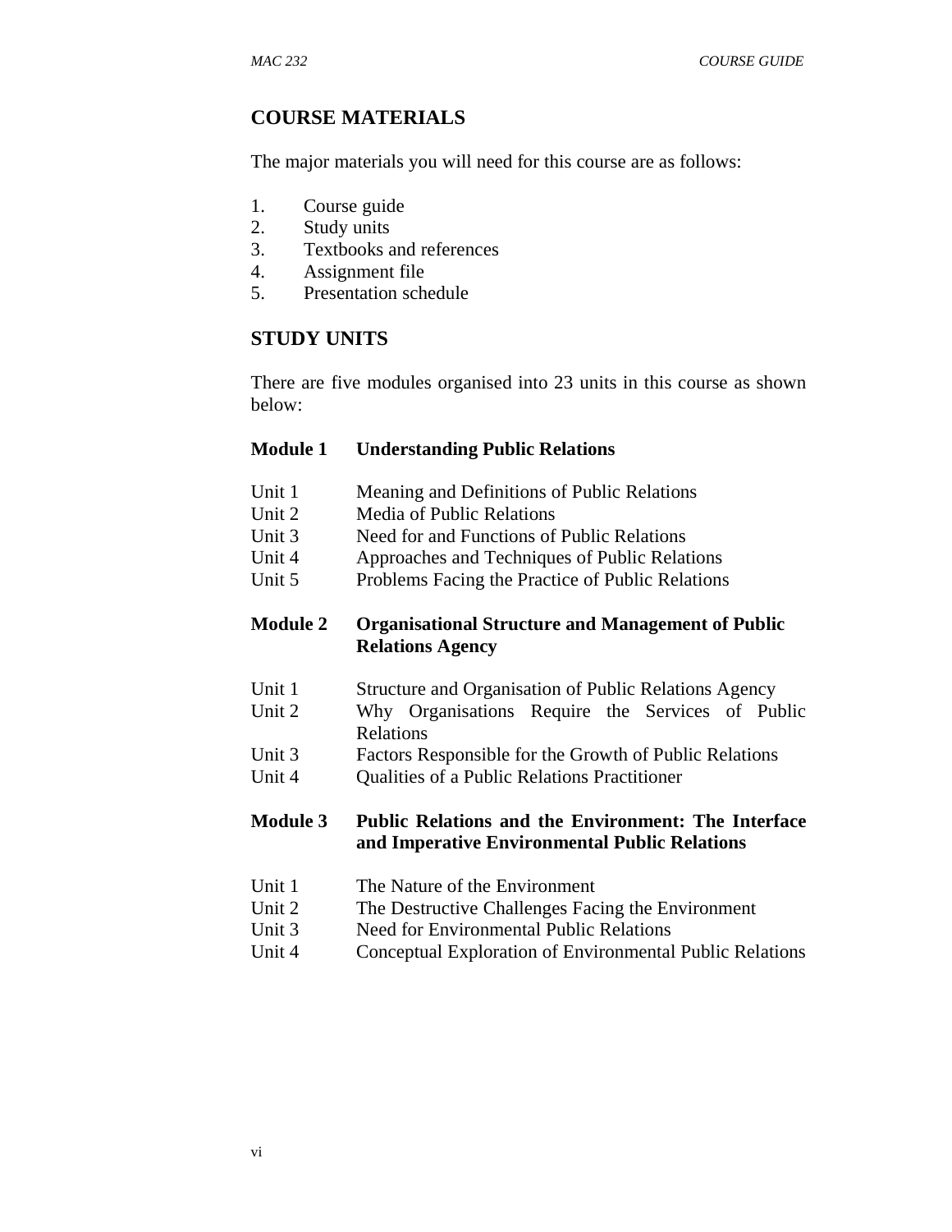## COURSE MATERIALS

The major materials you will need for this course are as follows:

1. Course guide
2. Study units
3. Textbooks and references
4. Assignment file
5. Presentation schedule

## STUDY UNITS

There are five modules organised into 23 units in this course as shown below:

**Module 1 Understanding Public Relations**

Unit 1 Meaning and Definitions of Public Relations
Unit 2 Media of Public Relations
Unit 3 Need for and Functions of Public Relations
Unit 4 Approaches and Techniques of Public Relations
Unit 5 Problems Facing the Practice of Public Relations

**Module 2 Organisational Structure and Management of Public Relations Agency**

Unit 1 Structure and Organisation of Public Relations Agency
Unit 2 Why Organisations Require the Services of Public Relations
Unit 3 Factors Responsible for the Growth of Public Relations
Unit 4 Qualities of a Public Relations Practitioner

**Module 3 Public Relations and the Environment: The Interface and Imperative Environmental Public Relations**

Unit 1 The Nature of the Environment
Unit 2 The Destructive Challenges Facing the Environment
Unit 3 Need for Environmental Public Relations
Unit 4 Conceptual Exploration of Environmental Public Relations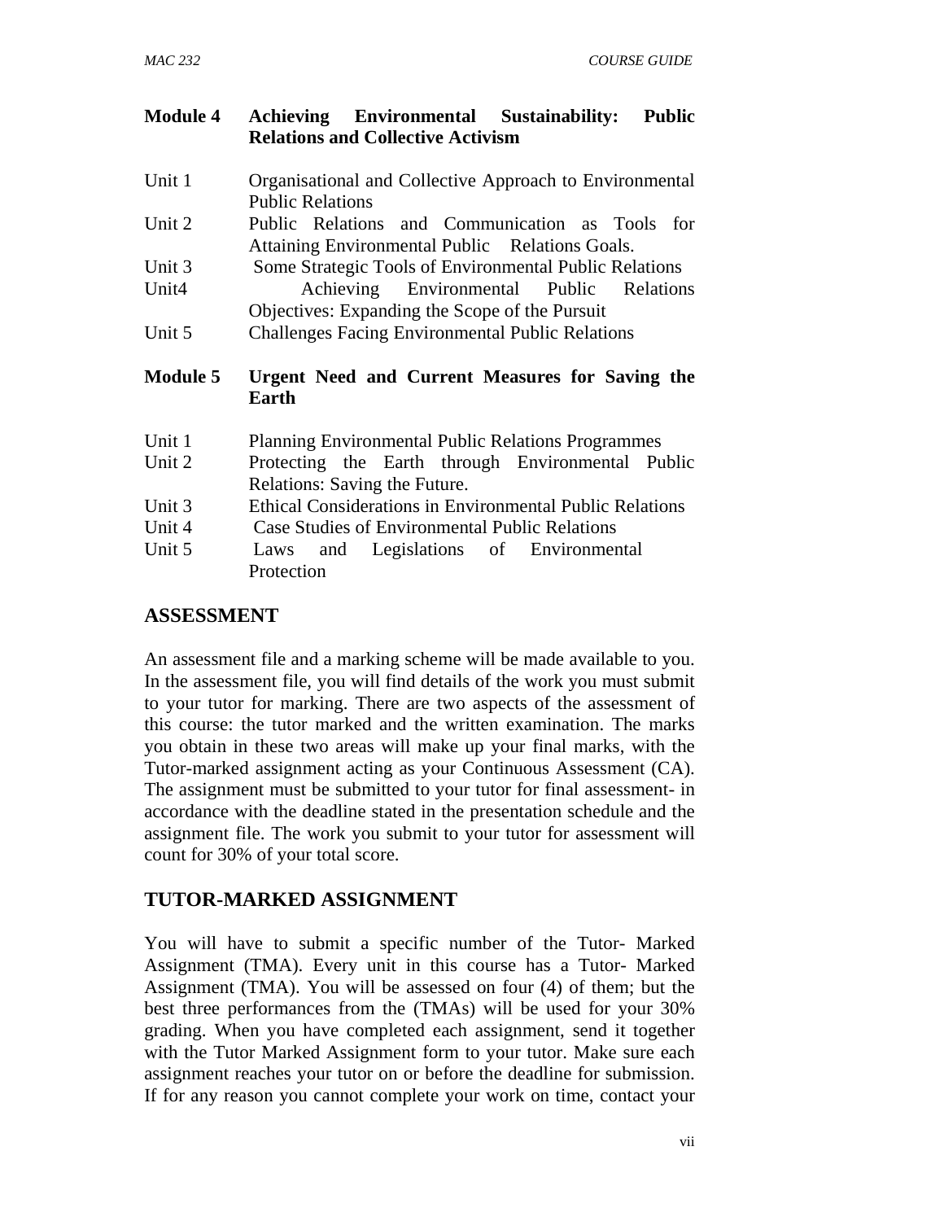**Module 4 Achieving Environmental Sustainability: Public Relations and Collective Activism**

Unit 1 Organisational and Collective Approach to Environmental Public Relations
Unit 2 Public Relations and Communication as Tools for Attaining Environmental Public Relations Goals.
Unit 3 Some Strategic Tools of Environmental Public Relations
Unit4 Achieving Environmental Public Relations Objectives: Expanding the Scope of the Pursuit
Unit 5 Challenges Facing Environmental Public Relations

**Module 5 Urgent Need and Current Measures for Saving the Earth**

Unit 1 Planning Environmental Public Relations Programmes
Unit 2 Protecting the Earth through Environmental Public Relations: Saving the Future.
Unit 3 Ethical Considerations in Environmental Public Relations
Unit 4 Case Studies of Environmental Public Relations
Unit 5 Laws and Legislations of Environmental Protection

## ASSESSMENT

An assessment file and a marking scheme will be made available to you. In the assessment file, you will find details of the work you must submit to your tutor for marking. There are two aspects of the assessment of this course: the tutor marked and the written examination. The marks you obtain in these two areas will make up your final marks, with the Tutor-marked assignment acting as your Continuous Assessment (CA). The assignment must be submitted to your tutor for final assessment- in accordance with the deadline stated in the presentation schedule and the assignment file. The work you submit to your tutor for assessment will count for 30% of your total score.

## TUTOR-MARKED ASSIGNMENT

You will have to submit a specific number of the Tutor- Marked Assignment (TMA). Every unit in this course has a Tutor- Marked Assignment (TMA). You will be assessed on four (4) of them; but the best three performances from the (TMAs) will be used for your 30% grading. When you have completed each assignment, send it together with the Tutor Marked Assignment form to your tutor. Make sure each assignment reaches your tutor on or before the deadline for submission. If for any reason you cannot complete your work on time, contact your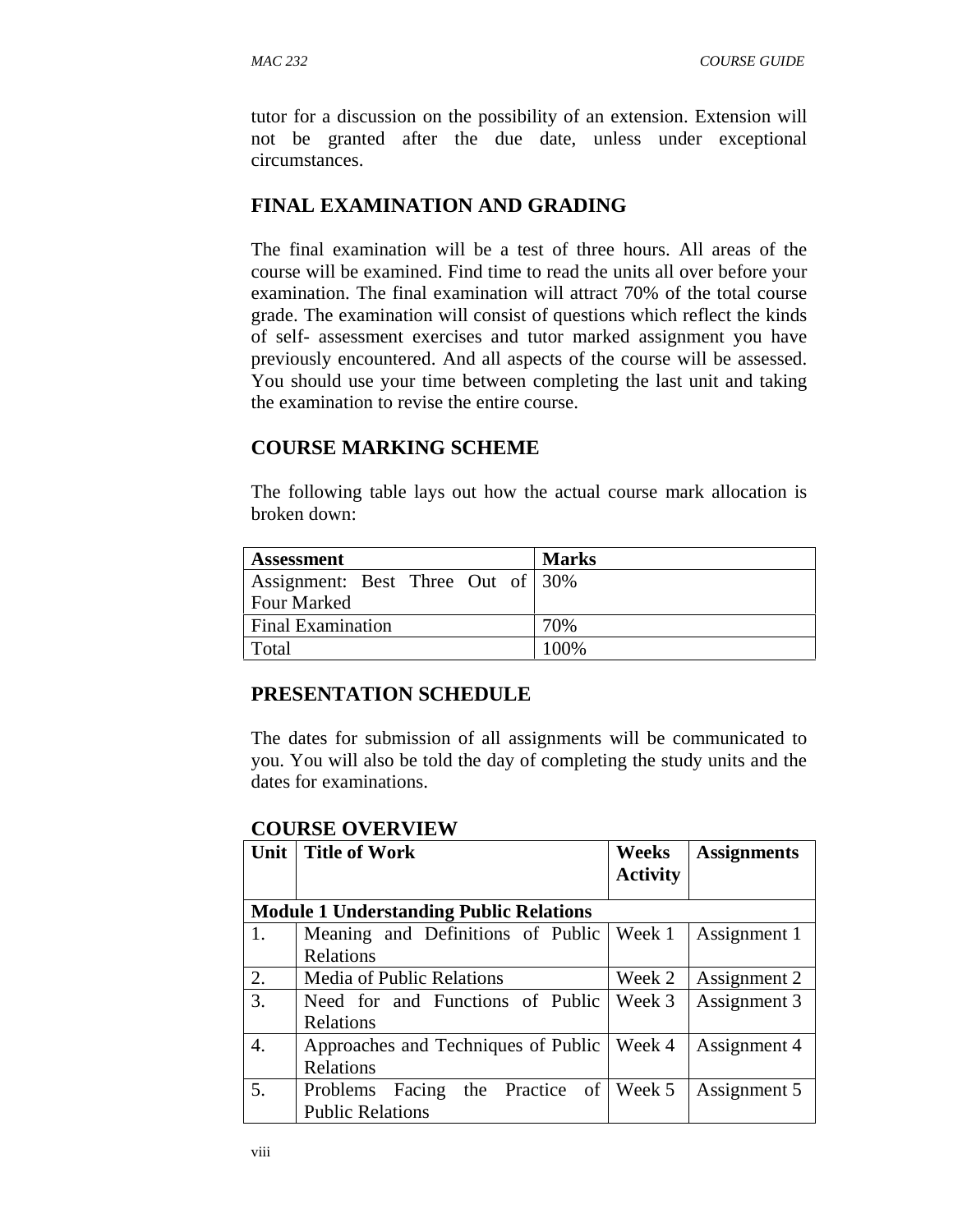tutor for a discussion on the possibility of an extension. Extension will not be granted after the due date, unless under exceptional circumstances.

## FINAL EXAMINATION AND GRADING

The final examination will be a test of three hours. All areas of the course will be examined. Find time to read the units all over before your examination. The final examination will attract 70% of the total course grade. The examination will consist of questions which reflect the kinds of self- assessment exercises and tutor marked assignment you have previously encountered. And all aspects of the course will be assessed. You should use your time between completing the last unit and taking the examination to revise the entire course.

## COURSE MARKING SCHEME

The following table lays out how the actual course mark allocation is broken down:

| **Assessment** | **Marks** |
|---|---|
| Assignment: Best Three Out of Four Marked | 30% |
| Final Examination | 70% |
| Total | 100% |

## PRESENTATION SCHEDULE

The dates for submission of all assignments will be communicated to you. You will also be told the day of completing the study units and the dates for examinations.

## COURSE OVERVIEW

| **Unit** | **Title of Work** | **Weeks Activity** | **Assignments** |
|---|---|---|---|
| **Module 1 Understanding Public Relations** | | | |
| 1. | Meaning and Definitions of Public Relations | Week 1 | Assignment 1 |
| 2. | Media of Public Relations | Week 2 | Assignment 2 |
| 3. | Need for and Functions of Public Relations | Week 3 | Assignment 3 |
| 4. | Approaches and Techniques of Public Relations | Week 4 | Assignment 4 |
| 5. | Problems Facing the Practice of Public Relations | Week 5 | Assignment 5 |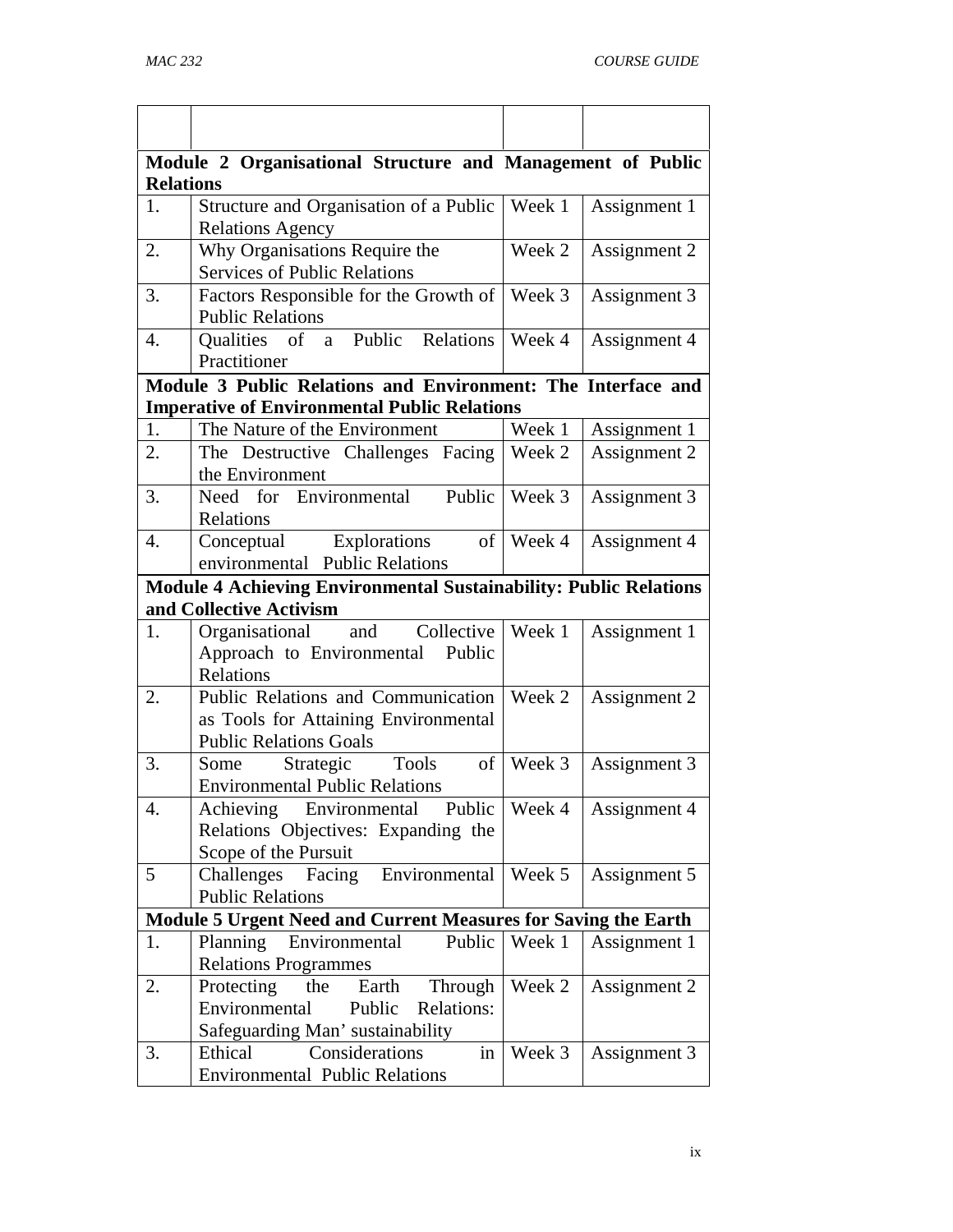| | | | |
|---|---|---|---|
| **Module 2 Organisational Structure and Management of Public Relations** | | | |
| 1. | Structure and Organisation of a Public Relations Agency | Week 1 | Assignment 1 |
| 2. | Why Organisations Require the Services of Public Relations | Week 2 | Assignment 2 |
| 3. | Factors Responsible for the Growth of Public Relations | Week 3 | Assignment 3 |
| 4. | Qualities of a Public Relations Practitioner | Week 4 | Assignment 4 |
| **Module 3 Public Relations and Environment: The Interface and Imperative of Environmental Public Relations** | | | |
| 1. | The Nature of the Environment | Week 1 | Assignment 1 |
| 2. | The Destructive Challenges Facing the Environment | Week 2 | Assignment 2 |
| 3. | Need for Environmental Public Relations | Week 3 | Assignment 3 |
| 4. | Conceptual Explorations of environmental Public Relations | Week 4 | Assignment 4 |
| **Module 4 Achieving Environmental Sustainability: Public Relations and Collective Activism** | | | |
| 1. | Organisational and Collective Approach to Environmental Public Relations | Week 1 | Assignment 1 |
| 2. | Public Relations and Communication as Tools for Attaining Environmental Public Relations Goals | Week 2 | Assignment 2 |
| 3. | Some Strategic Tools of Environmental Public Relations | Week 3 | Assignment 3 |
| 4. | Achieving Environmental Public Relations Objectives: Expanding the Scope of the Pursuit | Week 4 | Assignment 4 |
| 5 | Challenges Facing Environmental Public Relations | Week 5 | Assignment 5 |
| **Module 5 Urgent Need and Current Measures for Saving the Earth** | | | |
| 1. | Planning Environmental Public Relations Programmes | Week 1 | Assignment 1 |
| 2. | Protecting the Earth Through Environmental Public Relations: Safeguarding Man' sustainability | Week 2 | Assignment 2 |
| 3. | Ethical Considerations in Environmental Public Relations | Week 3 | Assignment 3 |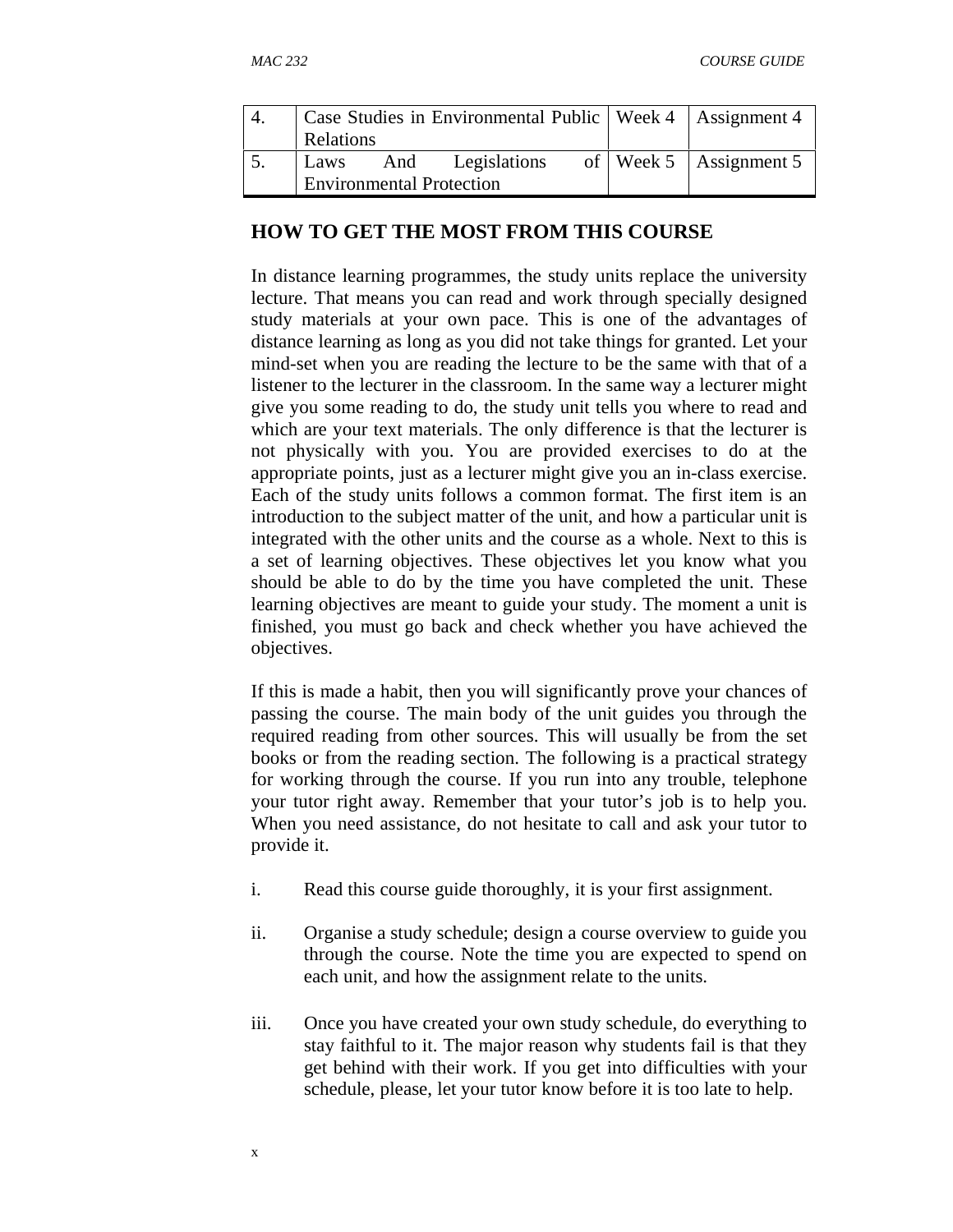| 4. | Case Studies in Environmental Public Relations | Week 4 | Assignment 4 |
|---|---|---|---|
| 5. | Laws And Legislations of Environmental Protection | Week 5 | Assignment 5 |

## HOW TO GET THE MOST FROM THIS COURSE

In distance learning programmes, the study units replace the university lecture. That means you can read and work through specially designed study materials at your own pace. This is one of the advantages of distance learning as long as you did not take things for granted. Let your mind-set when you are reading the lecture to be the same with that of a listener to the lecturer in the classroom. In the same way a lecturer might give you some reading to do, the study unit tells you where to read and which are your text materials. The only difference is that the lecturer is not physically with you. You are provided exercises to do at the appropriate points, just as a lecturer might give you an in-class exercise. Each of the study units follows a common format. The first item is an introduction to the subject matter of the unit, and how a particular unit is integrated with the other units and the course as a whole. Next to this is a set of learning objectives. These objectives let you know what you should be able to do by the time you have completed the unit. These learning objectives are meant to guide your study. The moment a unit is finished, you must go back and check whether you have achieved the objectives.

If this is made a habit, then you will significantly prove your chances of passing the course. The main body of the unit guides you through the required reading from other sources. This will usually be from the set books or from the reading section. The following is a practical strategy for working through the course. If you run into any trouble, telephone your tutor right away. Remember that your tutor's job is to help you. When you need assistance, do not hesitate to call and ask your tutor to provide it.

i. Read this course guide thoroughly, it is your first assignment.

ii. Organise a study schedule; design a course overview to guide you through the course. Note the time you are expected to spend on each unit, and how the assignment relate to the units.

iii. Once you have created your own study schedule, do everything to stay faithful to it. The major reason why students fail is that they get behind with their work. If you get into difficulties with your schedule, please, let your tutor know before it is too late to help.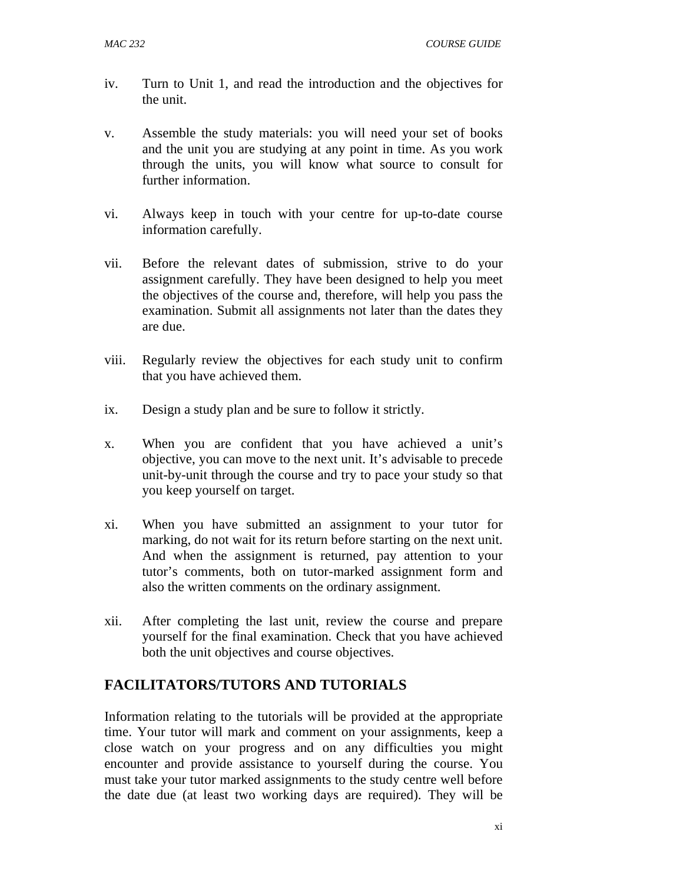iv. Turn to Unit 1, and read the introduction and the objectives for the unit.

v. Assemble the study materials: you will need your set of books and the unit you are studying at any point in time. As you work through the units, you will know what source to consult for further information.

vi. Always keep in touch with your centre for up-to-date course information carefully.

vii. Before the relevant dates of submission, strive to do your assignment carefully. They have been designed to help you meet the objectives of the course and, therefore, will help you pass the examination. Submit all assignments not later than the dates they are due.

viii. Regularly review the objectives for each study unit to confirm that you have achieved them.

ix. Design a study plan and be sure to follow it strictly.

x. When you are confident that you have achieved a unit's objective, you can move to the next unit. It's advisable to precede unit-by-unit through the course and try to pace your study so that you keep yourself on target.

xi. When you have submitted an assignment to your tutor for marking, do not wait for its return before starting on the next unit. And when the assignment is returned, pay attention to your tutor's comments, both on tutor-marked assignment form and also the written comments on the ordinary assignment.

xii. After completing the last unit, review the course and prepare yourself for the final examination. Check that you have achieved both the unit objectives and course objectives.

## FACILITATORS/TUTORS AND TUTORIALS

Information relating to the tutorials will be provided at the appropriate time. Your tutor will mark and comment on your assignments, keep a close watch on your progress and on any difficulties you might encounter and provide assistance to yourself during the course. You must take your tutor marked assignments to the study centre well before the date due (at least two working days are required). They will be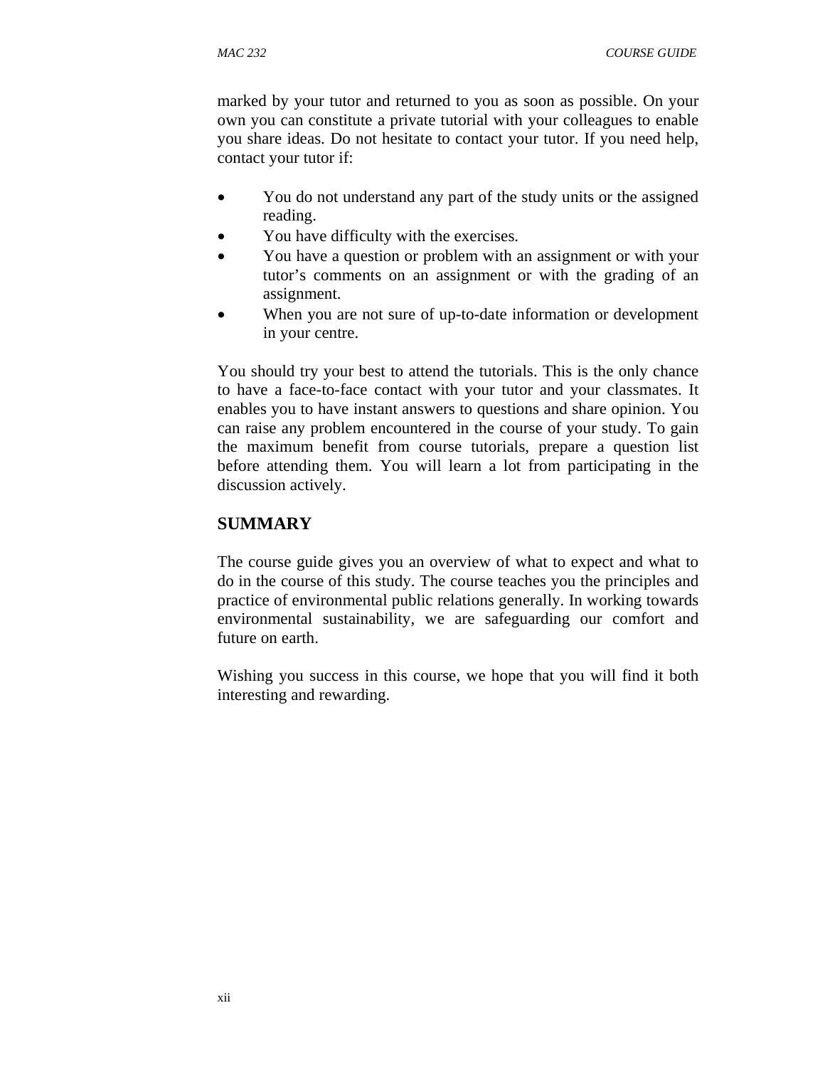marked by your tutor and returned to you as soon as possible. On your own you can constitute a private tutorial with your colleagues to enable you share ideas. Do not hesitate to contact your tutor. If you need help, contact your tutor if:

- You do not understand any part of the study units or the assigned reading.
- You have difficulty with the exercises.
- You have a question or problem with an assignment or with your tutor's comments on an assignment or with the grading of an assignment.
- When you are not sure of up-to-date information or development in your centre.

You should try your best to attend the tutorials. This is the only chance to have a face-to-face contact with your tutor and your classmates. It enables you to have instant answers to questions and share opinion. You can raise any problem encountered in the course of your study. To gain the maximum benefit from course tutorials, prepare a question list before attending them. You will learn a lot from participating in the discussion actively.

## SUMMARY

The course guide gives you an overview of what to expect and what to do in the course of this study. The course teaches you the principles and practice of environmental public relations generally. In working towards environmental sustainability, we are safeguarding our comfort and future on earth.

Wishing you success in this course, we hope that you will find it both interesting and rewarding.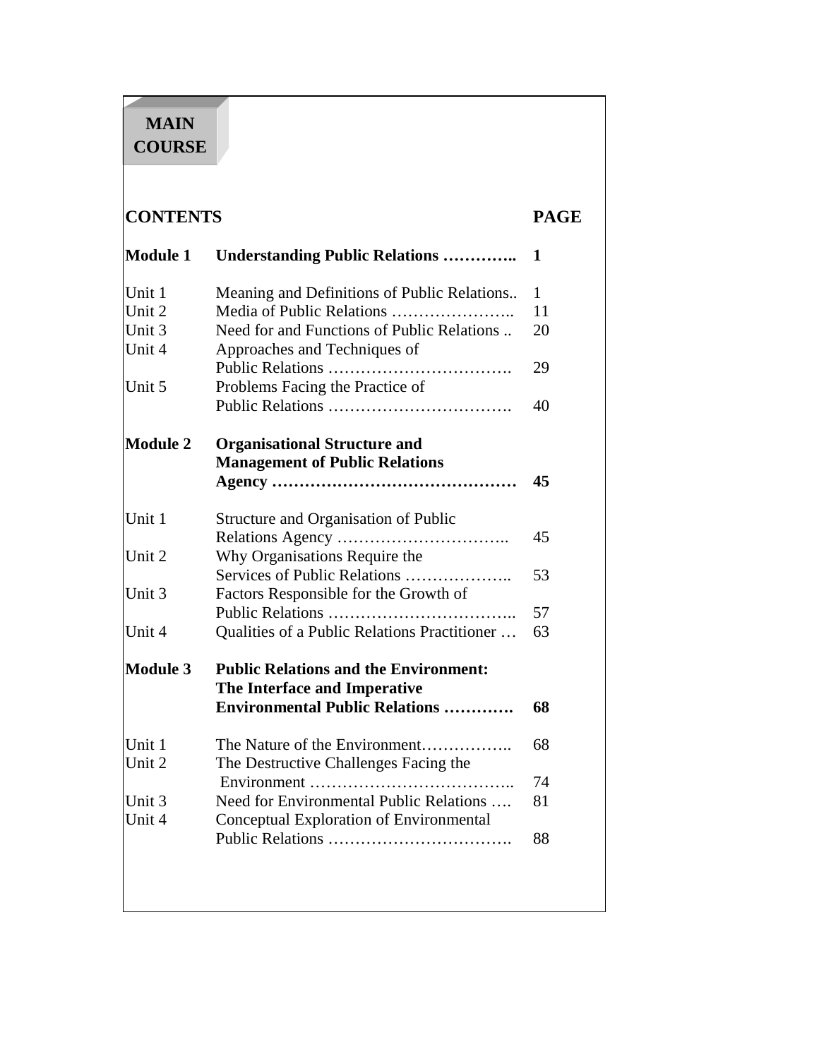**MAIN COURSE**

| **CONTENTS** | | **PAGE** |
|---|---|---|
| **Module 1** | **Understanding Public Relations …………..** | **1** |
| Unit 1 | Meaning and Definitions of Public Relations.. | 1 |
| Unit 2 | Media of Public Relations ………………….. | 11 |
| Unit 3 | Need for and Functions of Public Relations .. | 20 |
| Unit 4 | Approaches and Techniques of Public Relations ……………………………. | 29 |
| Unit 5 | Problems Facing the Practice of Public Relations ……………………………. | 40 |
| **Module 2** | **Organisational Structure and Management of Public Relations Agency ………………………………………** | **45** |
| Unit 1 | Structure and Organisation of Public Relations Agency ………………………….. | 45 |
| Unit 2 | Why Organisations Require the Services of Public Relations ……………….. | 53 |
| Unit 3 | Factors Responsible for the Growth of Public Relations …………………………….. | 57 |
| Unit 4 | Qualities of a Public Relations Practitioner … | 63 |
| **Module 3** | **Public Relations and the Environment: The Interface and Imperative Environmental Public Relations ………….** | **68** |
| Unit 1 | The Nature of the Environment…………….. | 68 |
| Unit 2 | The Destructive Challenges Facing the Environment ……………………………….. | 74 |
| Unit 3 | Need for Environmental Public Relations …. | 81 |
| Unit 4 | Conceptual Exploration of Environmental Public Relations ……………………………. | 88 |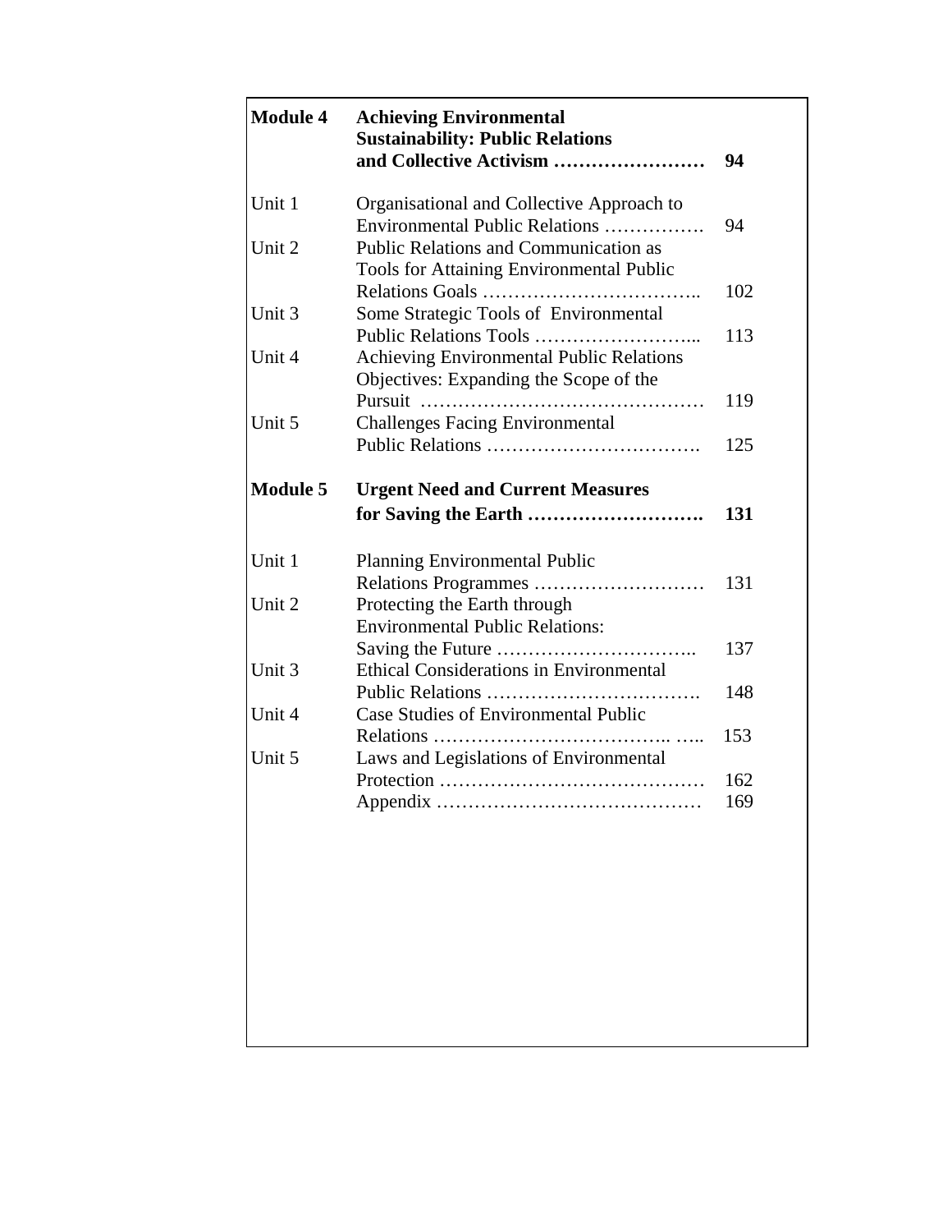| | | |
|---|---|---|
| **Module 4** | **Achieving Environmental Sustainability: Public Relations and Collective Activism ……………………** | **94** |
| Unit 1 | Organisational and Collective Approach to Environmental Public Relations ……………. | 94 |
| Unit 2 | Public Relations and Communication as Tools for Attaining Environmental Public Relations Goals …………………………….. | 102 |
| Unit 3 | Some Strategic Tools of Environmental Public Relations Tools ……………………... | 113 |
| Unit 4 | Achieving Environmental Public Relations Objectives: Expanding the Scope of the Pursuit ……………………………………… | 119 |
| Unit 5 | Challenges Facing Environmental Public Relations ……………………………. | 125 |
| **Module 5** | **Urgent Need and Current Measures for Saving the Earth ……………………….** | **131** |
| Unit 1 | Planning Environmental Public Relations Programmes ……………………… | 131 |
| Unit 2 | Protecting the Earth through Environmental Public Relations: Saving the Future ………………………….. | 137 |
| Unit 3 | Ethical Considerations in Environmental Public Relations ……………………………. | 148 |
| Unit 4 | Case Studies of Environmental Public Relations ……………………………….. ….. | 153 |
| Unit 5 | Laws and Legislations of Environmental Protection …………………………………… | 162 |
| | Appendix …………………………………… | 169 |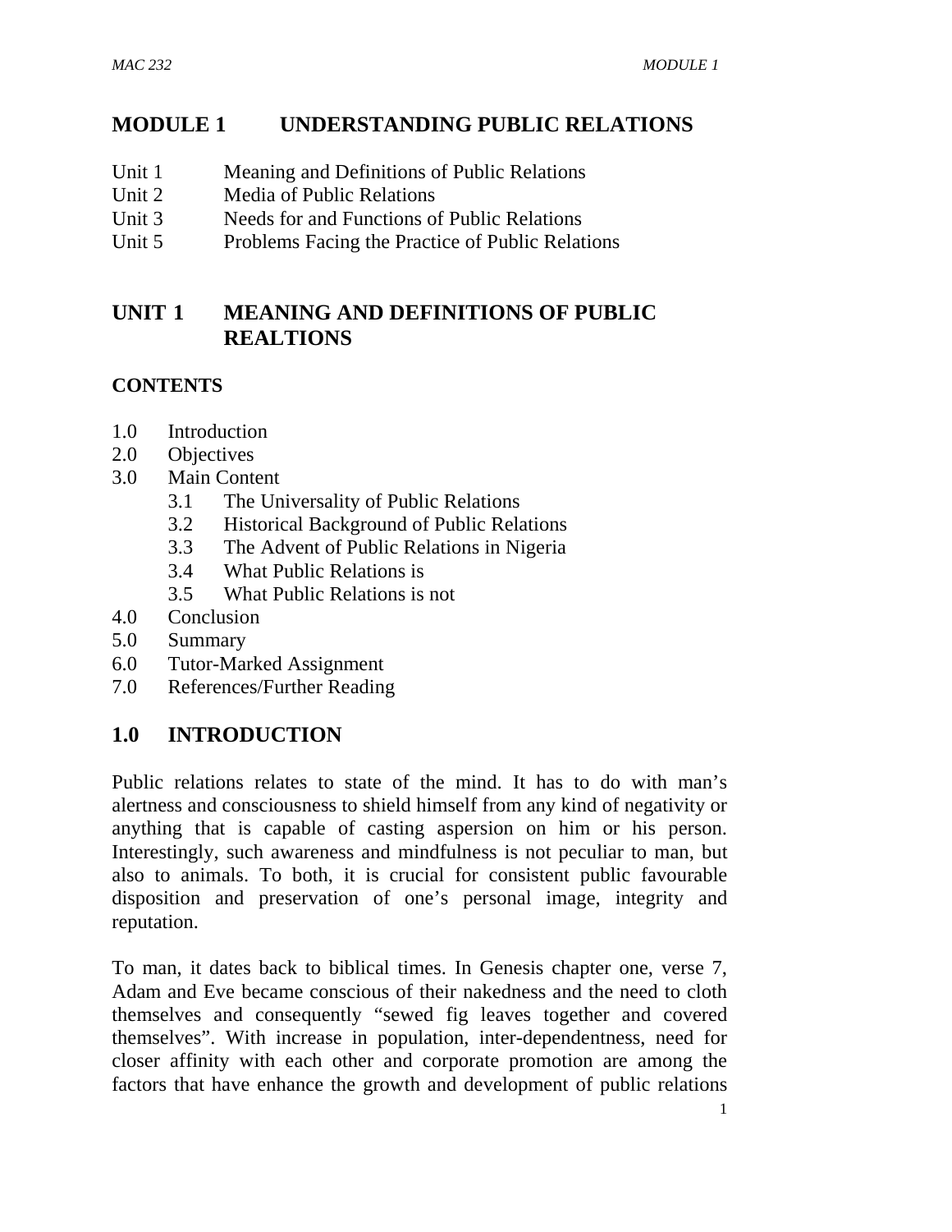# MODULE 1 UNDERSTANDING PUBLIC RELATIONS

Unit 1 Meaning and Definitions of Public Relations
Unit 2 Media of Public Relations
Unit 3 Needs for and Functions of Public Relations
Unit 5 Problems Facing the Practice of Public Relations

## UNIT 1 MEANING AND DEFINITIONS OF PUBLIC REALTIONS

**CONTENTS**

1.0 Introduction
2.0 Objectives
3.0 Main Content
 3.1 The Universality of Public Relations
 3.2 Historical Background of Public Relations
 3.3 The Advent of Public Relations in Nigeria
 3.4 What Public Relations is
 3.5 What Public Relations is not
4.0 Conclusion
5.0 Summary
6.0 Tutor-Marked Assignment
7.0 References/Further Reading

## 1.0 INTRODUCTION

Public relations relates to state of the mind. It has to do with man's alertness and consciousness to shield himself from any kind of negativity or anything that is capable of casting aspersion on him or his person. Interestingly, such awareness and mindfulness is not peculiar to man, but also to animals. To both, it is crucial for consistent public favourable disposition and preservation of one's personal image, integrity and reputation.

To man, it dates back to biblical times. In Genesis chapter one, verse 7, Adam and Eve became conscious of their nakedness and the need to cloth themselves and consequently "sewed fig leaves together and covered themselves". With increase in population, inter-dependentness, need for closer affinity with each other and corporate promotion are among the factors that have enhance the growth and development of public relations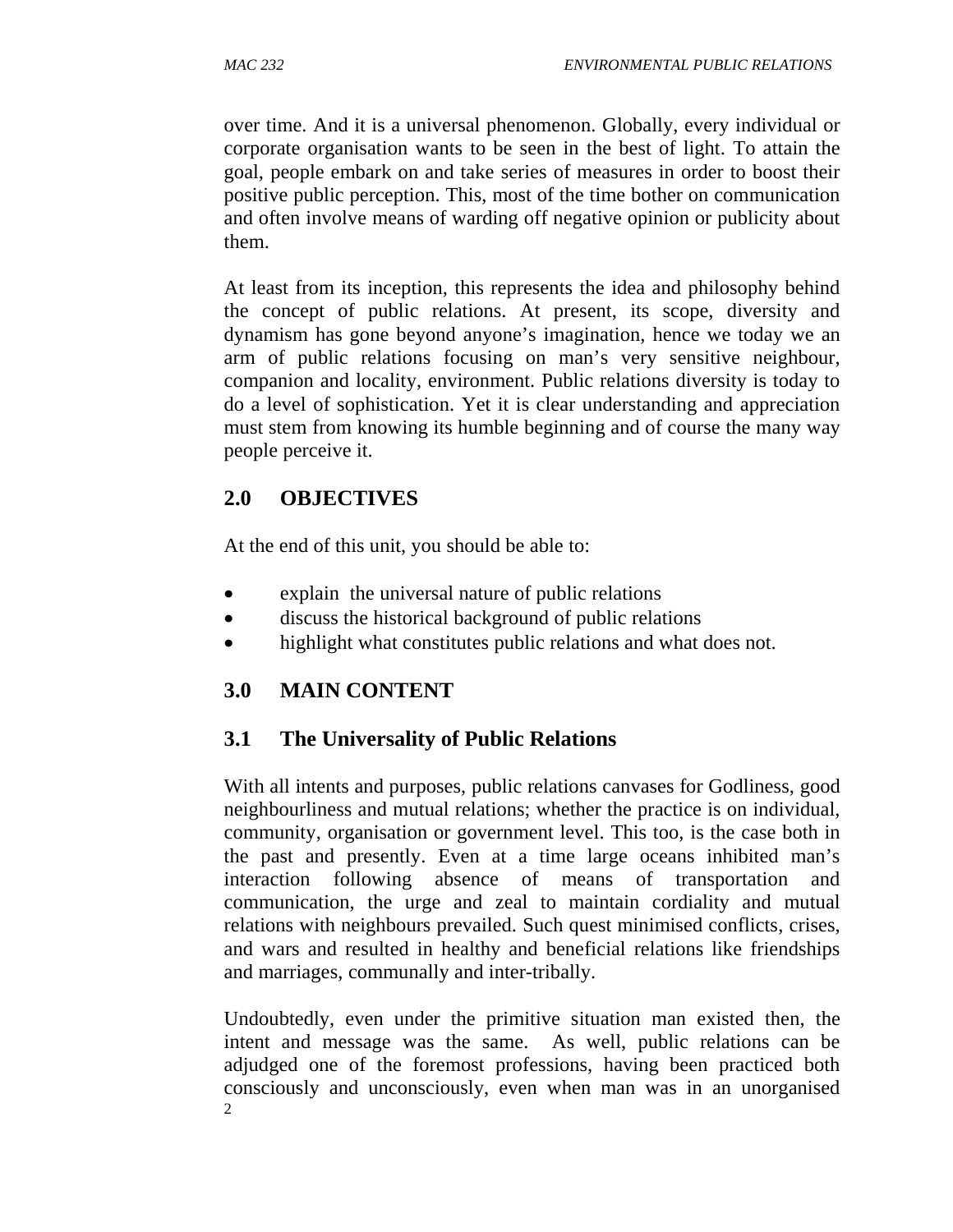over time. And it is a universal phenomenon. Globally, every individual or corporate organisation wants to be seen in the best of light. To attain the goal, people embark on and take series of measures in order to boost their positive public perception. This, most of the time bother on communication and often involve means of warding off negative opinion or publicity about them.

At least from its inception, this represents the idea and philosophy behind the concept of public relations. At present, its scope, diversity and dynamism has gone beyond anyone's imagination, hence we today we an arm of public relations focusing on man's very sensitive neighbour, companion and locality, environment. Public relations diversity is today to do a level of sophistication. Yet it is clear understanding and appreciation must stem from knowing its humble beginning and of course the many way people perceive it.

## 2.0 OBJECTIVES

At the end of this unit, you should be able to:

- explain the universal nature of public relations
- discuss the historical background of public relations
- highlight what constitutes public relations and what does not.

## 3.0 MAIN CONTENT

### 3.1 The Universality of Public Relations

With all intents and purposes, public relations canvases for Godliness, good neighbourliness and mutual relations; whether the practice is on individual, community, organisation or government level. This too, is the case both in the past and presently. Even at a time large oceans inhibited man's interaction following absence of means of transportation and communication, the urge and zeal to maintain cordiality and mutual relations with neighbours prevailed. Such quest minimised conflicts, crises, and wars and resulted in healthy and beneficial relations like friendships and marriages, communally and inter-tribally.

Undoubtedly, even under the primitive situation man existed then, the intent and message was the same. As well, public relations can be adjudged one of the foremost professions, having been practiced both consciously and unconsciously, even when man was in an unorganised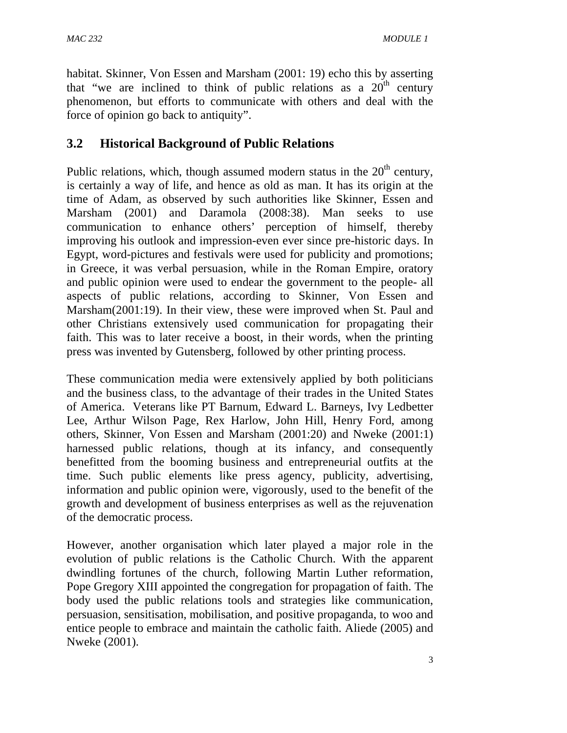habitat. Skinner, Von Essen and Marsham (2001: 19) echo this by asserting that "we are inclined to think of public relations as a $20^{th}$ century phenomenon, but efforts to communicate with others and deal with the force of opinion go back to antiquity".

## 3.2 Historical Background of Public Relations

Public relations, which, though assumed modern status in the $20^{th}$ century, is certainly a way of life, and hence as old as man. It has its origin at the time of Adam, as observed by such authorities like Skinner, Essen and Marsham (2001) and Daramola (2008:38). Man seeks to use communication to enhance others' perception of himself, thereby improving his outlook and impression-even ever since pre-historic days. In Egypt, word-pictures and festivals were used for publicity and promotions; in Greece, it was verbal persuasion, while in the Roman Empire, oratory and public opinion were used to endear the government to the people- all aspects of public relations, according to Skinner, Von Essen and Marsham(2001:19). In their view, these were improved when St. Paul and other Christians extensively used communication for propagating their faith. This was to later receive a boost, in their words, when the printing press was invented by Gutensberg, followed by other printing process.

These communication media were extensively applied by both politicians and the business class, to the advantage of their trades in the United States of America. Veterans like PT Barnum, Edward L. Barneys, Ivy Ledbetter Lee, Arthur Wilson Page, Rex Harlow, John Hill, Henry Ford, among others, Skinner, Von Essen and Marsham (2001:20) and Nweke (2001:1) harnessed public relations, though at its infancy, and consequently benefitted from the booming business and entrepreneurial outfits at the time. Such public elements like press agency, publicity, advertising, information and public opinion were, vigorously, used to the benefit of the growth and development of business enterprises as well as the rejuvenation of the democratic process.

However, another organisation which later played a major role in the evolution of public relations is the Catholic Church. With the apparent dwindling fortunes of the church, following Martin Luther reformation, Pope Gregory XIII appointed the congregation for propagation of faith. The body used the public relations tools and strategies like communication, persuasion, sensitisation, mobilisation, and positive propaganda, to woo and entice people to embrace and maintain the catholic faith. Aliede (2005) and Nweke (2001).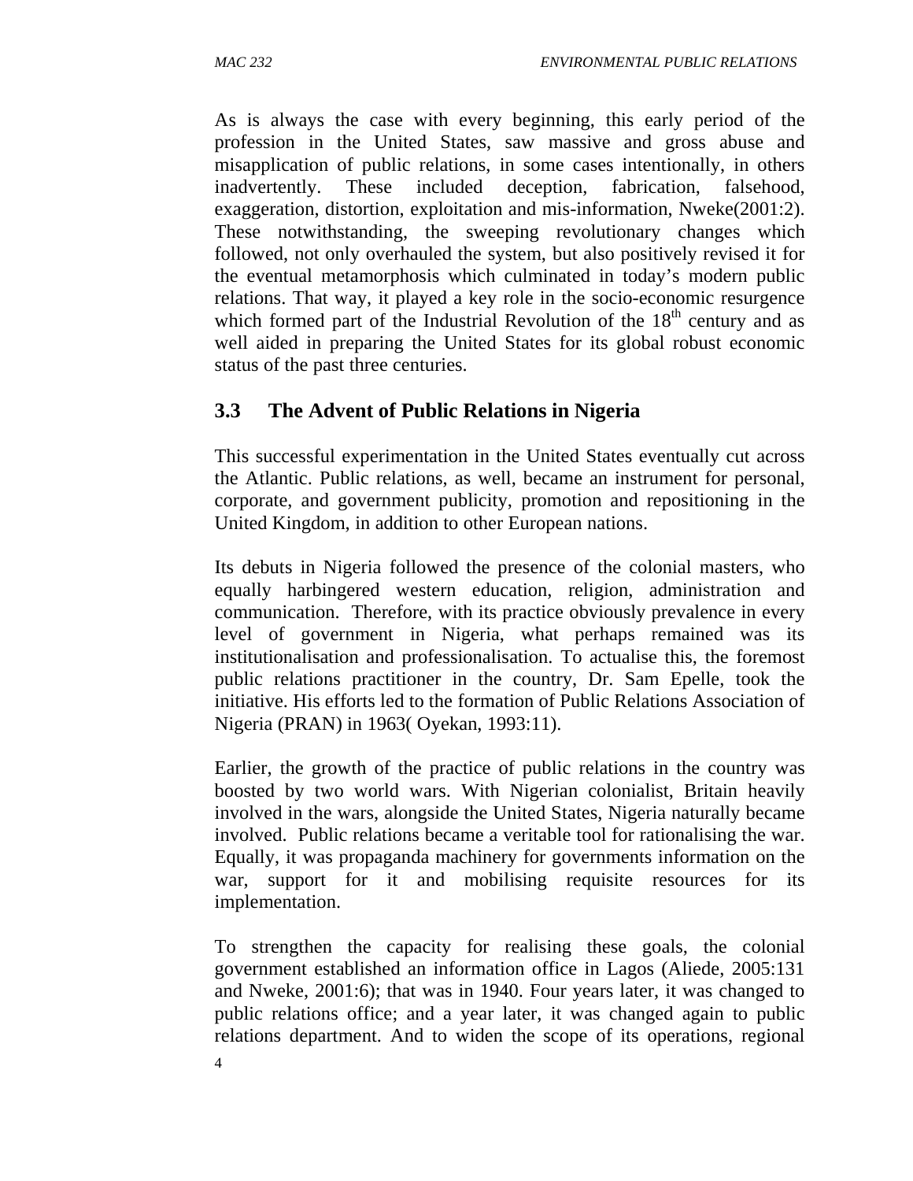As is always the case with every beginning, this early period of the profession in the United States, saw massive and gross abuse and misapplication of public relations, in some cases intentionally, in others inadvertently. These included deception, fabrication, falsehood, exaggeration, distortion, exploitation and mis-information, Nweke(2001:2). These notwithstanding, the sweeping revolutionary changes which followed, not only overhauled the system, but also positively revised it for the eventual metamorphosis which culminated in today's modern public relations. That way, it played a key role in the socio-economic resurgence which formed part of the Industrial Revolution of the 18th century and as well aided in preparing the United States for its global robust economic status of the past three centuries.

## 3.3 The Advent of Public Relations in Nigeria

This successful experimentation in the United States eventually cut across the Atlantic. Public relations, as well, became an instrument for personal, corporate, and government publicity, promotion and repositioning in the United Kingdom, in addition to other European nations.

Its debuts in Nigeria followed the presence of the colonial masters, who equally harbingered western education, religion, administration and communication. Therefore, with its practice obviously prevalence in every level of government in Nigeria, what perhaps remained was its institutionalisation and professionalisation. To actualise this, the foremost public relations practitioner in the country, Dr. Sam Epelle, took the initiative. His efforts led to the formation of Public Relations Association of Nigeria (PRAN) in 1963( Oyekan, 1993:11).

Earlier, the growth of the practice of public relations in the country was boosted by two world wars. With Nigerian colonialist, Britain heavily involved in the wars, alongside the United States, Nigeria naturally became involved. Public relations became a veritable tool for rationalising the war. Equally, it was propaganda machinery for governments information on the war, support for it and mobilising requisite resources for its implementation.

To strengthen the capacity for realising these goals, the colonial government established an information office in Lagos (Aliede, 2005:131 and Nweke, 2001:6); that was in 1940. Four years later, it was changed to public relations office; and a year later, it was changed again to public relations department. And to widen the scope of its operations, regional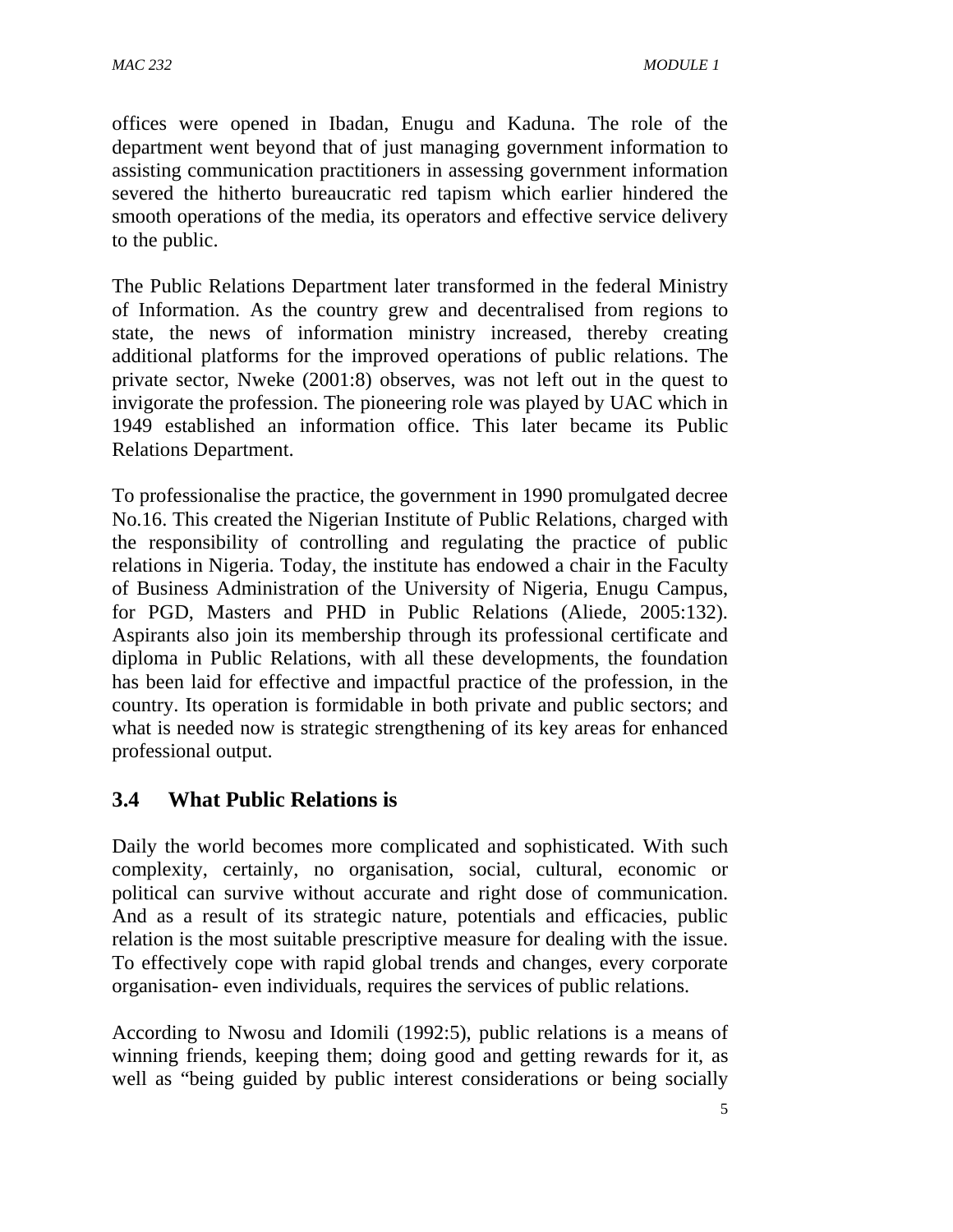offices were opened in Ibadan, Enugu and Kaduna. The role of the department went beyond that of just managing government information to assisting communication practitioners in assessing government information severed the hitherto bureaucratic red tapism which earlier hindered the smooth operations of the media, its operators and effective service delivery to the public.

The Public Relations Department later transformed in the federal Ministry of Information. As the country grew and decentralised from regions to state, the news of information ministry increased, thereby creating additional platforms for the improved operations of public relations. The private sector, Nweke (2001:8) observes, was not left out in the quest to invigorate the profession. The pioneering role was played by UAC which in 1949 established an information office. This later became its Public Relations Department.

To professionalise the practice, the government in 1990 promulgated decree No.16. This created the Nigerian Institute of Public Relations, charged with the responsibility of controlling and regulating the practice of public relations in Nigeria. Today, the institute has endowed a chair in the Faculty of Business Administration of the University of Nigeria, Enugu Campus, for PGD, Masters and PHD in Public Relations (Aliede, 2005:132). Aspirants also join its membership through its professional certificate and diploma in Public Relations, with all these developments, the foundation has been laid for effective and impactful practice of the profession, in the country. Its operation is formidable in both private and public sectors; and what is needed now is strategic strengthening of its key areas for enhanced professional output.

## 3.4 What Public Relations is

Daily the world becomes more complicated and sophisticated. With such complexity, certainly, no organisation, social, cultural, economic or political can survive without accurate and right dose of communication. And as a result of its strategic nature, potentials and efficacies, public relation is the most suitable prescriptive measure for dealing with the issue. To effectively cope with rapid global trends and changes, every corporate organisation- even individuals, requires the services of public relations.

According to Nwosu and Idomili (1992:5), public relations is a means of winning friends, keeping them; doing good and getting rewards for it, as well as "being guided by public interest considerations or being socially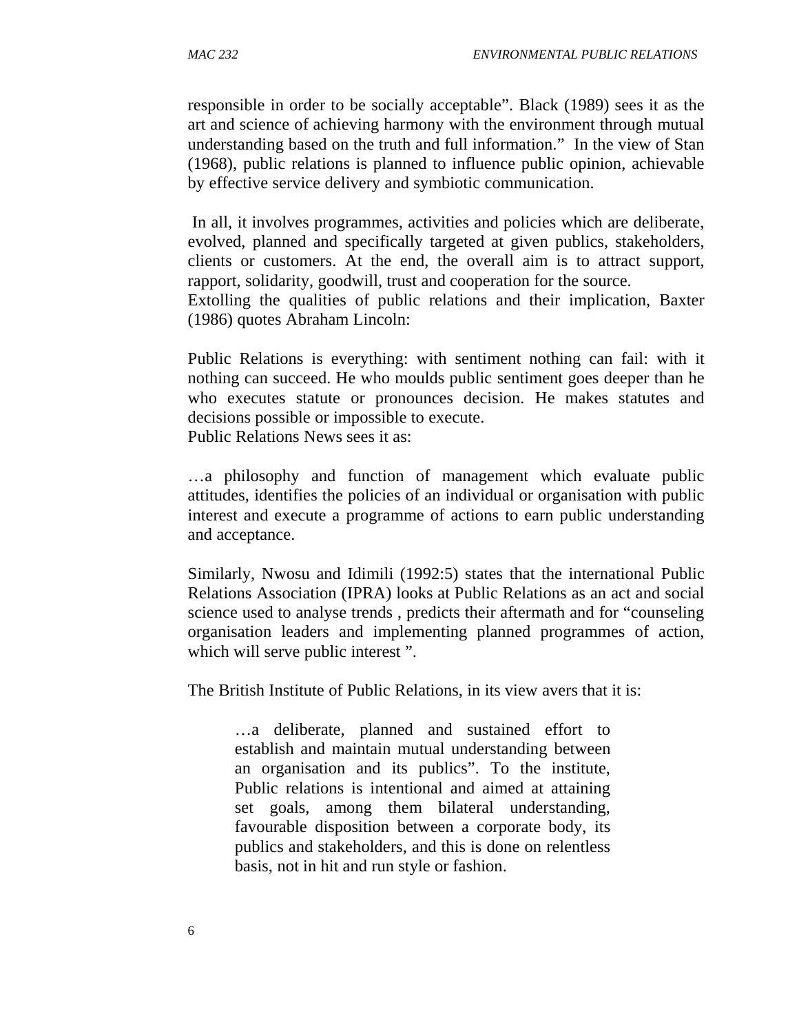responsible in order to be socially acceptable". Black (1989) sees it as the art and science of achieving harmony with the environment through mutual understanding based on the truth and full information." In the view of Stan (1968), public relations is planned to influence public opinion, achievable by effective service delivery and symbiotic communication.

In all, it involves programmes, activities and policies which are deliberate, evolved, planned and specifically targeted at given publics, stakeholders, clients or customers. At the end, the overall aim is to attract support, rapport, solidarity, goodwill, trust and cooperation for the source.
Extolling the qualities of public relations and their implication, Baxter (1986) quotes Abraham Lincoln:

Public Relations is everything: with sentiment nothing can fail: with it nothing can succeed. He who moulds public sentiment goes deeper than he who executes statute or pronounces decision. He makes statutes and decisions possible or impossible to execute.
Public Relations News sees it as:

…a philosophy and function of management which evaluate public attitudes, identifies the policies of an individual or organisation with public interest and execute a programme of actions to earn public understanding and acceptance.

Similarly, Nwosu and Idimili (1992:5) states that the international Public Relations Association (IPRA) looks at Public Relations as an act and social science used to analyse trends , predicts their aftermath and for "counseling organisation leaders and implementing planned programmes of action, which will serve public interest ".

The British Institute of Public Relations, in its view avers that it is:

> …a deliberate, planned and sustained effort to establish and maintain mutual understanding between an organisation and its publics". To the institute, Public relations is intentional and aimed at attaining set goals, among them bilateral understanding, favourable disposition between a corporate body, its publics and stakeholders, and this is done on relentless basis, not in hit and run style or fashion.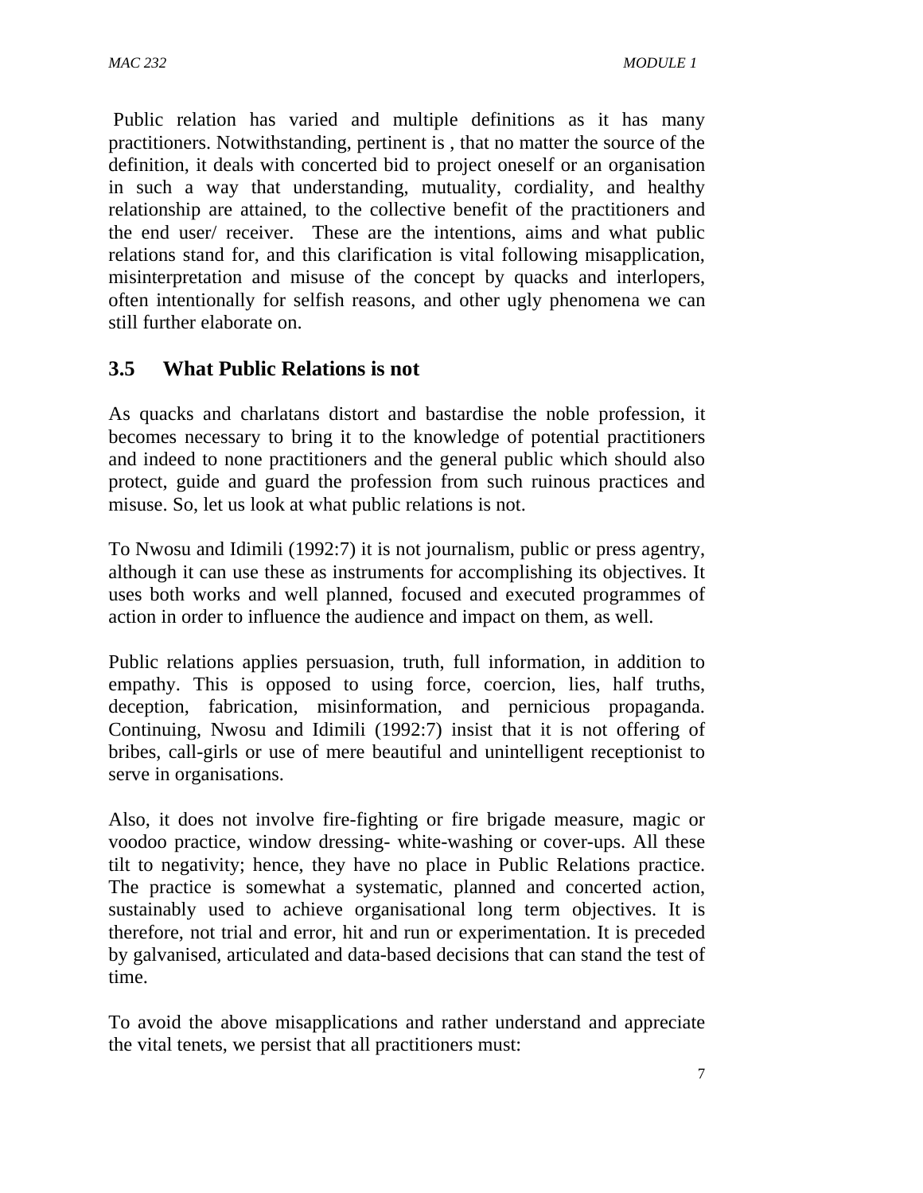Public relation has varied and multiple definitions as it has many practitioners. Notwithstanding, pertinent is , that no matter the source of the definition, it deals with concerted bid to project oneself or an organisation in such a way that understanding, mutuality, cordiality, and healthy relationship are attained, to the collective benefit of the practitioners and the end user/ receiver. These are the intentions, aims and what public relations stand for, and this clarification is vital following misapplication, misinterpretation and misuse of the concept by quacks and interlopers, often intentionally for selfish reasons, and other ugly phenomena we can still further elaborate on.

## 3.5 What Public Relations is not

As quacks and charlatans distort and bastardise the noble profession, it becomes necessary to bring it to the knowledge of potential practitioners and indeed to none practitioners and the general public which should also protect, guide and guard the profession from such ruinous practices and misuse. So, let us look at what public relations is not.

To Nwosu and Idimili (1992:7) it is not journalism, public or press agentry, although it can use these as instruments for accomplishing its objectives. It uses both works and well planned, focused and executed programmes of action in order to influence the audience and impact on them, as well.

Public relations applies persuasion, truth, full information, in addition to empathy. This is opposed to using force, coercion, lies, half truths, deception, fabrication, misinformation, and pernicious propaganda. Continuing, Nwosu and Idimili (1992:7) insist that it is not offering of bribes, call-girls or use of mere beautiful and unintelligent receptionist to serve in organisations.

Also, it does not involve fire-fighting or fire brigade measure, magic or voodoo practice, window dressing- white-washing or cover-ups. All these tilt to negativity; hence, they have no place in Public Relations practice. The practice is somewhat a systematic, planned and concerted action, sustainably used to achieve organisational long term objectives. It is therefore, not trial and error, hit and run or experimentation. It is preceded by galvanised, articulated and data-based decisions that can stand the test of time.

To avoid the above misapplications and rather understand and appreciate the vital tenets, we persist that all practitioners must: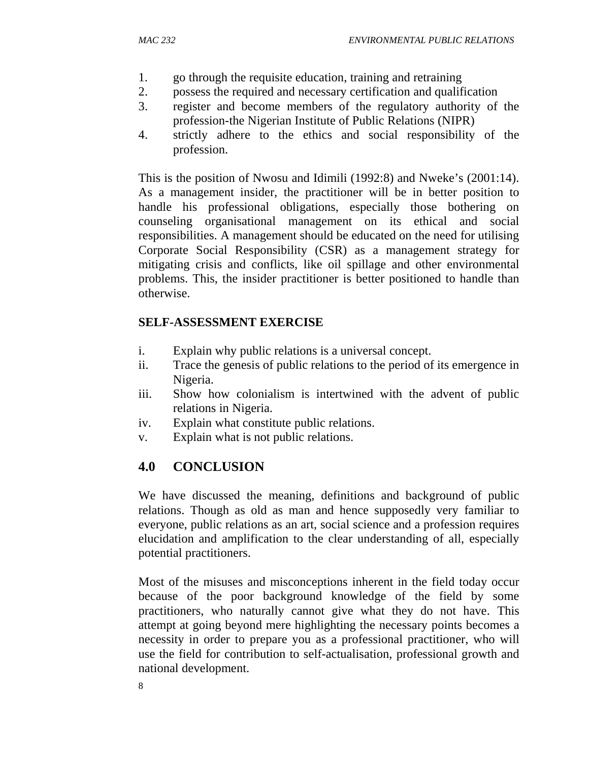1. go through the requisite education, training and retraining
2. possess the required and necessary certification and qualification
3. register and become members of the regulatory authority of the profession-the Nigerian Institute of Public Relations (NIPR)
4. strictly adhere to the ethics and social responsibility of the profession.

This is the position of Nwosu and Idimili (1992:8) and Nweke's (2001:14). As a management insider, the practitioner will be in better position to handle his professional obligations, especially those bothering on counseling organisational management on its ethical and social responsibilities. A management should be educated on the need for utilising Corporate Social Responsibility (CSR) as a management strategy for mitigating crisis and conflicts, like oil spillage and other environmental problems. This, the insider practitioner is better positioned to handle than otherwise.

**SELF-ASSESSMENT EXERCISE**

i. Explain why public relations is a universal concept.
ii. Trace the genesis of public relations to the period of its emergence in Nigeria.
iii. Show how colonialism is intertwined with the advent of public relations in Nigeria.
iv. Explain what constitute public relations.
v. Explain what is not public relations.

## 4.0 CONCLUSION

We have discussed the meaning, definitions and background of public relations. Though as old as man and hence supposedly very familiar to everyone, public relations as an art, social science and a profession requires elucidation and amplification to the clear understanding of all, especially potential practitioners.

Most of the misuses and misconceptions inherent in the field today occur because of the poor background knowledge of the field by some practitioners, who naturally cannot give what they do not have. This attempt at going beyond mere highlighting the necessary points becomes a necessity in order to prepare you as a professional practitioner, who will use the field for contribution to self-actualisation, professional growth and national development.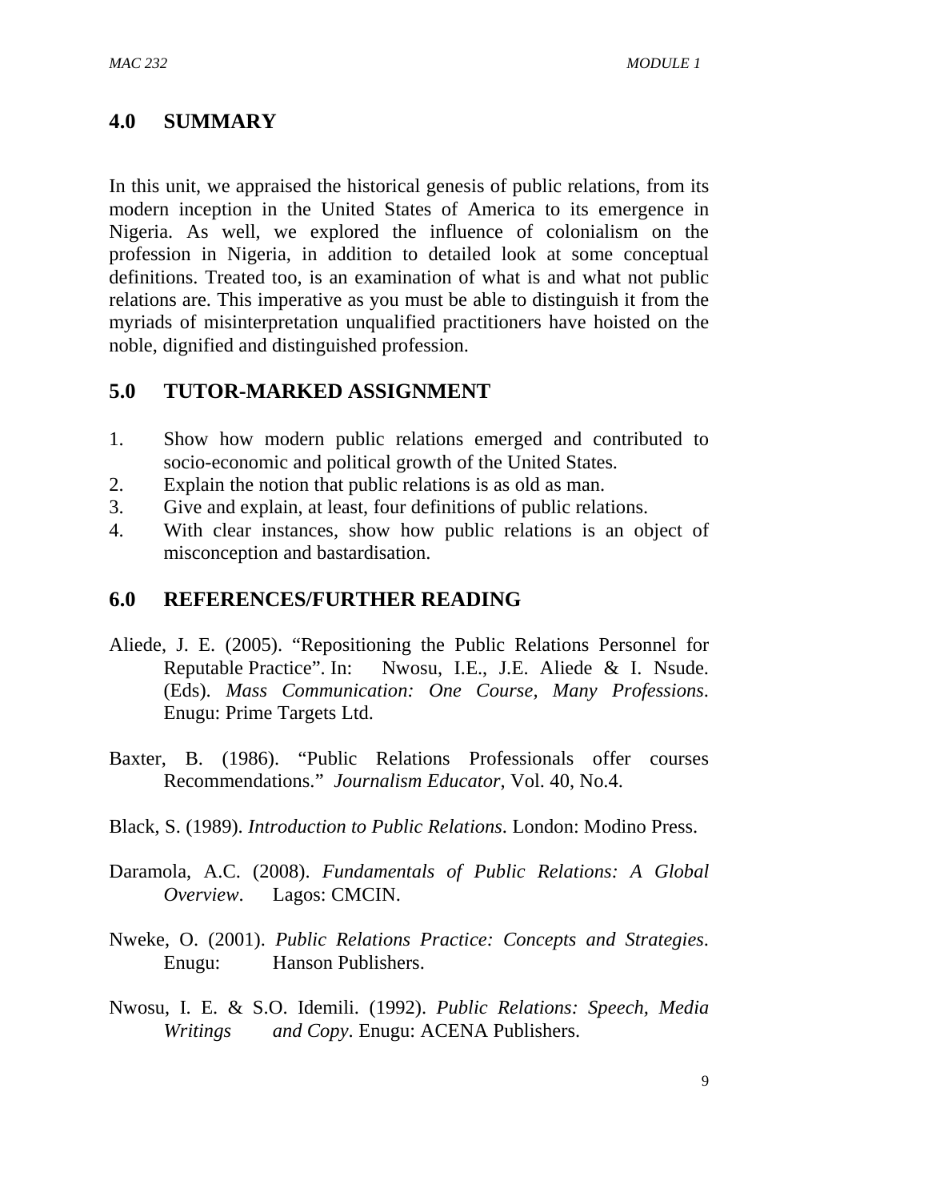## 4.0 SUMMARY

In this unit, we appraised the historical genesis of public relations, from its modern inception in the United States of America to its emergence in Nigeria. As well, we explored the influence of colonialism on the profession in Nigeria, in addition to detailed look at some conceptual definitions. Treated too, is an examination of what is and what not public relations are. This imperative as you must be able to distinguish it from the myriads of misinterpretation unqualified practitioners have hoisted on the noble, dignified and distinguished profession.

## 5.0 TUTOR-MARKED ASSIGNMENT

1. Show how modern public relations emerged and contributed to socio-economic and political growth of the United States.
2. Explain the notion that public relations is as old as man.
3. Give and explain, at least, four definitions of public relations.
4. With clear instances, show how public relations is an object of misconception and bastardisation.

## 6.0 REFERENCES/FURTHER READING

Aliede, J. E. (2005). "Repositioning the Public Relations Personnel for Reputable Practice". In: Nwosu, I.E., J.E. Aliede & I. Nsude. (Eds). *Mass Communication: One Course, Many Professions*. Enugu: Prime Targets Ltd.

Baxter, B. (1986). "Public Relations Professionals offer courses Recommendations." *Journalism Educator*, Vol. 40, No.4.

Black, S. (1989). *Introduction to Public Relations*. London: Modino Press.

Daramola, A.C. (2008). *Fundamentals of Public Relations: A Global Overview*. Lagos: CMCIN.

Nweke, O. (2001). *Public Relations Practice: Concepts and Strategies*. Enugu: Hanson Publishers.

Nwosu, I. E. & S.O. Idemili. (1992). *Public Relations: Speech, Media Writings and Copy*. Enugu: ACENA Publishers.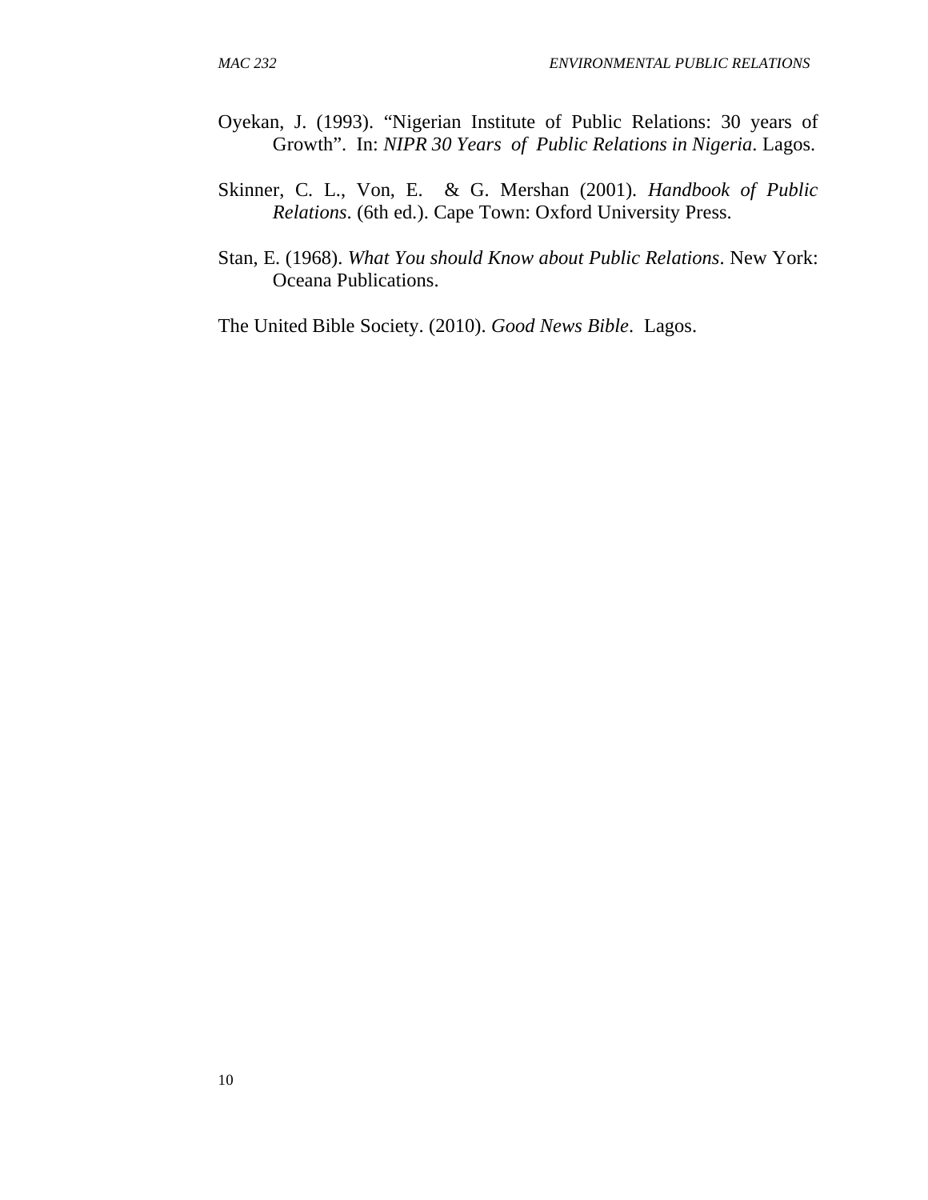Oyekan, J. (1993). “Nigerian Institute of Public Relations: 30 years of Growth”. In: *NIPR 30 Years of Public Relations in Nigeria*. Lagos.

Skinner, C. L., Von, E. & G. Mershan (2001). *Handbook of Public Relations*. (6th ed.). Cape Town: Oxford University Press.

Stan, E. (1968). *What You should Know about Public Relations*. New York: Oceana Publications.

The United Bible Society. (2010). *Good News Bible*. Lagos.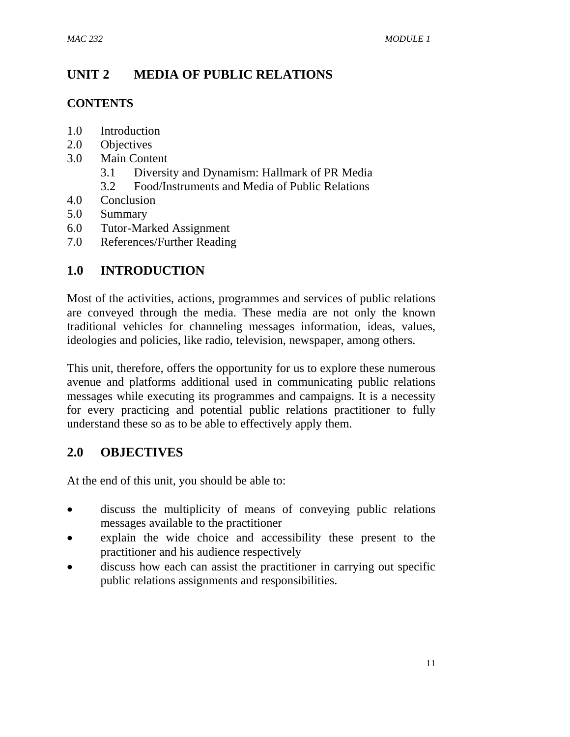# UNIT 2 MEDIA OF PUBLIC RELATIONS

## CONTENTS

1.0 Introduction
2.0 Objectives
3.0 Main Content
    3.1 Diversity and Dynamism: Hallmark of PR Media
    3.2 Food/Instruments and Media of Public Relations
4.0 Conclusion
5.0 Summary
6.0 Tutor-Marked Assignment
7.0 References/Further Reading

## 1.0 INTRODUCTION

Most of the activities, actions, programmes and services of public relations are conveyed through the media. These media are not only the known traditional vehicles for channeling messages information, ideas, values, ideologies and policies, like radio, television, newspaper, among others.

This unit, therefore, offers the opportunity for us to explore these numerous avenue and platforms additional used in communicating public relations messages while executing its programmes and campaigns. It is a necessity for every practicing and potential public relations practitioner to fully understand these so as to be able to effectively apply them.

## 2.0 OBJECTIVES

At the end of this unit, you should be able to:

- discuss the multiplicity of means of conveying public relations messages available to the practitioner
- explain the wide choice and accessibility these present to the practitioner and his audience respectively
- discuss how each can assist the practitioner in carrying out specific public relations assignments and responsibilities.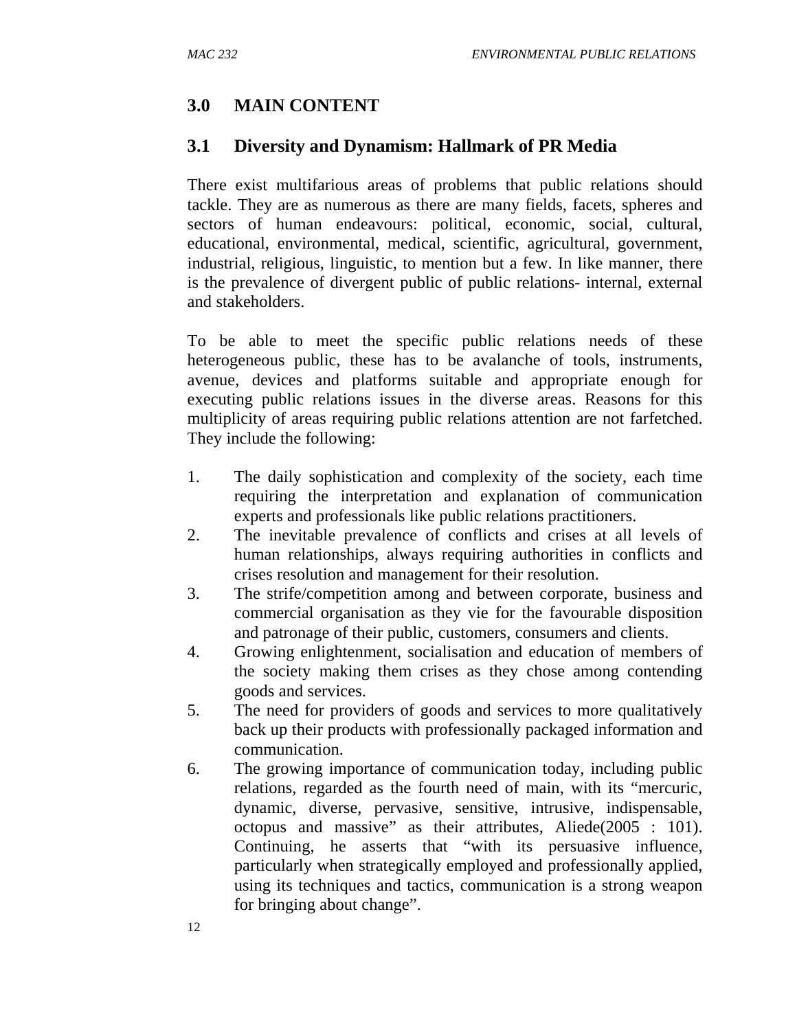## 3.0 MAIN CONTENT

### 3.1 Diversity and Dynamism: Hallmark of PR Media

There exist multifarious areas of problems that public relations should tackle. They are as numerous as there are many fields, facets, spheres and sectors of human endeavours: political, economic, social, cultural, educational, environmental, medical, scientific, agricultural, government, industrial, religious, linguistic, to mention but a few. In like manner, there is the prevalence of divergent public of public relations- internal, external and stakeholders.

To be able to meet the specific public relations needs of these heterogeneous public, these has to be avalanche of tools, instruments, avenue, devices and platforms suitable and appropriate enough for executing public relations issues in the diverse areas. Reasons for this multiplicity of areas requiring public relations attention are not farfetched. They include the following:

1. The daily sophistication and complexity of the society, each time requiring the interpretation and explanation of communication experts and professionals like public relations practitioners.
2. The inevitable prevalence of conflicts and crises at all levels of human relationships, always requiring authorities in conflicts and crises resolution and management for their resolution.
3. The strife/competition among and between corporate, business and commercial organisation as they vie for the favourable disposition and patronage of their public, customers, consumers and clients.
4. Growing enlightenment, socialisation and education of members of the society making them crises as they chose among contending goods and services.
5. The need for providers of goods and services to more qualitatively back up their products with professionally packaged information and communication.
6. The growing importance of communication today, including public relations, regarded as the fourth need of main, with its "mercuric, dynamic, diverse, pervasive, sensitive, intrusive, indispensable, octopus and massive" as their attributes, Aliede(2005 : 101). Continuing, he asserts that "with its persuasive influence, particularly when strategically employed and professionally applied, using its techniques and tactics, communication is a strong weapon for bringing about change".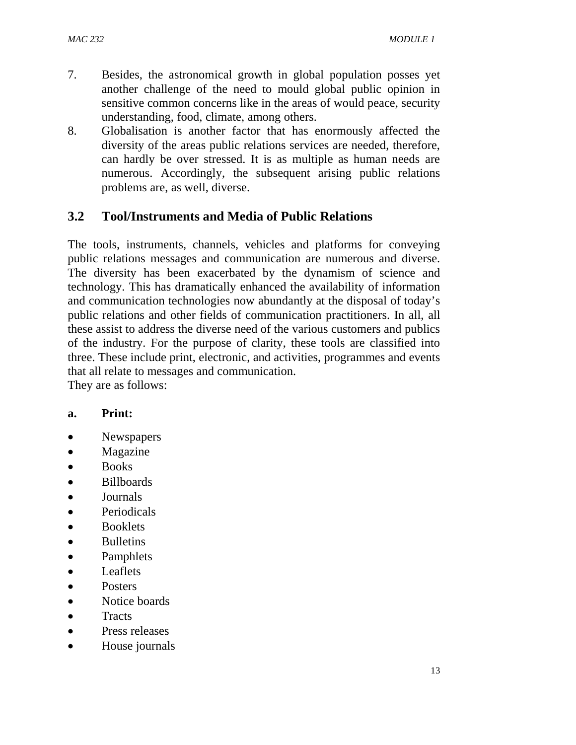7. Besides, the astronomical growth in global population posses yet another challenge of the need to mould global public opinion in sensitive common concerns like in the areas of would peace, security understanding, food, climate, among others.
8. Globalisation is another factor that has enormously affected the diversity of the areas public relations services are needed, therefore, can hardly be over stressed. It is as multiple as human needs are numerous. Accordingly, the subsequent arising public relations problems are, as well, diverse.

## 3.2 Tool/Instruments and Media of Public Relations

The tools, instruments, channels, vehicles and platforms for conveying public relations messages and communication are numerous and diverse. The diversity has been exacerbated by the dynamism of science and technology. This has dramatically enhanced the availability of information and communication technologies now abundantly at the disposal of today's public relations and other fields of communication practitioners. In all, all these assist to address the diverse need of the various customers and publics of the industry. For the purpose of clarity, these tools are classified into three. These include print, electronic, and activities, programmes and events that all relate to messages and communication.
They are as follows:

**a. Print:**

- Newspapers
- Magazine
- Books
- Billboards
- Journals
- Periodicals
- Booklets
- Bulletins
- Pamphlets
- Leaflets
- Posters
- Notice boards
- Tracts
- Press releases
- House journals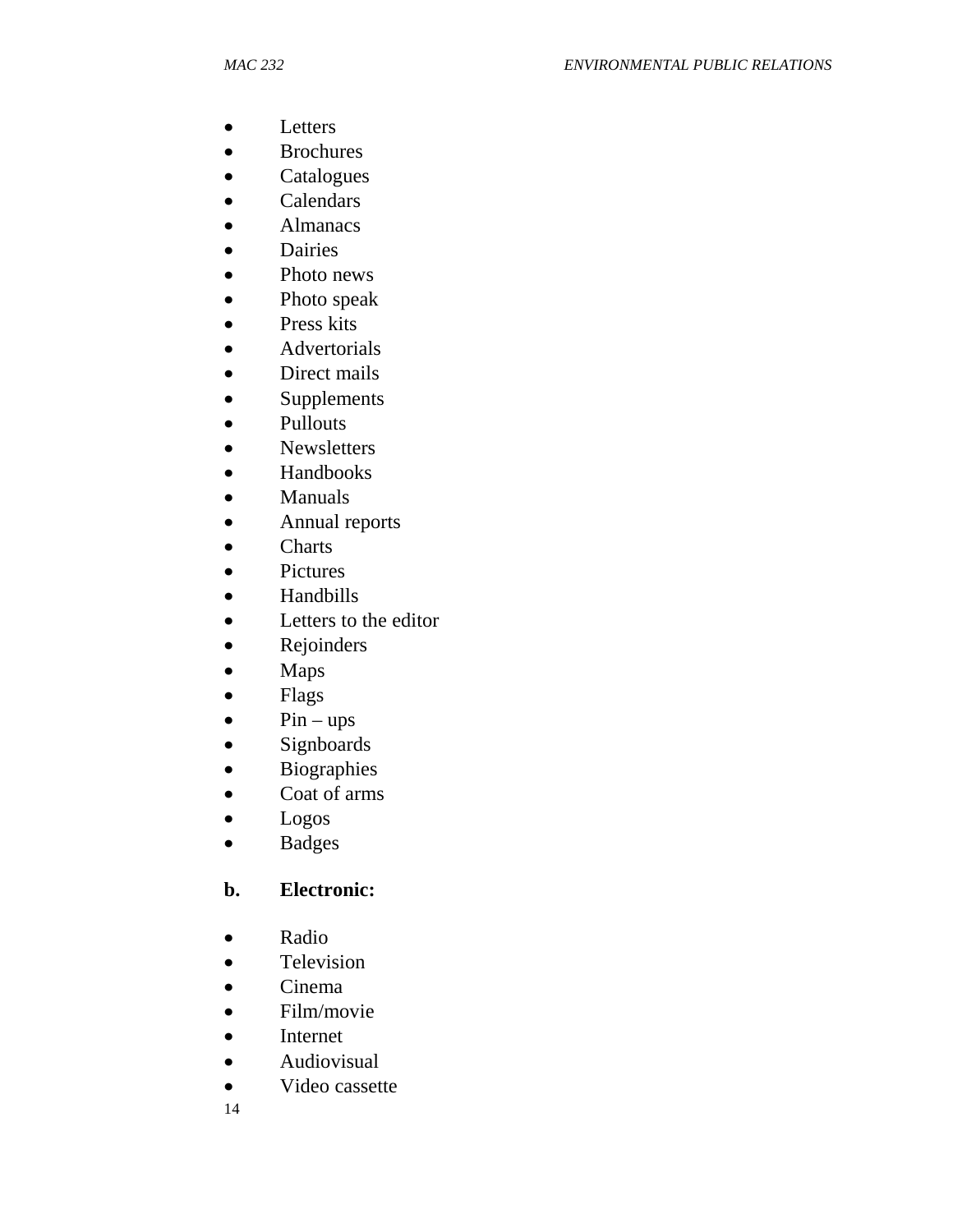- Letters
- Brochures
- Catalogues
- Calendars
- Almanacs
- Dairies
- Photo news
- Photo speak
- Press kits
- Advertorials
- Direct mails
- Supplements
- Pullouts
- Newsletters
- Handbooks
- Manuals
- Annual reports
- Charts
- Pictures
- Handbills
- Letters to the editor
- Rejoinders
- Maps
- Flags
- Pin – ups
- Signboards
- Biographies
- Coat of arms
- Logos
- Badges

**b. Electronic:**

- Radio
- Television
- Cinema
- Film/movie
- Internet
- Audiovisual
- Video cassette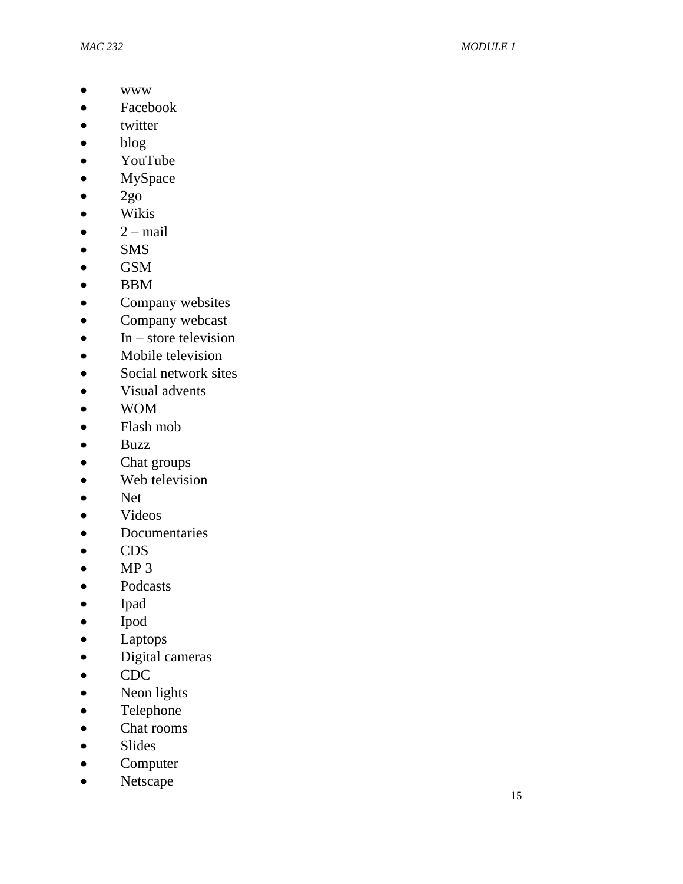- www
- Facebook
- twitter
- blog
- YouTube
- MySpace
- 2go
- Wikis
- 2 – mail
- SMS
- GSM
- BBM
- Company websites
- Company webcast
- In – store television
- Mobile television
- Social network sites
- Visual advents
- WOM
- Flash mob
- Buzz
- Chat groups
- Web television
- Net
- Videos
- Documentaries
- CDS
- MP 3
- Podcasts
- Ipad
- Ipod
- Laptops
- Digital cameras
- CDC
- Neon lights
- Telephone
- Chat rooms
- Slides
- Computer
- Netscape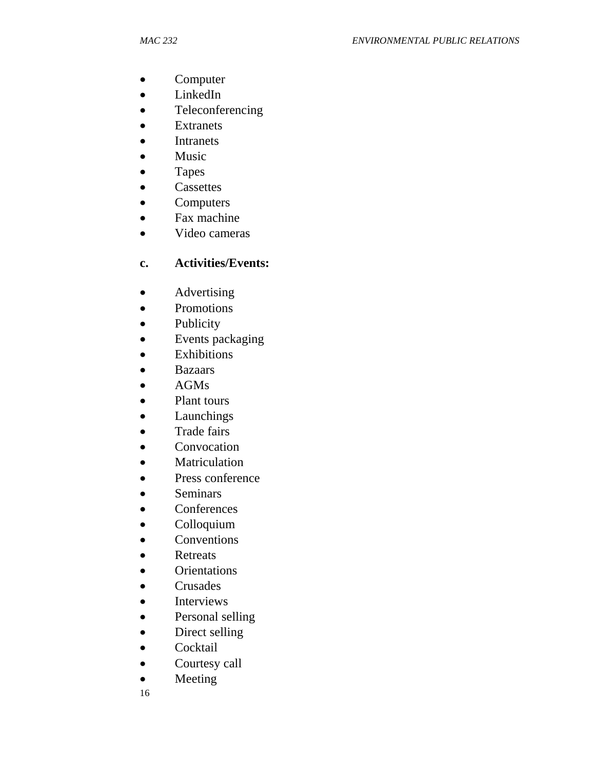- Computer
- LinkedIn
- Teleconferencing
- Extranets
- Intranets
- Music
- Tapes
- Cassettes
- Computers
- Fax machine
- Video cameras

**c. Activities/Events:**

- Advertising
- Promotions
- Publicity
- Events packaging
- Exhibitions
- Bazaars
- AGMs
- Plant tours
- Launchings
- Trade fairs
- Convocation
- Matriculation
- Press conference
- Seminars
- Conferences
- Colloquium
- Conventions
- Retreats
- Orientations
- Crusades
- Interviews
- Personal selling
- Direct selling
- Cocktail
- Courtesy call
- Meeting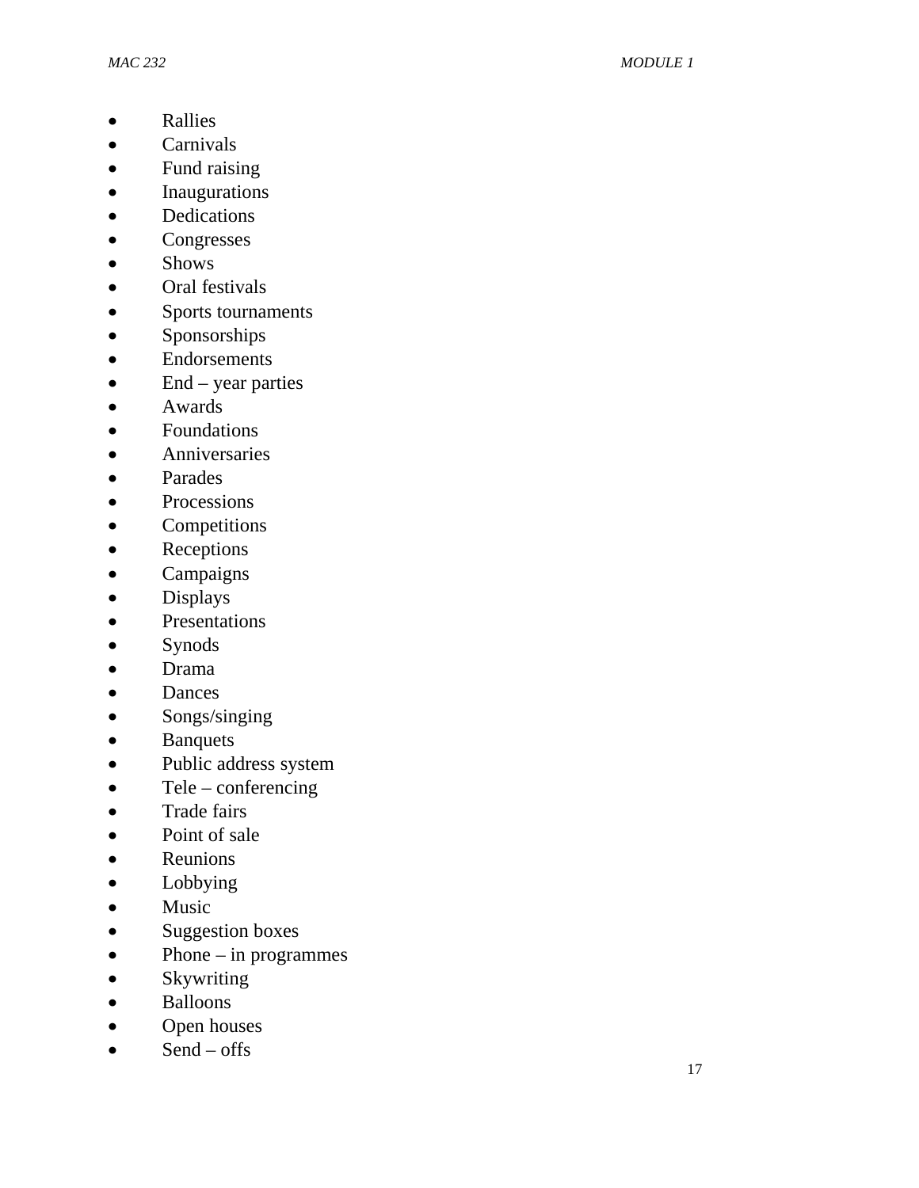- Rallies
- Carnivals
- Fund raising
- Inaugurations
- Dedications
- Congresses
- Shows
- Oral festivals
- Sports tournaments
- Sponsorships
- Endorsements
- End – year parties
- Awards
- Foundations
- Anniversaries
- Parades
- Processions
- Competitions
- Receptions
- Campaigns
- Displays
- Presentations
- Synods
- Drama
- Dances
- Songs/singing
- Banquets
- Public address system
- Tele – conferencing
- Trade fairs
- Point of sale
- Reunions
- Lobbying
- Music
- Suggestion boxes
- Phone – in programmes
- Skywriting
- Balloons
- Open houses
- Send – offs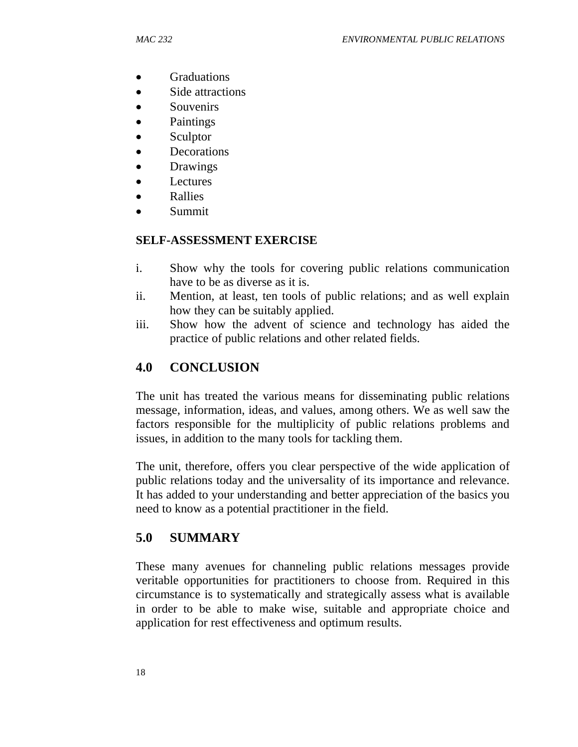- Graduations
- Side attractions
- Souvenirs
- Paintings
- Sculptor
- Decorations
- Drawings
- Lectures
- Rallies
- Summit

**SELF-ASSESSMENT EXERCISE**

i. Show why the tools for covering public relations communication have to be as diverse as it is.
ii. Mention, at least, ten tools of public relations; and as well explain how they can be suitably applied.
iii. Show how the advent of science and technology has aided the practice of public relations and other related fields.

## 4.0 CONCLUSION

The unit has treated the various means for disseminating public relations message, information, ideas, and values, among others. We as well saw the factors responsible for the multiplicity of public relations problems and issues, in addition to the many tools for tackling them.

The unit, therefore, offers you clear perspective of the wide application of public relations today and the universality of its importance and relevance. It has added to your understanding and better appreciation of the basics you need to know as a potential practitioner in the field.

## 5.0 SUMMARY

These many avenues for channeling public relations messages provide veritable opportunities for practitioners to choose from. Required in this circumstance is to systematically and strategically assess what is available in order to be able to make wise, suitable and appropriate choice and application for rest effectiveness and optimum results.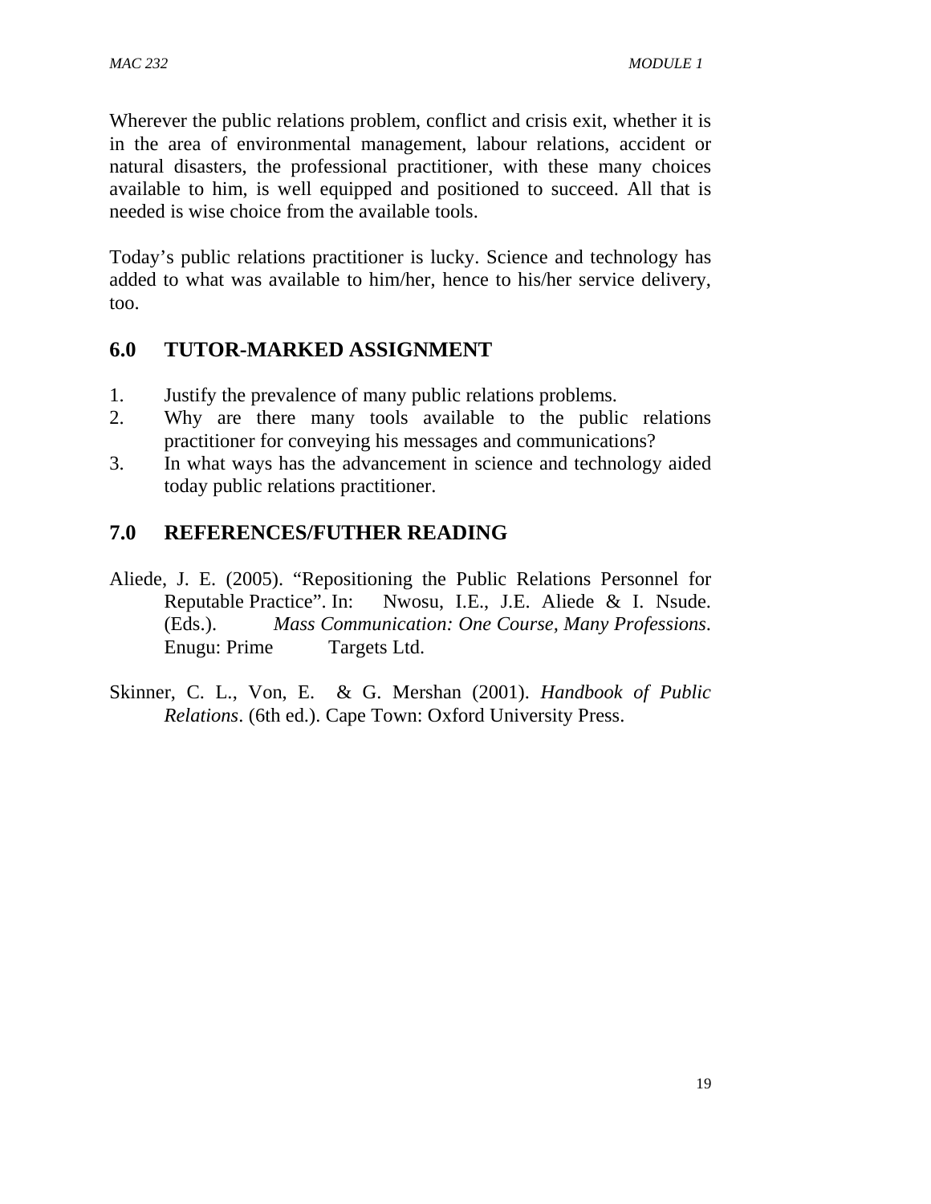Wherever the public relations problem, conflict and crisis exit, whether it is in the area of environmental management, labour relations, accident or natural disasters, the professional practitioner, with these many choices available to him, is well equipped and positioned to succeed. All that is needed is wise choice from the available tools.

Today's public relations practitioner is lucky. Science and technology has added to what was available to him/her, hence to his/her service delivery, too.

## 6.0 TUTOR-MARKED ASSIGNMENT

1. Justify the prevalence of many public relations problems.
2. Why are there many tools available to the public relations practitioner for conveying his messages and communications?
3. In what ways has the advancement in science and technology aided today public relations practitioner.

## 7.0 REFERENCES/FUTHER READING

Aliede, J. E. (2005). "Repositioning the Public Relations Personnel for Reputable Practice". In: Nwosu, I.E., J.E. Aliede & I. Nsude. (Eds.). *Mass Communication: One Course, Many Professions*. Enugu: Prime Targets Ltd.

Skinner, C. L., Von, E. & G. Mershan (2001). *Handbook of Public Relations*. (6th ed.). Cape Town: Oxford University Press.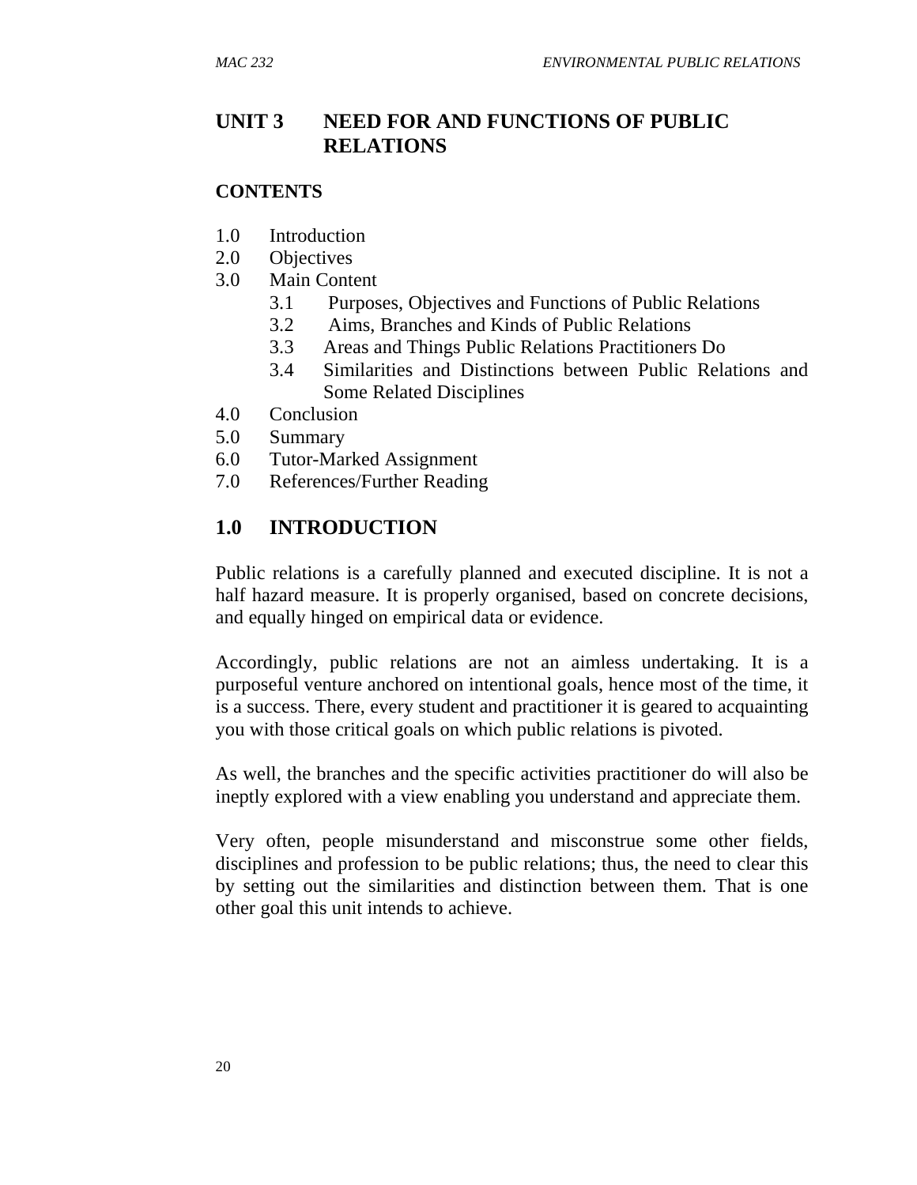# UNIT 3 NEED FOR AND FUNCTIONS OF PUBLIC RELATIONS

**CONTENTS**

1.0 Introduction
2.0 Objectives
3.0 Main Content
    3.1 Purposes, Objectives and Functions of Public Relations
    3.2 Aims, Branches and Kinds of Public Relations
    3.3 Areas and Things Public Relations Practitioners Do
    3.4 Similarities and Distinctions between Public Relations and Some Related Disciplines
4.0 Conclusion
5.0 Summary
6.0 Tutor-Marked Assignment
7.0 References/Further Reading

## 1.0 INTRODUCTION

Public relations is a carefully planned and executed discipline. It is not a half hazard measure. It is properly organised, based on concrete decisions, and equally hinged on empirical data or evidence.

Accordingly, public relations are not an aimless undertaking. It is a purposeful venture anchored on intentional goals, hence most of the time, it is a success. There, every student and practitioner it is geared to acquainting you with those critical goals on which public relations is pivoted.

As well, the branches and the specific activities practitioner do will also be ineptly explored with a view enabling you understand and appreciate them.

Very often, people misunderstand and misconstrue some other fields, disciplines and profession to be public relations; thus, the need to clear this by setting out the similarities and distinction between them. That is one other goal this unit intends to achieve.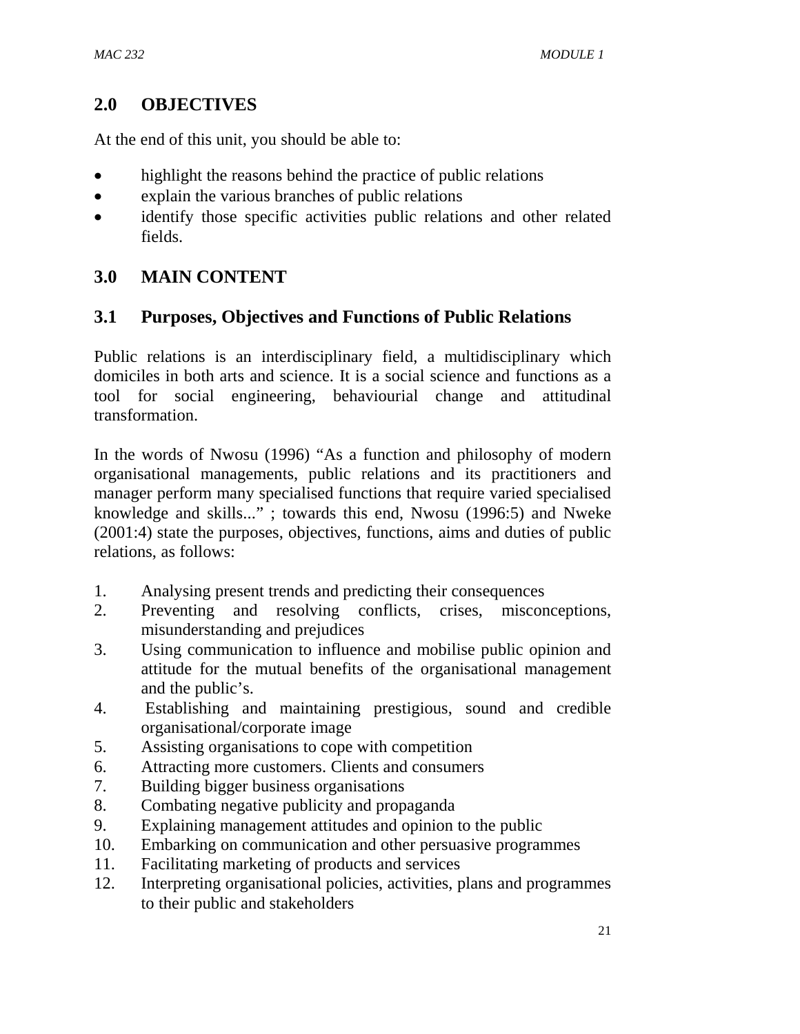## 2.0 OBJECTIVES

At the end of this unit, you should be able to:

- highlight the reasons behind the practice of public relations
- explain the various branches of public relations
- identify those specific activities public relations and other related fields.

## 3.0 MAIN CONTENT

### 3.1 Purposes, Objectives and Functions of Public Relations

Public relations is an interdisciplinary field, a multidisciplinary which domiciles in both arts and science. It is a social science and functions as a tool for social engineering, behaviourial change and attitudinal transformation.

In the words of Nwosu (1996) "As a function and philosophy of modern organisational managements, public relations and its practitioners and manager perform many specialised functions that require varied specialised knowledge and skills..." ; towards this end, Nwosu (1996:5) and Nweke (2001:4) state the purposes, objectives, functions, aims and duties of public relations, as follows:

1. Analysing present trends and predicting their consequences
2. Preventing and resolving conflicts, crises, misconceptions, misunderstanding and prejudices
3. Using communication to influence and mobilise public opinion and attitude for the mutual benefits of the organisational management and the public's.
4. Establishing and maintaining prestigious, sound and credible organisational/corporate image
5. Assisting organisations to cope with competition
6. Attracting more customers. Clients and consumers
7. Building bigger business organisations
8. Combating negative publicity and propaganda
9. Explaining management attitudes and opinion to the public
10. Embarking on communication and other persuasive programmes
11. Facilitating marketing of products and services
12. Interpreting organisational policies, activities, plans and programmes to their public and stakeholders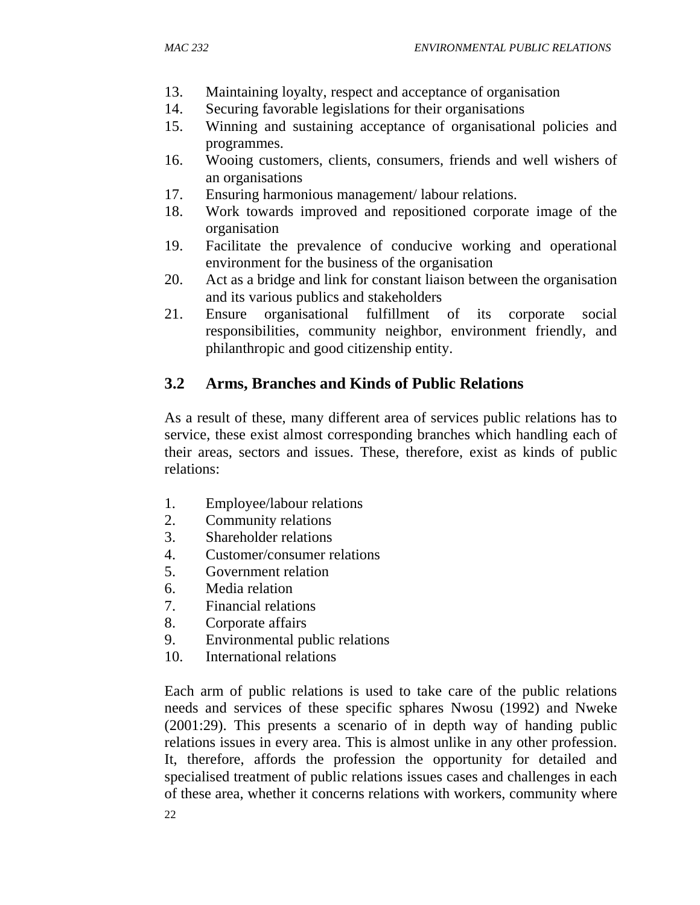13. Maintaining loyalty, respect and acceptance of organisation
14. Securing favorable legislations for their organisations
15. Winning and sustaining acceptance of organisational policies and programmes.
16. Wooing customers, clients, consumers, friends and well wishers of an organisations
17. Ensuring harmonious management/ labour relations.
18. Work towards improved and repositioned corporate image of the organisation
19. Facilitate the prevalence of conducive working and operational environment for the business of the organisation
20. Act as a bridge and link for constant liaison between the organisation and its various publics and stakeholders
21. Ensure organisational fulfillment of its corporate social responsibilities, community neighbor, environment friendly, and philanthropic and good citizenship entity.

## 3.2 Arms, Branches and Kinds of Public Relations

As a result of these, many different area of services public relations has to service, these exist almost corresponding branches which handling each of their areas, sectors and issues. These, therefore, exist as kinds of public relations:

1. Employee/labour relations
2. Community relations
3. Shareholder relations
4. Customer/consumer relations
5. Government relation
6. Media relation
7. Financial relations
8. Corporate affairs
9. Environmental public relations
10. International relations

Each arm of public relations is used to take care of the public relations needs and services of these specific sphares Nwosu (1992) and Nweke (2001:29). This presents a scenario of in depth way of handing public relations issues in every area. This is almost unlike in any other profession. It, therefore, affords the profession the opportunity for detailed and specialised treatment of public relations issues cases and challenges in each of these area, whether it concerns relations with workers, community where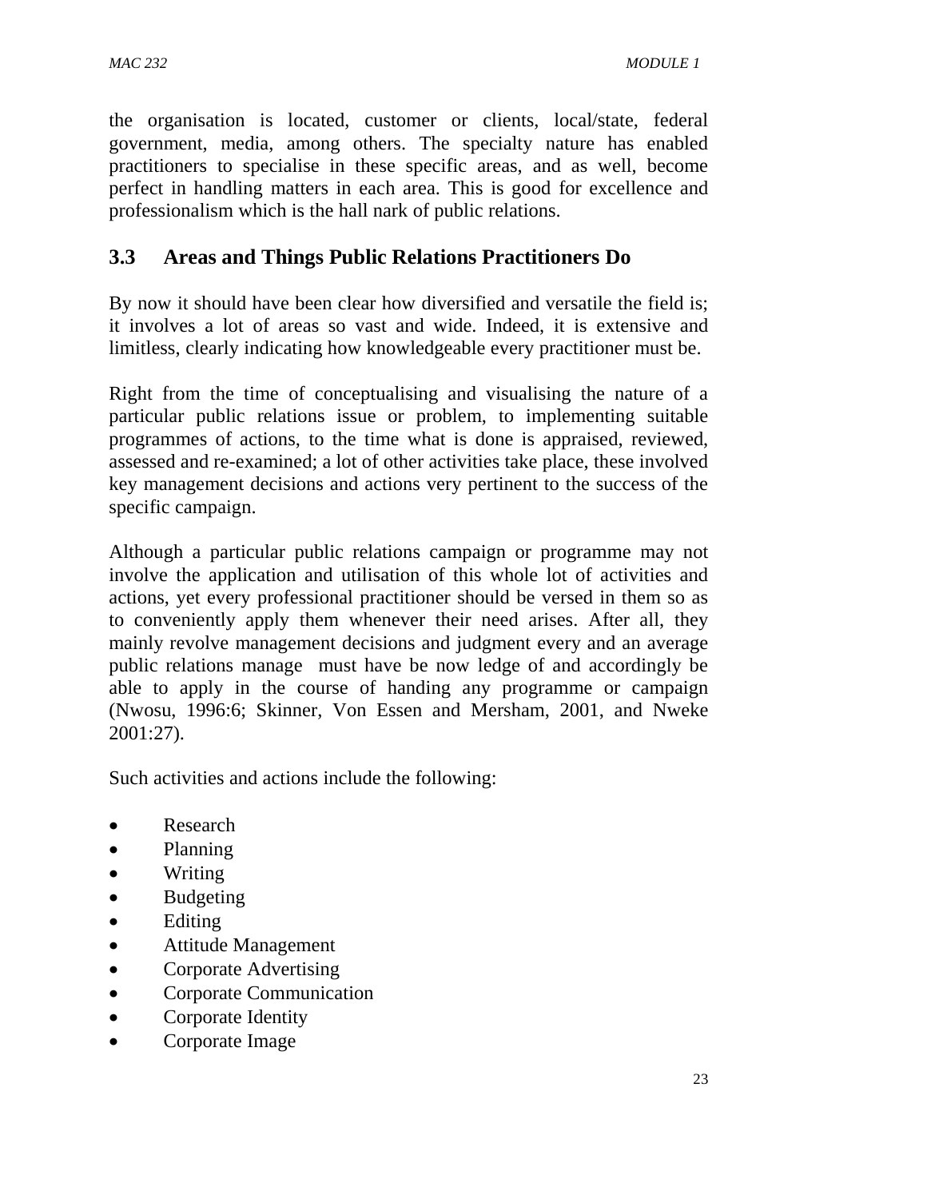the organisation is located, customer or clients, local/state, federal government, media, among others. The specialty nature has enabled practitioners to specialise in these specific areas, and as well, become perfect in handling matters in each area. This is good for excellence and professionalism which is the hall nark of public relations.

## 3.3 Areas and Things Public Relations Practitioners Do

By now it should have been clear how diversified and versatile the field is; it involves a lot of areas so vast and wide. Indeed, it is extensive and limitless, clearly indicating how knowledgeable every practitioner must be.

Right from the time of conceptualising and visualising the nature of a particular public relations issue or problem, to implementing suitable programmes of actions, to the time what is done is appraised, reviewed, assessed and re-examined; a lot of other activities take place, these involved key management decisions and actions very pertinent to the success of the specific campaign.

Although a particular public relations campaign or programme may not involve the application and utilisation of this whole lot of activities and actions, yet every professional practitioner should be versed in them so as to conveniently apply them whenever their need arises. After all, they mainly revolve management decisions and judgment every and an average public relations manage must have be now ledge of and accordingly be able to apply in the course of handing any programme or campaign (Nwosu, 1996:6; Skinner, Von Essen and Mersham, 2001, and Nweke 2001:27).

Such activities and actions include the following:

- Research
- Planning
- Writing
- Budgeting
- Editing
- Attitude Management
- Corporate Advertising
- Corporate Communication
- Corporate Identity
- Corporate Image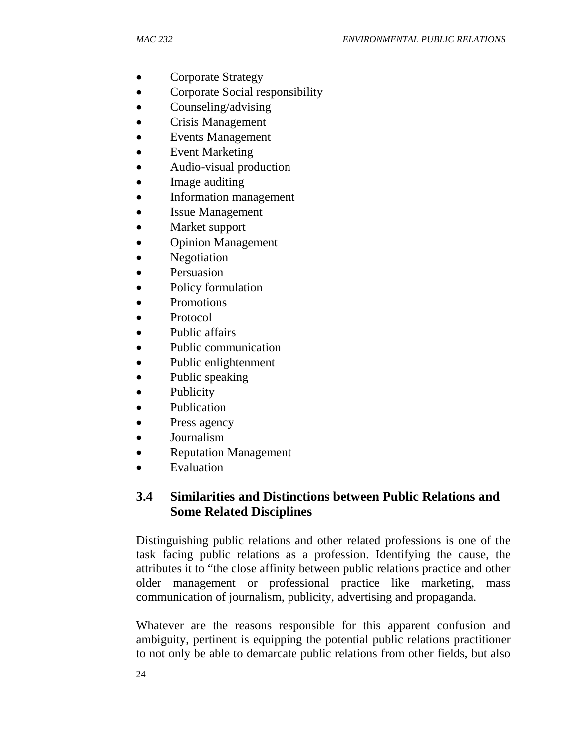- Corporate Strategy
- Corporate Social responsibility
- Counseling/advising
- Crisis Management
- Events Management
- Event Marketing
- Audio-visual production
- Image auditing
- Information management
- Issue Management
- Market support
- Opinion Management
- Negotiation
- Persuasion
- Policy formulation
- Promotions
- Protocol
- Public affairs
- Public communication
- Public enlightenment
- Public speaking
- Publicity
- Publication
- Press agency
- Journalism
- Reputation Management
- Evaluation

## 3.4 Similarities and Distinctions between Public Relations and Some Related Disciplines

Distinguishing public relations and other related professions is one of the task facing public relations as a profession. Identifying the cause, the attributes it to "the close affinity between public relations practice and other older management or professional practice like marketing, mass communication of journalism, publicity, advertising and propaganda.

Whatever are the reasons responsible for this apparent confusion and ambiguity, pertinent is equipping the potential public relations practitioner to not only be able to demarcate public relations from other fields, but also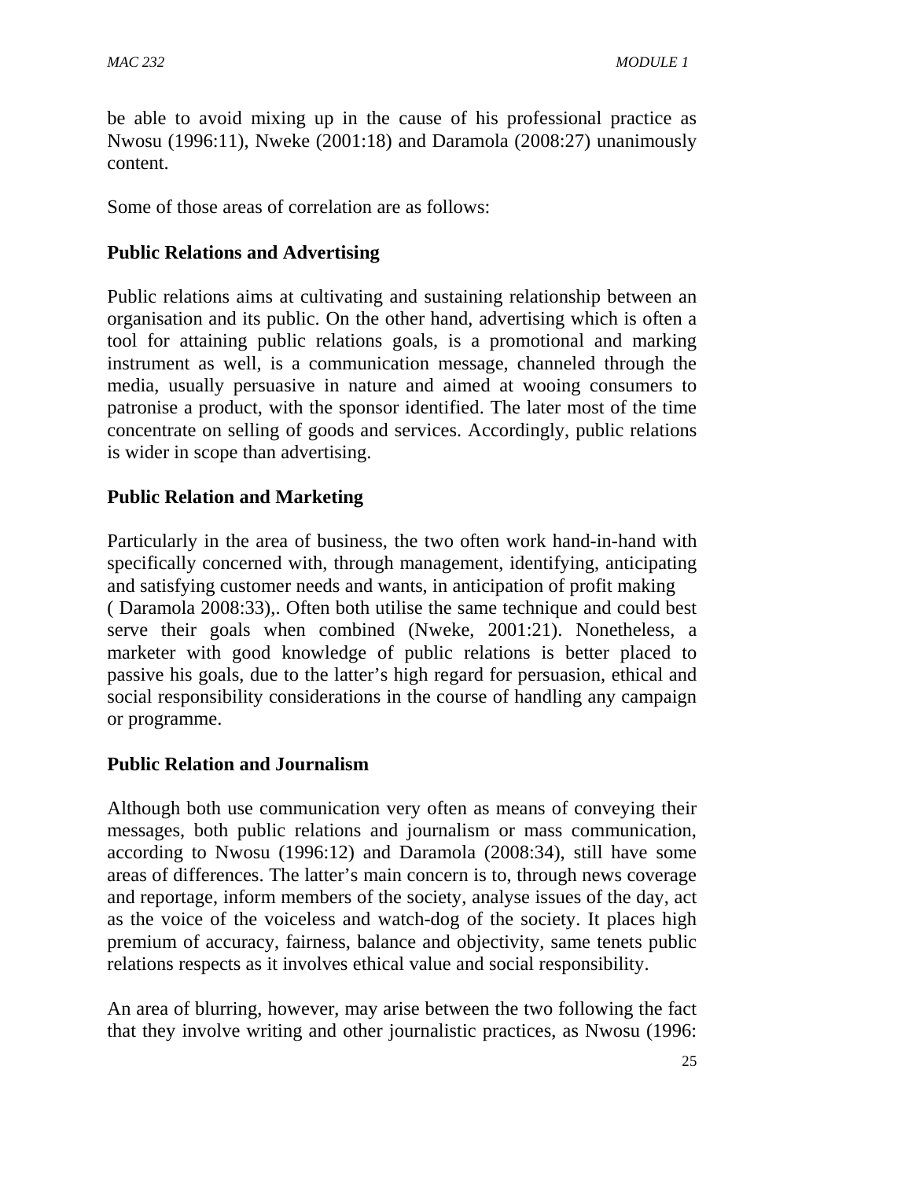be able to avoid mixing up in the cause of his professional practice as Nwosu (1996:11), Nweke (2001:18) and Daramola (2008:27) unanimously content.

Some of those areas of correlation are as follows:

**Public Relations and Advertising**

Public relations aims at cultivating and sustaining relationship between an organisation and its public. On the other hand, advertising which is often a tool for attaining public relations goals, is a promotional and marking instrument as well, is a communication message, channeled through the media, usually persuasive in nature and aimed at wooing consumers to patronise a product, with the sponsor identified. The later most of the time concentrate on selling of goods and services. Accordingly, public relations is wider in scope than advertising.

**Public Relation and Marketing**

Particularly in the area of business, the two often work hand-in-hand with specifically concerned with, through management, identifying, anticipating and satisfying customer needs and wants, in anticipation of profit making ( Daramola 2008:33),. Often both utilise the same technique and could best serve their goals when combined (Nweke, 2001:21). Nonetheless, a marketer with good knowledge of public relations is better placed to passive his goals, due to the latter's high regard for persuasion, ethical and social responsibility considerations in the course of handling any campaign or programme.

**Public Relation and Journalism**

Although both use communication very often as means of conveying their messages, both public relations and journalism or mass communication, according to Nwosu (1996:12) and Daramola (2008:34), still have some areas of differences. The latter's main concern is to, through news coverage and reportage, inform members of the society, analyse issues of the day, act as the voice of the voiceless and watch-dog of the society. It places high premium of accuracy, fairness, balance and objectivity, same tenets public relations respects as it involves ethical value and social responsibility.

An area of blurring, however, may arise between the two following the fact that they involve writing and other journalistic practices, as Nwosu (1996: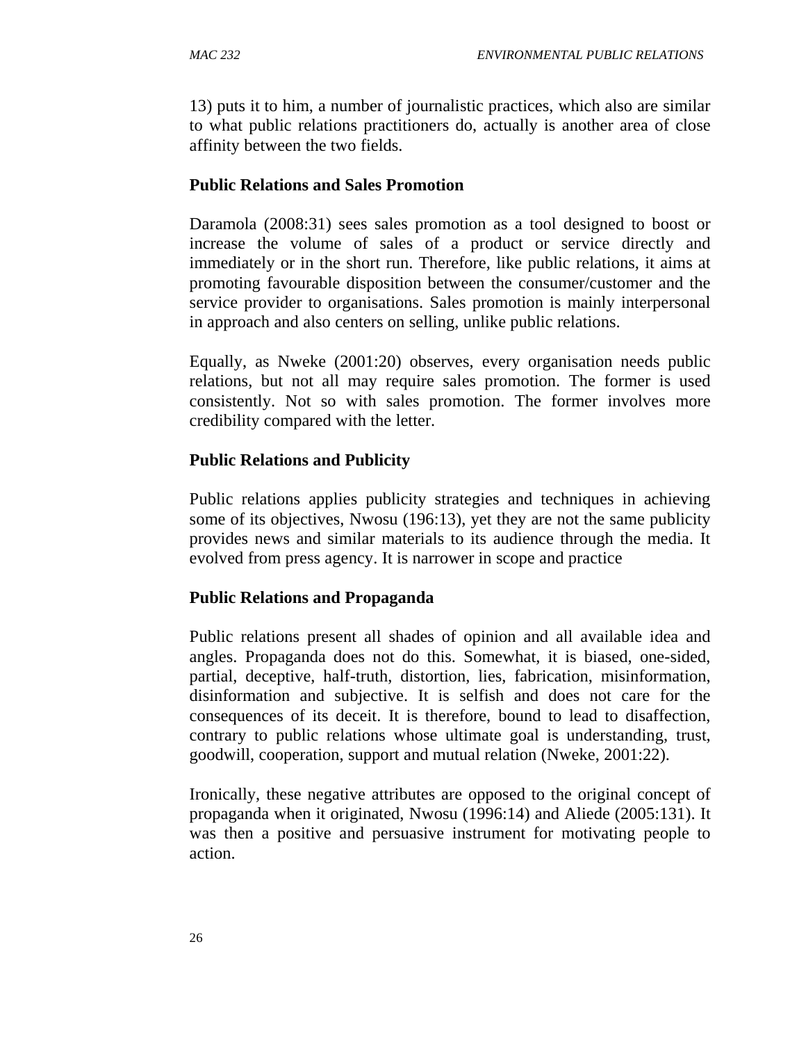13) puts it to him, a number of journalistic practices, which also are similar to what public relations practitioners do, actually is another area of close affinity between the two fields.

**Public Relations and Sales Promotion**

Daramola (2008:31) sees sales promotion as a tool designed to boost or increase the volume of sales of a product or service directly and immediately or in the short run. Therefore, like public relations, it aims at promoting favourable disposition between the consumer/customer and the service provider to organisations. Sales promotion is mainly interpersonal in approach and also centers on selling, unlike public relations.

Equally, as Nweke (2001:20) observes, every organisation needs public relations, but not all may require sales promotion. The former is used consistently. Not so with sales promotion. The former involves more credibility compared with the letter.

**Public Relations and Publicity**

Public relations applies publicity strategies and techniques in achieving some of its objectives, Nwosu (196:13), yet they are not the same publicity provides news and similar materials to its audience through the media. It evolved from press agency. It is narrower in scope and practice

**Public Relations and Propaganda**

Public relations present all shades of opinion and all available idea and angles. Propaganda does not do this. Somewhat, it is biased, one-sided, partial, deceptive, half-truth, distortion, lies, fabrication, misinformation, disinformation and subjective. It is selfish and does not care for the consequences of its deceit. It is therefore, bound to lead to disaffection, contrary to public relations whose ultimate goal is understanding, trust, goodwill, cooperation, support and mutual relation (Nweke, 2001:22).

Ironically, these negative attributes are opposed to the original concept of propaganda when it originated, Nwosu (1996:14) and Aliede (2005:131). It was then a positive and persuasive instrument for motivating people to action.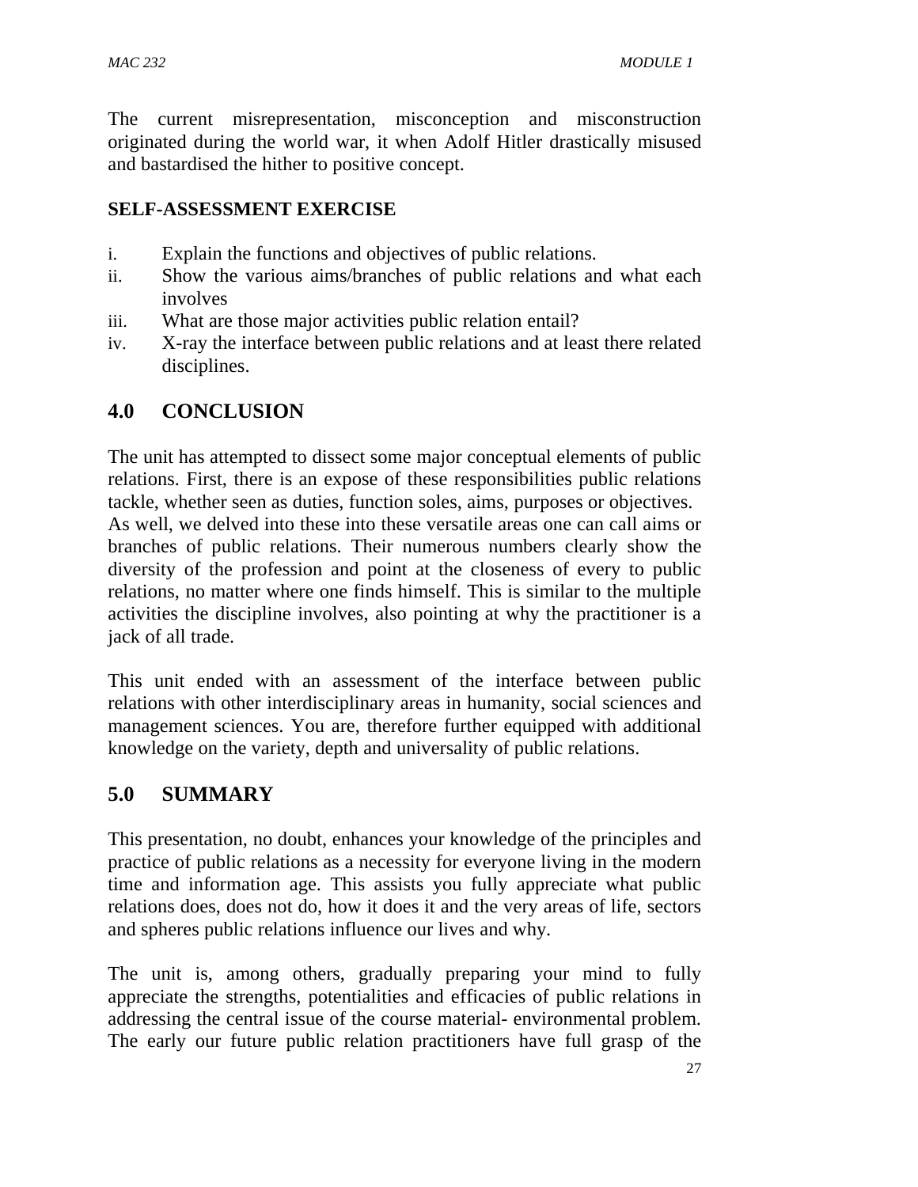The current misrepresentation, misconception and misconstruction originated during the world war, it when Adolf Hitler drastically misused and bastardised the hither to positive concept.

**SELF-ASSESSMENT EXERCISE**

i. Explain the functions and objectives of public relations.
ii. Show the various aims/branches of public relations and what each involves
iii. What are those major activities public relation entail?
iv. X-ray the interface between public relations and at least there related disciplines.

## 4.0 CONCLUSION

The unit has attempted to dissect some major conceptual elements of public relations. First, there is an expose of these responsibilities public relations tackle, whether seen as duties, function soles, aims, purposes or objectives. As well, we delved into these into these versatile areas one can call aims or branches of public relations. Their numerous numbers clearly show the diversity of the profession and point at the closeness of every to public relations, no matter where one finds himself. This is similar to the multiple activities the discipline involves, also pointing at why the practitioner is a jack of all trade.

This unit ended with an assessment of the interface between public relations with other interdisciplinary areas in humanity, social sciences and management sciences. You are, therefore further equipped with additional knowledge on the variety, depth and universality of public relations.

## 5.0 SUMMARY

This presentation, no doubt, enhances your knowledge of the principles and practice of public relations as a necessity for everyone living in the modern time and information age. This assists you fully appreciate what public relations does, does not do, how it does it and the very areas of life, sectors and spheres public relations influence our lives and why.

The unit is, among others, gradually preparing your mind to fully appreciate the strengths, potentialities and efficacies of public relations in addressing the central issue of the course material- environmental problem. The early our future public relation practitioners have full grasp of the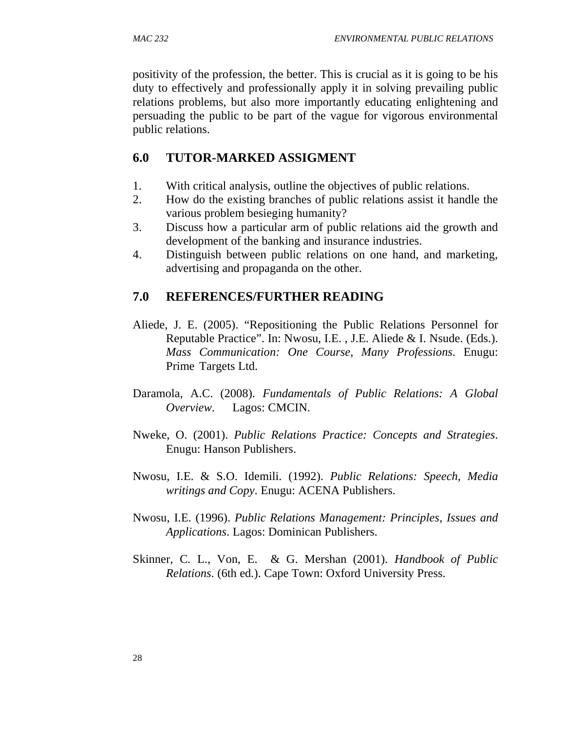positivity of the profession, the better. This is crucial as it is going to be his duty to effectively and professionally apply it in solving prevailing public relations problems, but also more importantly educating enlightening and persuading the public to be part of the vague for vigorous environmental public relations.

## 6.0 TUTOR-MARKED ASSIGMENT

1. With critical analysis, outline the objectives of public relations.
2. How do the existing branches of public relations assist it handle the various problem besieging humanity?
3. Discuss how a particular arm of public relations aid the growth and development of the banking and insurance industries.
4. Distinguish between public relations on one hand, and marketing, advertising and propaganda on the other.

## 7.0 REFERENCES/FURTHER READING

Aliede, J. E. (2005). "Repositioning the Public Relations Personnel for Reputable Practice". In: Nwosu, I.E. , J.E. Aliede & I. Nsude. (Eds.). *Mass Communication: One Course, Many Professions*. Enugu: Prime Targets Ltd.

Daramola, A.C. (2008). *Fundamentals of Public Relations: A Global Overview*. Lagos: CMCIN.

Nweke, O. (2001). *Public Relations Practice: Concepts and Strategies*. Enugu: Hanson Publishers.

Nwosu, I.E. & S.O. Idemili. (1992). *Public Relations: Speech, Media writings and Copy*. Enugu: ACENA Publishers.

Nwosu, I.E. (1996). *Public Relations Management: Principles, Issues and Applications*. Lagos: Dominican Publishers.

Skinner, C. L., Von, E. & G. Mershan (2001). *Handbook of Public Relations*. (6th ed.). Cape Town: Oxford University Press.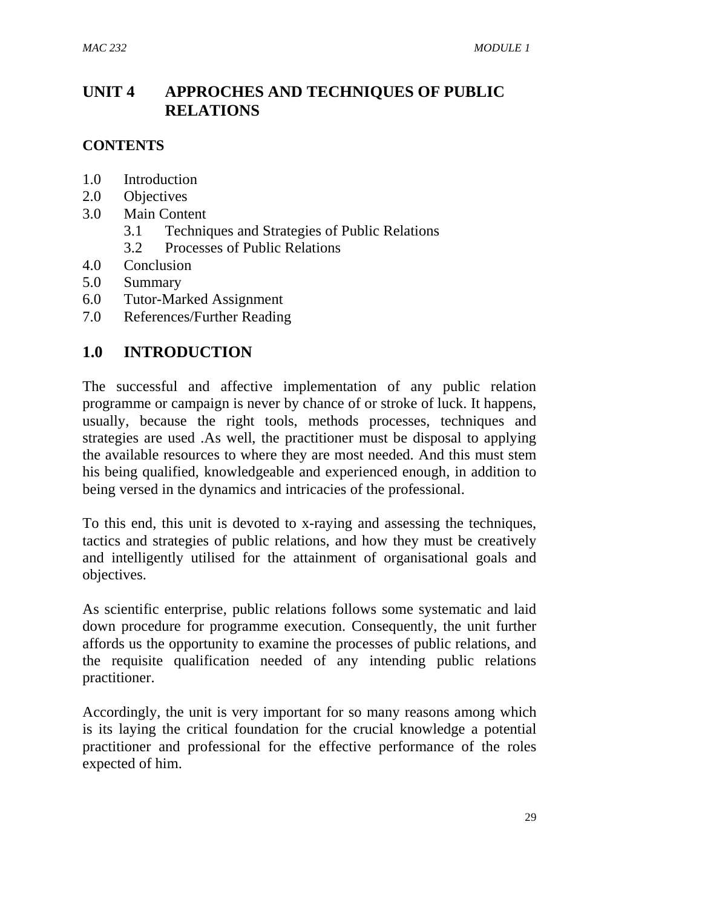# UNIT 4 APPROCHES AND TECHNIQUES OF PUBLIC RELATIONS

**CONTENTS**

1.0 Introduction
2.0 Objectives
3.0 Main Content
   3.1 Techniques and Strategies of Public Relations
   3.2 Processes of Public Relations
4.0 Conclusion
5.0 Summary
6.0 Tutor-Marked Assignment
7.0 References/Further Reading

## 1.0 INTRODUCTION

The successful and affective implementation of any public relation programme or campaign is never by chance of or stroke of luck. It happens, usually, because the right tools, methods processes, techniques and strategies are used .As well, the practitioner must be disposal to applying the available resources to where they are most needed. And this must stem his being qualified, knowledgeable and experienced enough, in addition to being versed in the dynamics and intricacies of the professional.

To this end, this unit is devoted to x-raying and assessing the techniques, tactics and strategies of public relations, and how they must be creatively and intelligently utilised for the attainment of organisational goals and objectives.

As scientific enterprise, public relations follows some systematic and laid down procedure for programme execution. Consequently, the unit further affords us the opportunity to examine the processes of public relations, and the requisite qualification needed of any intending public relations practitioner.

Accordingly, the unit is very important for so many reasons among which is its laying the critical foundation for the crucial knowledge a potential practitioner and professional for the effective performance of the roles expected of him.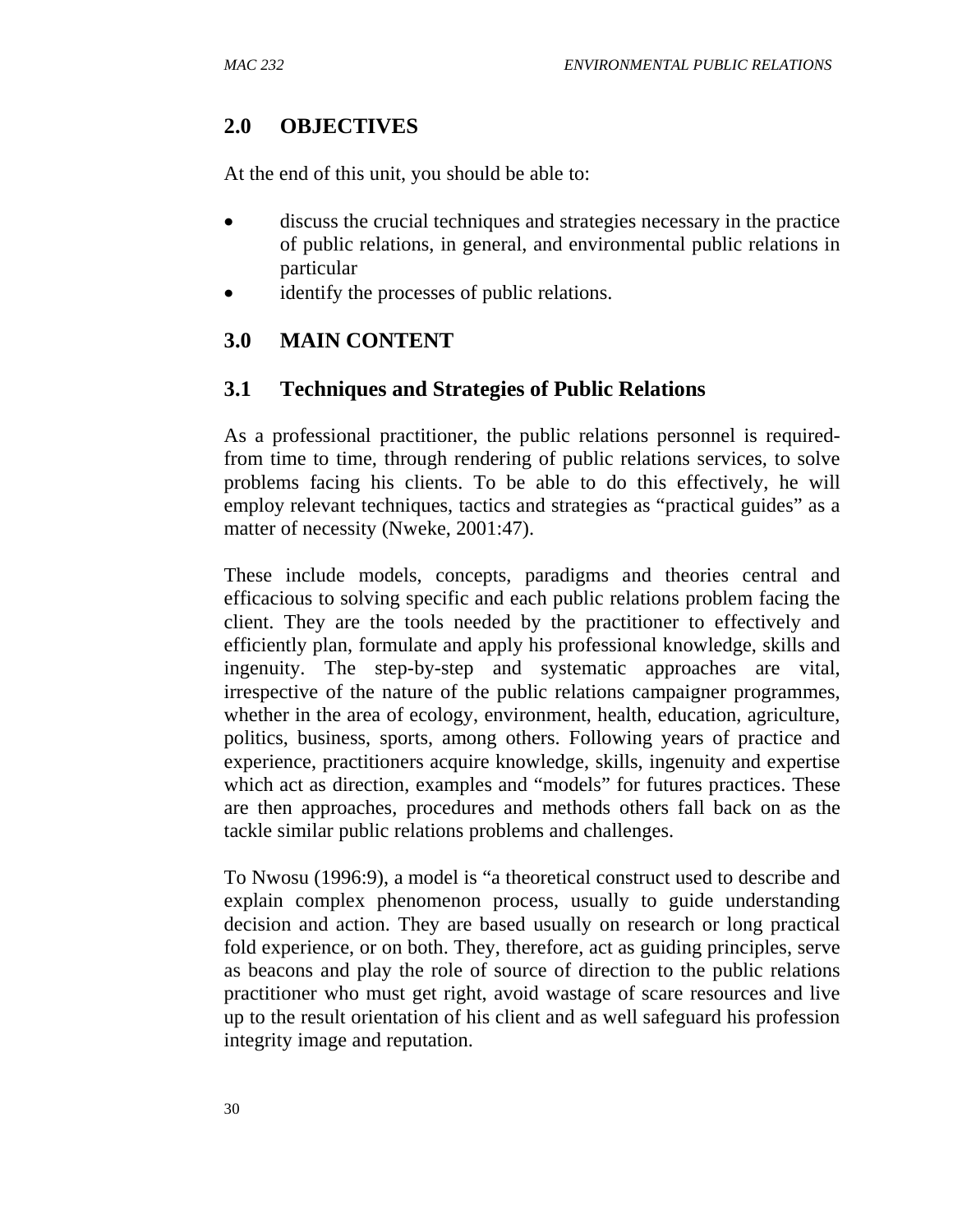## 2.0 OBJECTIVES

At the end of this unit, you should be able to:

- discuss the crucial techniques and strategies necessary in the practice of public relations, in general, and environmental public relations in particular
- identify the processes of public relations.

## 3.0 MAIN CONTENT

### 3.1 Techniques and Strategies of Public Relations

As a professional practitioner, the public relations personnel is required-from time to time, through rendering of public relations services, to solve problems facing his clients. To be able to do this effectively, he will employ relevant techniques, tactics and strategies as "practical guides" as a matter of necessity (Nweke, 2001:47).

These include models, concepts, paradigms and theories central and efficacious to solving specific and each public relations problem facing the client. They are the tools needed by the practitioner to effectively and efficiently plan, formulate and apply his professional knowledge, skills and ingenuity. The step-by-step and systematic approaches are vital, irrespective of the nature of the public relations campaigner programmes, whether in the area of ecology, environment, health, education, agriculture, politics, business, sports, among others. Following years of practice and experience, practitioners acquire knowledge, skills, ingenuity and expertise which act as direction, examples and "models" for futures practices. These are then approaches, procedures and methods others fall back on as the tackle similar public relations problems and challenges.

To Nwosu (1996:9), a model is "a theoretical construct used to describe and explain complex phenomenon process, usually to guide understanding decision and action. They are based usually on research or long practical fold experience, or on both. They, therefore, act as guiding principles, serve as beacons and play the role of source of direction to the public relations practitioner who must get right, avoid wastage of scare resources and live up to the result orientation of his client and as well safeguard his profession integrity image and reputation.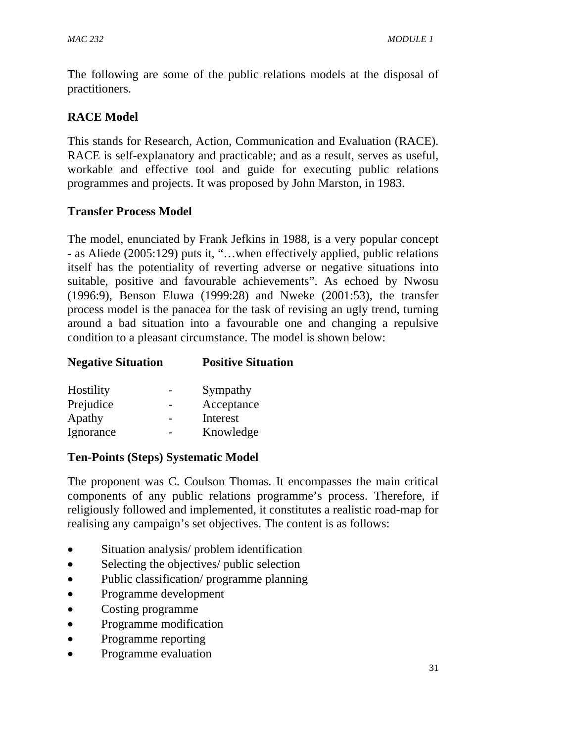The following are some of the public relations models at the disposal of practitioners.

### RACE Model

This stands for Research, Action, Communication and Evaluation (RACE). RACE is self-explanatory and practicable; and as a result, serves as useful, workable and effective tool and guide for executing public relations programmes and projects. It was proposed by John Marston, in 1983.

### Transfer Process Model

The model, enunciated by Frank Jefkins in 1988, is a very popular concept - as Aliede (2005:129) puts it, "…when effectively applied, public relations itself has the potentiality of reverting adverse or negative situations into suitable, positive and favourable achievements". As echoed by Nwosu (1996:9), Benson Eluwa (1999:28) and Nweke (2001:53), the transfer process model is the panacea for the task of revising an ugly trend, turning around a bad situation into a favourable one and changing a repulsive condition to a pleasant circumstance. The model is shown below:

| Negative Situation | | Positive Situation |
|---|---|---|
| Hostility | - | Sympathy |
| Prejudice | - | Acceptance |
| Apathy | - | Interest |
| Ignorance | - | Knowledge |

### Ten-Points (Steps) Systematic Model

The proponent was C. Coulson Thomas. It encompasses the main critical components of any public relations programme's process. Therefore, if religiously followed and implemented, it constitutes a realistic road-map for realising any campaign's set objectives. The content is as follows:

- Situation analysis/ problem identification
- Selecting the objectives/ public selection
- Public classification/ programme planning
- Programme development
- Costing programme
- Programme modification
- Programme reporting
- Programme evaluation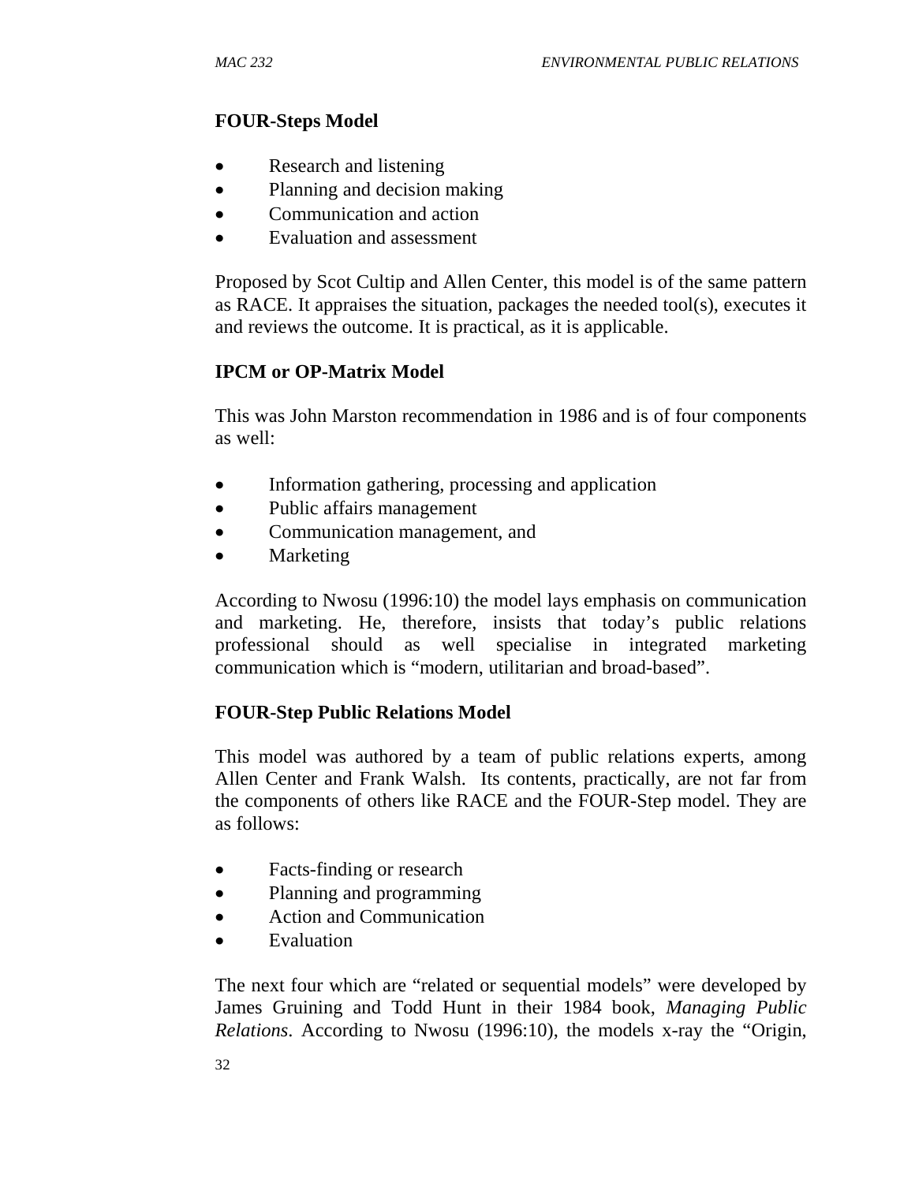**FOUR-Steps Model**

- Research and listening
- Planning and decision making
- Communication and action
- Evaluation and assessment

Proposed by Scot Cultip and Allen Center, this model is of the same pattern as RACE. It appraises the situation, packages the needed tool(s), executes it and reviews the outcome. It is practical, as it is applicable.

**IPCM or OP-Matrix Model**

This was John Marston recommendation in 1986 and is of four components as well:

- Information gathering, processing and application
- Public affairs management
- Communication management, and
- Marketing

According to Nwosu (1996:10) the model lays emphasis on communication and marketing. He, therefore, insists that today's public relations professional should as well specialise in integrated marketing communication which is "modern, utilitarian and broad-based".

**FOUR-Step Public Relations Model**

This model was authored by a team of public relations experts, among Allen Center and Frank Walsh. Its contents, practically, are not far from the components of others like RACE and the FOUR-Step model. They are as follows:

- Facts-finding or research
- Planning and programming
- Action and Communication
- Evaluation

The next four which are "related or sequential models" were developed by James Gruining and Todd Hunt in their 1984 book, *Managing Public Relations*. According to Nwosu (1996:10), the models x-ray the "Origin,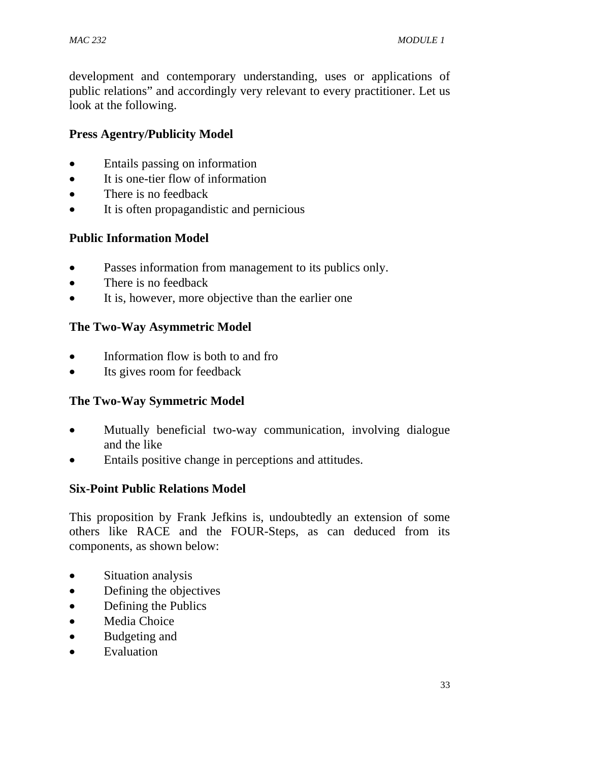development and contemporary understanding, uses or applications of public relations" and accordingly very relevant to every practitioner. Let us look at the following.

**Press Agentry/Publicity Model**

- Entails passing on information
- It is one-tier flow of information
- There is no feedback
- It is often propagandistic and pernicious

**Public Information Model**

- Passes information from management to its publics only.
- There is no feedback
- It is, however, more objective than the earlier one

**The Two-Way Asymmetric Model**

- Information flow is both to and fro
- Its gives room for feedback

**The Two-Way Symmetric Model**

- Mutually beneficial two-way communication, involving dialogue and the like
- Entails positive change in perceptions and attitudes.

**Six-Point Public Relations Model**

This proposition by Frank Jefkins is, undoubtedly an extension of some others like RACE and the FOUR-Steps, as can deduced from its components, as shown below:

- Situation analysis
- Defining the objectives
- Defining the Publics
- Media Choice
- Budgeting and
- Evaluation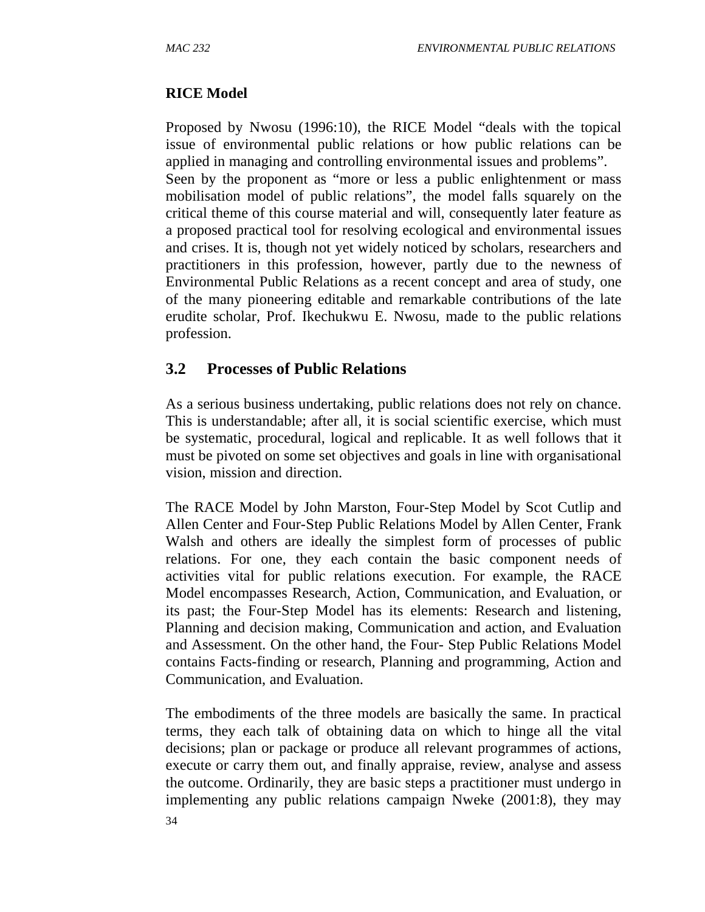**RICE Model**

Proposed by Nwosu (1996:10), the RICE Model "deals with the topical issue of environmental public relations or how public relations can be applied in managing and controlling environmental issues and problems". Seen by the proponent as "more or less a public enlightenment or mass mobilisation model of public relations", the model falls squarely on the critical theme of this course material and will, consequently later feature as a proposed practical tool for resolving ecological and environmental issues and crises. It is, though not yet widely noticed by scholars, researchers and practitioners in this profession, however, partly due to the newness of Environmental Public Relations as a recent concept and area of study, one of the many pioneering editable and remarkable contributions of the late erudite scholar, Prof. Ikechukwu E. Nwosu, made to the public relations profession.

## 3.2 Processes of Public Relations

As a serious business undertaking, public relations does not rely on chance. This is understandable; after all, it is social scientific exercise, which must be systematic, procedural, logical and replicable. It as well follows that it must be pivoted on some set objectives and goals in line with organisational vision, mission and direction.

The RACE Model by John Marston, Four-Step Model by Scot Cutlip and Allen Center and Four-Step Public Relations Model by Allen Center, Frank Walsh and others are ideally the simplest form of processes of public relations. For one, they each contain the basic component needs of activities vital for public relations execution. For example, the RACE Model encompasses Research, Action, Communication, and Evaluation, or its past; the Four-Step Model has its elements: Research and listening, Planning and decision making, Communication and action, and Evaluation and Assessment. On the other hand, the Four- Step Public Relations Model contains Facts-finding or research, Planning and programming, Action and Communication, and Evaluation.

The embodiments of the three models are basically the same. In practical terms, they each talk of obtaining data on which to hinge all the vital decisions; plan or package or produce all relevant programmes of actions, execute or carry them out, and finally appraise, review, analyse and assess the outcome. Ordinarily, they are basic steps a practitioner must undergo in implementing any public relations campaign Nweke (2001:8), they may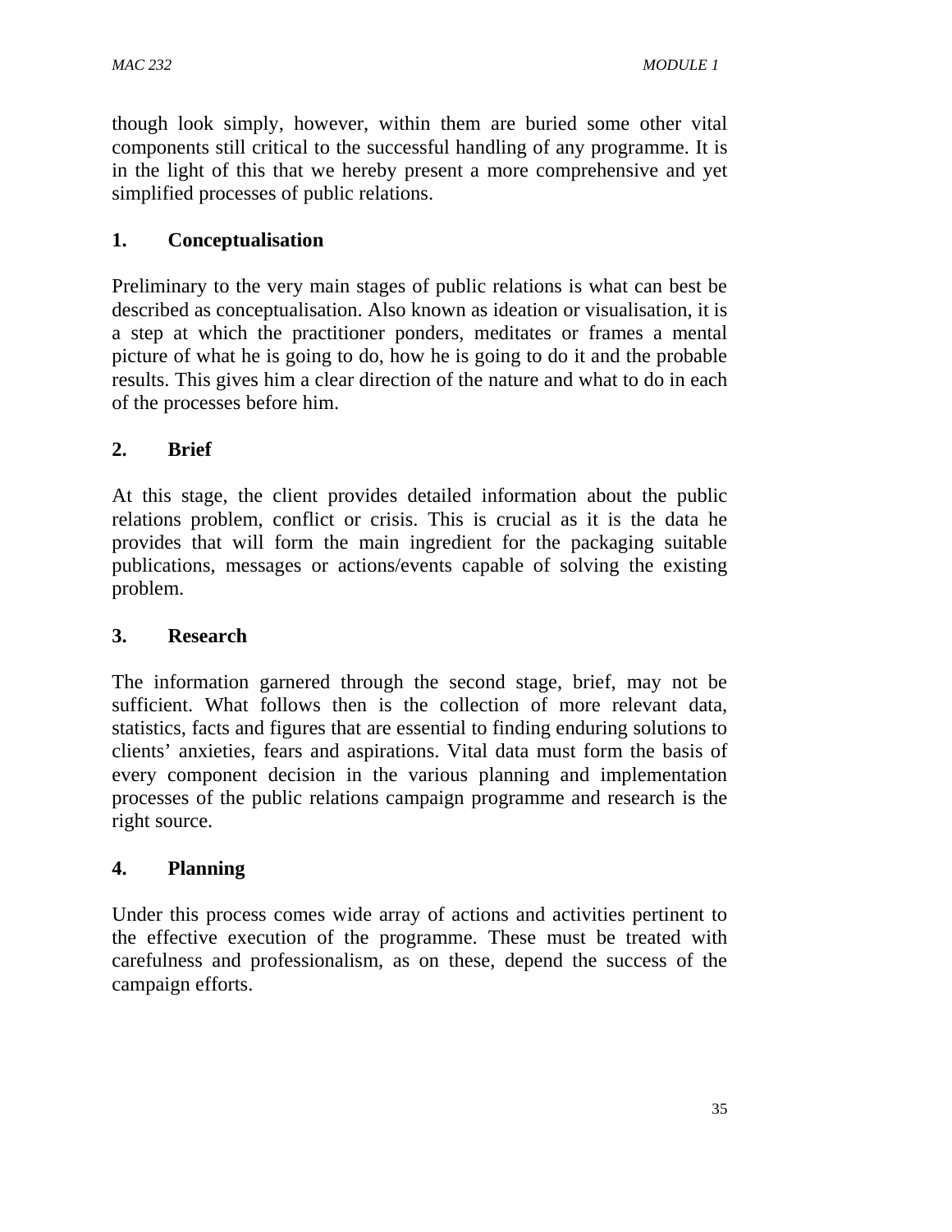though look simply, however, within them are buried some other vital components still critical to the successful handling of any programme. It is in the light of this that we hereby present a more comprehensive and yet simplified processes of public relations.

**1. Conceptualisation**

Preliminary to the very main stages of public relations is what can best be described as conceptualisation. Also known as ideation or visualisation, it is a step at which the practitioner ponders, meditates or frames a mental picture of what he is going to do, how he is going to do it and the probable results. This gives him a clear direction of the nature and what to do in each of the processes before him.

**2. Brief**

At this stage, the client provides detailed information about the public relations problem, conflict or crisis. This is crucial as it is the data he provides that will form the main ingredient for the packaging suitable publications, messages or actions/events capable of solving the existing problem.

**3. Research**

The information garnered through the second stage, brief, may not be sufficient. What follows then is the collection of more relevant data, statistics, facts and figures that are essential to finding enduring solutions to clients' anxieties, fears and aspirations. Vital data must form the basis of every component decision in the various planning and implementation processes of the public relations campaign programme and research is the right source.

**4. Planning**

Under this process comes wide array of actions and activities pertinent to the effective execution of the programme. These must be treated with carefulness and professionalism, as on these, depend the success of the campaign efforts.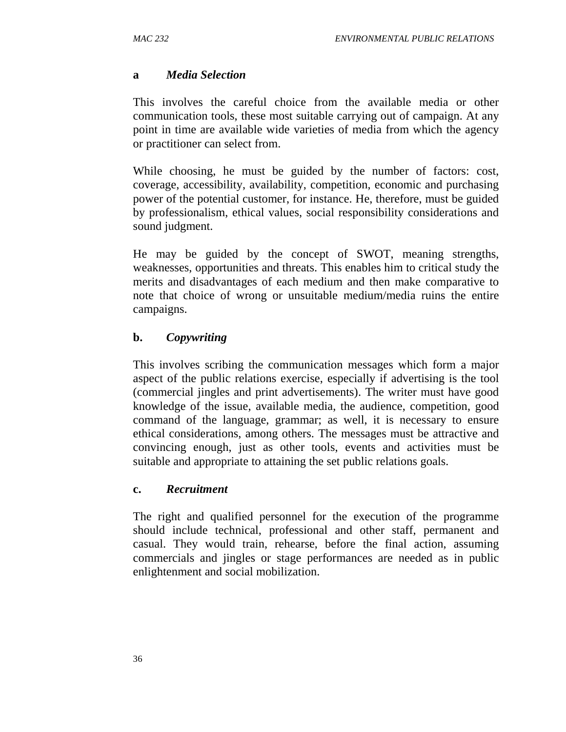**a** ***Media Selection***

This involves the careful choice from the available media or other communication tools, these most suitable carrying out of campaign. At any point in time are available wide varieties of media from which the agency or practitioner can select from.

While choosing, he must be guided by the number of factors: cost, coverage, accessibility, availability, competition, economic and purchasing power of the potential customer, for instance. He, therefore, must be guided by professionalism, ethical values, social responsibility considerations and sound judgment.

He may be guided by the concept of SWOT, meaning strengths, weaknesses, opportunities and threats. This enables him to critical study the merits and disadvantages of each medium and then make comparative to note that choice of wrong or unsuitable medium/media ruins the entire campaigns.

**b.** ***Copywriting***

This involves scribing the communication messages which form a major aspect of the public relations exercise, especially if advertising is the tool (commercial jingles and print advertisements). The writer must have good knowledge of the issue, available media, the audience, competition, good command of the language, grammar; as well, it is necessary to ensure ethical considerations, among others. The messages must be attractive and convincing enough, just as other tools, events and activities must be suitable and appropriate to attaining the set public relations goals.

**c.** ***Recruitment***

The right and qualified personnel for the execution of the programme should include technical, professional and other staff, permanent and casual. They would train, rehearse, before the final action, assuming commercials and jingles or stage performances are needed as in public enlightenment and social mobilization.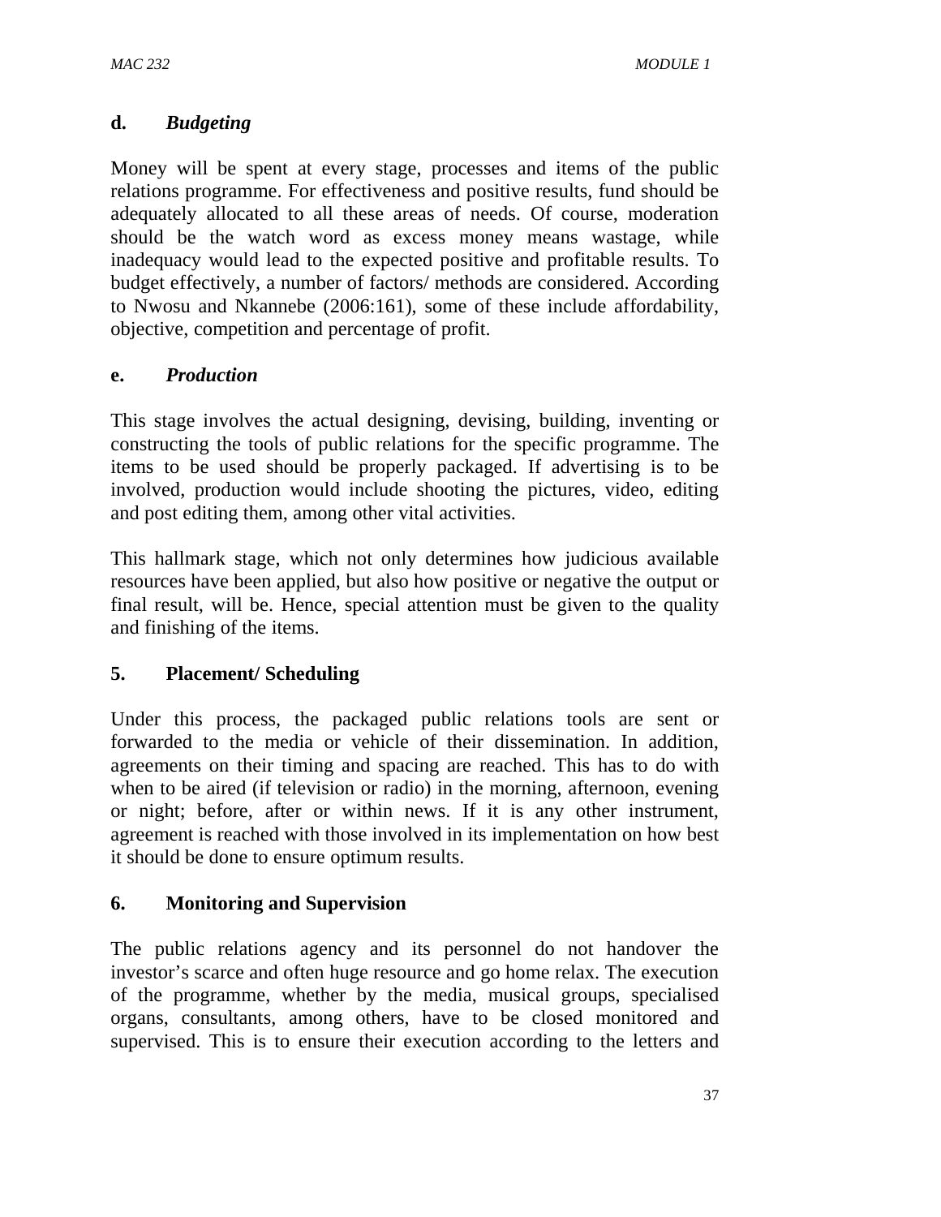**d.** ***Budgeting***

Money will be spent at every stage, processes and items of the public relations programme. For effectiveness and positive results, fund should be adequately allocated to all these areas of needs. Of course, moderation should be the watch word as excess money means wastage, while inadequacy would lead to the expected positive and profitable results. To budget effectively, a number of factors/ methods are considered. According to Nwosu and Nkannebe (2006:161), some of these include affordability, objective, competition and percentage of profit.

**e.** ***Production***

This stage involves the actual designing, devising, building, inventing or constructing the tools of public relations for the specific programme. The items to be used should be properly packaged. If advertising is to be involved, production would include shooting the pictures, video, editing and post editing them, among other vital activities.

This hallmark stage, which not only determines how judicious available resources have been applied, but also how positive or negative the output or final result, will be. Hence, special attention must be given to the quality and finishing of the items.

**5. Placement/ Scheduling**

Under this process, the packaged public relations tools are sent or forwarded to the media or vehicle of their dissemination. In addition, agreements on their timing and spacing are reached. This has to do with when to be aired (if television or radio) in the morning, afternoon, evening or night; before, after or within news. If it is any other instrument, agreement is reached with those involved in its implementation on how best it should be done to ensure optimum results.

**6. Monitoring and Supervision**

The public relations agency and its personnel do not handover the investor's scarce and often huge resource and go home relax. The execution of the programme, whether by the media, musical groups, specialised organs, consultants, among others, have to be closed monitored and supervised. This is to ensure their execution according to the letters and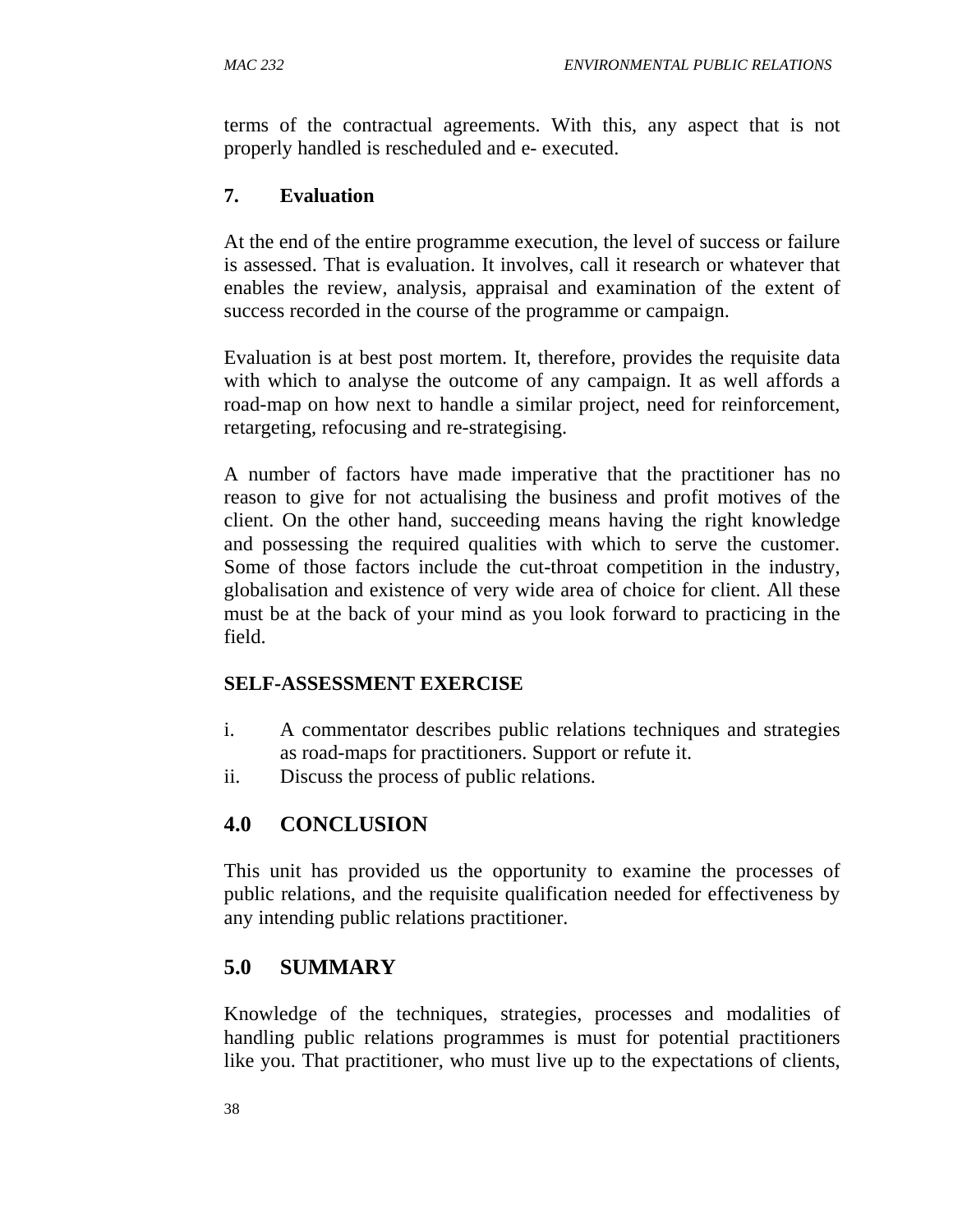terms of the contractual agreements. With this, any aspect that is not properly handled is rescheduled and e- executed.

### 7. Evaluation

At the end of the entire programme execution, the level of success or failure is assessed. That is evaluation. It involves, call it research or whatever that enables the review, analysis, appraisal and examination of the extent of success recorded in the course of the programme or campaign.

Evaluation is at best post mortem. It, therefore, provides the requisite data with which to analyse the outcome of any campaign. It as well affords a road-map on how next to handle a similar project, need for reinforcement, retargeting, refocusing and re-strategising.

A number of factors have made imperative that the practitioner has no reason to give for not actualising the business and profit motives of the client. On the other hand, succeeding means having the right knowledge and possessing the required qualities with which to serve the customer. Some of those factors include the cut-throat competition in the industry, globalisation and existence of very wide area of choice for client. All these must be at the back of your mind as you look forward to practicing in the field.

**SELF-ASSESSMENT EXERCISE**

i. A commentator describes public relations techniques and strategies as road-maps for practitioners. Support or refute it.
ii. Discuss the process of public relations.

## 4.0 CONCLUSION

This unit has provided us the opportunity to examine the processes of public relations, and the requisite qualification needed for effectiveness by any intending public relations practitioner.

## 5.0 SUMMARY

Knowledge of the techniques, strategies, processes and modalities of handling public relations programmes is must for potential practitioners like you. That practitioner, who must live up to the expectations of clients,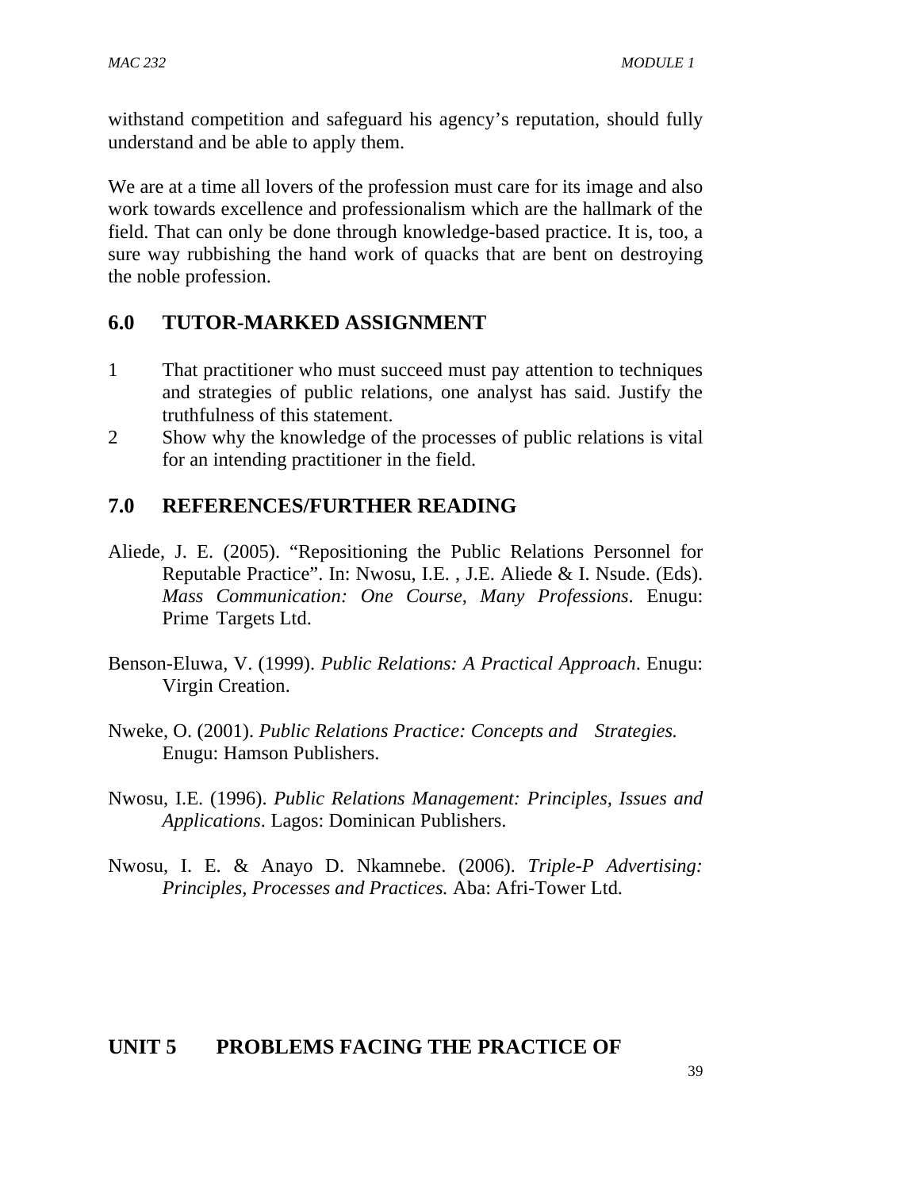withstand competition and safeguard his agency's reputation, should fully understand and be able to apply them.

We are at a time all lovers of the profession must care for its image and also work towards excellence and professionalism which are the hallmark of the field. That can only be done through knowledge-based practice. It is, too, a sure way rubbishing the hand work of quacks that are bent on destroying the noble profession.

## 6.0 TUTOR-MARKED ASSIGNMENT

1. That practitioner who must succeed must pay attention to techniques and strategies of public relations, one analyst has said. Justify the truthfulness of this statement.
2. Show why the knowledge of the processes of public relations is vital for an intending practitioner in the field.

## 7.0 REFERENCES/FURTHER READING

Aliede, J. E. (2005). "Repositioning the Public Relations Personnel for Reputable Practice". In: Nwosu, I.E. , J.E. Aliede & I. Nsude. (Eds). *Mass Communication: One Course, Many Professions*. Enugu: Prime Targets Ltd.

Benson-Eluwa, V. (1999). *Public Relations: A Practical Approach*. Enugu: Virgin Creation.

Nweke, O. (2001). *Public Relations Practice: Concepts and Strategies.* Enugu: Hamson Publishers.

Nwosu, I.E. (1996). *Public Relations Management: Principles, Issues and Applications*. Lagos: Dominican Publishers.

Nwosu, I. E. & Anayo D. Nkamnebe. (2006). *Triple-P Advertising: Principles, Processes and Practices.* Aba: Afri-Tower Ltd.

# UNIT 5 PROBLEMS FACING THE PRACTICE OF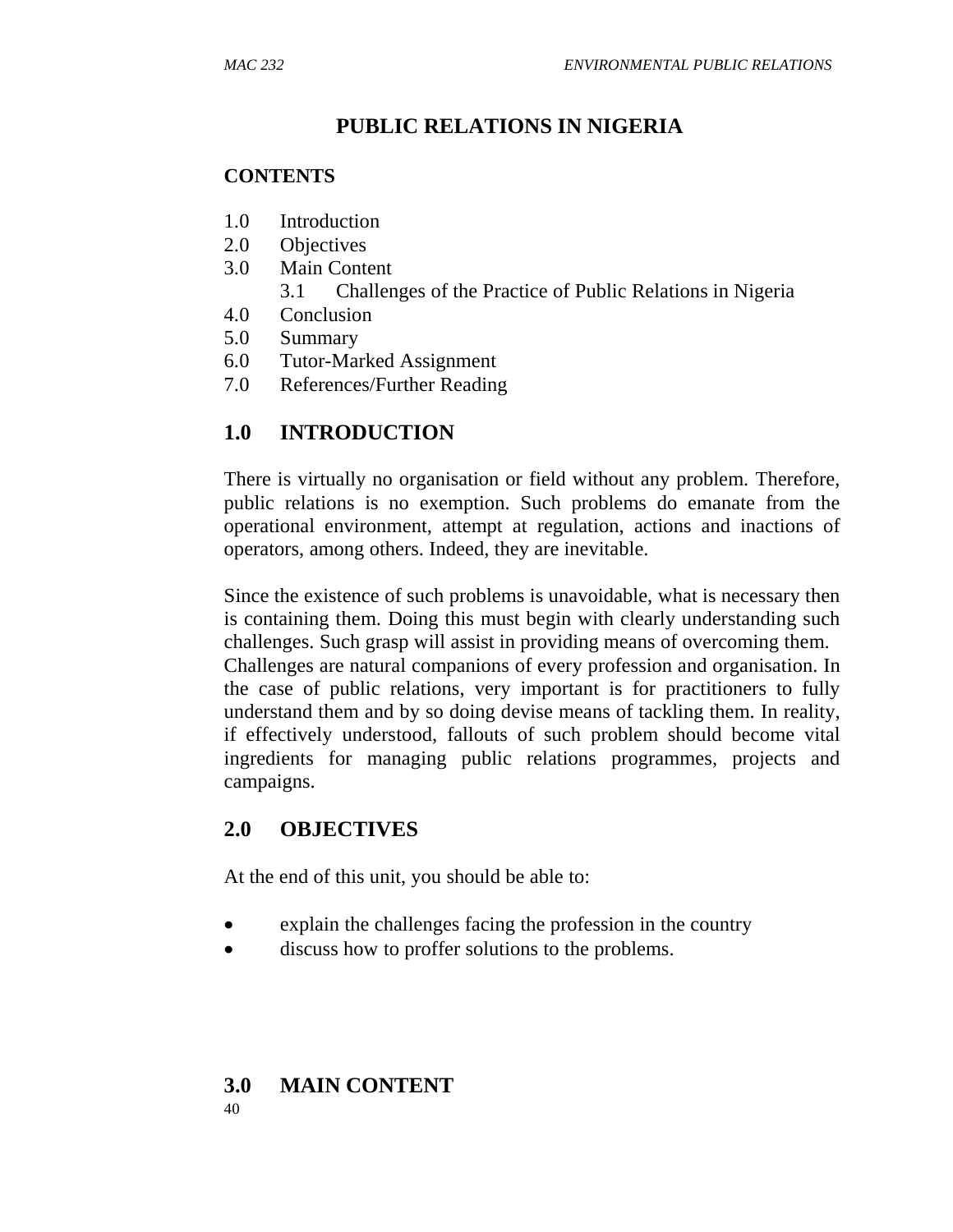# PUBLIC RELATIONS IN NIGERIA

**CONTENTS**

1.0 Introduction
2.0 Objectives
3.0 Main Content
   3.1 Challenges of the Practice of Public Relations in Nigeria
4.0 Conclusion
5.0 Summary
6.0 Tutor-Marked Assignment
7.0 References/Further Reading

## 1.0 INTRODUCTION

There is virtually no organisation or field without any problem. Therefore, public relations is no exemption. Such problems do emanate from the operational environment, attempt at regulation, actions and inactions of operators, among others. Indeed, they are inevitable.

Since the existence of such problems is unavoidable, what is necessary then is containing them. Doing this must begin with clearly understanding such challenges. Such grasp will assist in providing means of overcoming them. Challenges are natural companions of every profession and organisation. In the case of public relations, very important is for practitioners to fully understand them and by so doing devise means of tackling them. In reality, if effectively understood, fallouts of such problem should become vital ingredients for managing public relations programmes, projects and campaigns.

## 2.0 OBJECTIVES

At the end of this unit, you should be able to:

- explain the challenges facing the profession in the country
- discuss how to proffer solutions to the problems.

## 3.0 MAIN CONTENT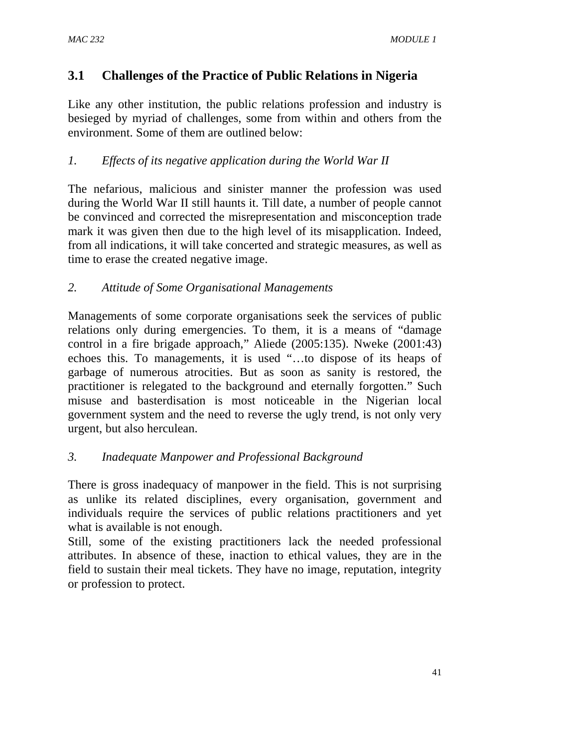## 3.1 Challenges of the Practice of Public Relations in Nigeria

Like any other institution, the public relations profession and industry is besieged by myriad of challenges, some from within and others from the environment. Some of them are outlined below:

*1. Effects of its negative application during the World War II*

The nefarious, malicious and sinister manner the profession was used during the World War II still haunts it. Till date, a number of people cannot be convinced and corrected the misrepresentation and misconception trade mark it was given then due to the high level of its misapplication. Indeed, from all indications, it will take concerted and strategic measures, as well as time to erase the created negative image.

*2. Attitude of Some Organisational Managements*

Managements of some corporate organisations seek the services of public relations only during emergencies. To them, it is a means of "damage control in a fire brigade approach," Aliede (2005:135). Nweke (2001:43) echoes this. To managements, it is used "…to dispose of its heaps of garbage of numerous atrocities. But as soon as sanity is restored, the practitioner is relegated to the background and eternally forgotten." Such misuse and basterdisation is most noticeable in the Nigerian local government system and the need to reverse the ugly trend, is not only very urgent, but also herculean.

*3. Inadequate Manpower and Professional Background*

There is gross inadequacy of manpower in the field. This is not surprising as unlike its related disciplines, every organisation, government and individuals require the services of public relations practitioners and yet what is available is not enough.

Still, some of the existing practitioners lack the needed professional attributes. In absence of these, inaction to ethical values, they are in the field to sustain their meal tickets. They have no image, reputation, integrity or profession to protect.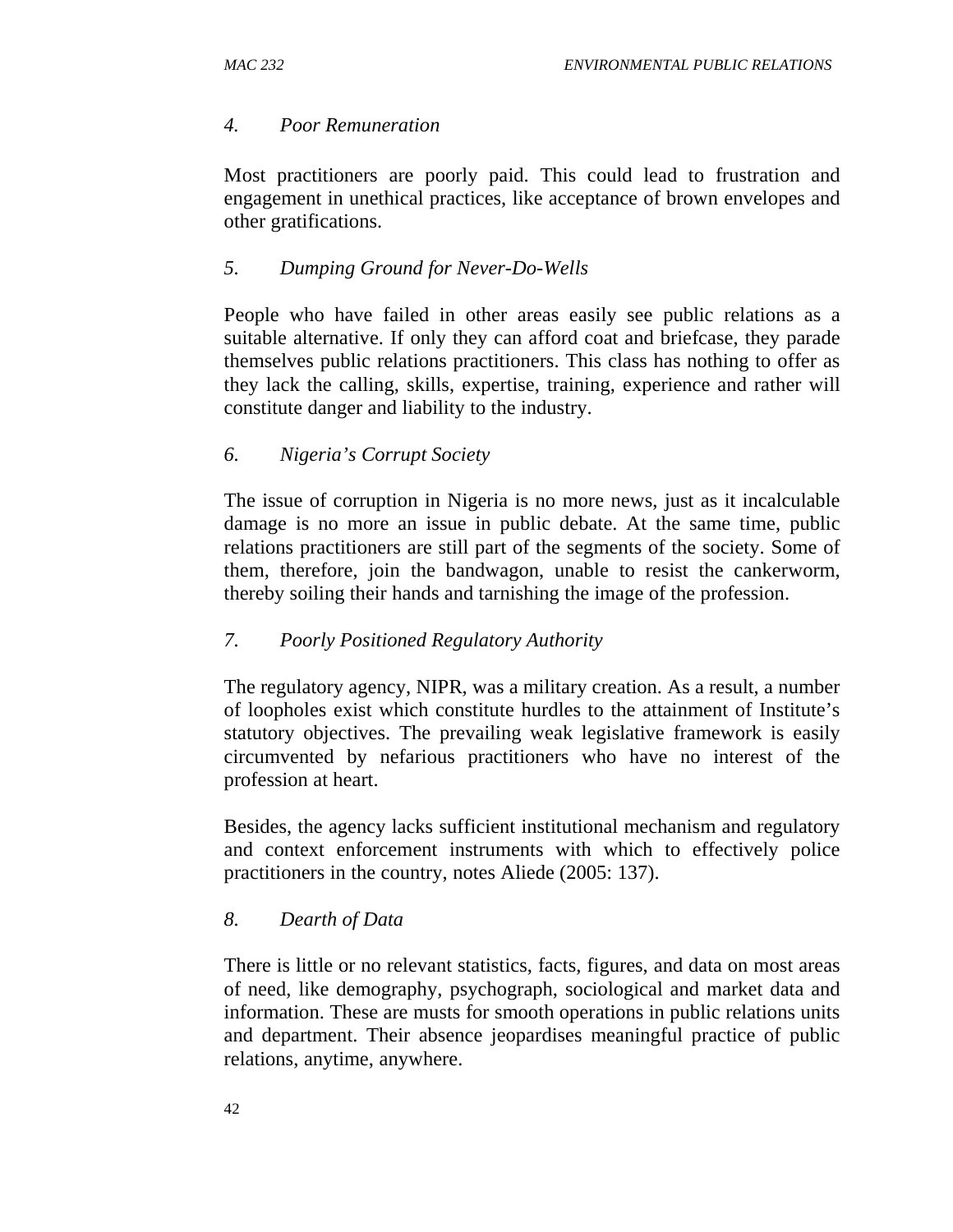*4. Poor Remuneration*

Most practitioners are poorly paid. This could lead to frustration and engagement in unethical practices, like acceptance of brown envelopes and other gratifications.

*5. Dumping Ground for Never-Do-Wells*

People who have failed in other areas easily see public relations as a suitable alternative. If only they can afford coat and briefcase, they parade themselves public relations practitioners. This class has nothing to offer as they lack the calling, skills, expertise, training, experience and rather will constitute danger and liability to the industry.

*6. Nigeria's Corrupt Society*

The issue of corruption in Nigeria is no more news, just as it incalculable damage is no more an issue in public debate. At the same time, public relations practitioners are still part of the segments of the society. Some of them, therefore, join the bandwagon, unable to resist the cankerworm, thereby soiling their hands and tarnishing the image of the profession.

*7. Poorly Positioned Regulatory Authority*

The regulatory agency, NIPR, was a military creation. As a result, a number of loopholes exist which constitute hurdles to the attainment of Institute's statutory objectives. The prevailing weak legislative framework is easily circumvented by nefarious practitioners who have no interest of the profession at heart.

Besides, the agency lacks sufficient institutional mechanism and regulatory and context enforcement instruments with which to effectively police practitioners in the country, notes Aliede (2005: 137).

*8. Dearth of Data*

There is little or no relevant statistics, facts, figures, and data on most areas of need, like demography, psychograph, sociological and market data and information. These are musts for smooth operations in public relations units and department. Their absence jeopardises meaningful practice of public relations, anytime, anywhere.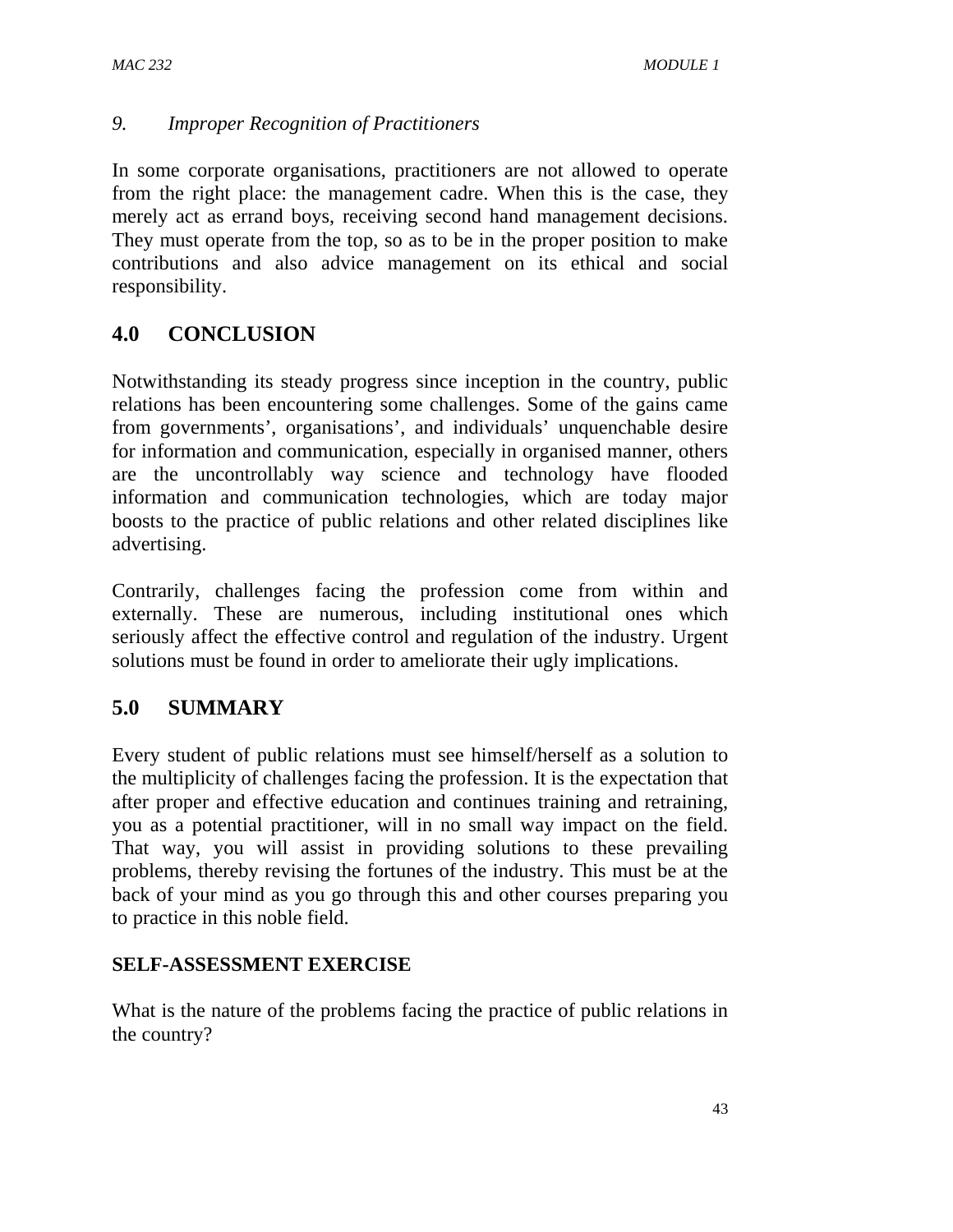*9. Improper Recognition of Practitioners*

In some corporate organisations, practitioners are not allowed to operate from the right place: the management cadre. When this is the case, they merely act as errand boys, receiving second hand management decisions. They must operate from the top, so as to be in the proper position to make contributions and also advice management on its ethical and social responsibility.

## 4.0 CONCLUSION

Notwithstanding its steady progress since inception in the country, public relations has been encountering some challenges. Some of the gains came from governments', organisations', and individuals' unquenchable desire for information and communication, especially in organised manner, others are the uncontrollably way science and technology have flooded information and communication technologies, which are today major boosts to the practice of public relations and other related disciplines like advertising.

Contrarily, challenges facing the profession come from within and externally. These are numerous, including institutional ones which seriously affect the effective control and regulation of the industry. Urgent solutions must be found in order to ameliorate their ugly implications.

## 5.0 SUMMARY

Every student of public relations must see himself/herself as a solution to the multiplicity of challenges facing the profession. It is the expectation that after proper and effective education and continues training and retraining, you as a potential practitioner, will in no small way impact on the field. That way, you will assist in providing solutions to these prevailing problems, thereby revising the fortunes of the industry. This must be at the back of your mind as you go through this and other courses preparing you to practice in this noble field.

**SELF-ASSESSMENT EXERCISE**

What is the nature of the problems facing the practice of public relations in the country?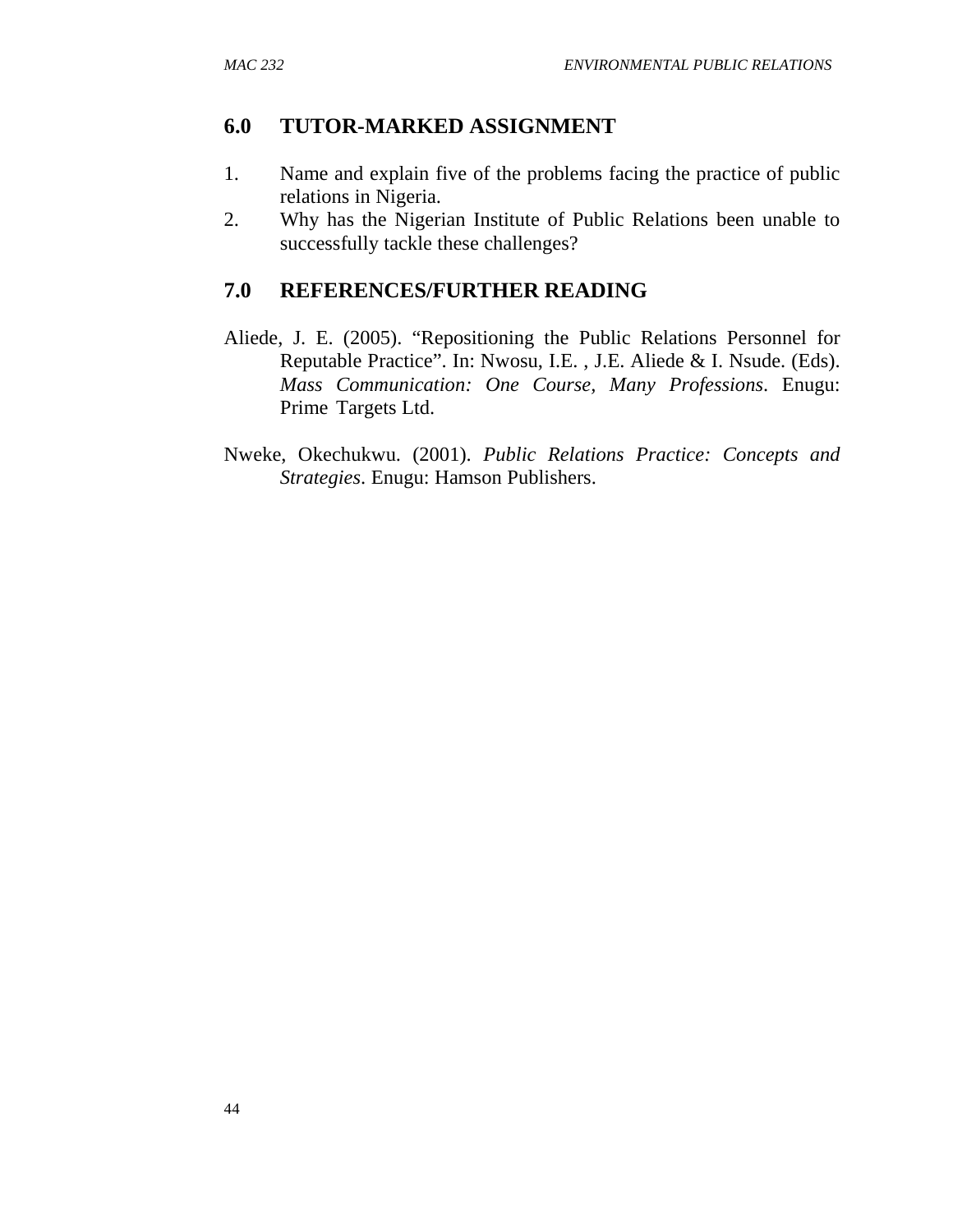## 6.0 TUTOR-MARKED ASSIGNMENT

1. Name and explain five of the problems facing the practice of public relations in Nigeria.
2. Why has the Nigerian Institute of Public Relations been unable to successfully tackle these challenges?

## 7.0 REFERENCES/FURTHER READING

Aliede, J. E. (2005). "Repositioning the Public Relations Personnel for Reputable Practice". In: Nwosu, I.E. , J.E. Aliede & I. Nsude. (Eds). *Mass Communication: One Course, Many Professions*. Enugu: Prime Targets Ltd.

Nweke, Okechukwu. (2001). *Public Relations Practice: Concepts and Strategies*. Enugu: Hamson Publishers.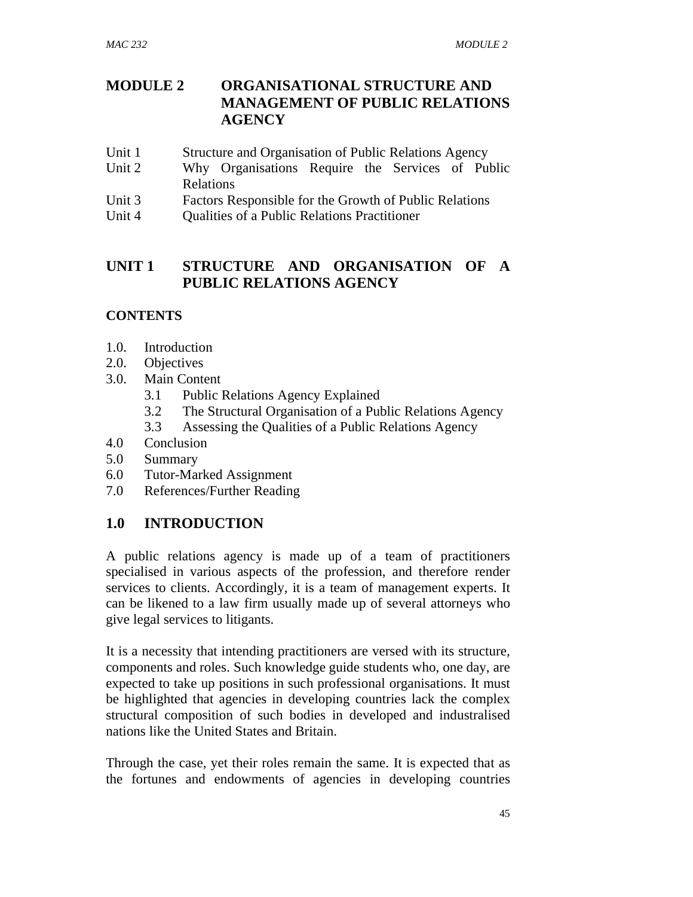# MODULE 2 ORGANISATIONAL STRUCTURE AND MANAGEMENT OF PUBLIC RELATIONS AGENCY

Unit 1 Structure and Organisation of Public Relations Agency
Unit 2 Why Organisations Require the Services of Public Relations
Unit 3 Factors Responsible for the Growth of Public Relations
Unit 4 Qualities of a Public Relations Practitioner

## UNIT 1 STRUCTURE AND ORGANISATION OF A PUBLIC RELATIONS AGENCY

### CONTENTS

1.0. Introduction
2.0. Objectives
3.0. Main Content
    3.1 Public Relations Agency Explained
    3.2 The Structural Organisation of a Public Relations Agency
    3.3 Assessing the Qualities of a Public Relations Agency
4.0 Conclusion
5.0 Summary
6.0 Tutor-Marked Assignment
7.0 References/Further Reading

## 1.0 INTRODUCTION

A public relations agency is made up of a team of practitioners specialised in various aspects of the profession, and therefore render services to clients. Accordingly, it is a team of management experts. It can be likened to a law firm usually made up of several attorneys who give legal services to litigants.

It is a necessity that intending practitioners are versed with its structure, components and roles. Such knowledge guide students who, one day, are expected to take up positions in such professional organisations. It must be highlighted that agencies in developing countries lack the complex structural composition of such bodies in developed and industralised nations like the United States and Britain.

Through the case, yet their roles remain the same. It is expected that as the fortunes and endowments of agencies in developing countries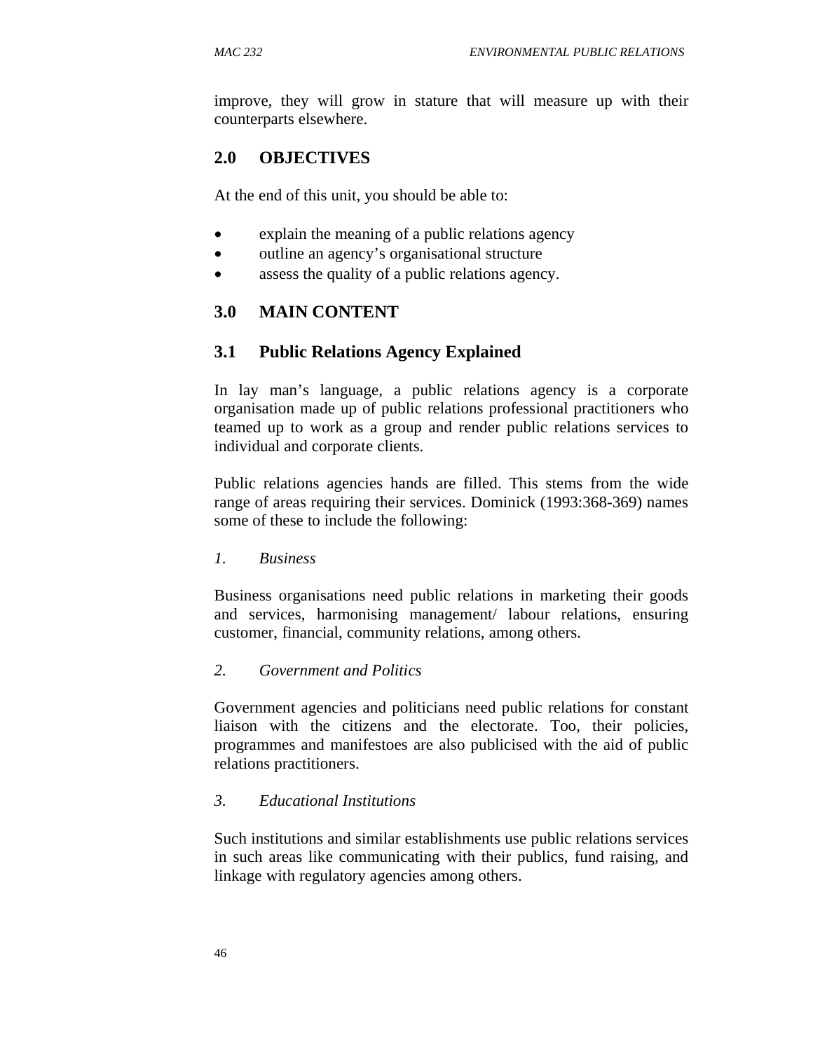improve, they will grow in stature that will measure up with their counterparts elsewhere.

## 2.0 OBJECTIVES

At the end of this unit, you should be able to:

- explain the meaning of a public relations agency
- outline an agency's organisational structure
- assess the quality of a public relations agency.

## 3.0 MAIN CONTENT

### 3.1 Public Relations Agency Explained

In lay man's language, a public relations agency is a corporate organisation made up of public relations professional practitioners who teamed up to work as a group and render public relations services to individual and corporate clients.

Public relations agencies hands are filled. This stems from the wide range of areas requiring their services. Dominick (1993:368-369) names some of these to include the following:

*1. Business*

Business organisations need public relations in marketing their goods and services, harmonising management/ labour relations, ensuring customer, financial, community relations, among others.

*2. Government and Politics*

Government agencies and politicians need public relations for constant liaison with the citizens and the electorate. Too, their policies, programmes and manifestoes are also publicised with the aid of public relations practitioners.

*3. Educational Institutions*

Such institutions and similar establishments use public relations services in such areas like communicating with their publics, fund raising, and linkage with regulatory agencies among others.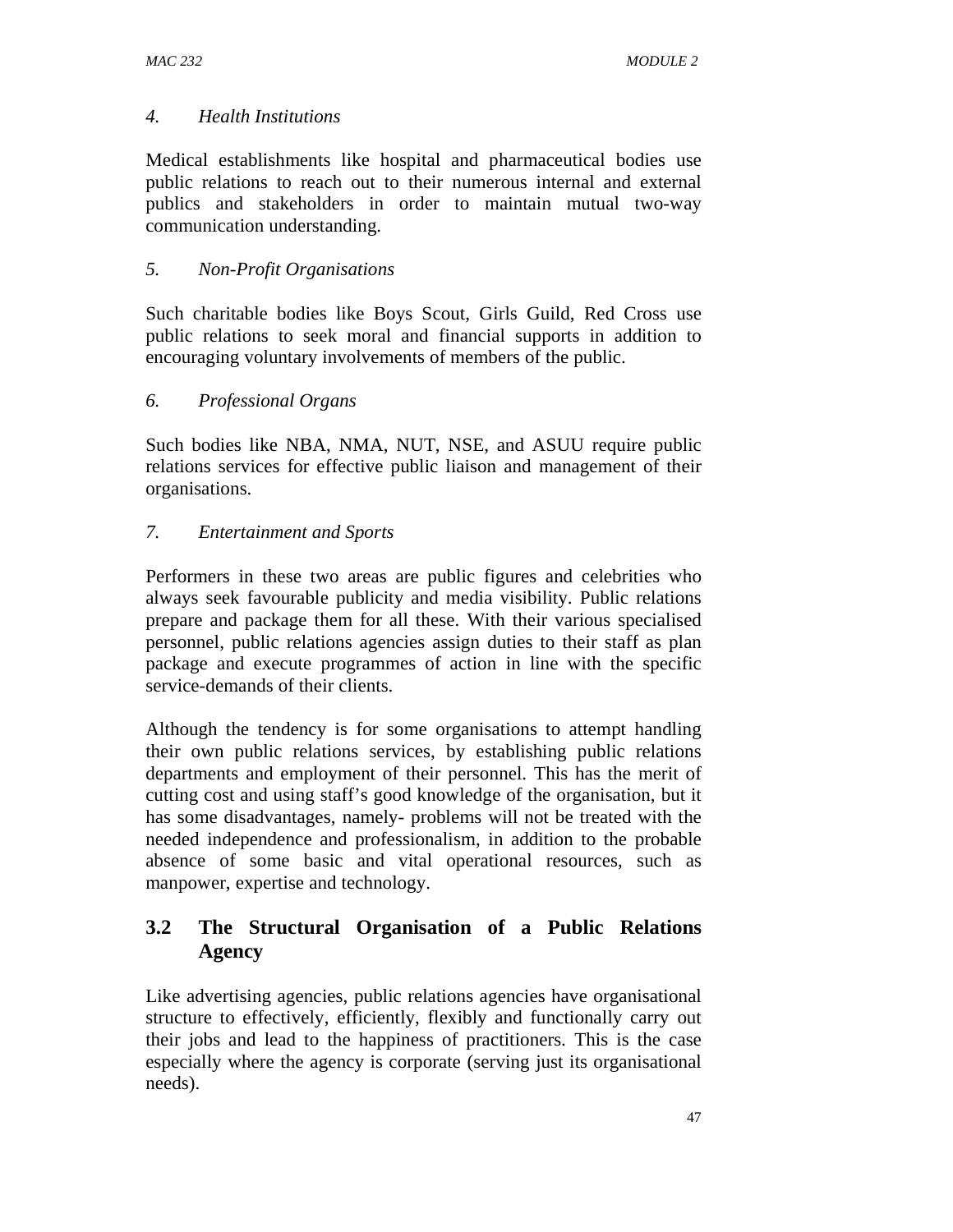*4. Health Institutions*

Medical establishments like hospital and pharmaceutical bodies use public relations to reach out to their numerous internal and external publics and stakeholders in order to maintain mutual two-way communication understanding.

*5. Non-Profit Organisations*

Such charitable bodies like Boys Scout, Girls Guild, Red Cross use public relations to seek moral and financial supports in addition to encouraging voluntary involvements of members of the public.

*6. Professional Organs*

Such bodies like NBA, NMA, NUT, NSE, and ASUU require public relations services for effective public liaison and management of their organisations.

*7. Entertainment and Sports*

Performers in these two areas are public figures and celebrities who always seek favourable publicity and media visibility. Public relations prepare and package them for all these. With their various specialised personnel, public relations agencies assign duties to their staff as plan package and execute programmes of action in line with the specific service-demands of their clients.

Although the tendency is for some organisations to attempt handling their own public relations services, by establishing public relations departments and employment of their personnel. This has the merit of cutting cost and using staff's good knowledge of the organisation, but it has some disadvantages, namely- problems will not be treated with the needed independence and professionalism, in addition to the probable absence of some basic and vital operational resources, such as manpower, expertise and technology.

## 3.2 The Structural Organisation of a Public Relations Agency

Like advertising agencies, public relations agencies have organisational structure to effectively, efficiently, flexibly and functionally carry out their jobs and lead to the happiness of practitioners. This is the case especially where the agency is corporate (serving just its organisational needs).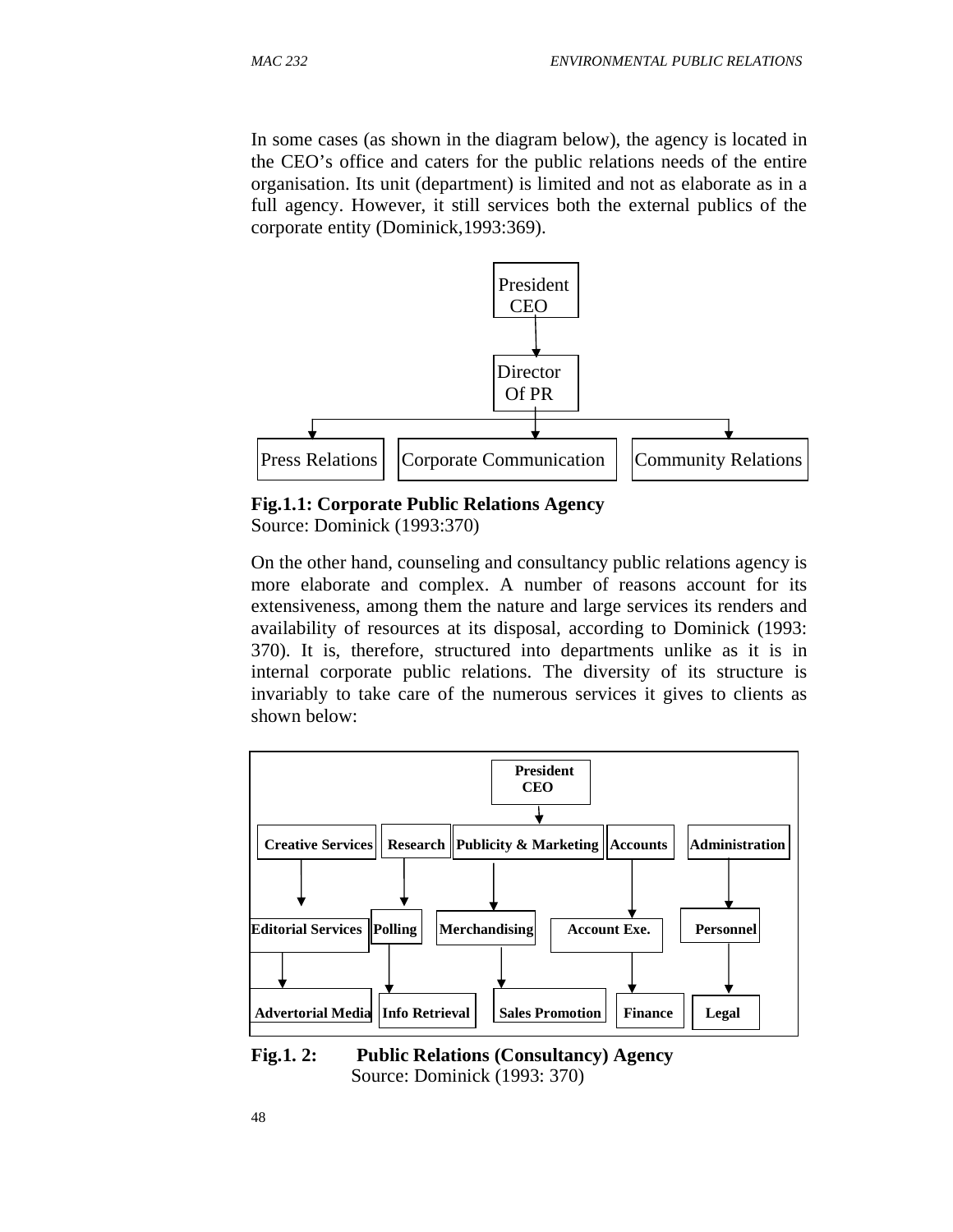In some cases (as shown in the diagram below), the agency is located in the CEO's office and caters for the public relations needs of the entire organisation. Its unit (department) is limited and not as elaborate as in a full agency. However, it still services both the external publics of the corporate entity (Dominick,1993:369).

President CEO
↓
Director Of PR
↓
Press Relations | Corporate Communication | Community Relations

**Fig.1.1: Corporate Public Relations Agency**
Source: Dominick (1993:370)

On the other hand, counseling and consultancy public relations agency is more elaborate and complex. A number of reasons account for its extensiveness, among them the nature and large services its renders and availability of resources at its disposal, according to Dominick (1993: 370). It is, therefore, structured into departments unlike as it is in internal corporate public relations. The diversity of its structure is invariably to take care of the numerous services it gives to clients as shown below:

**President CEO**
↓

| Creative Services | Research | Publicity & Marketing | Accounts | Administration |
|---|---|---|---|---|
| Editorial Services | Polling | Merchandising | Account Exe. | Personnel |
| Advertorial Media | Info Retrieval | Sales Promotion | Finance | Legal |

**Fig.1. 2: Public Relations (Consultancy) Agency**
Source: Dominick (1993: 370)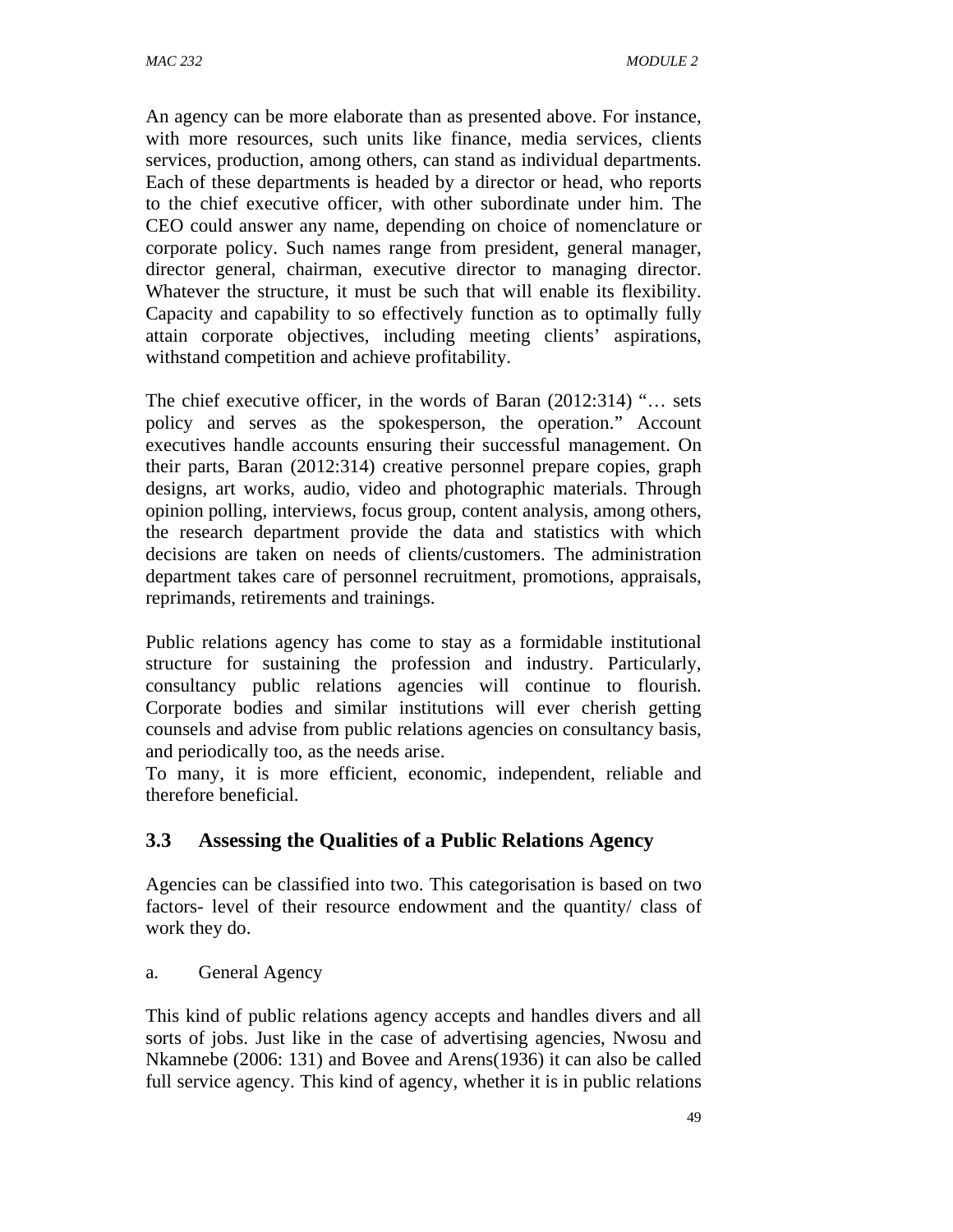An agency can be more elaborate than as presented above. For instance, with more resources, such units like finance, media services, clients services, production, among others, can stand as individual departments. Each of these departments is headed by a director or head, who reports to the chief executive officer, with other subordinate under him. The CEO could answer any name, depending on choice of nomenclature or corporate policy. Such names range from president, general manager, director general, chairman, executive director to managing director. Whatever the structure, it must be such that will enable its flexibility. Capacity and capability to so effectively function as to optimally fully attain corporate objectives, including meeting clients' aspirations, withstand competition and achieve profitability.

The chief executive officer, in the words of Baran (2012:314) "… sets policy and serves as the spokesperson, the operation." Account executives handle accounts ensuring their successful management. On their parts, Baran (2012:314) creative personnel prepare copies, graph designs, art works, audio, video and photographic materials. Through opinion polling, interviews, focus group, content analysis, among others, the research department provide the data and statistics with which decisions are taken on needs of clients/customers. The administration department takes care of personnel recruitment, promotions, appraisals, reprimands, retirements and trainings.

Public relations agency has come to stay as a formidable institutional structure for sustaining the profession and industry. Particularly, consultancy public relations agencies will continue to flourish. Corporate bodies and similar institutions will ever cherish getting counsels and advise from public relations agencies on consultancy basis, and periodically too, as the needs arise.
To many, it is more efficient, economic, independent, reliable and therefore beneficial.

## 3.3 Assessing the Qualities of a Public Relations Agency

Agencies can be classified into two. This categorisation is based on two factors- level of their resource endowment and the quantity/ class of work they do.

a. General Agency

This kind of public relations agency accepts and handles divers and all sorts of jobs. Just like in the case of advertising agencies, Nwosu and Nkamnebe (2006: 131) and Bovee and Arens(1936) it can also be called full service agency. This kind of agency, whether it is in public relations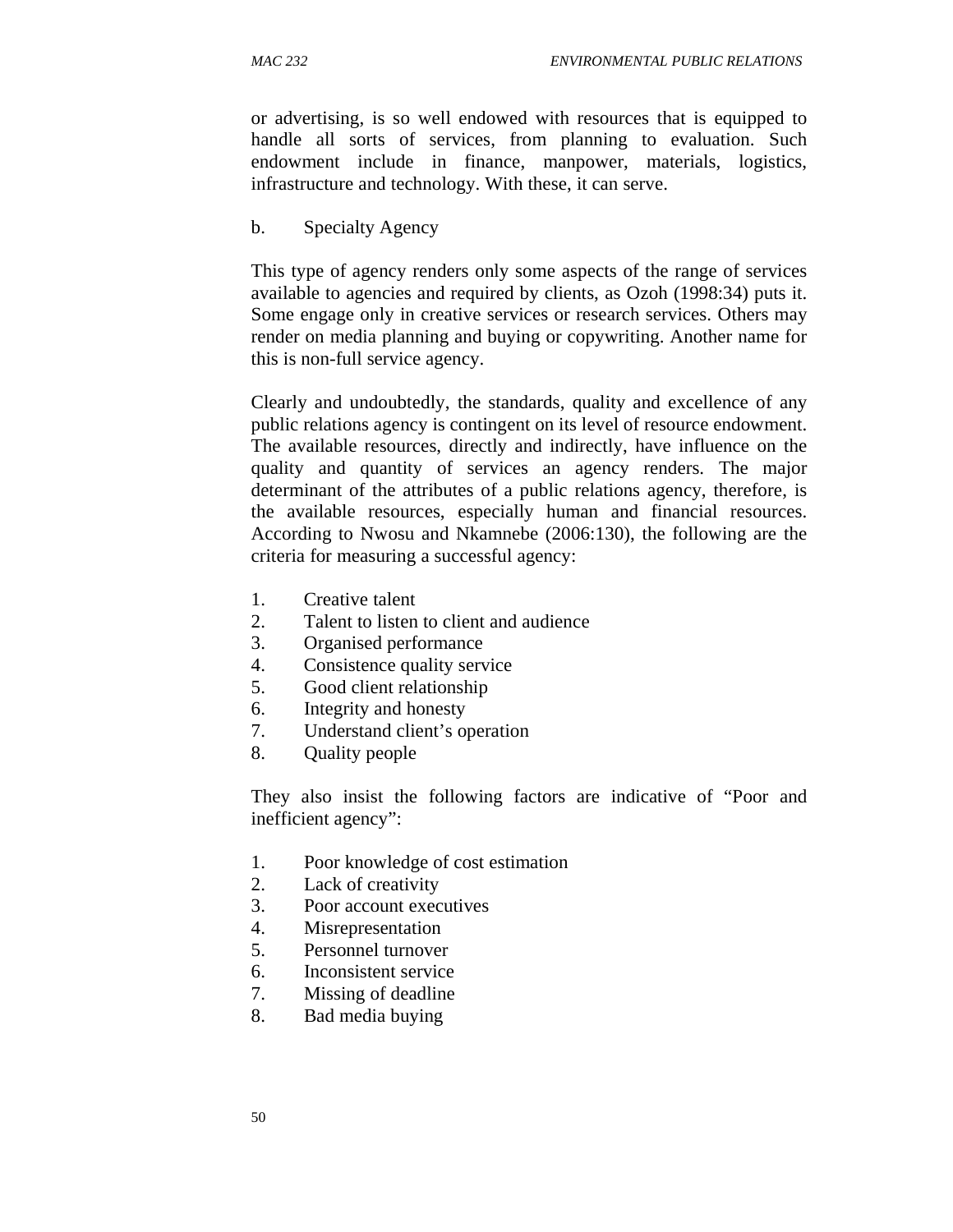or advertising, is so well endowed with resources that is equipped to handle all sorts of services, from planning to evaluation. Such endowment include in finance, manpower, materials, logistics, infrastructure and technology. With these, it can serve.

b. Specialty Agency

This type of agency renders only some aspects of the range of services available to agencies and required by clients, as Ozoh (1998:34) puts it. Some engage only in creative services or research services. Others may render on media planning and buying or copywriting. Another name for this is non-full service agency.

Clearly and undoubtedly, the standards, quality and excellence of any public relations agency is contingent on its level of resource endowment. The available resources, directly and indirectly, have influence on the quality and quantity of services an agency renders. The major determinant of the attributes of a public relations agency, therefore, is the available resources, especially human and financial resources. According to Nwosu and Nkamnebe (2006:130), the following are the criteria for measuring a successful agency:

1. Creative talent
2. Talent to listen to client and audience
3. Organised performance
4. Consistence quality service
5. Good client relationship
6. Integrity and honesty
7. Understand client's operation
8. Quality people

They also insist the following factors are indicative of "Poor and inefficient agency":

1. Poor knowledge of cost estimation
2. Lack of creativity
3. Poor account executives
4. Misrepresentation
5. Personnel turnover
6. Inconsistent service
7. Missing of deadline
8. Bad media buying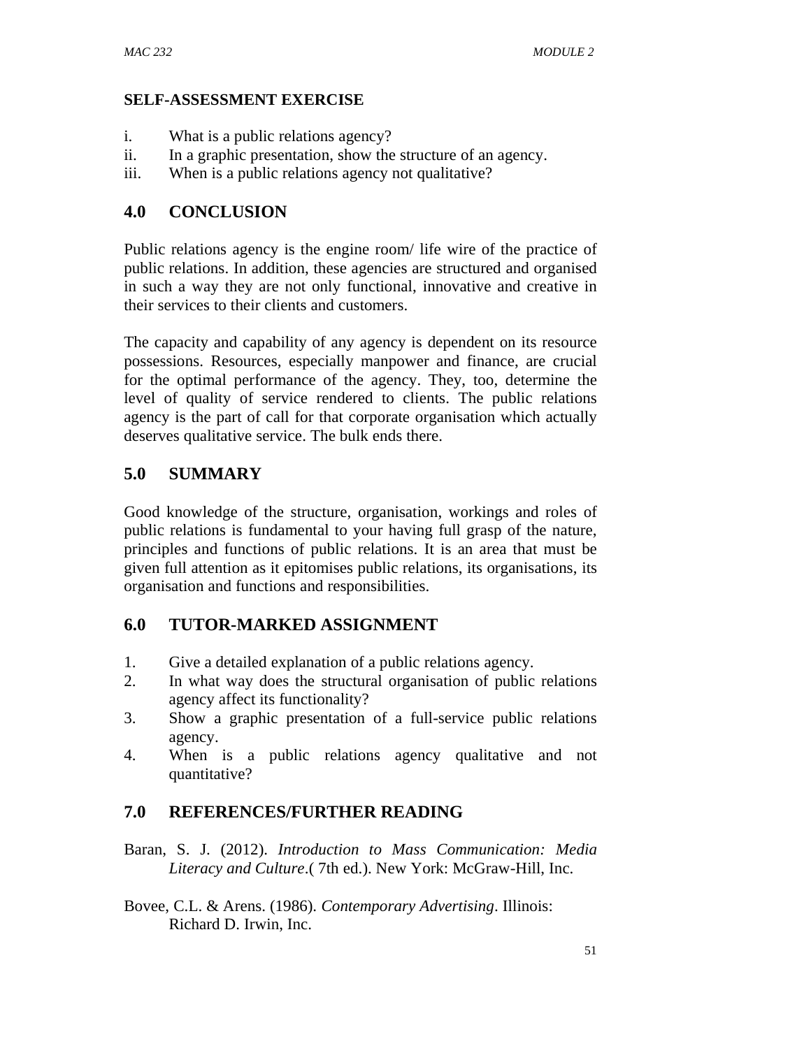**SELF-ASSESSMENT EXERCISE**

i. What is a public relations agency?
ii. In a graphic presentation, show the structure of an agency.
iii. When is a public relations agency not qualitative?

## 4.0 CONCLUSION

Public relations agency is the engine room/ life wire of the practice of public relations. In addition, these agencies are structured and organised in such a way they are not only functional, innovative and creative in their services to their clients and customers.

The capacity and capability of any agency is dependent on its resource possessions. Resources, especially manpower and finance, are crucial for the optimal performance of the agency. They, too, determine the level of quality of service rendered to clients. The public relations agency is the part of call for that corporate organisation which actually deserves qualitative service. The bulk ends there.

## 5.0 SUMMARY

Good knowledge of the structure, organisation, workings and roles of public relations is fundamental to your having full grasp of the nature, principles and functions of public relations. It is an area that must be given full attention as it epitomises public relations, its organisations, its organisation and functions and responsibilities.

## 6.0 TUTOR-MARKED ASSIGNMENT

1. Give a detailed explanation of a public relations agency.
2. In what way does the structural organisation of public relations agency affect its functionality?
3. Show a graphic presentation of a full-service public relations agency.
4. When is a public relations agency qualitative and not quantitative?

## 7.0 REFERENCES/FURTHER READING

Baran, S. J. (2012). *Introduction to Mass Communication: Media Literacy and Culture*.( 7th ed.). New York: McGraw-Hill, Inc.

Bovee, C.L. & Arens. (1986). *Contemporary Advertising*. Illinois: Richard D. Irwin, Inc.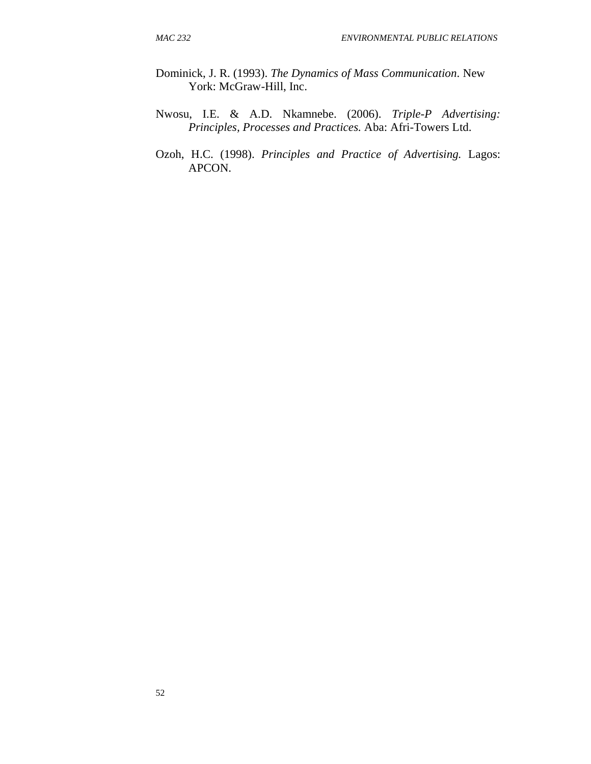Dominick, J. R. (1993). *The Dynamics of Mass Communication*. New York: McGraw-Hill, Inc.

Nwosu, I.E. & A.D. Nkamnebe. (2006). *Triple-P Advertising: Principles, Processes and Practices.* Aba: Afri-Towers Ltd.

Ozoh, H.C. (1998). *Principles and Practice of Advertising.* Lagos: APCON.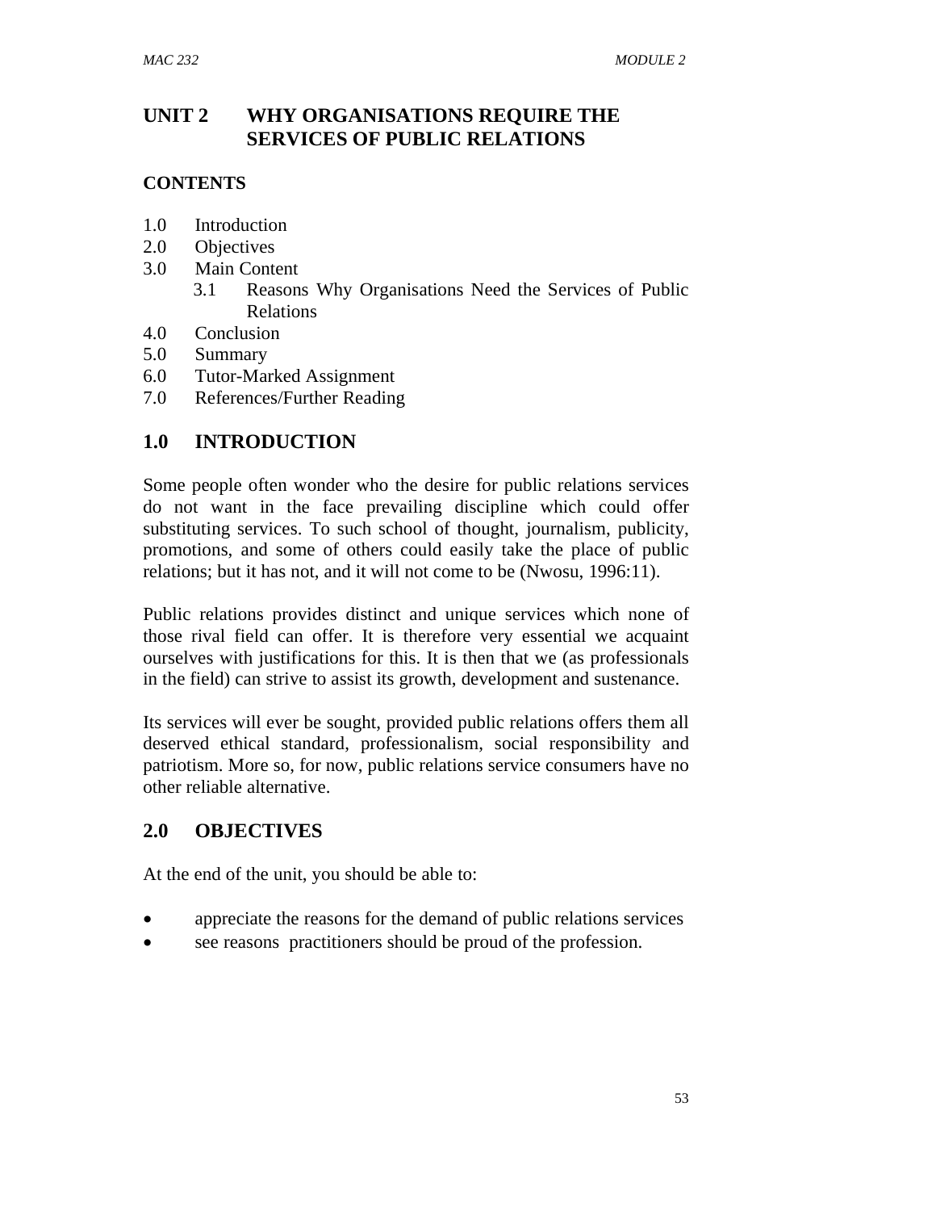# UNIT 2 WHY ORGANISATIONS REQUIRE THE SERVICES OF PUBLIC RELATIONS

## CONTENTS

1.0 Introduction
2.0 Objectives
3.0 Main Content
    3.1 Reasons Why Organisations Need the Services of Public Relations
4.0 Conclusion
5.0 Summary
6.0 Tutor-Marked Assignment
7.0 References/Further Reading

## 1.0 INTRODUCTION

Some people often wonder who the desire for public relations services do not want in the face prevailing discipline which could offer substituting services. To such school of thought, journalism, publicity, promotions, and some of others could easily take the place of public relations; but it has not, and it will not come to be (Nwosu, 1996:11).

Public relations provides distinct and unique services which none of those rival field can offer. It is therefore very essential we acquaint ourselves with justifications for this. It is then that we (as professionals in the field) can strive to assist its growth, development and sustenance.

Its services will ever be sought, provided public relations offers them all deserved ethical standard, professionalism, social responsibility and patriotism. More so, for now, public relations service consumers have no other reliable alternative.

## 2.0 OBJECTIVES

At the end of the unit, you should be able to:

- appreciate the reasons for the demand of public relations services
- see reasons practitioners should be proud of the profession.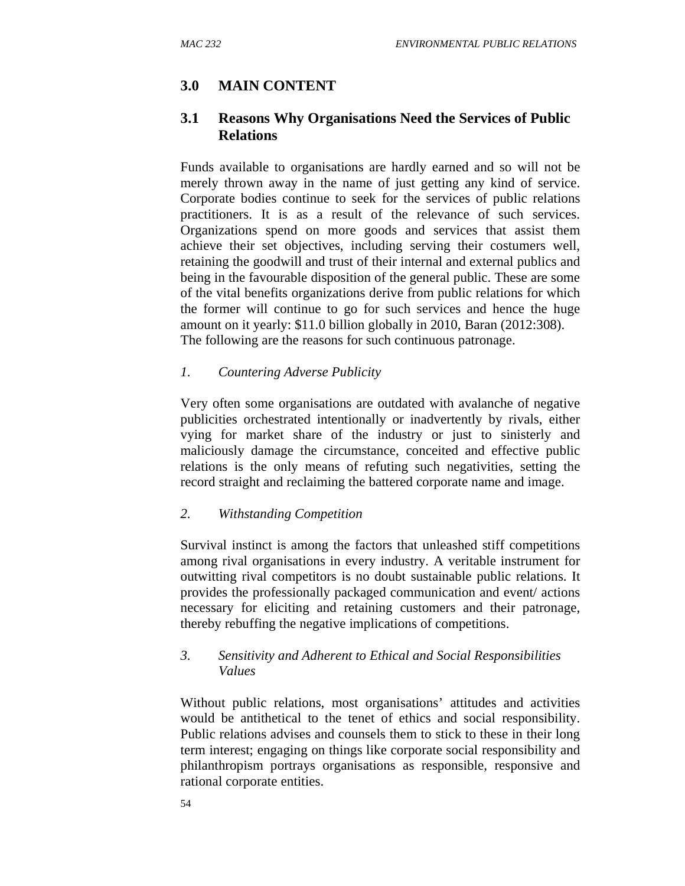## 3.0 MAIN CONTENT

### 3.1 Reasons Why Organisations Need the Services of Public Relations

Funds available to organisations are hardly earned and so will not be merely thrown away in the name of just getting any kind of service. Corporate bodies continue to seek for the services of public relations practitioners. It is as a result of the relevance of such services. Organizations spend on more goods and services that assist them achieve their set objectives, including serving their costumers well, retaining the goodwill and trust of their internal and external publics and being in the favourable disposition of the general public. These are some of the vital benefits organizations derive from public relations for which the former will continue to go for such services and hence the huge amount on it yearly: $11.0 billion globally in 2010, Baran (2012:308). The following are the reasons for such continuous patronage.

*1. Countering Adverse Publicity*

Very often some organisations are outdated with avalanche of negative publicities orchestrated intentionally or inadvertently by rivals, either vying for market share of the industry or just to sinisterly and maliciously damage the circumstance, conceited and effective public relations is the only means of refuting such negativities, setting the record straight and reclaiming the battered corporate name and image.

*2. Withstanding Competition*

Survival instinct is among the factors that unleashed stiff competitions among rival organisations in every industry. A veritable instrument for outwitting rival competitors is no doubt sustainable public relations. It provides the professionally packaged communication and event/ actions necessary for eliciting and retaining customers and their patronage, thereby rebuffing the negative implications of competitions.

*3. Sensitivity and Adherent to Ethical and Social Responsibilities Values*

Without public relations, most organisations' attitudes and activities would be antithetical to the tenet of ethics and social responsibility. Public relations advises and counsels them to stick to these in their long term interest; engaging on things like corporate social responsibility and philanthropism portrays organisations as responsible, responsive and rational corporate entities.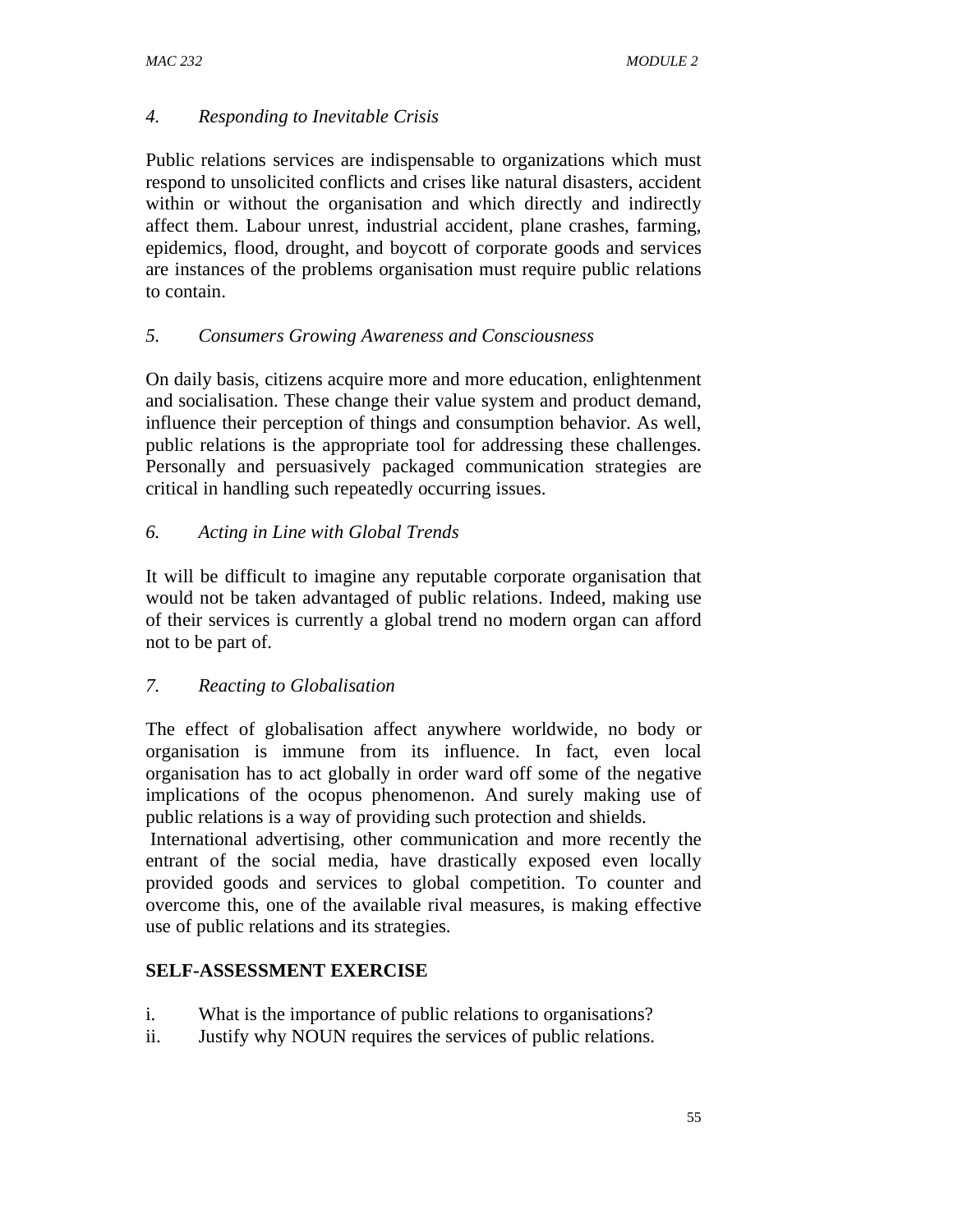*4. Responding to Inevitable Crisis*

Public relations services are indispensable to organizations which must respond to unsolicited conflicts and crises like natural disasters, accident within or without the organisation and which directly and indirectly affect them. Labour unrest, industrial accident, plane crashes, farming, epidemics, flood, drought, and boycott of corporate goods and services are instances of the problems organisation must require public relations to contain.

*5. Consumers Growing Awareness and Consciousness*

On daily basis, citizens acquire more and more education, enlightenment and socialisation. These change their value system and product demand, influence their perception of things and consumption behavior. As well, public relations is the appropriate tool for addressing these challenges. Personally and persuasively packaged communication strategies are critical in handling such repeatedly occurring issues.

*6. Acting in Line with Global Trends*

It will be difficult to imagine any reputable corporate organisation that would not be taken advantaged of public relations. Indeed, making use of their services is currently a global trend no modern organ can afford not to be part of.

*7. Reacting to Globalisation*

The effect of globalisation affect anywhere worldwide, no body or organisation is immune from its influence. In fact, even local organisation has to act globally in order ward off some of the negative implications of the ocopus phenomenon. And surely making use of public relations is a way of providing such protection and shields.

International advertising, other communication and more recently the entrant of the social media, have drastically exposed even locally provided goods and services to global competition. To counter and overcome this, one of the available rival measures, is making effective use of public relations and its strategies.

**SELF-ASSESSMENT EXERCISE**

i. What is the importance of public relations to organisations?
ii. Justify why NOUN requires the services of public relations.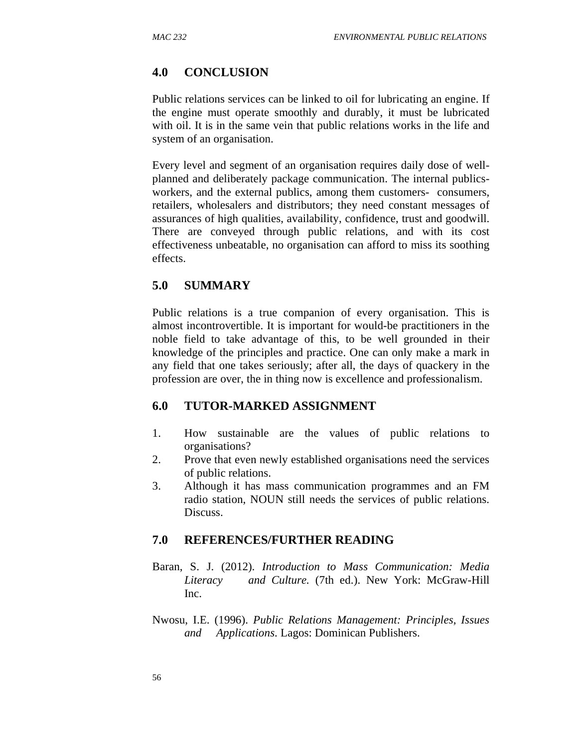## 4.0 CONCLUSION

Public relations services can be linked to oil for lubricating an engine. If the engine must operate smoothly and durably, it must be lubricated with oil. It is in the same vein that public relations works in the life and system of an organisation.

Every level and segment of an organisation requires daily dose of well-planned and deliberately package communication. The internal publics- workers, and the external publics, among them customers- consumers, retailers, wholesalers and distributors; they need constant messages of assurances of high qualities, availability, confidence, trust and goodwill. There are conveyed through public relations, and with its cost effectiveness unbeatable, no organisation can afford to miss its soothing effects.

## 5.0 SUMMARY

Public relations is a true companion of every organisation. This is almost incontrovertible. It is important for would-be practitioners in the noble field to take advantage of this, to be well grounded in their knowledge of the principles and practice. One can only make a mark in any field that one takes seriously; after all, the days of quackery in the profession are over, the in thing now is excellence and professionalism.

## 6.0 TUTOR-MARKED ASSIGNMENT

1. How sustainable are the values of public relations to organisations?
2. Prove that even newly established organisations need the services of public relations.
3. Although it has mass communication programmes and an FM radio station, NOUN still needs the services of public relations. Discuss.

## 7.0 REFERENCES/FURTHER READING

Baran, S. J. (2012). *Introduction to Mass Communication: Media Literacy and Culture.* (7th ed.). New York: McGraw-Hill Inc.

Nwosu, I.E. (1996). *Public Relations Management: Principles, Issues and Applications*. Lagos: Dominican Publishers.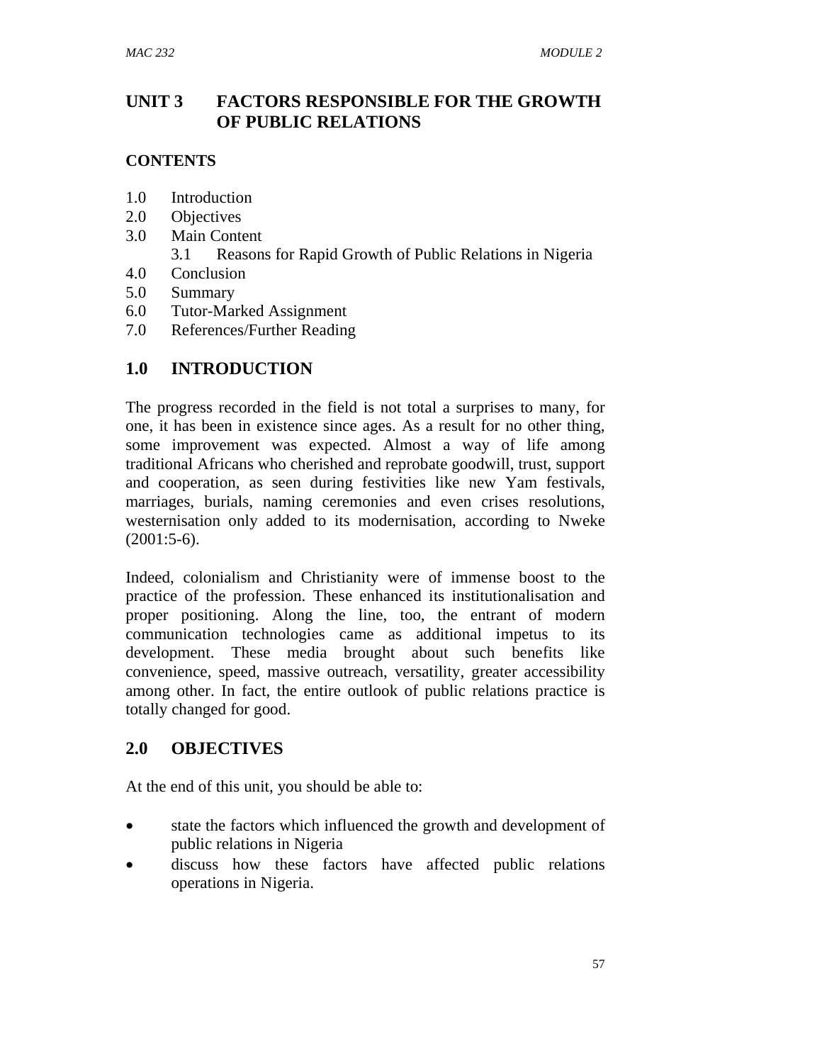# UNIT 3 FACTORS RESPONSIBLE FOR THE GROWTH OF PUBLIC RELATIONS

## CONTENTS

1.0 Introduction
2.0 Objectives
3.0 Main Content
  3.1 Reasons for Rapid Growth of Public Relations in Nigeria
4.0 Conclusion
5.0 Summary
6.0 Tutor-Marked Assignment
7.0 References/Further Reading

## 1.0 INTRODUCTION

The progress recorded in the field is not total a surprises to many, for one, it has been in existence since ages. As a result for no other thing, some improvement was expected. Almost a way of life among traditional Africans who cherished and reprobate goodwill, trust, support and cooperation, as seen during festivities like new Yam festivals, marriages, burials, naming ceremonies and even crises resolutions, westernisation only added to its modernisation, according to Nweke (2001:5-6).

Indeed, colonialism and Christianity were of immense boost to the practice of the profession. These enhanced its institutionalisation and proper positioning. Along the line, too, the entrant of modern communication technologies came as additional impetus to its development. These media brought about such benefits like convenience, speed, massive outreach, versatility, greater accessibility among other. In fact, the entire outlook of public relations practice is totally changed for good.

## 2.0 OBJECTIVES

At the end of this unit, you should be able to:

- state the factors which influenced the growth and development of public relations in Nigeria
- discuss how these factors have affected public relations operations in Nigeria.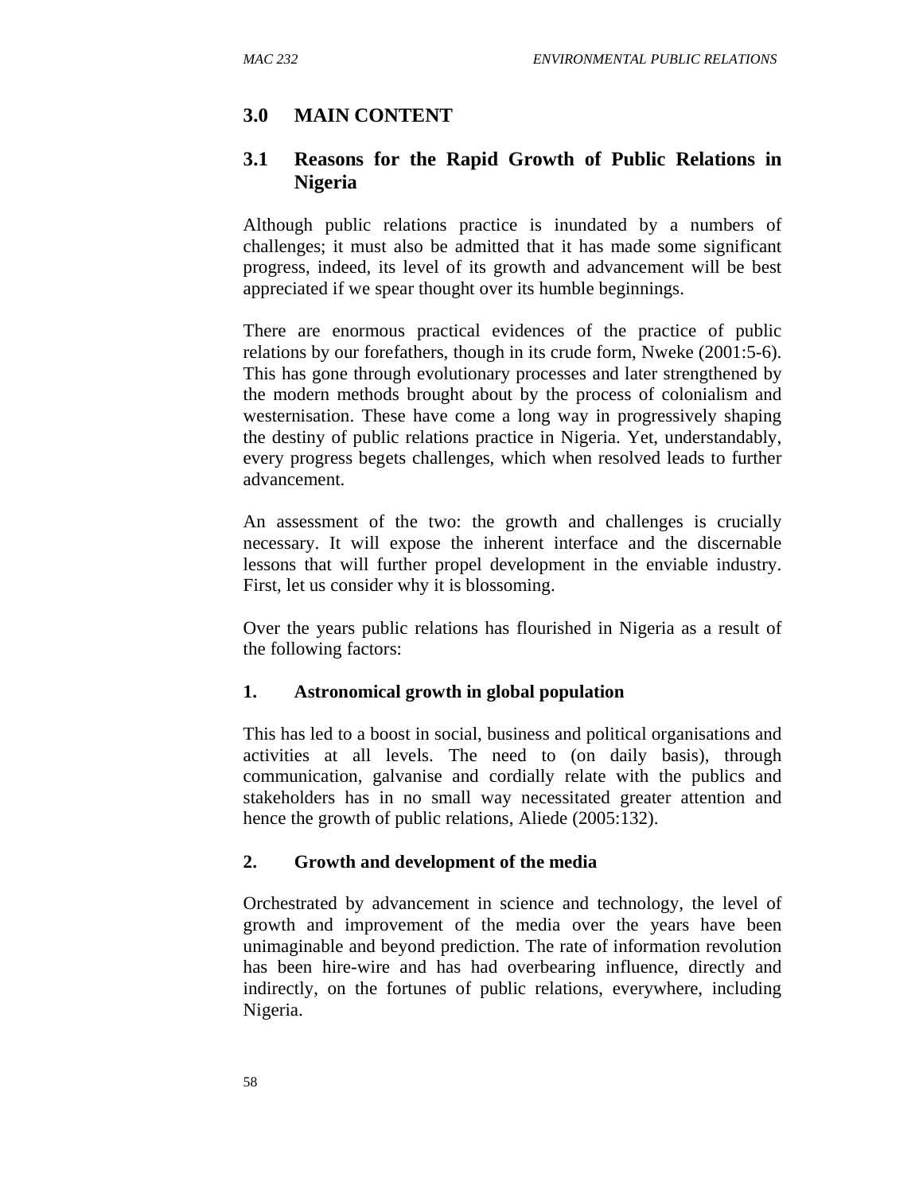## 3.0 MAIN CONTENT

### 3.1 Reasons for the Rapid Growth of Public Relations in Nigeria

Although public relations practice is inundated by a numbers of challenges; it must also be admitted that it has made some significant progress, indeed, its level of its growth and advancement will be best appreciated if we spear thought over its humble beginnings.

There are enormous practical evidences of the practice of public relations by our forefathers, though in its crude form, Nweke (2001:5-6). This has gone through evolutionary processes and later strengthened by the modern methods brought about by the process of colonialism and westernisation. These have come a long way in progressively shaping the destiny of public relations practice in Nigeria. Yet, understandably, every progress begets challenges, which when resolved leads to further advancement.

An assessment of the two: the growth and challenges is crucially necessary. It will expose the inherent interface and the discernable lessons that will further propel development in the enviable industry. First, let us consider why it is blossoming.

Over the years public relations has flourished in Nigeria as a result of the following factors:

**1. Astronomical growth in global population**

This has led to a boost in social, business and political organisations and activities at all levels. The need to (on daily basis), through communication, galvanise and cordially relate with the publics and stakeholders has in no small way necessitated greater attention and hence the growth of public relations, Aliede (2005:132).

**2. Growth and development of the media**

Orchestrated by advancement in science and technology, the level of growth and improvement of the media over the years have been unimaginable and beyond prediction. The rate of information revolution has been hire-wire and has had overbearing influence, directly and indirectly, on the fortunes of public relations, everywhere, including Nigeria.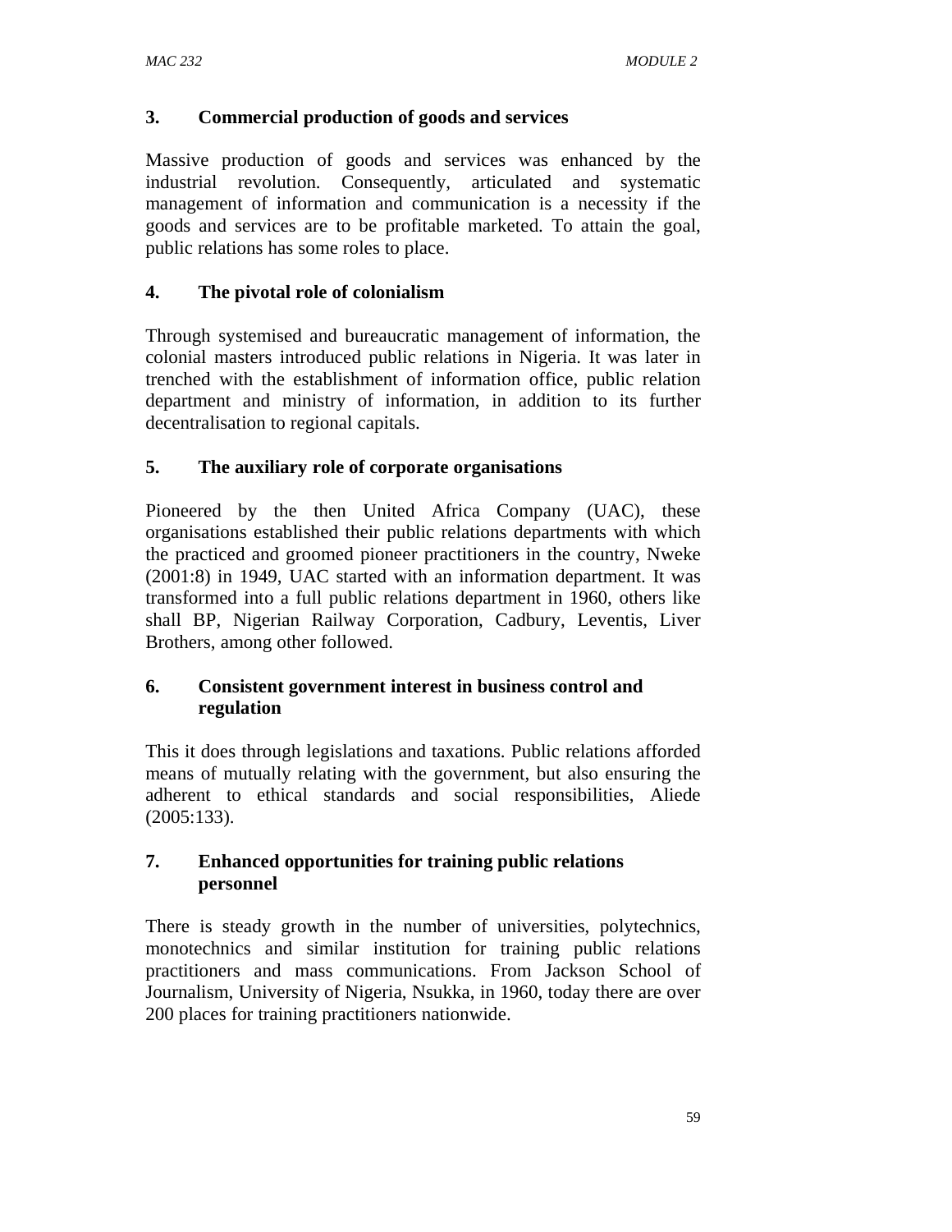### 3. Commercial production of goods and services

Massive production of goods and services was enhanced by the industrial revolution. Consequently, articulated and systematic management of information and communication is a necessity if the goods and services are to be profitable marketed. To attain the goal, public relations has some roles to place.

### 4. The pivotal role of colonialism

Through systemised and bureaucratic management of information, the colonial masters introduced public relations in Nigeria. It was later in trenched with the establishment of information office, public relation department and ministry of information, in addition to its further decentralisation to regional capitals.

### 5. The auxiliary role of corporate organisations

Pioneered by the then United Africa Company (UAC), these organisations established their public relations departments with which the practiced and groomed pioneer practitioners in the country, Nweke (2001:8) in 1949, UAC started with an information department. It was transformed into a full public relations department in 1960, others like shall BP, Nigerian Railway Corporation, Cadbury, Leventis, Liver Brothers, among other followed.

### 6. Consistent government interest in business control and regulation

This it does through legislations and taxations. Public relations afforded means of mutually relating with the government, but also ensuring the adherent to ethical standards and social responsibilities, Aliede (2005:133).

### 7. Enhanced opportunities for training public relations personnel

There is steady growth in the number of universities, polytechnics, monotechnics and similar institution for training public relations practitioners and mass communications. From Jackson School of Journalism, University of Nigeria, Nsukka, in 1960, today there are over 200 places for training practitioners nationwide.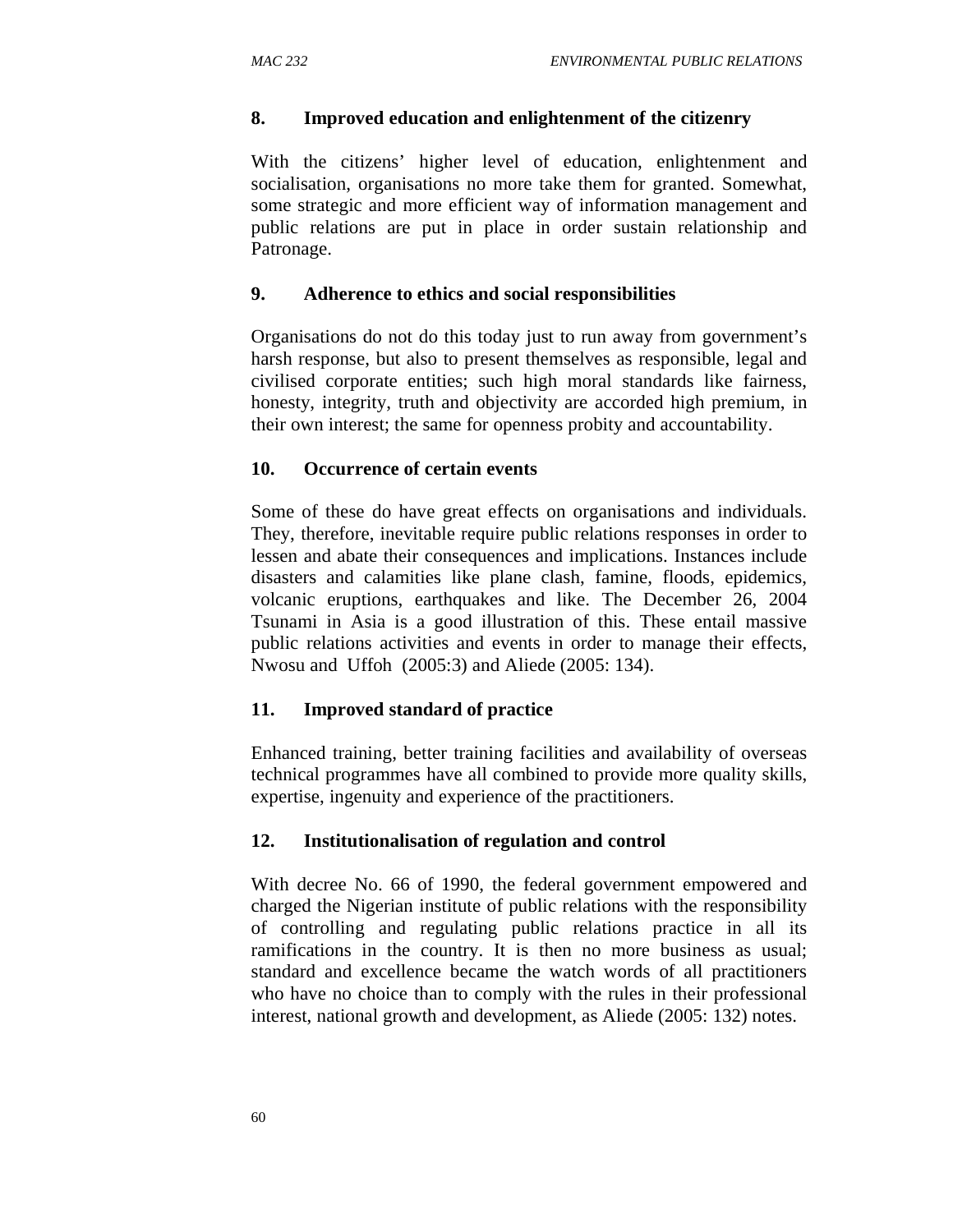### 8. Improved education and enlightenment of the citizenry

With the citizens' higher level of education, enlightenment and socialisation, organisations no more take them for granted. Somewhat, some strategic and more efficient way of information management and public relations are put in place in order sustain relationship and Patronage.

### 9. Adherence to ethics and social responsibilities

Organisations do not do this today just to run away from government's harsh response, but also to present themselves as responsible, legal and civilised corporate entities; such high moral standards like fairness, honesty, integrity, truth and objectivity are accorded high premium, in their own interest; the same for openness probity and accountability.

### 10. Occurrence of certain events

Some of these do have great effects on organisations and individuals. They, therefore, inevitable require public relations responses in order to lessen and abate their consequences and implications. Instances include disasters and calamities like plane clash, famine, floods, epidemics, volcanic eruptions, earthquakes and like. The December 26, 2004 Tsunami in Asia is a good illustration of this. These entail massive public relations activities and events in order to manage their effects, Nwosu and Uffoh (2005:3) and Aliede (2005: 134).

### 11. Improved standard of practice

Enhanced training, better training facilities and availability of overseas technical programmes have all combined to provide more quality skills, expertise, ingenuity and experience of the practitioners.

### 12. Institutionalisation of regulation and control

With decree No. 66 of 1990, the federal government empowered and charged the Nigerian institute of public relations with the responsibility of controlling and regulating public relations practice in all its ramifications in the country. It is then no more business as usual; standard and excellence became the watch words of all practitioners who have no choice than to comply with the rules in their professional interest, national growth and development, as Aliede (2005: 132) notes.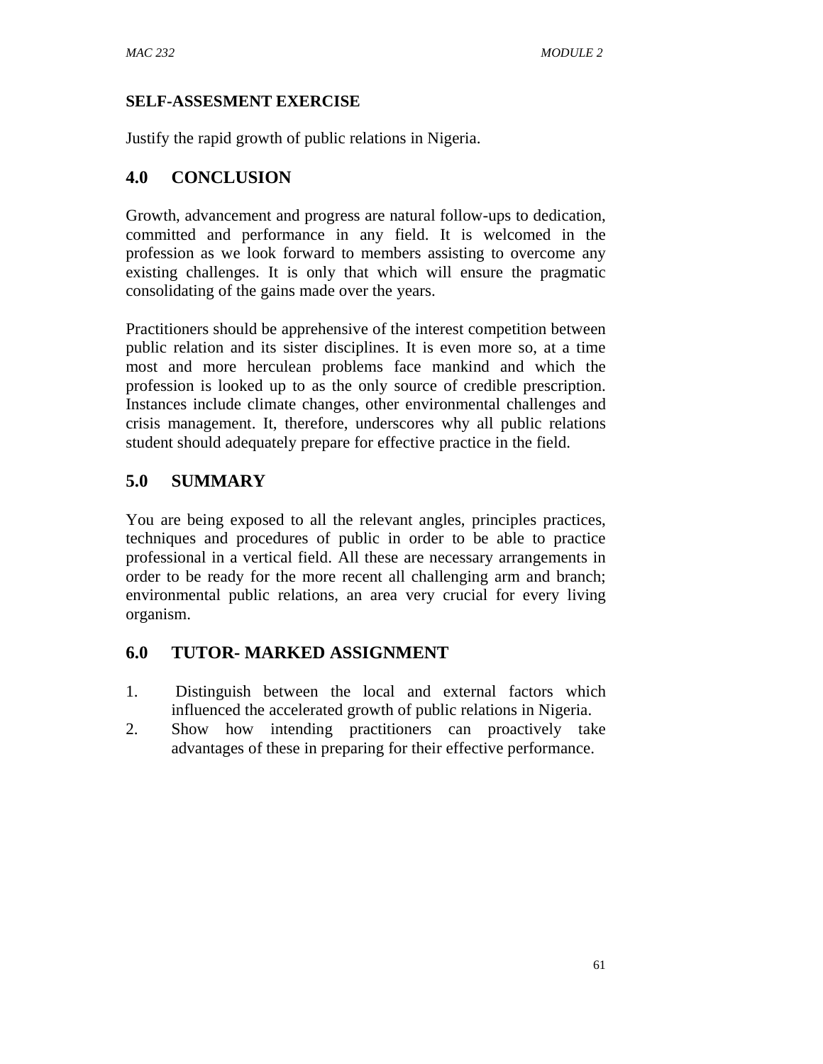**SELF-ASSESMENT EXERCISE**

Justify the rapid growth of public relations in Nigeria.

## 4.0 CONCLUSION

Growth, advancement and progress are natural follow-ups to dedication, committed and performance in any field. It is welcomed in the profession as we look forward to members assisting to overcome any existing challenges. It is only that which will ensure the pragmatic consolidating of the gains made over the years.

Practitioners should be apprehensive of the interest competition between public relation and its sister disciplines. It is even more so, at a time most and more herculean problems face mankind and which the profession is looked up to as the only source of credible prescription. Instances include climate changes, other environmental challenges and crisis management. It, therefore, underscores why all public relations student should adequately prepare for effective practice in the field.

## 5.0 SUMMARY

You are being exposed to all the relevant angles, principles practices, techniques and procedures of public in order to be able to practice professional in a vertical field. All these are necessary arrangements in order to be ready for the more recent all challenging arm and branch; environmental public relations, an area very crucial for every living organism.

## 6.0 TUTOR- MARKED ASSIGNMENT

1. Distinguish between the local and external factors which influenced the accelerated growth of public relations in Nigeria.
2. Show how intending practitioners can proactively take advantages of these in preparing for their effective performance.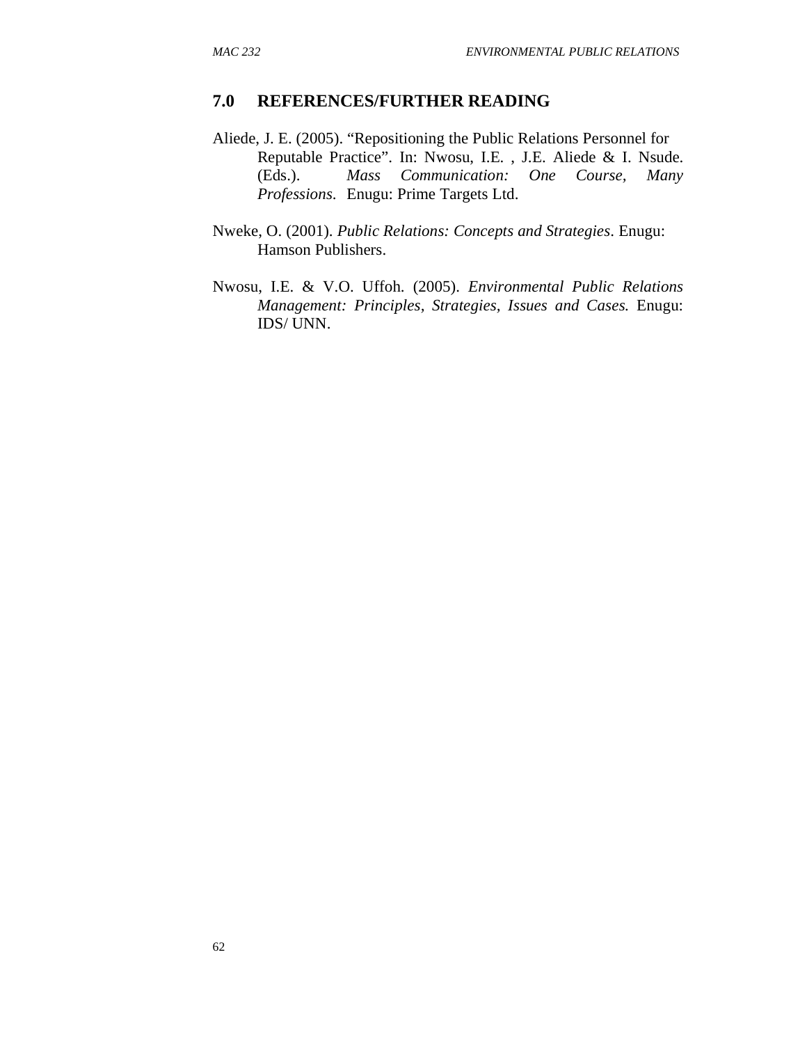## 7.0 REFERENCES/FURTHER READING

Aliede, J. E. (2005). "Repositioning the Public Relations Personnel for Reputable Practice". In: Nwosu, I.E. , J.E. Aliede & I. Nsude. (Eds.). *Mass Communication: One Course, Many Professions*. Enugu: Prime Targets Ltd.

Nweke, O. (2001). *Public Relations: Concepts and Strategies*. Enugu: Hamson Publishers.

Nwosu, I.E. & V.O. Uffoh. (2005). *Environmental Public Relations Management: Principles, Strategies, Issues and Cases.* Enugu: IDS/ UNN.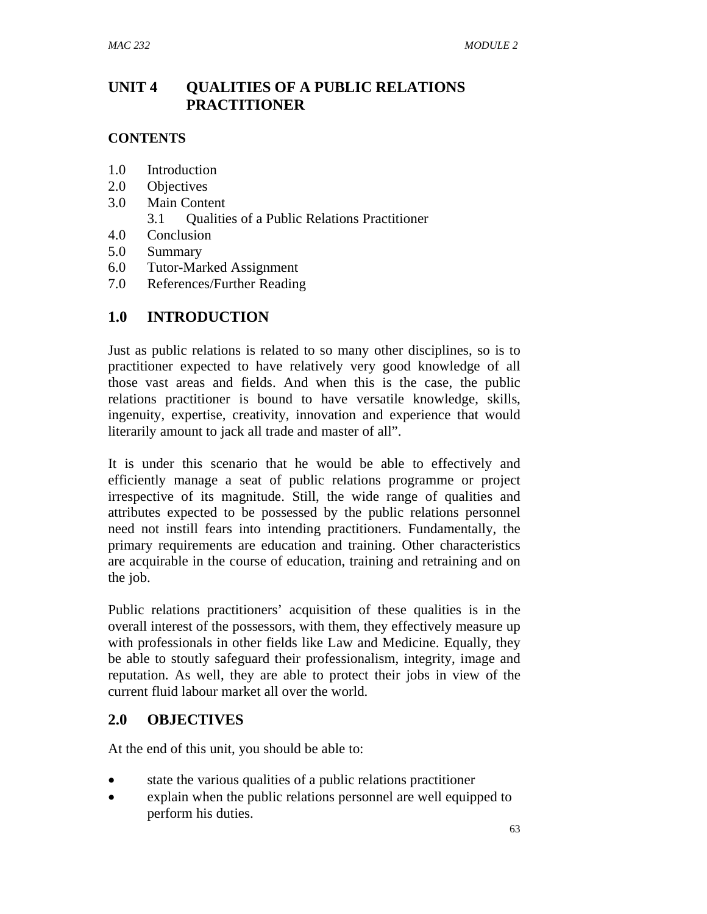# UNIT 4 QUALITIES OF A PUBLIC RELATIONS PRACTITIONER

**CONTENTS**

1.0 Introduction
2.0 Objectives
3.0 Main Content
    3.1 Qualities of a Public Relations Practitioner
4.0 Conclusion
5.0 Summary
6.0 Tutor-Marked Assignment
7.0 References/Further Reading

## 1.0 INTRODUCTION

Just as public relations is related to so many other disciplines, so is to practitioner expected to have relatively very good knowledge of all those vast areas and fields. And when this is the case, the public relations practitioner is bound to have versatile knowledge, skills, ingenuity, expertise, creativity, innovation and experience that would literarily amount to jack all trade and master of all".

It is under this scenario that he would be able to effectively and efficiently manage a seat of public relations programme or project irrespective of its magnitude. Still, the wide range of qualities and attributes expected to be possessed by the public relations personnel need not instill fears into intending practitioners. Fundamentally, the primary requirements are education and training. Other characteristics are acquirable in the course of education, training and retraining and on the job.

Public relations practitioners' acquisition of these qualities is in the overall interest of the possessors, with them, they effectively measure up with professionals in other fields like Law and Medicine. Equally, they be able to stoutly safeguard their professionalism, integrity, image and reputation. As well, they are able to protect their jobs in view of the current fluid labour market all over the world.

## 2.0 OBJECTIVES

At the end of this unit, you should be able to:

- state the various qualities of a public relations practitioner
- explain when the public relations personnel are well equipped to perform his duties.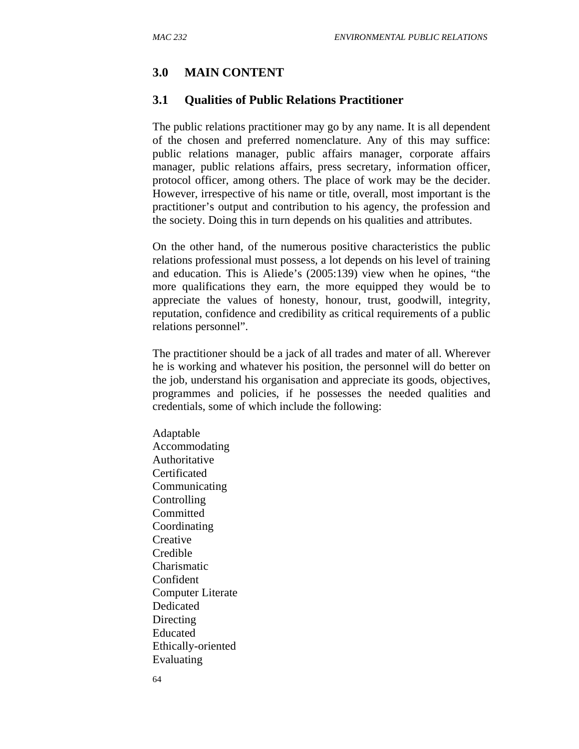## 3.0 MAIN CONTENT

### 3.1 Qualities of Public Relations Practitioner

The public relations practitioner may go by any name. It is all dependent of the chosen and preferred nomenclature. Any of this may suffice: public relations manager, public affairs manager, corporate affairs manager, public relations affairs, press secretary, information officer, protocol officer, among others. The place of work may be the decider. However, irrespective of his name or title, overall, most important is the practitioner's output and contribution to his agency, the profession and the society. Doing this in turn depends on his qualities and attributes.

On the other hand, of the numerous positive characteristics the public relations professional must possess, a lot depends on his level of training and education. This is Aliede's (2005:139) view when he opines, "the more qualifications they earn, the more equipped they would be to appreciate the values of honesty, honour, trust, goodwill, integrity, reputation, confidence and credibility as critical requirements of a public relations personnel".

The practitioner should be a jack of all trades and mater of all. Wherever he is working and whatever his position, the personnel will do better on the job, understand his organisation and appreciate its goods, objectives, programmes and policies, if he possesses the needed qualities and credentials, some of which include the following:

Adaptable
Accommodating
Authoritative
Certificated
Communicating
Controlling
Committed
Coordinating
Creative
Credible
Charismatic
Confident
Computer Literate
Dedicated
Directing
Educated
Ethically-oriented
Evaluating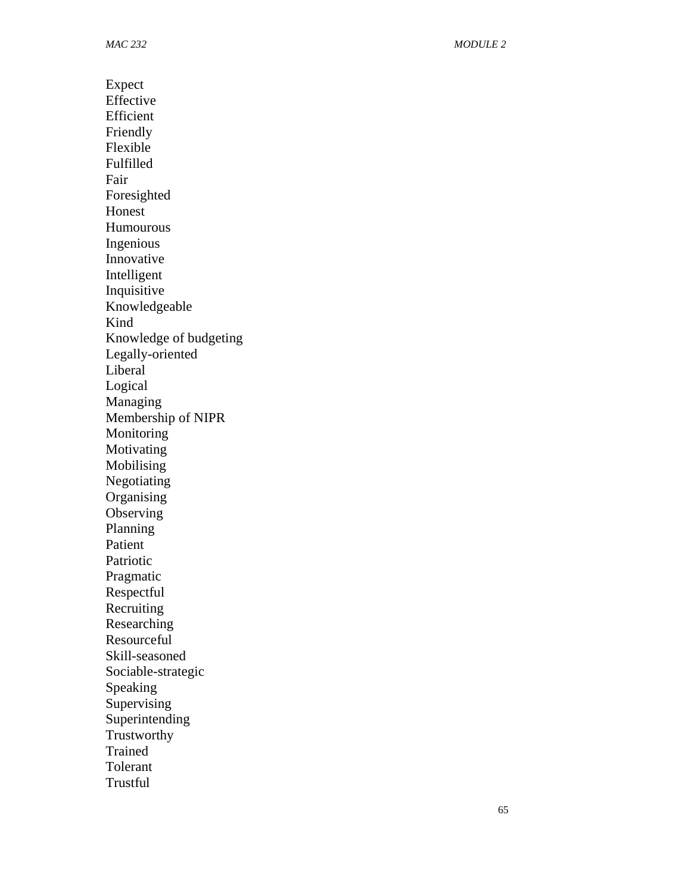Expect
Effective
Efficient
Friendly
Flexible
Fulfilled
Fair
Foresighted
Honest
Humourous
Ingenious
Innovative
Intelligent
Inquisitive
Knowledgeable
Kind
Knowledge of budgeting
Legally-oriented
Liberal
Logical
Managing
Membership of NIPR
Monitoring
Motivating
Mobilising
Negotiating
Organising
Observing
Planning
Patient
Patriotic
Pragmatic
Respectful
Recruiting
Researching
Resourceful
Skill-seasoned
Sociable-strategic
Speaking
Supervising
Superintending
Trustworthy
Trained
Tolerant
Trustful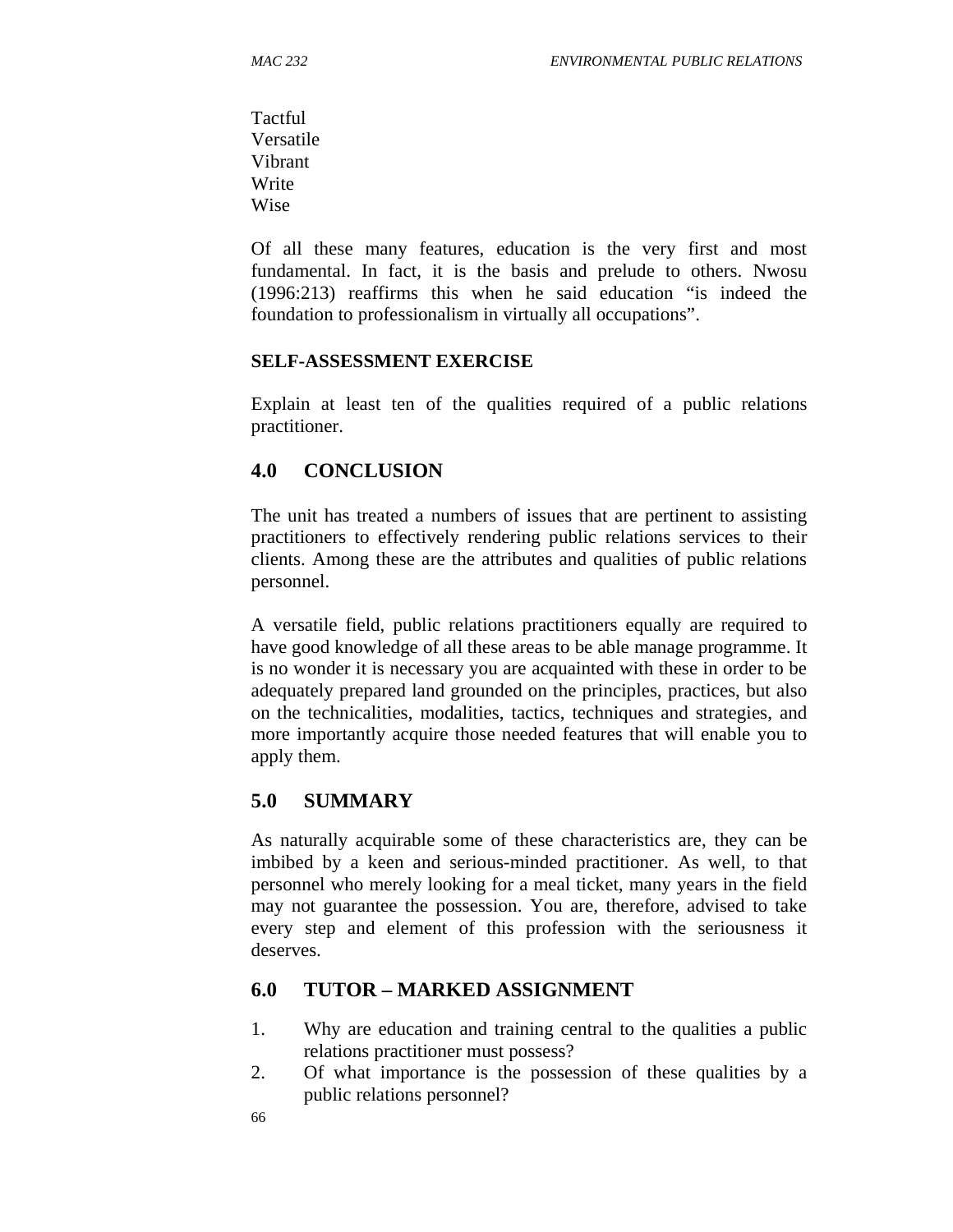Tactful
Versatile
Vibrant
Write
Wise

Of all these many features, education is the very first and most fundamental. In fact, it is the basis and prelude to others. Nwosu (1996:213) reaffirms this when he said education "is indeed the foundation to professionalism in virtually all occupations".

**SELF-ASSESSMENT EXERCISE**

Explain at least ten of the qualities required of a public relations practitioner.

## 4.0 CONCLUSION

The unit has treated a numbers of issues that are pertinent to assisting practitioners to effectively rendering public relations services to their clients. Among these are the attributes and qualities of public relations personnel.

A versatile field, public relations practitioners equally are required to have good knowledge of all these areas to be able manage programme. It is no wonder it is necessary you are acquainted with these in order to be adequately prepared land grounded on the principles, practices, but also on the technicalities, modalities, tactics, techniques and strategies, and more importantly acquire those needed features that will enable you to apply them.

## 5.0 SUMMARY

As naturally acquirable some of these characteristics are, they can be imbibed by a keen and serious-minded practitioner. As well, to that personnel who merely looking for a meal ticket, many years in the field may not guarantee the possession. You are, therefore, advised to take every step and element of this profession with the seriousness it deserves.

## 6.0 TUTOR – MARKED ASSIGNMENT

1. Why are education and training central to the qualities a public relations practitioner must possess?
2. Of what importance is the possession of these qualities by a public relations personnel?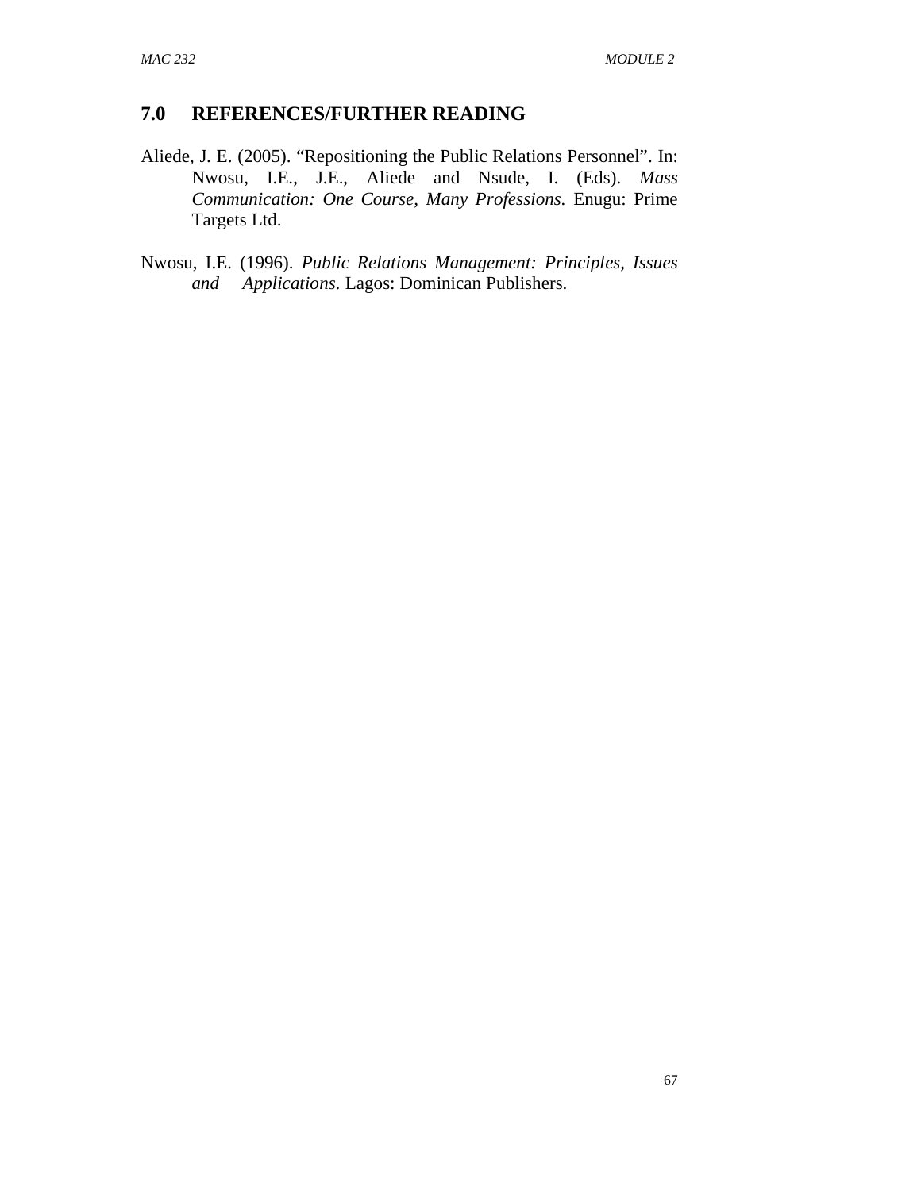## 7.0 REFERENCES/FURTHER READING

Aliede, J. E. (2005). "Repositioning the Public Relations Personnel". In: Nwosu, I.E., J.E., Aliede and Nsude, I. (Eds). *Mass Communication: One Course, Many Professions*. Enugu: Prime Targets Ltd.

Nwosu, I.E. (1996). *Public Relations Management: Principles, Issues and Applications*. Lagos: Dominican Publishers.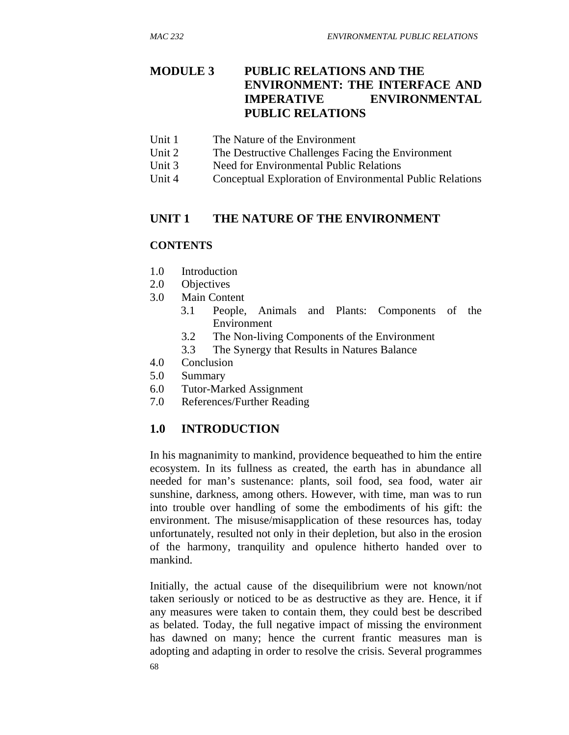# MODULE 3 PUBLIC RELATIONS AND THE ENVIRONMENT: THE INTERFACE AND IMPERATIVE ENVIRONMENTAL PUBLIC RELATIONS

Unit 1 The Nature of the Environment
Unit 2 The Destructive Challenges Facing the Environment
Unit 3 Need for Environmental Public Relations
Unit 4 Conceptual Exploration of Environmental Public Relations

## UNIT 1 THE NATURE OF THE ENVIRONMENT

### CONTENTS

1.0 Introduction
2.0 Objectives
3.0 Main Content
  3.1 People, Animals and Plants: Components of the Environment
  3.2 The Non-living Components of the Environment
  3.3 The Synergy that Results in Natures Balance
4.0 Conclusion
5.0 Summary
6.0 Tutor-Marked Assignment
7.0 References/Further Reading

## 1.0 INTRODUCTION

In his magnanimity to mankind, providence bequeathed to him the entire ecosystem. In its fullness as created, the earth has in abundance all needed for man's sustenance: plants, soil food, sea food, water air sunshine, darkness, among others. However, with time, man was to run into trouble over handling of some the embodiments of his gift: the environment. The misuse/misapplication of these resources has, today unfortunately, resulted not only in their depletion, but also in the erosion of the harmony, tranquility and opulence hitherto handed over to mankind.

Initially, the actual cause of the disequilibrium were not known/not taken seriously or noticed to be as destructive as they are. Hence, it if any measures were taken to contain them, they could best be described as belated. Today, the full negative impact of missing the environment has dawned on many; hence the current frantic measures man is adopting and adapting in order to resolve the crisis. Several programmes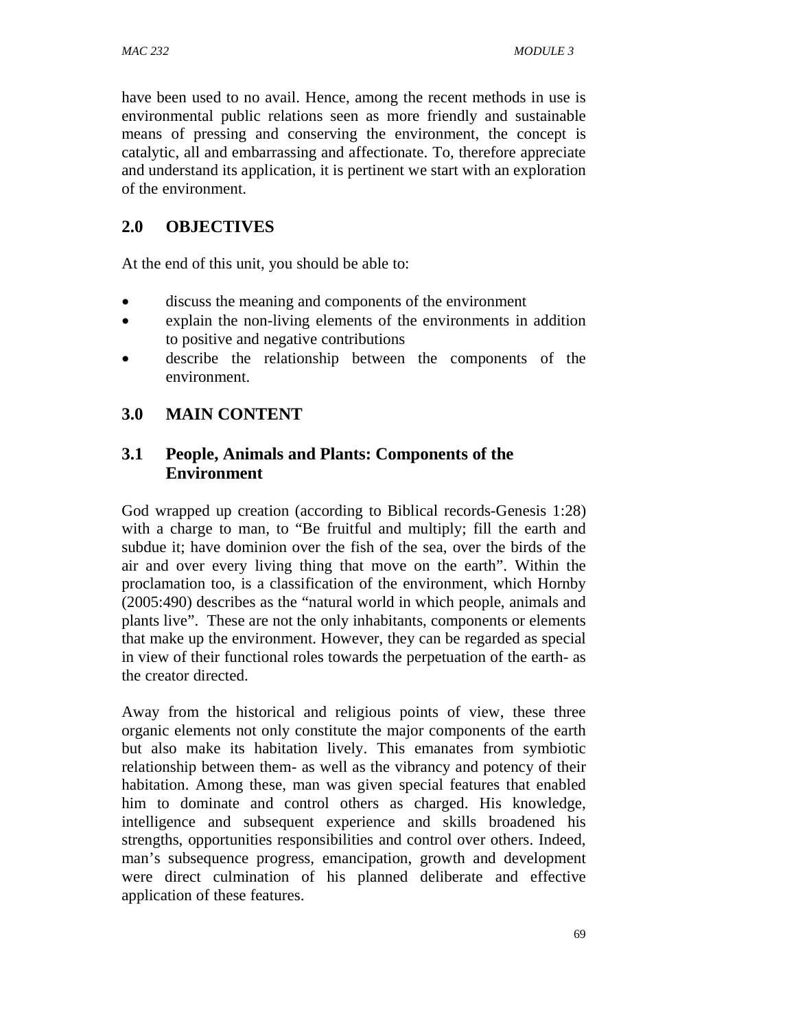have been used to no avail. Hence, among the recent methods in use is environmental public relations seen as more friendly and sustainable means of pressing and conserving the environment, the concept is catalytic, all and embarrassing and affectionate. To, therefore appreciate and understand its application, it is pertinent we start with an exploration of the environment.

## 2.0 OBJECTIVES

At the end of this unit, you should be able to:

- discuss the meaning and components of the environment
- explain the non-living elements of the environments in addition to positive and negative contributions
- describe the relationship between the components of the environment.

## 3.0 MAIN CONTENT

### 3.1 People, Animals and Plants: Components of the Environment

God wrapped up creation (according to Biblical records-Genesis 1:28) with a charge to man, to "Be fruitful and multiply; fill the earth and subdue it; have dominion over the fish of the sea, over the birds of the air and over every living thing that move on the earth". Within the proclamation too, is a classification of the environment, which Hornby (2005:490) describes as the "natural world in which people, animals and plants live". These are not the only inhabitants, components or elements that make up the environment. However, they can be regarded as special in view of their functional roles towards the perpetuation of the earth- as the creator directed.

Away from the historical and religious points of view, these three organic elements not only constitute the major components of the earth but also make its habitation lively. This emanates from symbiotic relationship between them- as well as the vibrancy and potency of their habitation. Among these, man was given special features that enabled him to dominate and control others as charged. His knowledge, intelligence and subsequent experience and skills broadened his strengths, opportunities responsibilities and control over others. Indeed, man's subsequence progress, emancipation, growth and development were direct culmination of his planned deliberate and effective application of these features.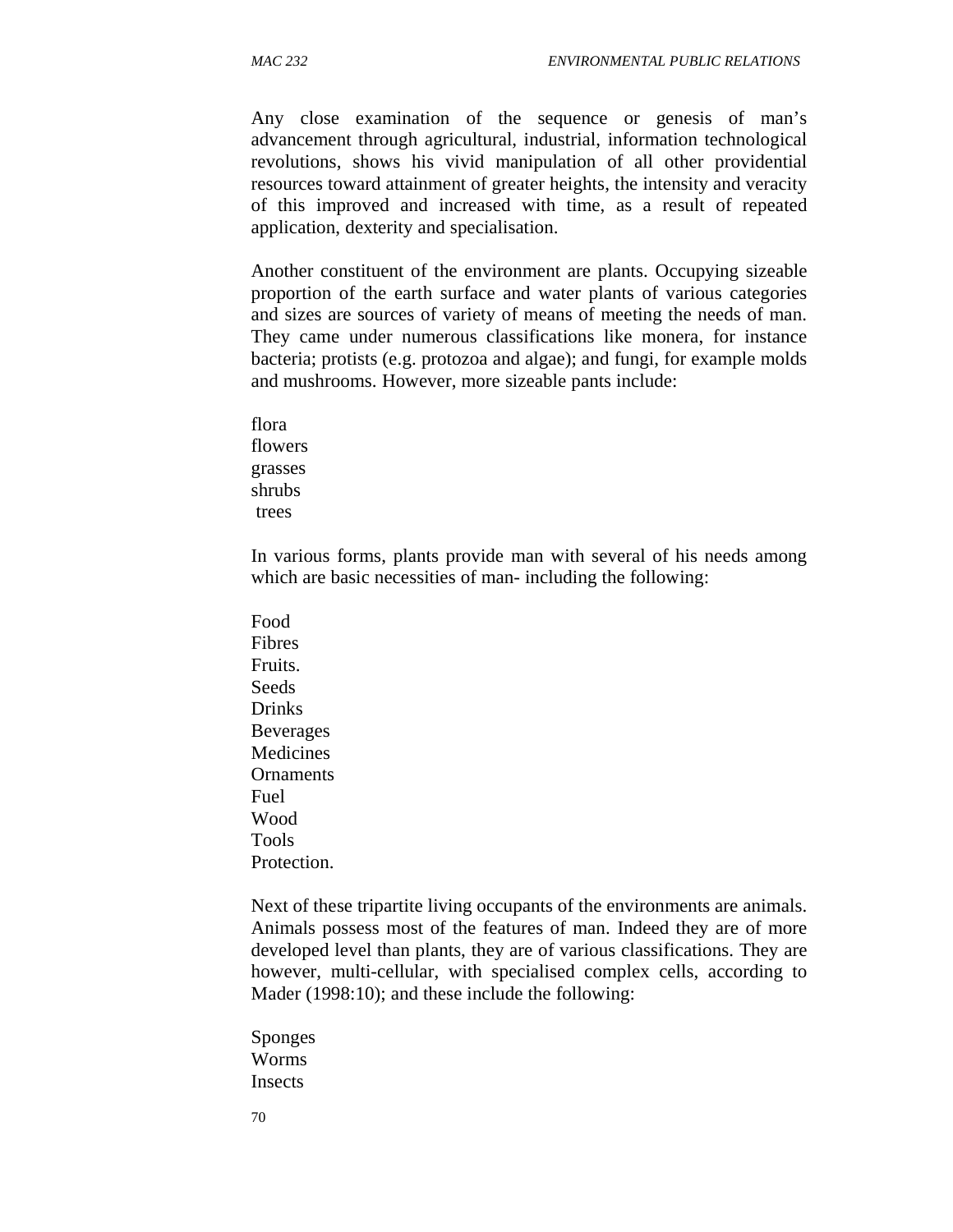Any close examination of the sequence or genesis of man's advancement through agricultural, industrial, information technological revolutions, shows his vivid manipulation of all other providential resources toward attainment of greater heights, the intensity and veracity of this improved and increased with time, as a result of repeated application, dexterity and specialisation.

Another constituent of the environment are plants. Occupying sizeable proportion of the earth surface and water plants of various categories and sizes are sources of variety of means of meeting the needs of man. They came under numerous classifications like monera, for instance bacteria; protists (e.g. protozoa and algae); and fungi, for example molds and mushrooms. However, more sizeable pants include:

flora
flowers
grasses
shrubs
trees

In various forms, plants provide man with several of his needs among which are basic necessities of man- including the following:

Food
Fibres
Fruits.
Seeds
Drinks
Beverages
Medicines
Ornaments
Fuel
Wood
Tools
Protection.

Next of these tripartite living occupants of the environments are animals. Animals possess most of the features of man. Indeed they are of more developed level than plants, they are of various classifications. They are however, multi-cellular, with specialised complex cells, according to Mader (1998:10); and these include the following:

Sponges
Worms
Insects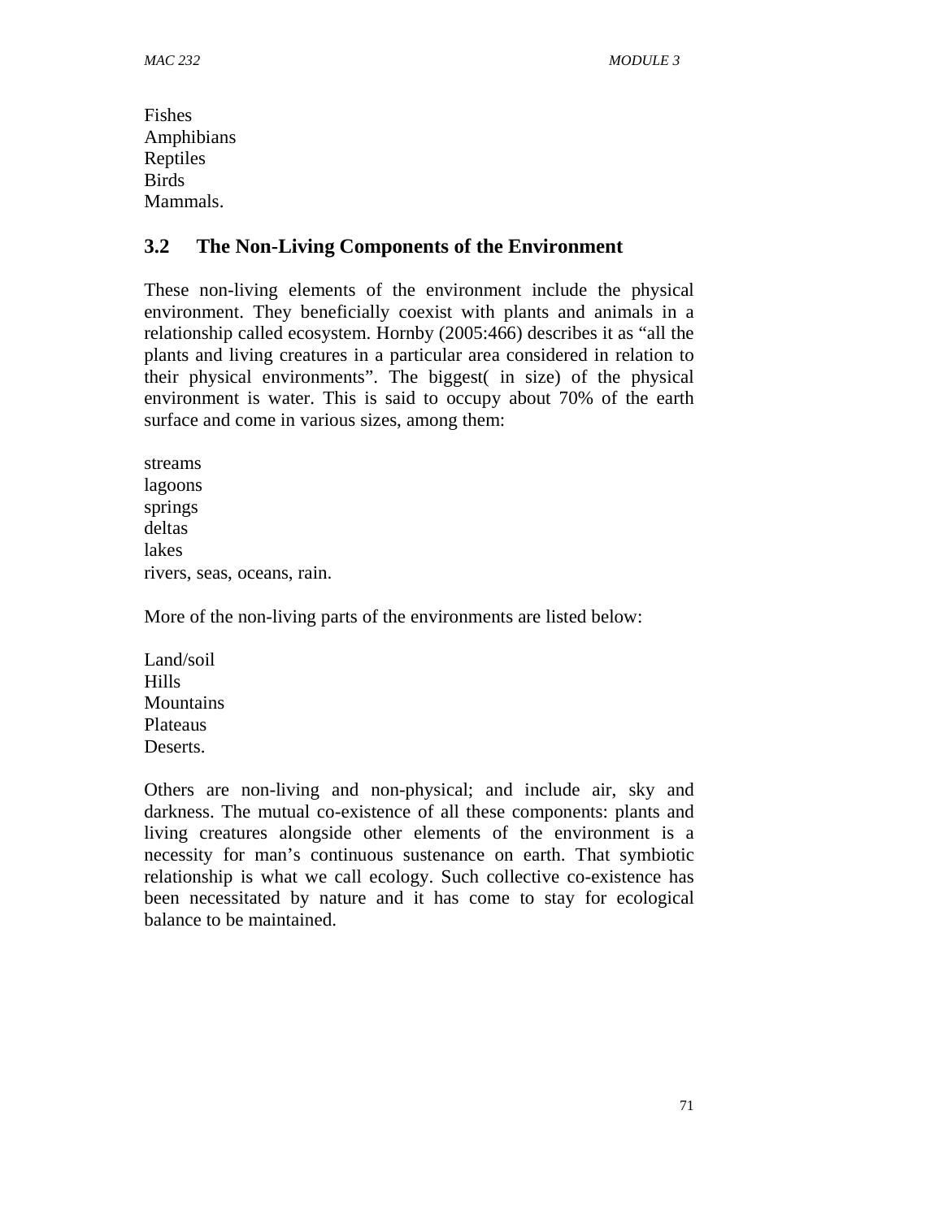Fishes
Amphibians
Reptiles
Birds
Mammals.

### 3.2 The Non-Living Components of the Environment

These non-living elements of the environment include the physical environment. They beneficially coexist with plants and animals in a relationship called ecosystem. Hornby (2005:466) describes it as "all the plants and living creatures in a particular area considered in relation to their physical environments". The biggest( in size) of the physical environment is water. This is said to occupy about 70% of the earth surface and come in various sizes, among them:

streams
lagoons
springs
deltas
lakes
rivers, seas, oceans, rain.

More of the non-living parts of the environments are listed below:

Land/soil
Hills
Mountains
Plateaus
Deserts.

Others are non-living and non-physical; and include air, sky and darkness. The mutual co-existence of all these components: plants and living creatures alongside other elements of the environment is a necessity for man's continuous sustenance on earth. That symbiotic relationship is what we call ecology. Such collective co-existence has been necessitated by nature and it has come to stay for ecological balance to be maintained.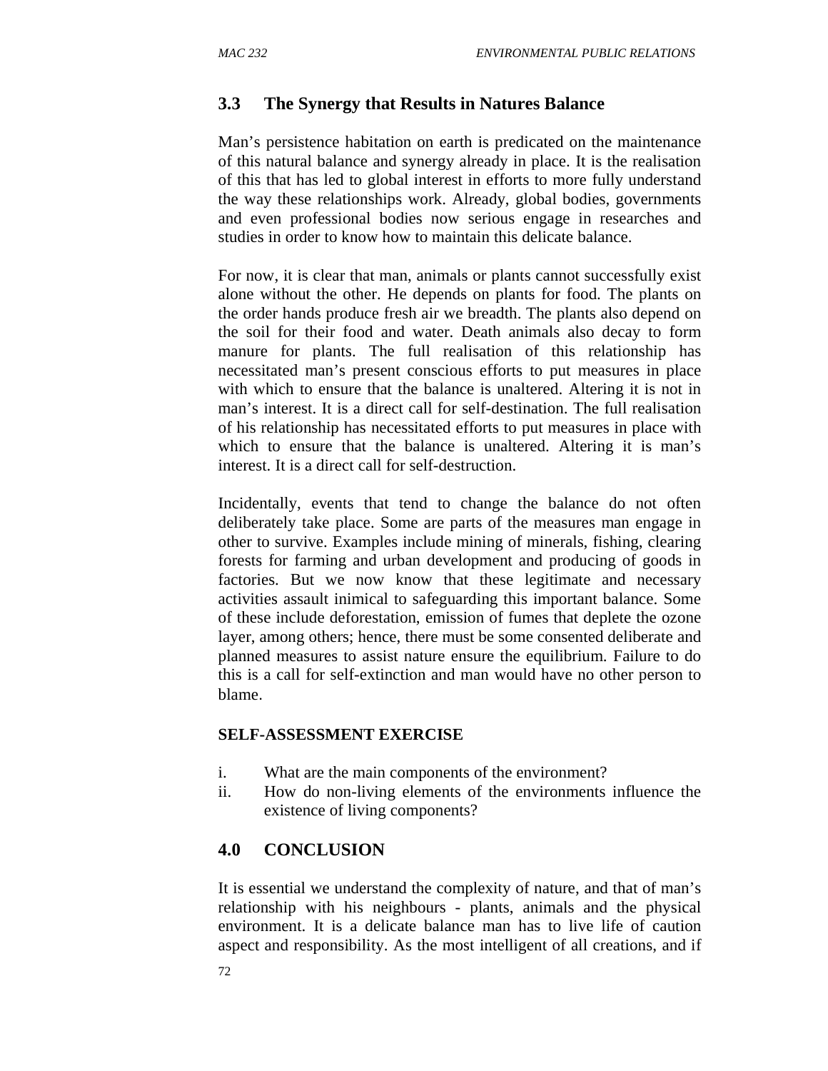## 3.3 The Synergy that Results in Natures Balance

Man's persistence habitation on earth is predicated on the maintenance of this natural balance and synergy already in place. It is the realisation of this that has led to global interest in efforts to more fully understand the way these relationships work. Already, global bodies, governments and even professional bodies now serious engage in researches and studies in order to know how to maintain this delicate balance.

For now, it is clear that man, animals or plants cannot successfully exist alone without the other. He depends on plants for food. The plants on the order hands produce fresh air we breadth. The plants also depend on the soil for their food and water. Death animals also decay to form manure for plants. The full realisation of this relationship has necessitated man's present conscious efforts to put measures in place with which to ensure that the balance is unaltered. Altering it is not in man's interest. It is a direct call for self-destination. The full realisation of his relationship has necessitated efforts to put measures in place with which to ensure that the balance is unaltered. Altering it is man's interest. It is a direct call for self-destruction.

Incidentally, events that tend to change the balance do not often deliberately take place. Some are parts of the measures man engage in other to survive. Examples include mining of minerals, fishing, clearing forests for farming and urban development and producing of goods in factories. But we now know that these legitimate and necessary activities assault inimical to safeguarding this important balance. Some of these include deforestation, emission of fumes that deplete the ozone layer, among others; hence, there must be some consented deliberate and planned measures to assist nature ensure the equilibrium. Failure to do this is a call for self-extinction and man would have no other person to blame.

**SELF-ASSESSMENT EXERCISE**

i. What are the main components of the environment?
ii. How do non-living elements of the environments influence the existence of living components?

## 4.0 CONCLUSION

It is essential we understand the complexity of nature, and that of man's relationship with his neighbours - plants, animals and the physical environment. It is a delicate balance man has to live life of caution aspect and responsibility. As the most intelligent of all creations, and if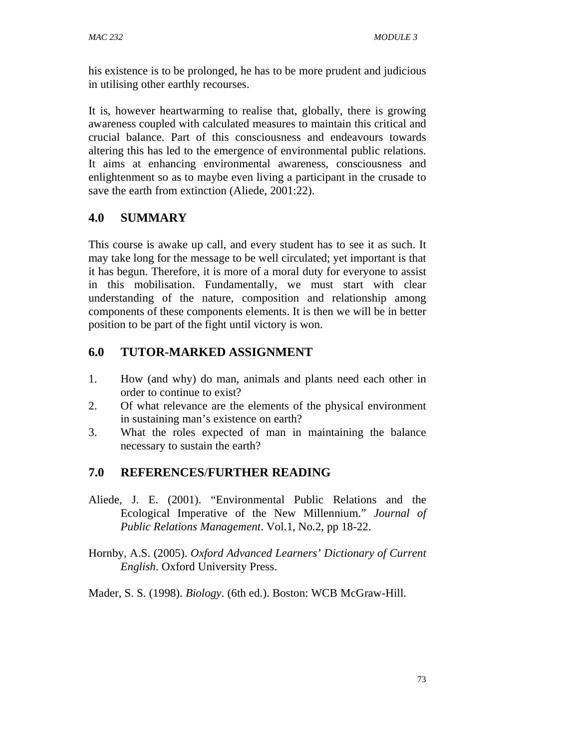his existence is to be prolonged, he has to be more prudent and judicious in utilising other earthly recourses.

It is, however heartwarming to realise that, globally, there is growing awareness coupled with calculated measures to maintain this critical and crucial balance. Part of this consciousness and endeavours towards altering this has led to the emergence of environmental public relations. It aims at enhancing environmental awareness, consciousness and enlightenment so as to maybe even living a participant in the crusade to save the earth from extinction (Aliede, 2001:22).

## 4.0 SUMMARY

This course is awake up call, and every student has to see it as such. It may take long for the message to be well circulated; yet important is that it has begun. Therefore, it is more of a moral duty for everyone to assist in this mobilisation. Fundamentally, we must start with clear understanding of the nature, composition and relationship among components of these components elements. It is then we will be in better position to be part of the fight until victory is won.

## 6.0 TUTOR-MARKED ASSIGNMENT

1. How (and why) do man, animals and plants need each other in order to continue to exist?
2. Of what relevance are the elements of the physical environment in sustaining man's existence on earth?
3. What the roles expected of man in maintaining the balance necessary to sustain the earth?

## 7.0 REFERENCES/FURTHER READING

Aliede, J. E. (2001). "Environmental Public Relations and the Ecological Imperative of the New Millennium." *Journal of Public Relations Management*. Vol.1, No.2, pp 18-22.

Hornby, A.S. (2005). *Oxford Advanced Learners' Dictionary of Current English*. Oxford University Press.

Mader, S. S. (1998). *Biology*. (6th ed.). Boston: WCB McGraw-Hill.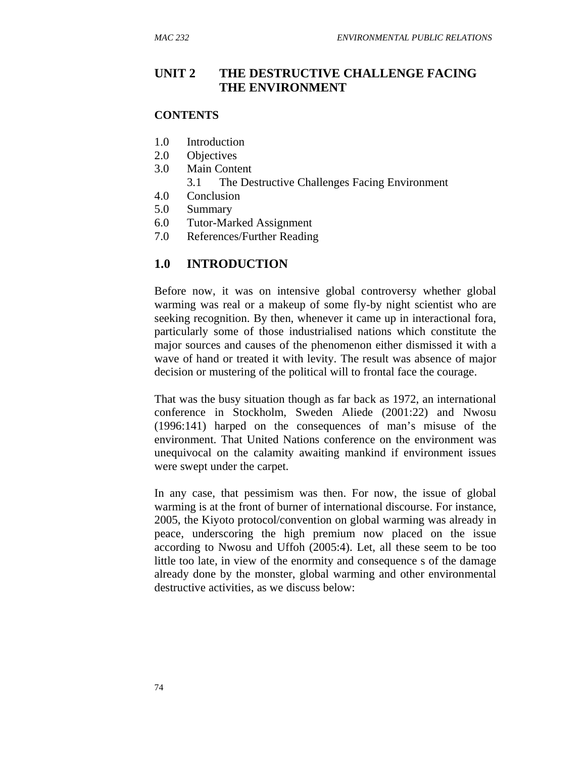# UNIT 2 THE DESTRUCTIVE CHALLENGE FACING THE ENVIRONMENT

**CONTENTS**

1.0 Introduction
2.0 Objectives
3.0 Main Content
 3.1 The Destructive Challenges Facing Environment
4.0 Conclusion
5.0 Summary
6.0 Tutor-Marked Assignment
7.0 References/Further Reading

## 1.0 INTRODUCTION

Before now, it was on intensive global controversy whether global warming was real or a makeup of some fly-by night scientist who are seeking recognition. By then, whenever it came up in interactional fora, particularly some of those industrialised nations which constitute the major sources and causes of the phenomenon either dismissed it with a wave of hand or treated it with levity. The result was absence of major decision or mustering of the political will to frontal face the courage.

That was the busy situation though as far back as 1972, an international conference in Stockholm, Sweden Aliede (2001:22) and Nwosu (1996:141) harped on the consequences of man's misuse of the environment. That United Nations conference on the environment was unequivocal on the calamity awaiting mankind if environment issues were swept under the carpet.

In any case, that pessimism was then. For now, the issue of global warming is at the front of burner of international discourse. For instance, 2005, the Kiyoto protocol/convention on global warming was already in peace, underscoring the high premium now placed on the issue according to Nwosu and Uffoh (2005:4). Let, all these seem to be too little too late, in view of the enormity and consequence s of the damage already done by the monster, global warming and other environmental destructive activities, as we discuss below: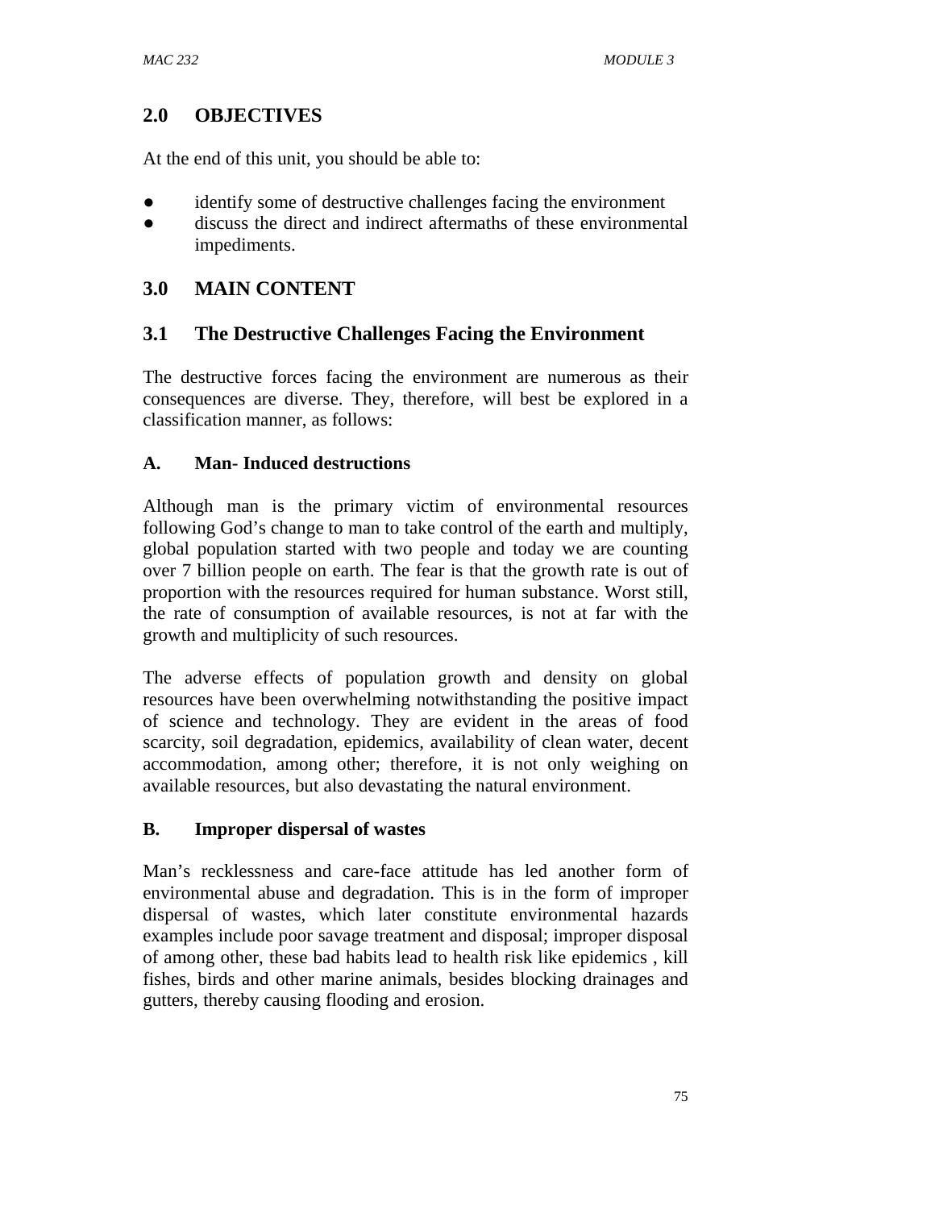## 2.0 OBJECTIVES

At the end of this unit, you should be able to:

- identify some of destructive challenges facing the environment
- discuss the direct and indirect aftermaths of these environmental impediments.

## 3.0 MAIN CONTENT

### 3.1 The Destructive Challenges Facing the Environment

The destructive forces facing the environment are numerous as their consequences are diverse. They, therefore, will best be explored in a classification manner, as follows:

#### A. Man- Induced destructions

Although man is the primary victim of environmental resources following God's change to man to take control of the earth and multiply, global population started with two people and today we are counting over 7 billion people on earth. The fear is that the growth rate is out of proportion with the resources required for human substance. Worst still, the rate of consumption of available resources, is not at far with the growth and multiplicity of such resources.

The adverse effects of population growth and density on global resources have been overwhelming notwithstanding the positive impact of science and technology. They are evident in the areas of food scarcity, soil degradation, epidemics, availability of clean water, decent accommodation, among other; therefore, it is not only weighing on available resources, but also devastating the natural environment.

#### B. Improper dispersal of wastes

Man's recklessness and care-face attitude has led another form of environmental abuse and degradation. This is in the form of improper dispersal of wastes, which later constitute environmental hazards examples include poor savage treatment and disposal; improper disposal of among other, these bad habits lead to health risk like epidemics , kill fishes, birds and other marine animals, besides blocking drainages and gutters, thereby causing flooding and erosion.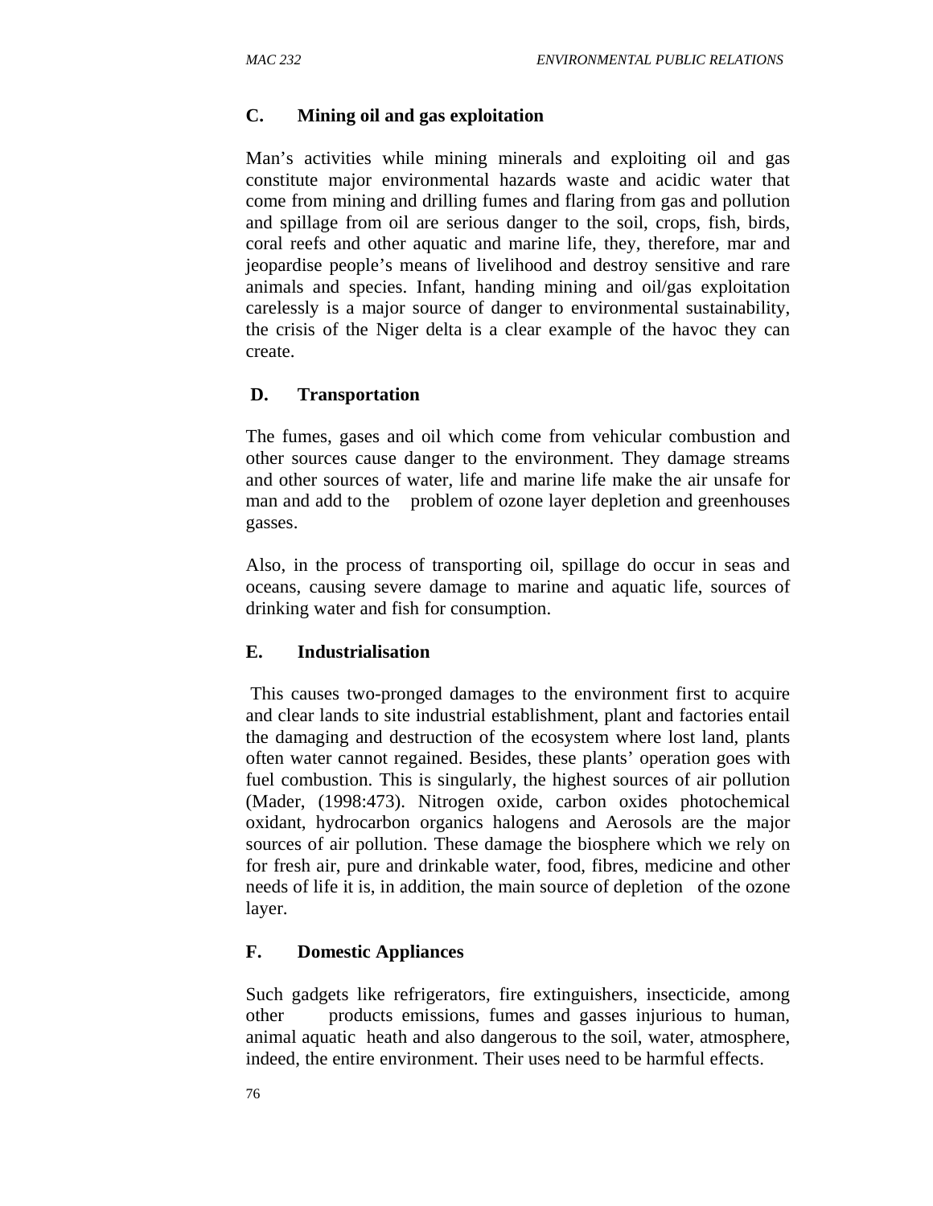**C. Mining oil and gas exploitation**

Man's activities while mining minerals and exploiting oil and gas constitute major environmental hazards waste and acidic water that come from mining and drilling fumes and flaring from gas and pollution and spillage from oil are serious danger to the soil, crops, fish, birds, coral reefs and other aquatic and marine life, they, therefore, mar and jeopardise people's means of livelihood and destroy sensitive and rare animals and species. Infant, handing mining and oil/gas exploitation carelessly is a major source of danger to environmental sustainability, the crisis of the Niger delta is a clear example of the havoc they can create.

**D. Transportation**

The fumes, gases and oil which come from vehicular combustion and other sources cause danger to the environment. They damage streams and other sources of water, life and marine life make the air unsafe for man and add to the problem of ozone layer depletion and greenhouses gasses.

Also, in the process of transporting oil, spillage do occur in seas and oceans, causing severe damage to marine and aquatic life, sources of drinking water and fish for consumption.

**E. Industrialisation**

This causes two-pronged damages to the environment first to acquire and clear lands to site industrial establishment, plant and factories entail the damaging and destruction of the ecosystem where lost land, plants often water cannot regained. Besides, these plants' operation goes with fuel combustion. This is singularly, the highest sources of air pollution (Mader, (1998:473). Nitrogen oxide, carbon oxides photochemical oxidant, hydrocarbon organics halogens and Aerosols are the major sources of air pollution. These damage the biosphere which we rely on for fresh air, pure and drinkable water, food, fibres, medicine and other needs of life it is, in addition, the main source of depletion of the ozone layer.

**F. Domestic Appliances**

Such gadgets like refrigerators, fire extinguishers, insecticide, among other products emissions, fumes and gasses injurious to human, animal aquatic heath and also dangerous to the soil, water, atmosphere, indeed, the entire environment. Their uses need to be harmful effects.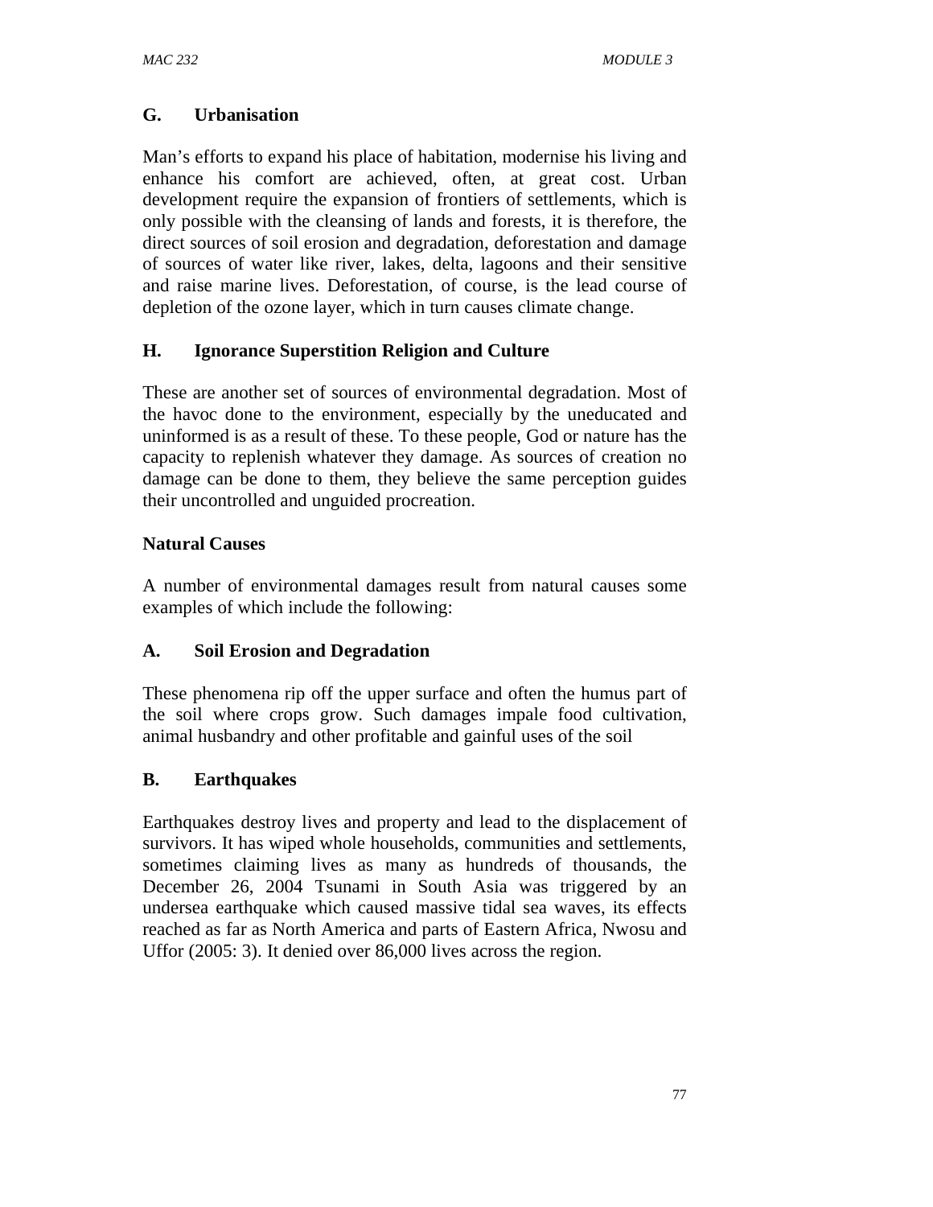## G. Urbanisation

Man's efforts to expand his place of habitation, modernise his living and enhance his comfort are achieved, often, at great cost. Urban development require the expansion of frontiers of settlements, which is only possible with the cleansing of lands and forests, it is therefore, the direct sources of soil erosion and degradation, deforestation and damage of sources of water like river, lakes, delta, lagoons and their sensitive and raise marine lives. Deforestation, of course, is the lead course of depletion of the ozone layer, which in turn causes climate change.

## H. Ignorance Superstition Religion and Culture

These are another set of sources of environmental degradation. Most of the havoc done to the environment, especially by the uneducated and uninformed is as a result of these. To these people, God or nature has the capacity to replenish whatever they damage. As sources of creation no damage can be done to them, they believe the same perception guides their uncontrolled and unguided procreation.

## Natural Causes

A number of environmental damages result from natural causes some examples of which include the following:

## A. Soil Erosion and Degradation

These phenomena rip off the upper surface and often the humus part of the soil where crops grow. Such damages impale food cultivation, animal husbandry and other profitable and gainful uses of the soil

## B. Earthquakes

Earthquakes destroy lives and property and lead to the displacement of survivors. It has wiped whole households, communities and settlements, sometimes claiming lives as many as hundreds of thousands, the December 26, 2004 Tsunami in South Asia was triggered by an undersea earthquake which caused massive tidal sea waves, its effects reached as far as North America and parts of Eastern Africa, Nwosu and Uffor (2005: 3). It denied over 86,000 lives across the region.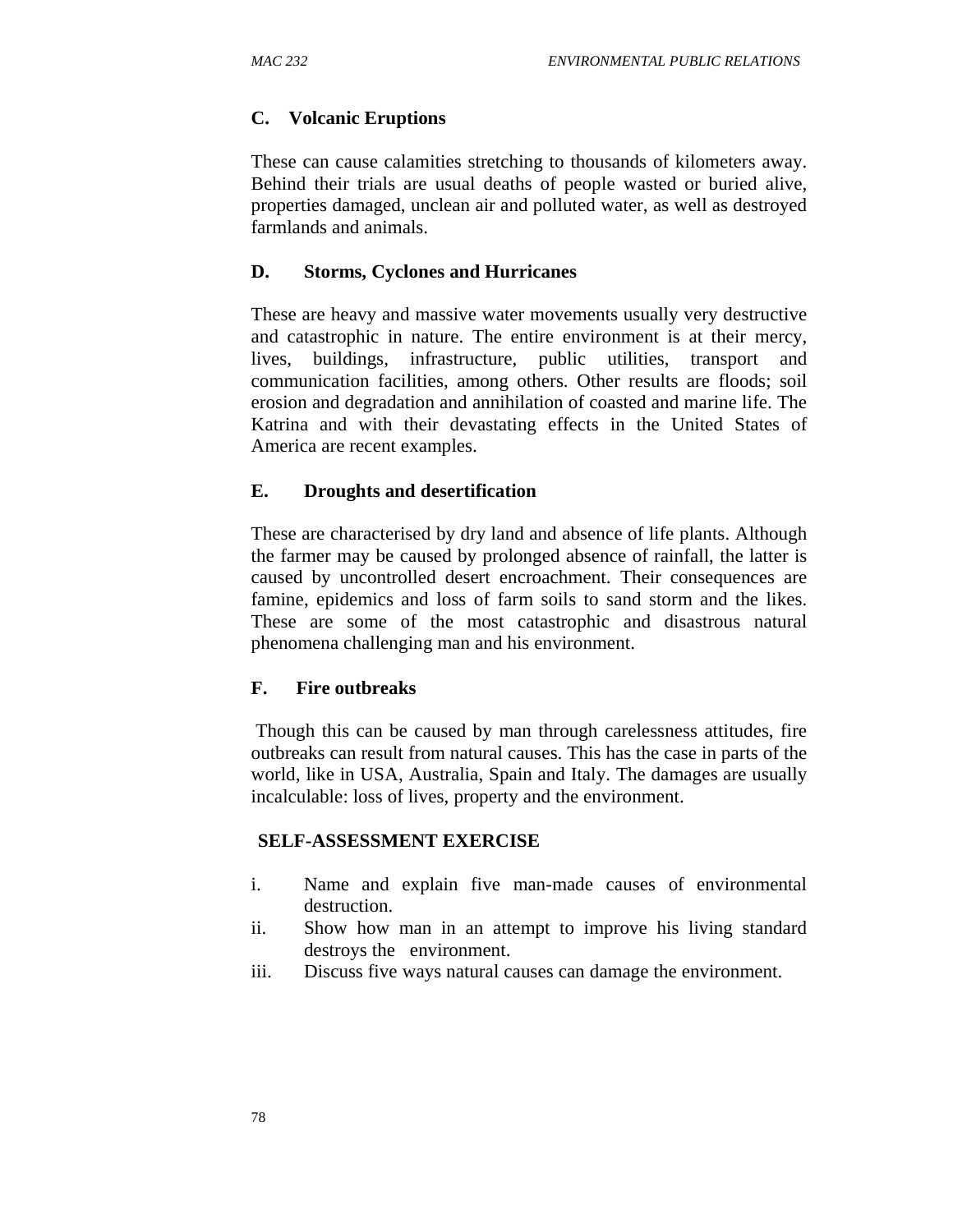**C. Volcanic Eruptions**

These can cause calamities stretching to thousands of kilometers away. Behind their trials are usual deaths of people wasted or buried alive, properties damaged, unclean air and polluted water, as well as destroyed farmlands and animals.

**D. Storms, Cyclones and Hurricanes**

These are heavy and massive water movements usually very destructive and catastrophic in nature. The entire environment is at their mercy, lives, buildings, infrastructure, public utilities, transport and communication facilities, among others. Other results are floods; soil erosion and degradation and annihilation of coasted and marine life. The Katrina and with their devastating effects in the United States of America are recent examples.

**E. Droughts and desertification**

These are characterised by dry land and absence of life plants. Although the farmer may be caused by prolonged absence of rainfall, the latter is caused by uncontrolled desert encroachment. Their consequences are famine, epidemics and loss of farm soils to sand storm and the likes. These are some of the most catastrophic and disastrous natural phenomena challenging man and his environment.

**F. Fire outbreaks**

Though this can be caused by man through carelessness attitudes, fire outbreaks can result from natural causes. This has the case in parts of the world, like in USA, Australia, Spain and Italy. The damages are usually incalculable: loss of lives, property and the environment.

**SELF-ASSESSMENT EXERCISE**

i. Name and explain five man-made causes of environmental destruction.
ii. Show how man in an attempt to improve his living standard destroys the environment.
iii. Discuss five ways natural causes can damage the environment.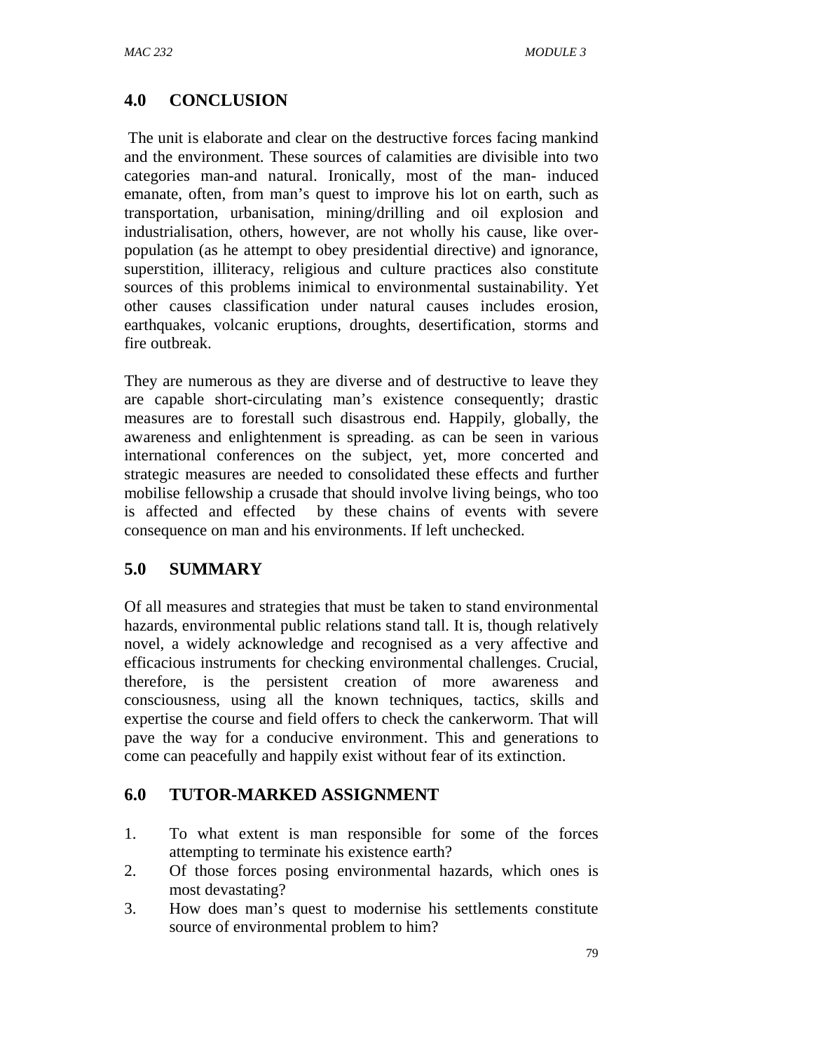## 4.0 CONCLUSION

The unit is elaborate and clear on the destructive forces facing mankind and the environment. These sources of calamities are divisible into two categories man-and natural. Ironically, most of the man- induced emanate, often, from man's quest to improve his lot on earth, such as transportation, urbanisation, mining/drilling and oil explosion and industrialisation, others, however, are not wholly his cause, like over-population (as he attempt to obey presidential directive) and ignorance, superstition, illiteracy, religious and culture practices also constitute sources of this problems inimical to environmental sustainability. Yet other causes classification under natural causes includes erosion, earthquakes, volcanic eruptions, droughts, desertification, storms and fire outbreak.

They are numerous as they are diverse and of destructive to leave they are capable short-circulating man's existence consequently; drastic measures are to forestall such disastrous end. Happily, globally, the awareness and enlightenment is spreading. as can be seen in various international conferences on the subject, yet, more concerted and strategic measures are needed to consolidated these effects and further mobilise fellowship a crusade that should involve living beings, who too is affected and effected by these chains of events with severe consequence on man and his environments. If left unchecked.

## 5.0 SUMMARY

Of all measures and strategies that must be taken to stand environmental hazards, environmental public relations stand tall. It is, though relatively novel, a widely acknowledge and recognised as a very affective and efficacious instruments for checking environmental challenges. Crucial, therefore, is the persistent creation of more awareness and consciousness, using all the known techniques, tactics, skills and expertise the course and field offers to check the cankerworm. That will pave the way for a conducive environment. This and generations to come can peacefully and happily exist without fear of its extinction.

## 6.0 TUTOR-MARKED ASSIGNMENT

1. To what extent is man responsible for some of the forces attempting to terminate his existence earth?
2. Of those forces posing environmental hazards, which ones is most devastating?
3. How does man's quest to modernise his settlements constitute source of environmental problem to him?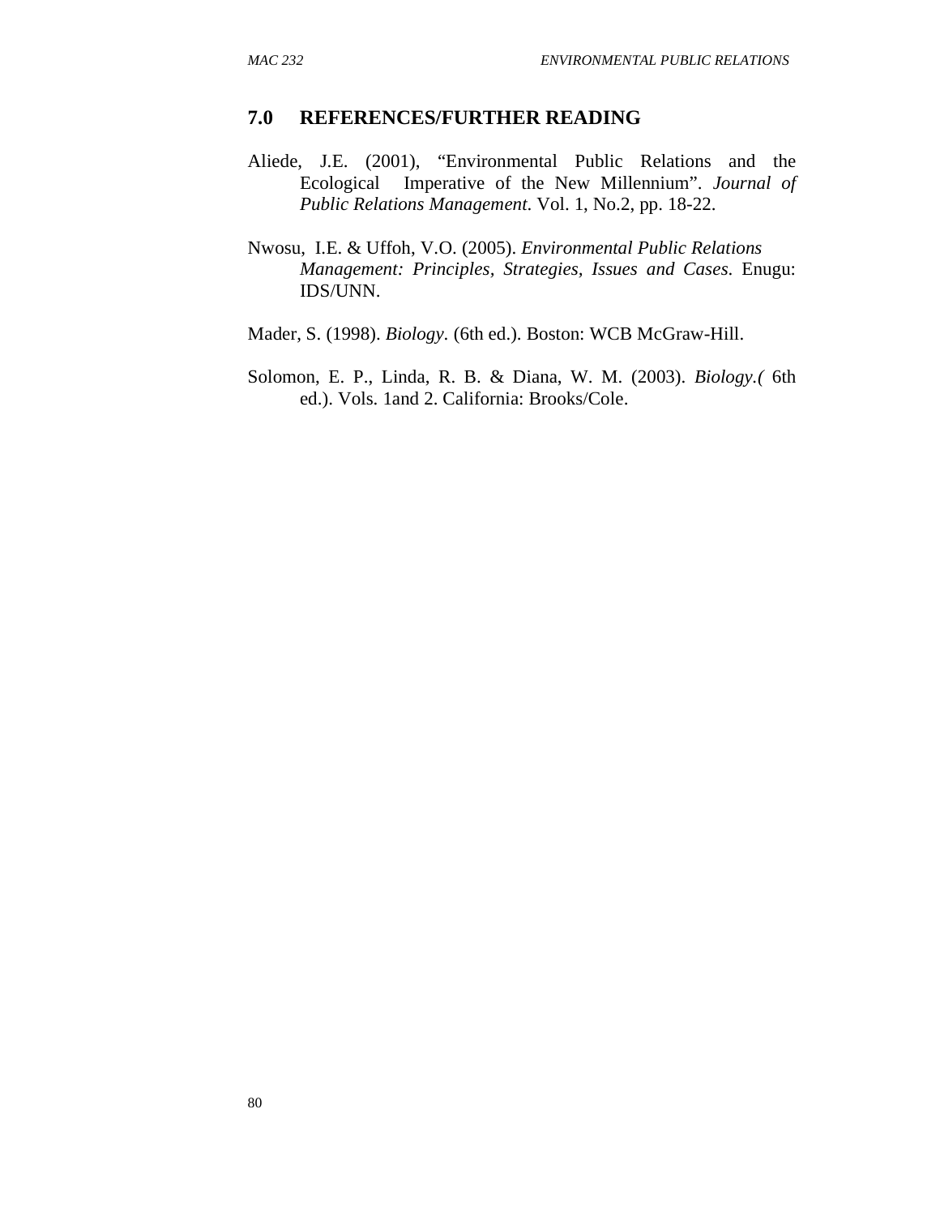## 7.0 REFERENCES/FURTHER READING

Aliede, J.E. (2001), "Environmental Public Relations and the Ecological Imperative of the New Millennium". *Journal of Public Relations Management*. Vol. 1, No.2, pp. 18-22.

Nwosu, I.E. & Uffoh, V.O. (2005). *Environmental Public Relations Management: Principles, Strategies, Issues and Cases*. Enugu: IDS/UNN.

Mader, S. (1998). *Biology*. (6th ed.). Boston: WCB McGraw-Hill.

Solomon, E. P., Linda, R. B. & Diana, W. M. (2003). *Biology.(* 6th ed.). Vols. 1and 2. California: Brooks/Cole.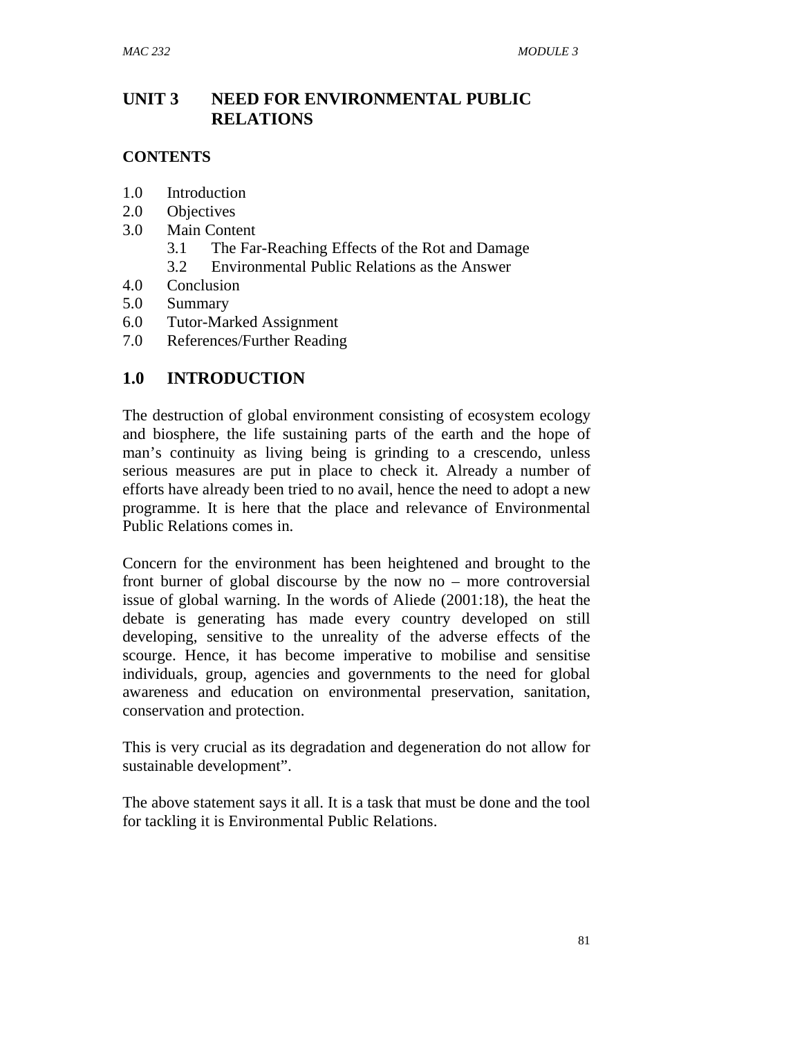# UNIT 3 NEED FOR ENVIRONMENTAL PUBLIC RELATIONS

**CONTENTS**

1.0 Introduction
2.0 Objectives
3.0 Main Content
  3.1 The Far-Reaching Effects of the Rot and Damage
  3.2 Environmental Public Relations as the Answer
4.0 Conclusion
5.0 Summary
6.0 Tutor-Marked Assignment
7.0 References/Further Reading

## 1.0 INTRODUCTION

The destruction of global environment consisting of ecosystem ecology and biosphere, the life sustaining parts of the earth and the hope of man's continuity as living being is grinding to a crescendo, unless serious measures are put in place to check it. Already a number of efforts have already been tried to no avail, hence the need to adopt a new programme. It is here that the place and relevance of Environmental Public Relations comes in.

Concern for the environment has been heightened and brought to the front burner of global discourse by the now no – more controversial issue of global warning. In the words of Aliede (2001:18), the heat the debate is generating has made every country developed on still developing, sensitive to the unreality of the adverse effects of the scourge. Hence, it has become imperative to mobilise and sensitise individuals, group, agencies and governments to the need for global awareness and education on environmental preservation, sanitation, conservation and protection.

This is very crucial as its degradation and degeneration do not allow for sustainable development".

The above statement says it all. It is a task that must be done and the tool for tackling it is Environmental Public Relations.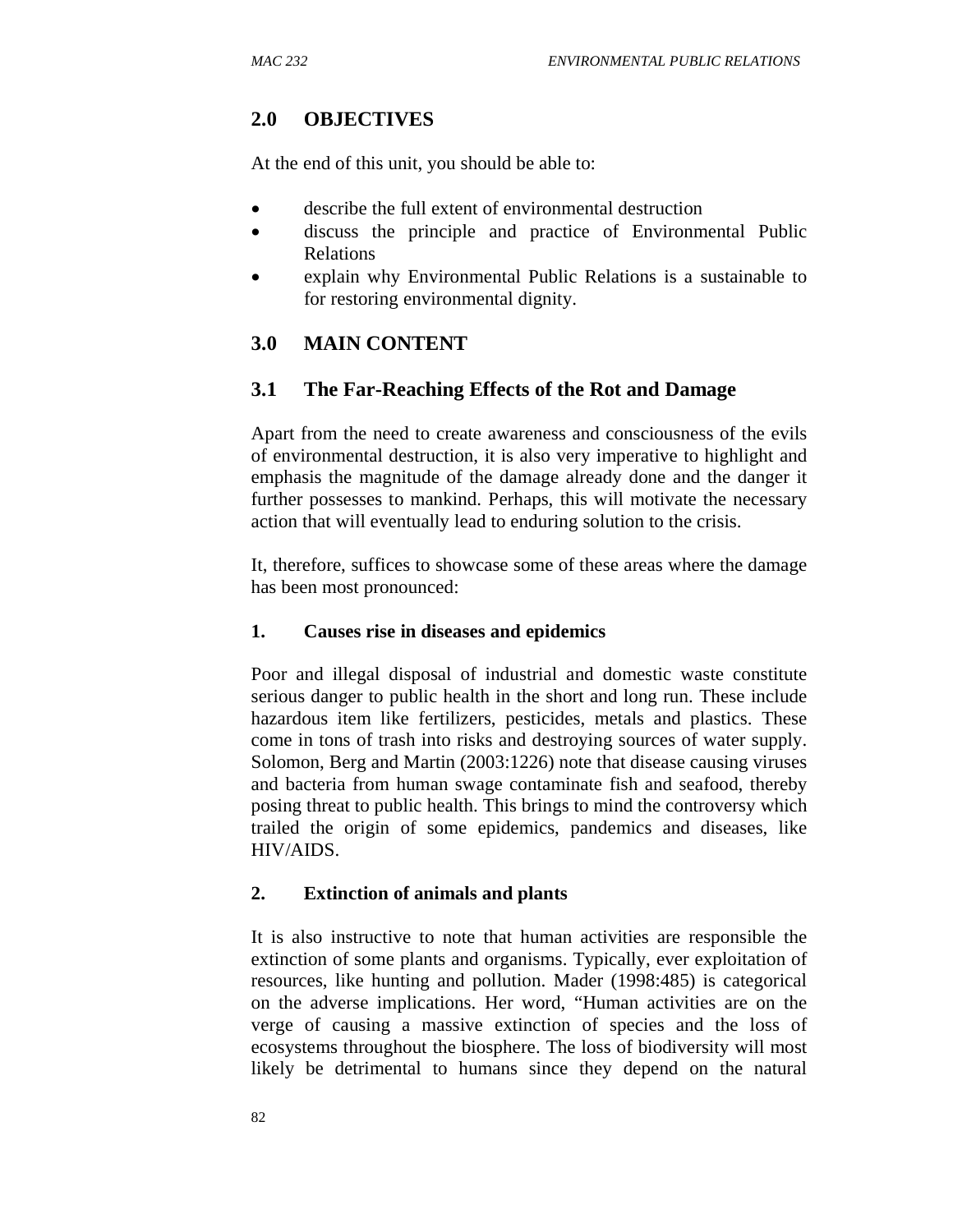## 2.0 OBJECTIVES

At the end of this unit, you should be able to:

- describe the full extent of environmental destruction
- discuss the principle and practice of Environmental Public Relations
- explain why Environmental Public Relations is a sustainable to for restoring environmental dignity.

## 3.0 MAIN CONTENT

### 3.1 The Far-Reaching Effects of the Rot and Damage

Apart from the need to create awareness and consciousness of the evils of environmental destruction, it is also very imperative to highlight and emphasis the magnitude of the damage already done and the danger it further possesses to mankind. Perhaps, this will motivate the necessary action that will eventually lead to enduring solution to the crisis.

It, therefore, suffices to showcase some of these areas where the damage has been most pronounced:

**1. Causes rise in diseases and epidemics**

Poor and illegal disposal of industrial and domestic waste constitute serious danger to public health in the short and long run. These include hazardous item like fertilizers, pesticides, metals and plastics. These come in tons of trash into risks and destroying sources of water supply. Solomon, Berg and Martin (2003:1226) note that disease causing viruses and bacteria from human swage contaminate fish and seafood, thereby posing threat to public health. This brings to mind the controversy which trailed the origin of some epidemics, pandemics and diseases, like HIV/AIDS.

**2. Extinction of animals and plants**

It is also instructive to note that human activities are responsible the extinction of some plants and organisms. Typically, ever exploitation of resources, like hunting and pollution. Mader (1998:485) is categorical on the adverse implications. Her word, "Human activities are on the verge of causing a massive extinction of species and the loss of ecosystems throughout the biosphere. The loss of biodiversity will most likely be detrimental to humans since they depend on the natural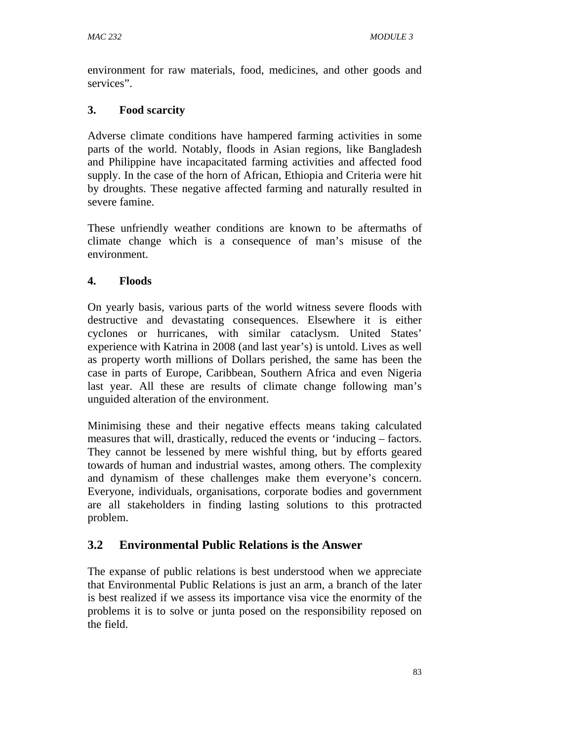environment for raw materials, food, medicines, and other goods and services".

**3. Food scarcity**

Adverse climate conditions have hampered farming activities in some parts of the world. Notably, floods in Asian regions, like Bangladesh and Philippine have incapacitated farming activities and affected food supply. In the case of the horn of African, Ethiopia and Criteria were hit by droughts. These negative affected farming and naturally resulted in severe famine.

These unfriendly weather conditions are known to be aftermaths of climate change which is a consequence of man's misuse of the environment.

**4. Floods**

On yearly basis, various parts of the world witness severe floods with destructive and devastating consequences. Elsewhere it is either cyclones or hurricanes, with similar cataclysm. United States' experience with Katrina in 2008 (and last year's) is untold. Lives as well as property worth millions of Dollars perished, the same has been the case in parts of Europe, Caribbean, Southern Africa and even Nigeria last year. All these are results of climate change following man's unguided alteration of the environment.

Minimising these and their negative effects means taking calculated measures that will, drastically, reduced the events or 'inducing – factors. They cannot be lessened by mere wishful thing, but by efforts geared towards of human and industrial wastes, among others. The complexity and dynamism of these challenges make them everyone's concern. Everyone, individuals, organisations, corporate bodies and government are all stakeholders in finding lasting solutions to this protracted problem.

## 3.2 Environmental Public Relations is the Answer

The expanse of public relations is best understood when we appreciate that Environmental Public Relations is just an arm, a branch of the later is best realized if we assess its importance visa vice the enormity of the problems it is to solve or junta posed on the responsibility reposed on the field.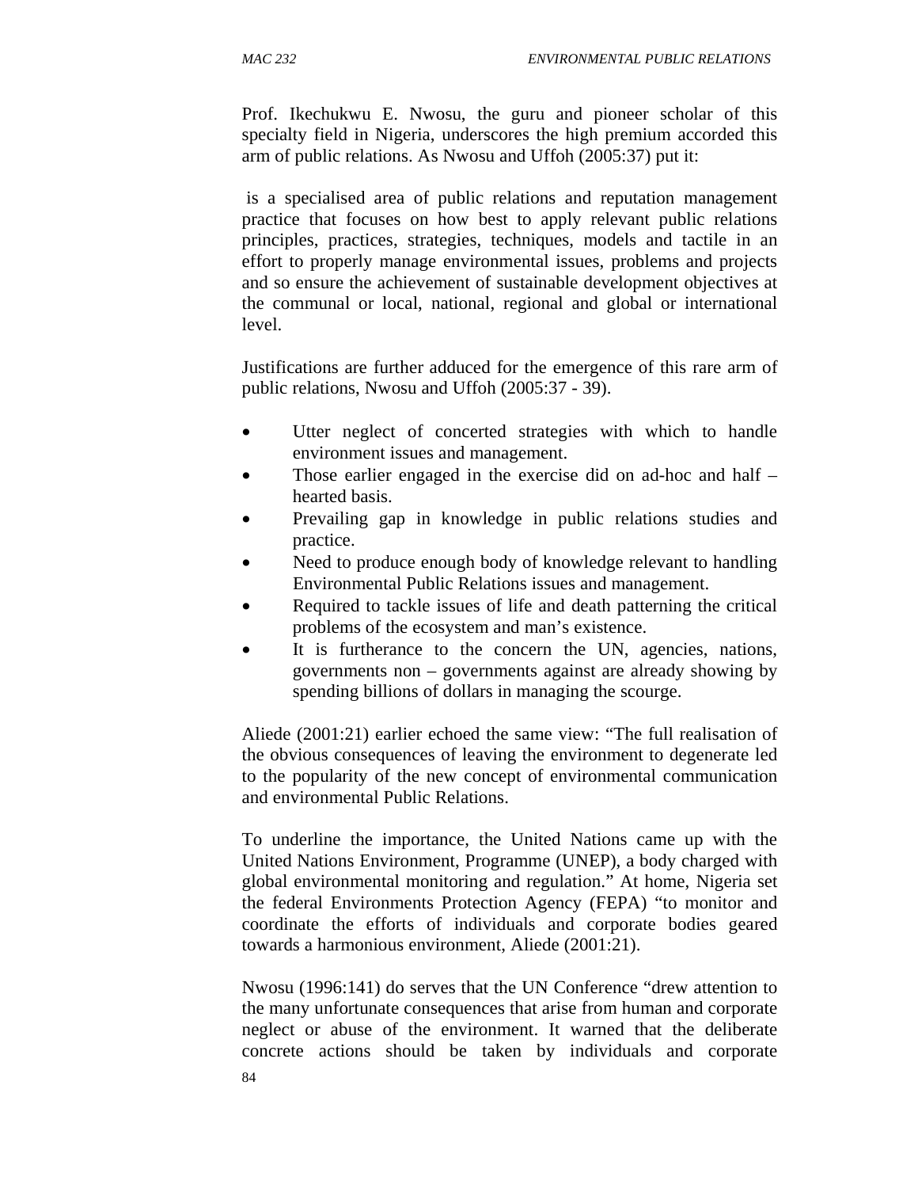Prof. Ikechukwu E. Nwosu, the guru and pioneer scholar of this specialty field in Nigeria, underscores the high premium accorded this arm of public relations. As Nwosu and Uffoh (2005:37) put it:

> is a specialised area of public relations and reputation management practice that focuses on how best to apply relevant public relations principles, practices, strategies, techniques, models and tactile in an effort to properly manage environmental issues, problems and projects and so ensure the achievement of sustainable development objectives at the communal or local, national, regional and global or international level.

Justifications are further adduced for the emergence of this rare arm of public relations, Nwosu and Uffoh (2005:37 - 39).

- Utter neglect of concerted strategies with which to handle environment issues and management.
- Those earlier engaged in the exercise did on ad-hoc and half – hearted basis.
- Prevailing gap in knowledge in public relations studies and practice.
- Need to produce enough body of knowledge relevant to handling Environmental Public Relations issues and management.
- Required to tackle issues of life and death patterning the critical problems of the ecosystem and man's existence.
- It is furtherance to the concern the UN, agencies, nations, governments non – governments against are already showing by spending billions of dollars in managing the scourge.

Aliede (2001:21) earlier echoed the same view: "The full realisation of the obvious consequences of leaving the environment to degenerate led to the popularity of the new concept of environmental communication and environmental Public Relations.

To underline the importance, the United Nations came up with the United Nations Environment, Programme (UNEP), a body charged with global environmental monitoring and regulation." At home, Nigeria set the federal Environments Protection Agency (FEPA) "to monitor and coordinate the efforts of individuals and corporate bodies geared towards a harmonious environment, Aliede (2001:21).

Nwosu (1996:141) do serves that the UN Conference "drew attention to the many unfortunate consequences that arise from human and corporate neglect or abuse of the environment. It warned that the deliberate concrete actions should be taken by individuals and corporate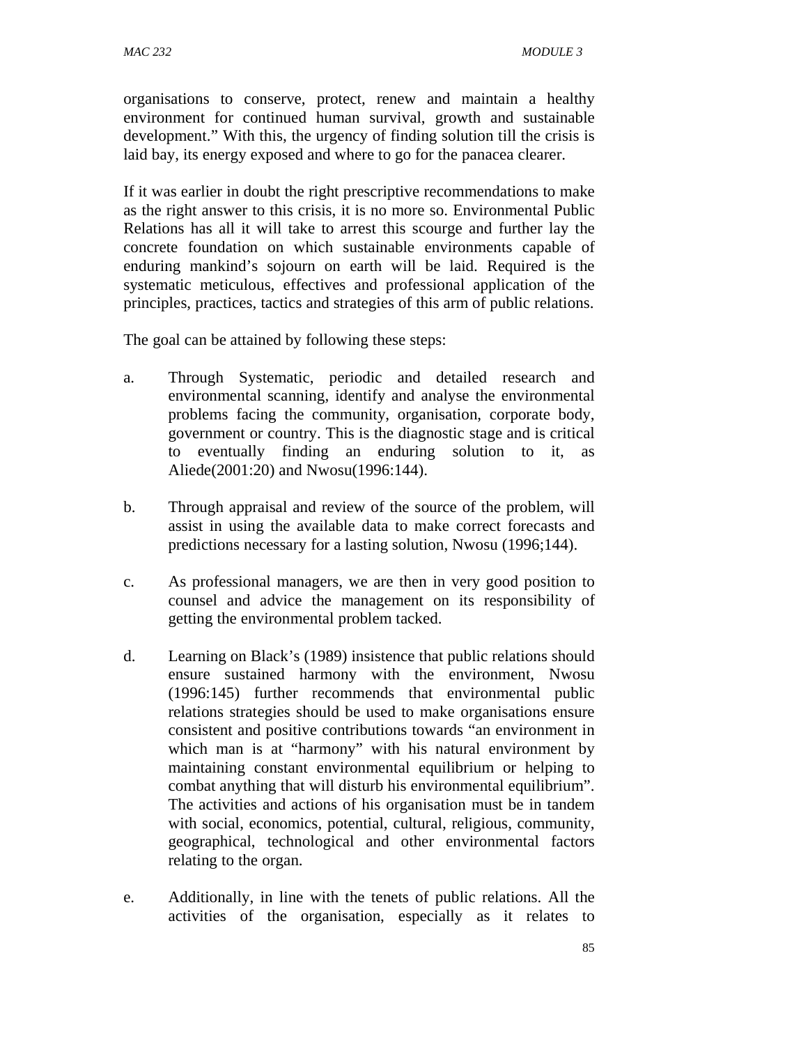organisations to conserve, protect, renew and maintain a healthy environment for continued human survival, growth and sustainable development." With this, the urgency of finding solution till the crisis is laid bay, its energy exposed and where to go for the panacea clearer.

If it was earlier in doubt the right prescriptive recommendations to make as the right answer to this crisis, it is no more so. Environmental Public Relations has all it will take to arrest this scourge and further lay the concrete foundation on which sustainable environments capable of enduring mankind's sojourn on earth will be laid. Required is the systematic meticulous, effectives and professional application of the principles, practices, tactics and strategies of this arm of public relations.

The goal can be attained by following these steps:

a. Through Systematic, periodic and detailed research and environmental scanning, identify and analyse the environmental problems facing the community, organisation, corporate body, government or country. This is the diagnostic stage and is critical to eventually finding an enduring solution to it, as Aliede(2001:20) and Nwosu(1996:144).

b. Through appraisal and review of the source of the problem, will assist in using the available data to make correct forecasts and predictions necessary for a lasting solution, Nwosu (1996;144).

c. As professional managers, we are then in very good position to counsel and advice the management on its responsibility of getting the environmental problem tacked.

d. Learning on Black's (1989) insistence that public relations should ensure sustained harmony with the environment, Nwosu (1996:145) further recommends that environmental public relations strategies should be used to make organisations ensure consistent and positive contributions towards "an environment in which man is at "harmony" with his natural environment by maintaining constant environmental equilibrium or helping to combat anything that will disturb his environmental equilibrium". The activities and actions of his organisation must be in tandem with social, economics, potential, cultural, religious, community, geographical, technological and other environmental factors relating to the organ.

e. Additionally, in line with the tenets of public relations. All the activities of the organisation, especially as it relates to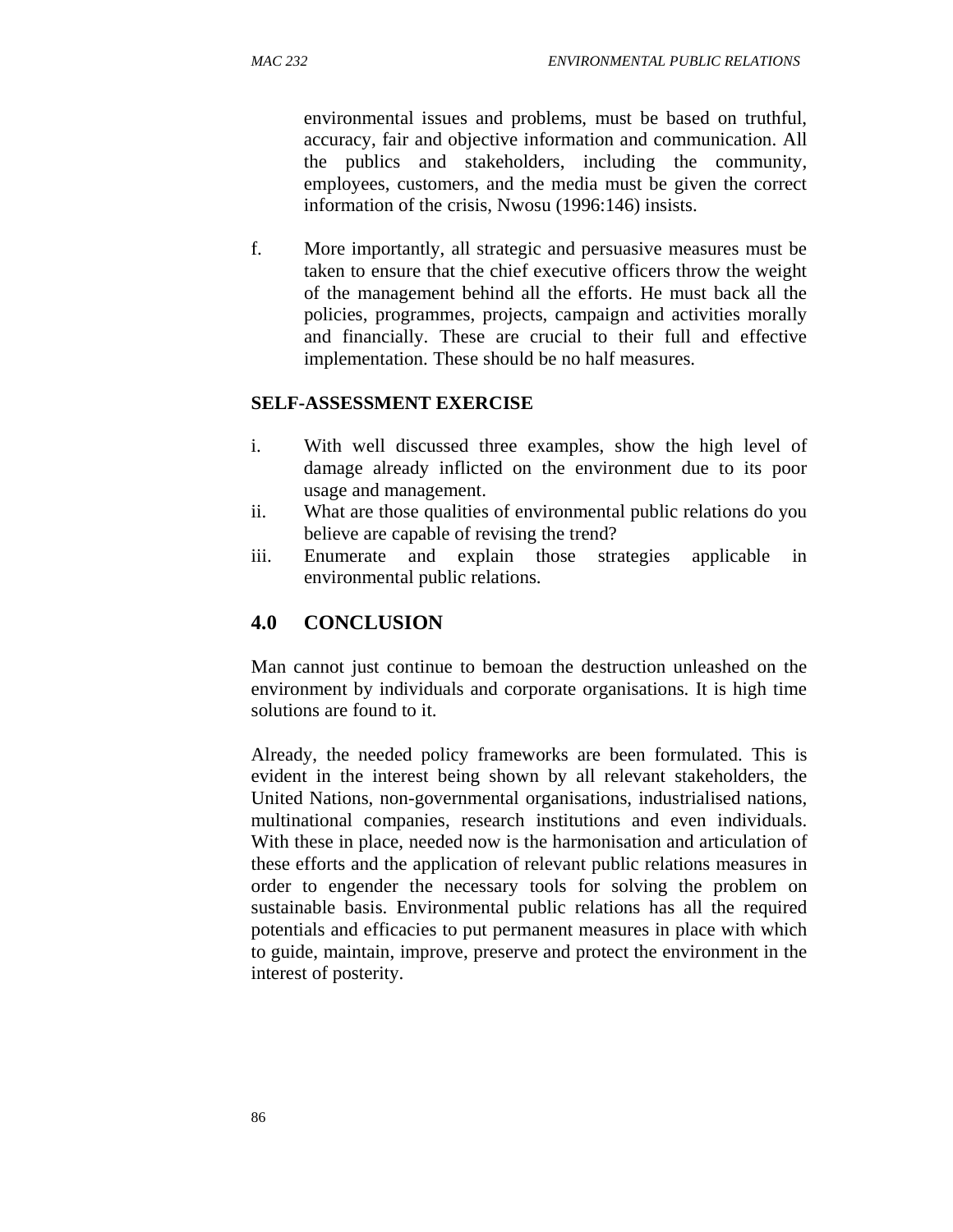environmental issues and problems, must be based on truthful, accuracy, fair and objective information and communication. All the publics and stakeholders, including the community, employees, customers, and the media must be given the correct information of the crisis, Nwosu (1996:146) insists.

f. More importantly, all strategic and persuasive measures must be taken to ensure that the chief executive officers throw the weight of the management behind all the efforts. He must back all the policies, programmes, projects, campaign and activities morally and financially. These are crucial to their full and effective implementation. These should be no half measures.

**SELF-ASSESSMENT EXERCISE**

i. With well discussed three examples, show the high level of damage already inflicted on the environment due to its poor usage and management.
ii. What are those qualities of environmental public relations do you believe are capable of revising the trend?
iii. Enumerate and explain those strategies applicable in environmental public relations.

## 4.0 CONCLUSION

Man cannot just continue to bemoan the destruction unleashed on the environment by individuals and corporate organisations. It is high time solutions are found to it.

Already, the needed policy frameworks are been formulated. This is evident in the interest being shown by all relevant stakeholders, the United Nations, non-governmental organisations, industrialised nations, multinational companies, research institutions and even individuals. With these in place, needed now is the harmonisation and articulation of these efforts and the application of relevant public relations measures in order to engender the necessary tools for solving the problem on sustainable basis. Environmental public relations has all the required potentials and efficacies to put permanent measures in place with which to guide, maintain, improve, preserve and protect the environment in the interest of posterity.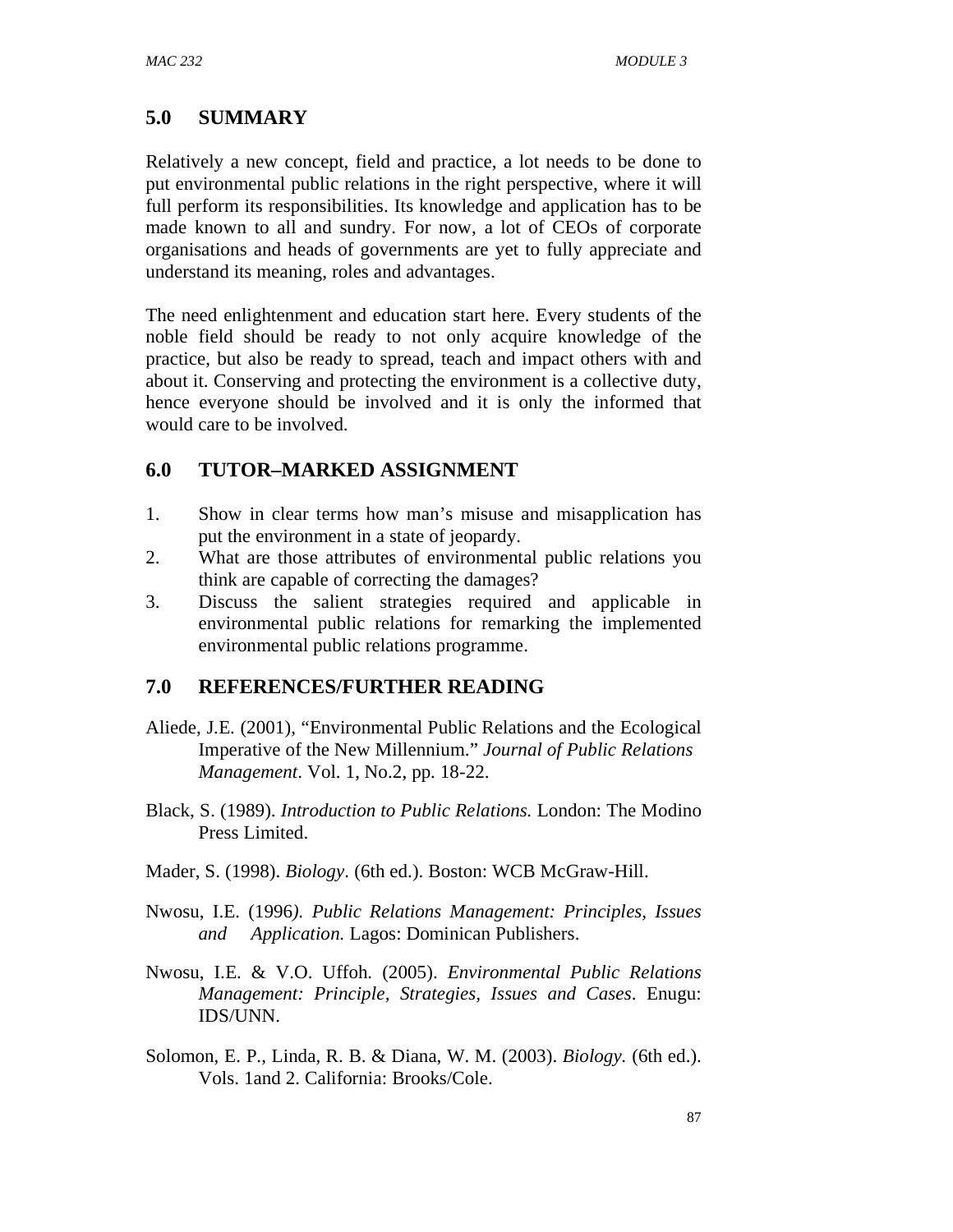## 5.0 SUMMARY

Relatively a new concept, field and practice, a lot needs to be done to put environmental public relations in the right perspective, where it will full perform its responsibilities. Its knowledge and application has to be made known to all and sundry. For now, a lot of CEOs of corporate organisations and heads of governments are yet to fully appreciate and understand its meaning, roles and advantages.

The need enlightenment and education start here. Every students of the noble field should be ready to not only acquire knowledge of the practice, but also be ready to spread, teach and impact others with and about it. Conserving and protecting the environment is a collective duty, hence everyone should be involved and it is only the informed that would care to be involved.

## 6.0 TUTOR–MARKED ASSIGNMENT

1. Show in clear terms how man's misuse and misapplication has put the environment in a state of jeopardy.
2. What are those attributes of environmental public relations you think are capable of correcting the damages?
3. Discuss the salient strategies required and applicable in environmental public relations for remarking the implemented environmental public relations programme.

## 7.0 REFERENCES/FURTHER READING

Aliede, J.E. (2001), "Environmental Public Relations and the Ecological Imperative of the New Millennium." *Journal of Public Relations Management*. Vol. 1, No.2, pp. 18-22.

Black, S. (1989). *Introduction to Public Relations.* London: The Modino Press Limited.

Mader, S. (1998). *Biology*. (6th ed.). Boston: WCB McGraw-Hill.

Nwosu, I.E. (1996*). Public Relations Management: Principles, Issues and Application.* Lagos: Dominican Publishers.

Nwosu, I.E. & V.O. Uffoh. (2005). *Environmental Public Relations Management: Principle, Strategies, Issues and Cases*. Enugu: IDS/UNN.

Solomon, E. P., Linda, R. B. & Diana, W. M. (2003). *Biology.* (6th ed.). Vols. 1and 2. California: Brooks/Cole.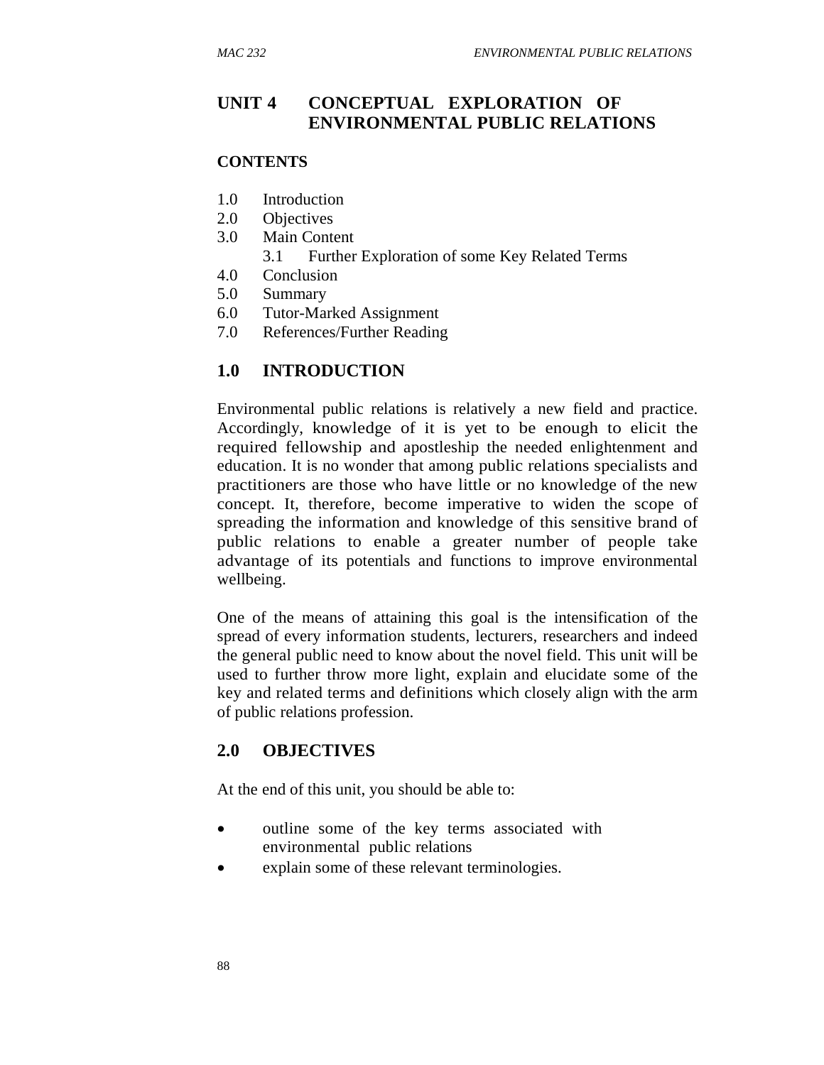# UNIT 4 CONCEPTUAL EXPLORATION OF ENVIRONMENTAL PUBLIC RELATIONS

## CONTENTS

1.0 Introduction
2.0 Objectives
3.0 Main Content
 3.1 Further Exploration of some Key Related Terms
4.0 Conclusion
5.0 Summary
6.0 Tutor-Marked Assignment
7.0 References/Further Reading

## 1.0 INTRODUCTION

Environmental public relations is relatively a new field and practice. Accordingly, knowledge of it is yet to be enough to elicit the required fellowship and apostleship the needed enlightenment and education. It is no wonder that among public relations specialists and practitioners are those who have little or no knowledge of the new concept. It, therefore, become imperative to widen the scope of spreading the information and knowledge of this sensitive brand of public relations to enable a greater number of people take advantage of its potentials and functions to improve environmental wellbeing.

One of the means of attaining this goal is the intensification of the spread of every information students, lecturers, researchers and indeed the general public need to know about the novel field. This unit will be used to further throw more light, explain and elucidate some of the key and related terms and definitions which closely align with the arm of public relations profession.

## 2.0 OBJECTIVES

At the end of this unit, you should be able to:

- outline some of the key terms associated with environmental public relations
- explain some of these relevant terminologies.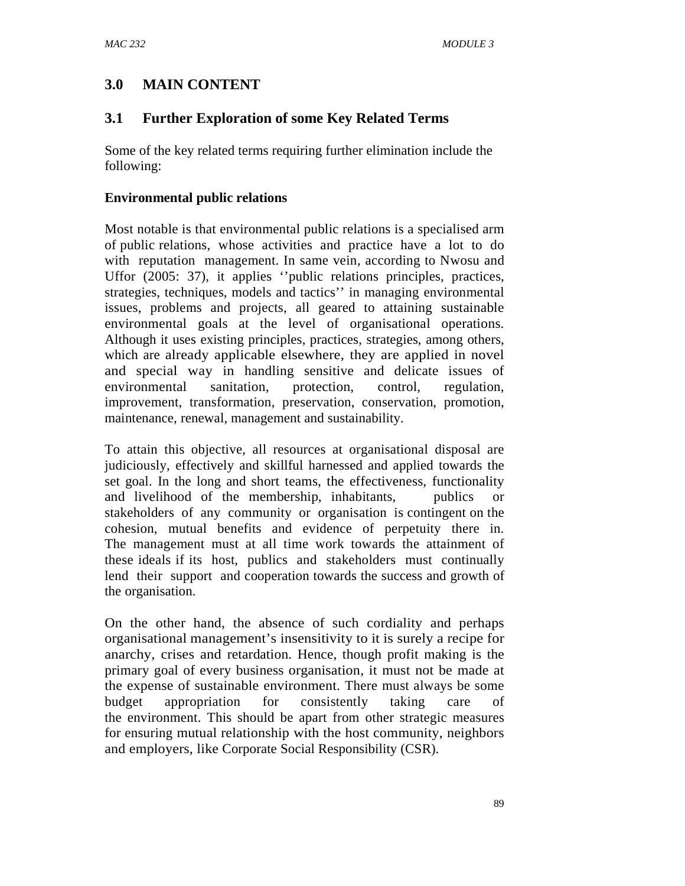## 3.0 MAIN CONTENT

### 3.1 Further Exploration of some Key Related Terms

Some of the key related terms requiring further elimination include the following:

**Environmental public relations**

Most notable is that environmental public relations is a specialised arm of public relations, whose activities and practice have a lot to do with reputation management. In same vein, according to Nwosu and Uffor (2005: 37), it applies ''public relations principles, practices, strategies, techniques, models and tactics'' in managing environmental issues, problems and projects, all geared to attaining sustainable environmental goals at the level of organisational operations. Although it uses existing principles, practices, strategies, among others, which are already applicable elsewhere, they are applied in novel and special way in handling sensitive and delicate issues of environmental sanitation, protection, control, regulation, improvement, transformation, preservation, conservation, promotion, maintenance, renewal, management and sustainability.

To attain this objective, all resources at organisational disposal are judiciously, effectively and skillful harnessed and applied towards the set goal. In the long and short teams, the effectiveness, functionality and livelihood of the membership, inhabitants, publics or stakeholders of any community or organisation is contingent on the cohesion, mutual benefits and evidence of perpetuity there in. The management must at all time work towards the attainment of these ideals if its host, publics and stakeholders must continually lend their support and cooperation towards the success and growth of the organisation.

On the other hand, the absence of such cordiality and perhaps organisational management's insensitivity to it is surely a recipe for anarchy, crises and retardation. Hence, though profit making is the primary goal of every business organisation, it must not be made at the expense of sustainable environment. There must always be some budget appropriation for consistently taking care of the environment. This should be apart from other strategic measures for ensuring mutual relationship with the host community, neighbors and employers, like Corporate Social Responsibility (CSR).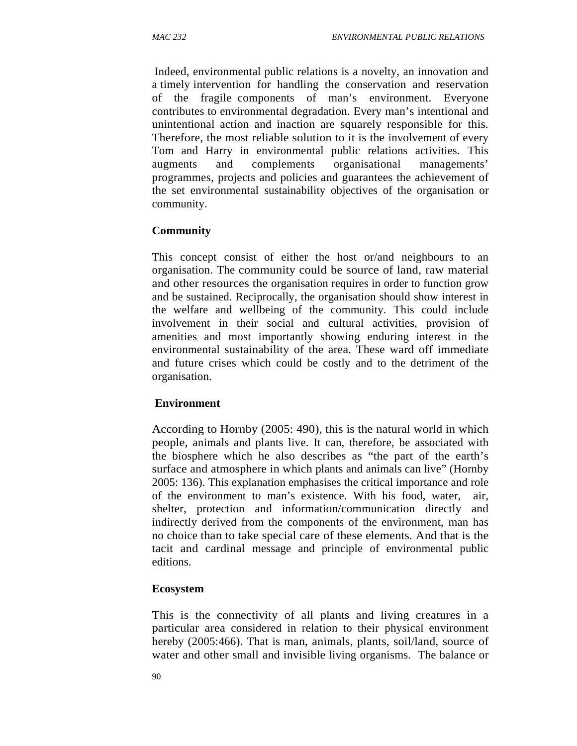Indeed, environmental public relations is a novelty, an innovation and a timely intervention for handling the conservation and reservation of the fragile components of man's environment. Everyone contributes to environmental degradation. Every man's intentional and unintentional action and inaction are squarely responsible for this. Therefore, the most reliable solution to it is the involvement of every Tom and Harry in environmental public relations activities. This augments and complements organisational managements' programmes, projects and policies and guarantees the achievement of the set environmental sustainability objectives of the organisation or community.

**Community**

This concept consist of either the host or/and neighbours to an organisation. The community could be source of land, raw material and other resources the organisation requires in order to function grow and be sustained. Reciprocally, the organisation should show interest in the welfare and wellbeing of the community. This could include involvement in their social and cultural activities, provision of amenities and most importantly showing enduring interest in the environmental sustainability of the area. These ward off immediate and future crises which could be costly and to the detriment of the organisation.

**Environment**

According to Hornby (2005: 490), this is the natural world in which people, animals and plants live. It can, therefore, be associated with the biosphere which he also describes as "the part of the earth's surface and atmosphere in which plants and animals can live" (Hornby 2005: 136). This explanation emphasises the critical importance and role of the environment to man's existence. With his food, water, air, shelter, protection and information/communication directly and indirectly derived from the components of the environment, man has no choice than to take special care of these elements. And that is the tacit and cardinal message and principle of environmental public editions.

**Ecosystem**

This is the connectivity of all plants and living creatures in a particular area considered in relation to their physical environment hereby (2005:466). That is man, animals, plants, soil/land, source of water and other small and invisible living organisms. The balance or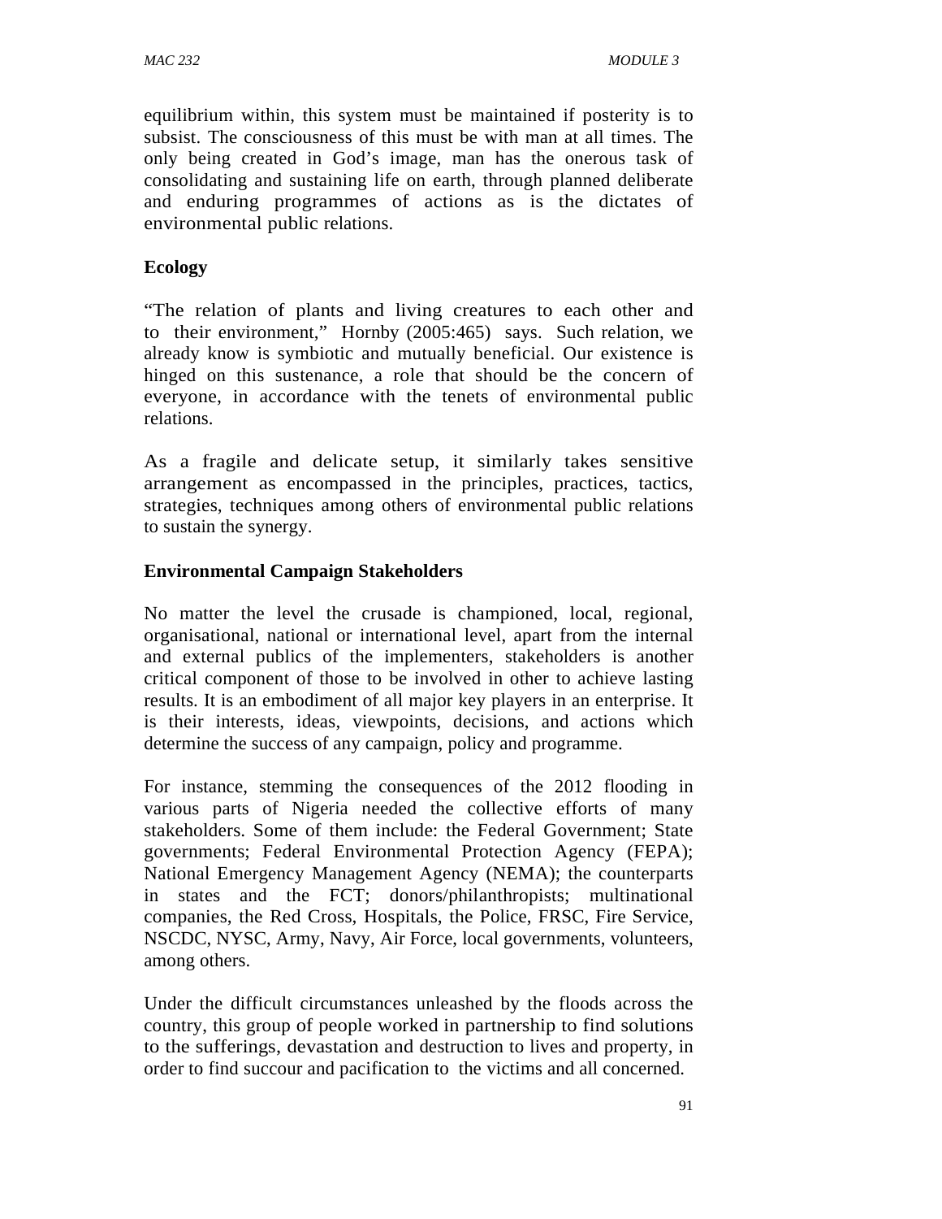equilibrium within, this system must be maintained if posterity is to subsist. The consciousness of this must be with man at all times. The only being created in God's image, man has the onerous task of consolidating and sustaining life on earth, through planned deliberate and enduring programmes of actions as is the dictates of environmental public relations.

**Ecology**

"The relation of plants and living creatures to each other and to their environment," Hornby (2005:465) says. Such relation, we already know is symbiotic and mutually beneficial. Our existence is hinged on this sustenance, a role that should be the concern of everyone, in accordance with the tenets of environmental public relations.

As a fragile and delicate setup, it similarly takes sensitive arrangement as encompassed in the principles, practices, tactics, strategies, techniques among others of environmental public relations to sustain the synergy.

**Environmental Campaign Stakeholders**

No matter the level the crusade is championed, local, regional, organisational, national or international level, apart from the internal and external publics of the implementers, stakeholders is another critical component of those to be involved in other to achieve lasting results. It is an embodiment of all major key players in an enterprise. It is their interests, ideas, viewpoints, decisions, and actions which determine the success of any campaign, policy and programme.

For instance, stemming the consequences of the 2012 flooding in various parts of Nigeria needed the collective efforts of many stakeholders. Some of them include: the Federal Government; State governments; Federal Environmental Protection Agency (FEPA); National Emergency Management Agency (NEMA); the counterparts in states and the FCT; donors/philanthropists; multinational companies, the Red Cross, Hospitals, the Police, FRSC, Fire Service, NSCDC, NYSC, Army, Navy, Air Force, local governments, volunteers, among others.

Under the difficult circumstances unleashed by the floods across the country, this group of people worked in partnership to find solutions to the sufferings, devastation and destruction to lives and property, in order to find succour and pacification to the victims and all concerned.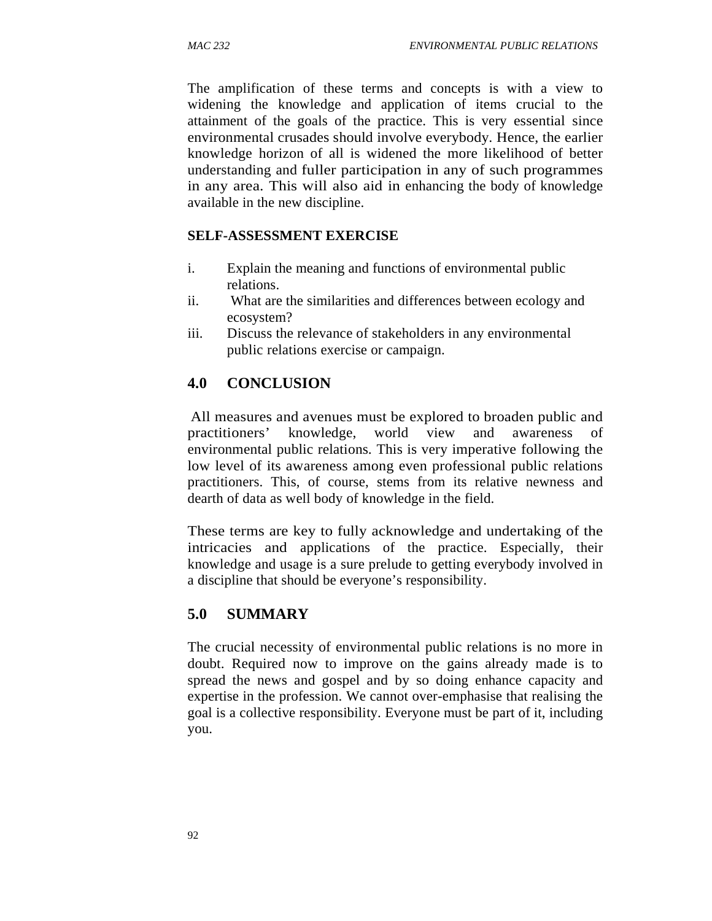The amplification of these terms and concepts is with a view to widening the knowledge and application of items crucial to the attainment of the goals of the practice. This is very essential since environmental crusades should involve everybody. Hence, the earlier knowledge horizon of all is widened the more likelihood of better understanding and fuller participation in any of such programmes in any area. This will also aid in enhancing the body of knowledge available in the new discipline.

**SELF-ASSESSMENT EXERCISE**

i. Explain the meaning and functions of environmental public relations.
ii. What are the similarities and differences between ecology and ecosystem?
iii. Discuss the relevance of stakeholders in any environmental public relations exercise or campaign.

## 4.0 CONCLUSION

All measures and avenues must be explored to broaden public and practitioners' knowledge, world view and awareness of environmental public relations. This is very imperative following the low level of its awareness among even professional public relations practitioners. This, of course, stems from its relative newness and dearth of data as well body of knowledge in the field.

These terms are key to fully acknowledge and undertaking of the intricacies and applications of the practice. Especially, their knowledge and usage is a sure prelude to getting everybody involved in a discipline that should be everyone's responsibility.

## 5.0 SUMMARY

The crucial necessity of environmental public relations is no more in doubt. Required now to improve on the gains already made is to spread the news and gospel and by so doing enhance capacity and expertise in the profession. We cannot over-emphasise that realising the goal is a collective responsibility. Everyone must be part of it, including you.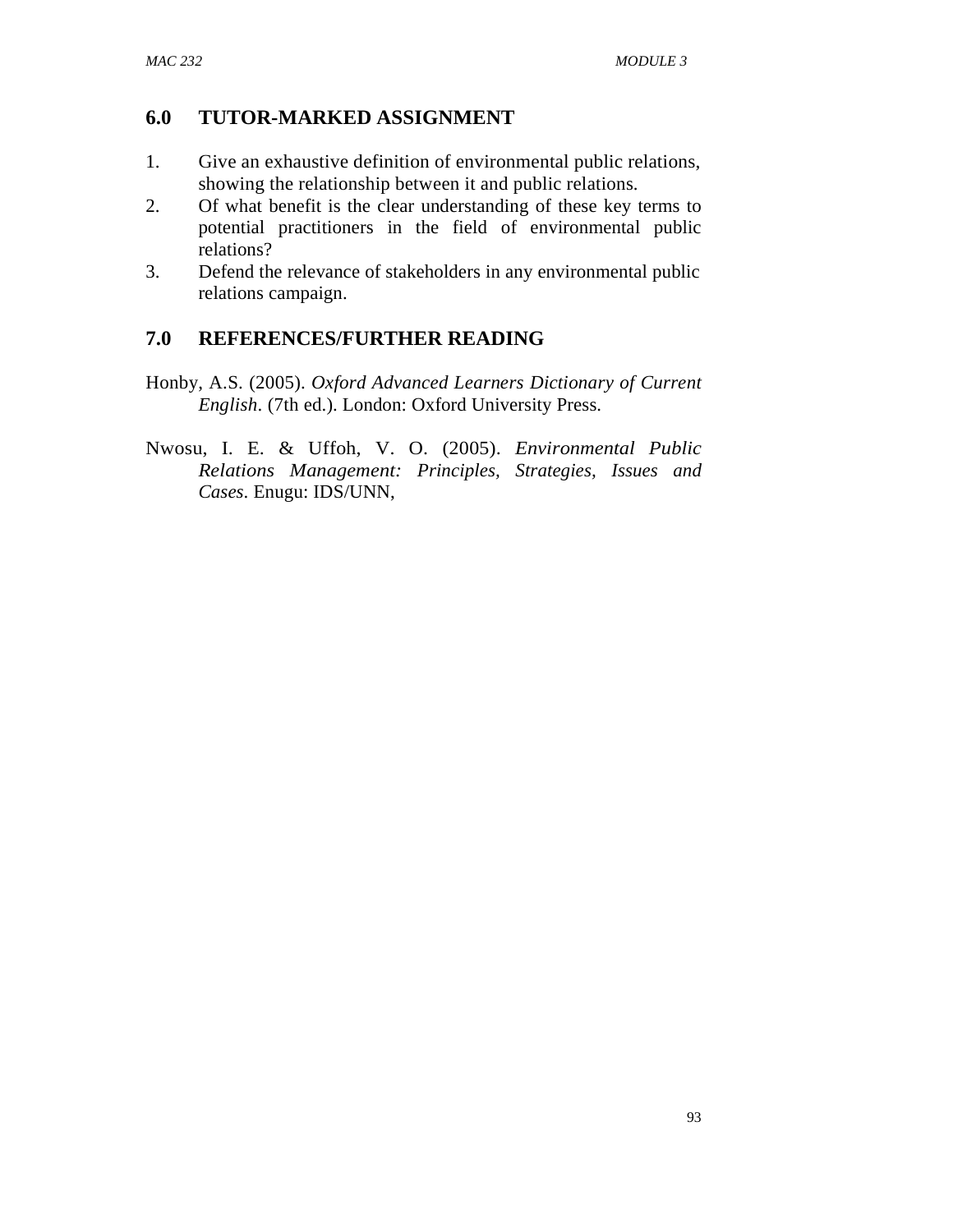## 6.0 TUTOR-MARKED ASSIGNMENT

1. Give an exhaustive definition of environmental public relations, showing the relationship between it and public relations.
2. Of what benefit is the clear understanding of these key terms to potential practitioners in the field of environmental public relations?
3. Defend the relevance of stakeholders in any environmental public relations campaign.

## 7.0 REFERENCES/FURTHER READING

Honby, A.S. (2005). *Oxford Advanced Learners Dictionary of Current English*. (7th ed.). London: Oxford University Press.

Nwosu, I. E. & Uffoh, V. O. (2005). *Environmental Public Relations Management: Principles, Strategies, Issues and Cases*. Enugu: IDS/UNN,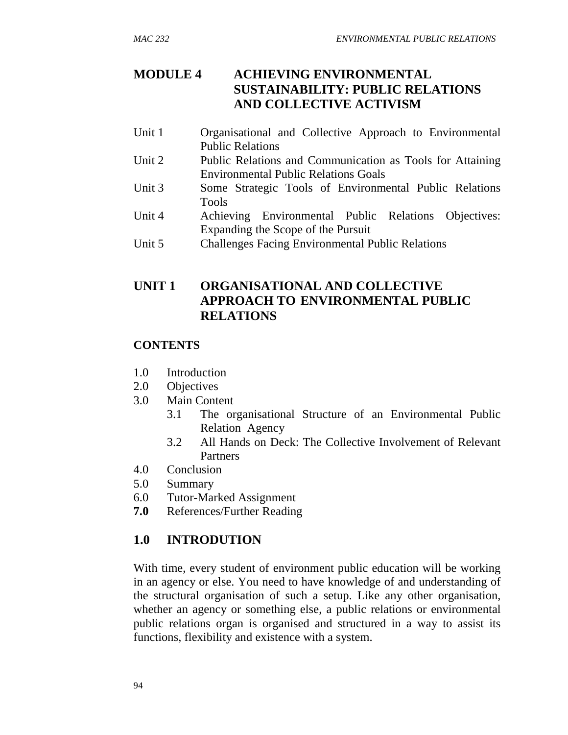# MODULE 4 ACHIEVING ENVIRONMENTAL SUSTAINABILITY: PUBLIC RELATIONS AND COLLECTIVE ACTIVISM

Unit 1 Organisational and Collective Approach to Environmental Public Relations
Unit 2 Public Relations and Communication as Tools for Attaining Environmental Public Relations Goals
Unit 3 Some Strategic Tools of Environmental Public Relations Tools
Unit 4 Achieving Environmental Public Relations Objectives: Expanding the Scope of the Pursuit
Unit 5 Challenges Facing Environmental Public Relations

## UNIT 1 ORGANISATIONAL AND COLLECTIVE APPROACH TO ENVIRONMENTAL PUBLIC RELATIONS

### CONTENTS

1.0 Introduction
2.0 Objectives
3.0 Main Content
   3.1 The organisational Structure of an Environmental Public Relation Agency
   3.2 All Hands on Deck: The Collective Involvement of Relevant Partners
4.0 Conclusion
5.0 Summary
6.0 Tutor-Marked Assignment
**7.0** References/Further Reading

## 1.0 INTRODUTION

With time, every student of environment public education will be working in an agency or else. You need to have knowledge of and understanding of the structural organisation of such a setup. Like any other organisation, whether an agency or something else, a public relations or environmental public relations organ is organised and structured in a way to assist its functions, flexibility and existence with a system.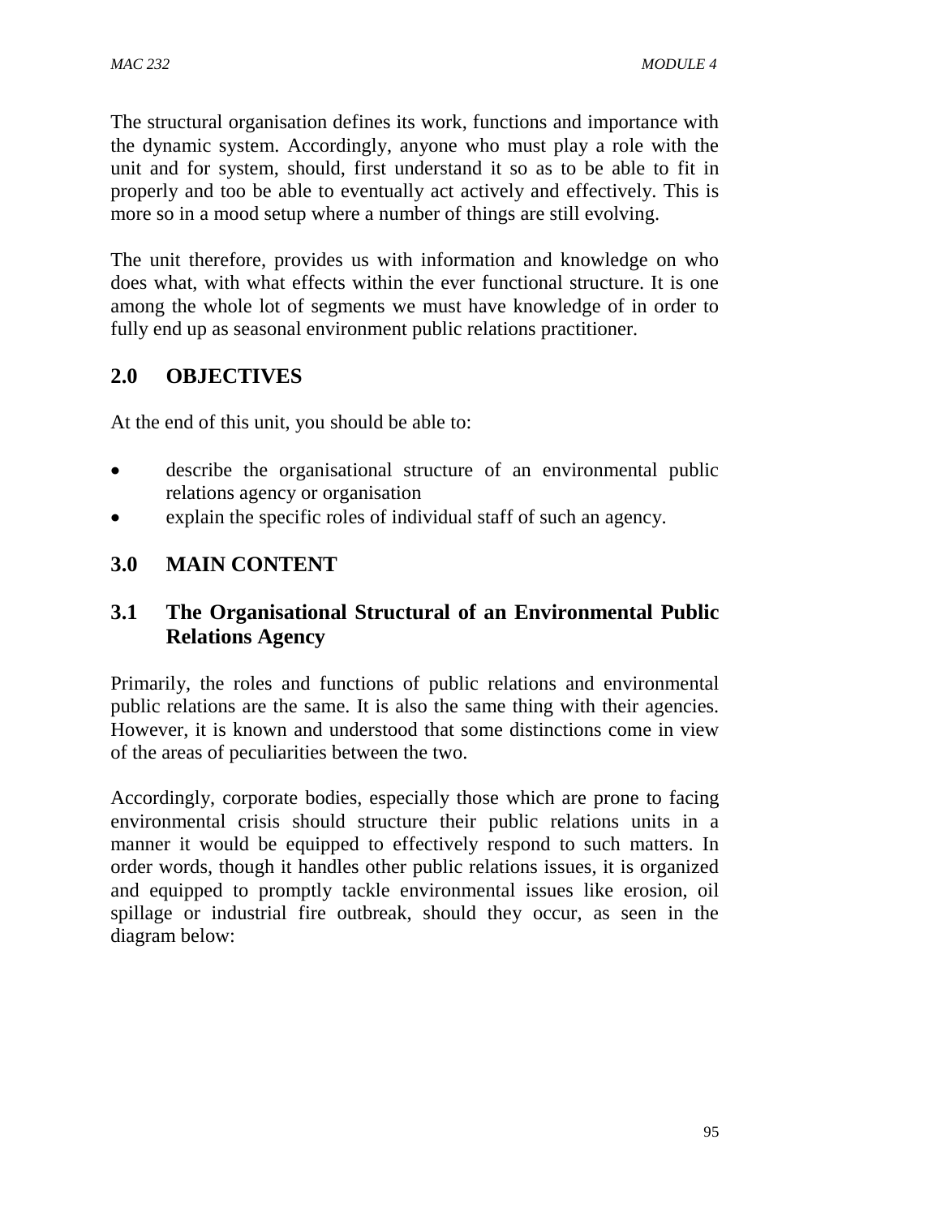The structural organisation defines its work, functions and importance with the dynamic system. Accordingly, anyone who must play a role with the unit and for system, should, first understand it so as to be able to fit in properly and too be able to eventually act actively and effectively. This is more so in a mood setup where a number of things are still evolving.

The unit therefore, provides us with information and knowledge on who does what, with what effects within the ever functional structure. It is one among the whole lot of segments we must have knowledge of in order to fully end up as seasonal environment public relations practitioner.

## 2.0 OBJECTIVES

At the end of this unit, you should be able to:

- describe the organisational structure of an environmental public relations agency or organisation
- explain the specific roles of individual staff of such an agency.

## 3.0 MAIN CONTENT

### 3.1 The Organisational Structural of an Environmental Public Relations Agency

Primarily, the roles and functions of public relations and environmental public relations are the same. It is also the same thing with their agencies. However, it is known and understood that some distinctions come in view of the areas of peculiarities between the two.

Accordingly, corporate bodies, especially those which are prone to facing environmental crisis should structure their public relations units in a manner it would be equipped to effectively respond to such matters. In order words, though it handles other public relations issues, it is organized and equipped to promptly tackle environmental issues like erosion, oil spillage or industrial fire outbreak, should they occur, as seen in the diagram below: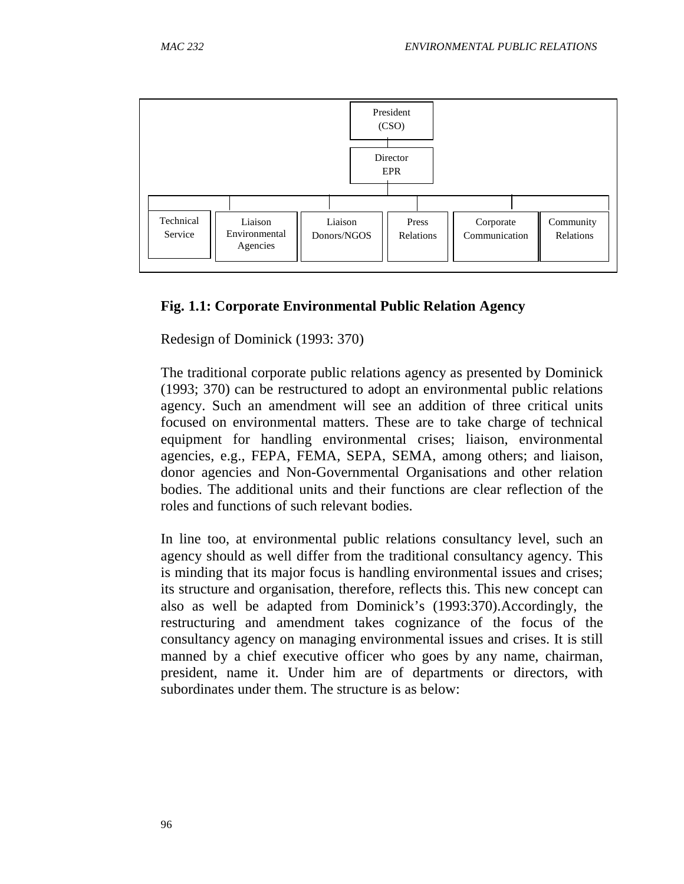President (CSO)

Director EPR

| Technical Service | Liaison Environmental Agencies | Liaison Donors/NGOS | Press Relations | Corporate Communication | Community Relations |
|---|---|---|---|---|---|

**Fig. 1.1: Corporate Environmental Public Relation Agency**

Redesign of Dominick (1993: 370)

The traditional corporate public relations agency as presented by Dominick (1993; 370) can be restructured to adopt an environmental public relations agency. Such an amendment will see an addition of three critical units focused on environmental matters. These are to take charge of technical equipment for handling environmental crises; liaison, environmental agencies, e.g., FEPA, FEMA, SEPA, SEMA, among others; and liaison, donor agencies and Non-Governmental Organisations and other relation bodies. The additional units and their functions are clear reflection of the roles and functions of such relevant bodies.

In line too, at environmental public relations consultancy level, such an agency should as well differ from the traditional consultancy agency. This is minding that its major focus is handling environmental issues and crises; its structure and organisation, therefore, reflects this. This new concept can also as well be adapted from Dominick's (1993:370).Accordingly, the restructuring and amendment takes cognizance of the focus of the consultancy agency on managing environmental issues and crises. It is still manned by a chief executive officer who goes by any name, chairman, president, name it. Under him are of departments or directors, with subordinates under them. The structure is as below: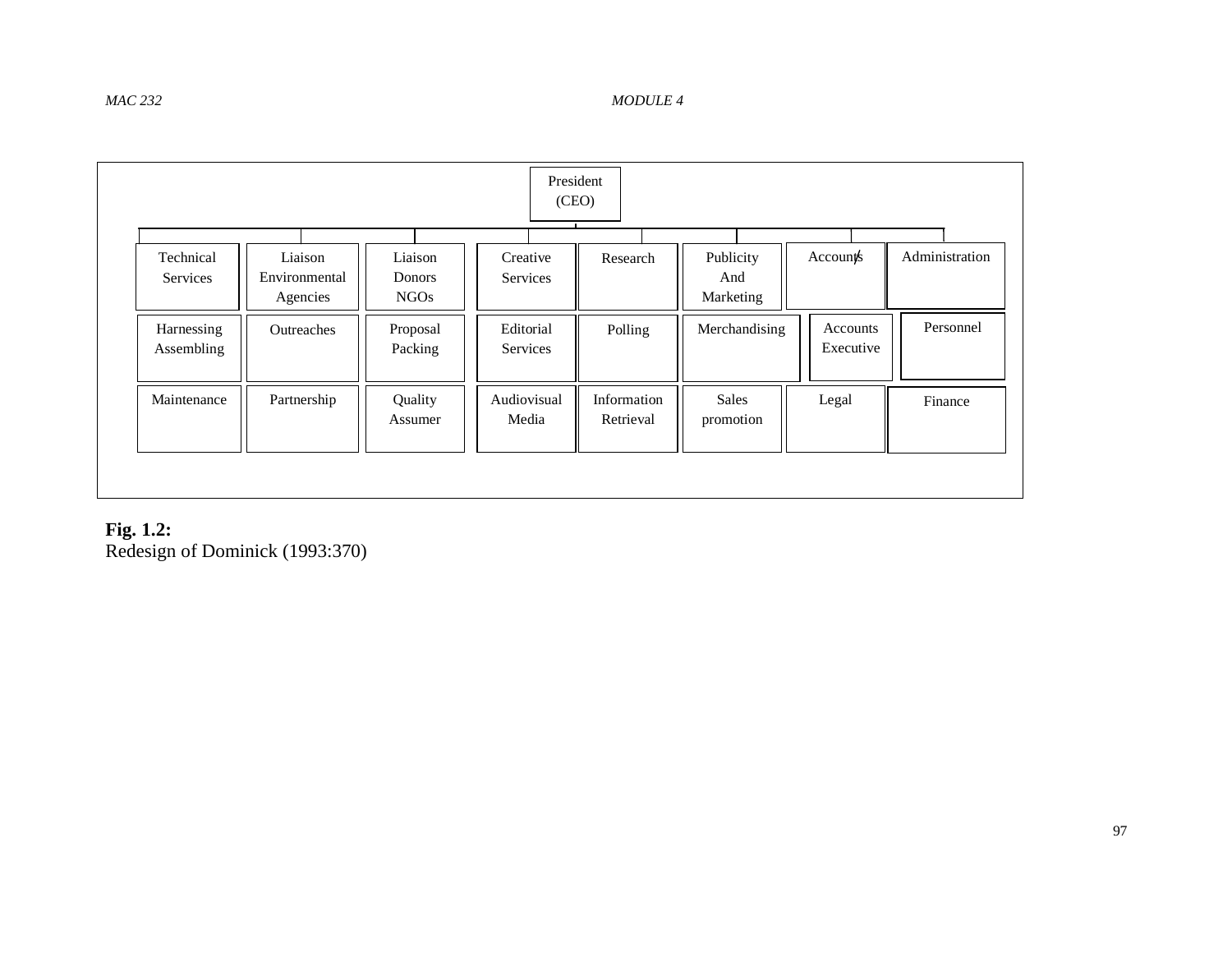President (CEO)

| Technical Services | Liaison Environmental Agencies | Liaison Donors NGOs | Creative Services | Research | Publicity And Marketing | Accounts | Administration |
|---|---|---|---|---|---|---|---|
| Harnessing Assembling | Outreaches | Proposal Packing | Editorial Services | Polling | Merchandising | Accounts Executive | Personnel |
| Maintenance | Partnership | Quality Assumer | Audiovisual Media | Information Retrieval | Sales promotion | Legal | Finance |

**Fig. 1.2:**
Redesign of Dominick (1993:370)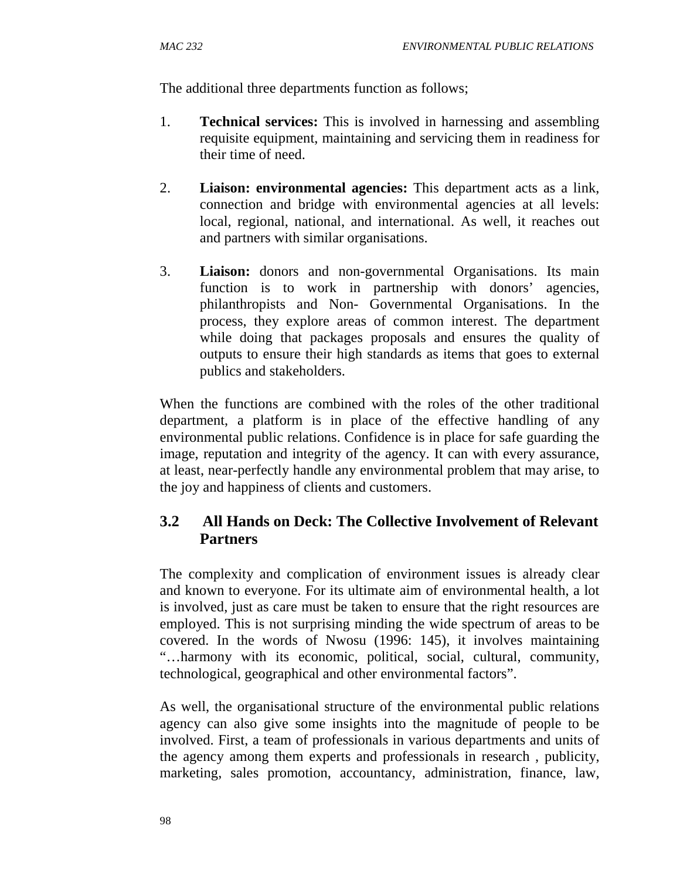The additional three departments function as follows;

1. **Technical services:** This is involved in harnessing and assembling requisite equipment, maintaining and servicing them in readiness for their time of need.

2. **Liaison: environmental agencies:** This department acts as a link, connection and bridge with environmental agencies at all levels: local, regional, national, and international. As well, it reaches out and partners with similar organisations.

3. **Liaison:** donors and non-governmental Organisations. Its main function is to work in partnership with donors' agencies, philanthropists and Non- Governmental Organisations. In the process, they explore areas of common interest. The department while doing that packages proposals and ensures the quality of outputs to ensure their high standards as items that goes to external publics and stakeholders.

When the functions are combined with the roles of the other traditional department, a platform is in place of the effective handling of any environmental public relations. Confidence is in place for safe guarding the image, reputation and integrity of the agency. It can with every assurance, at least, near-perfectly handle any environmental problem that may arise, to the joy and happiness of clients and customers.

## 3.2 All Hands on Deck: The Collective Involvement of Relevant Partners

The complexity and complication of environment issues is already clear and known to everyone. For its ultimate aim of environmental health, a lot is involved, just as care must be taken to ensure that the right resources are employed. This is not surprising minding the wide spectrum of areas to be covered. In the words of Nwosu (1996: 145), it involves maintaining "…harmony with its economic, political, social, cultural, community, technological, geographical and other environmental factors".

As well, the organisational structure of the environmental public relations agency can also give some insights into the magnitude of people to be involved. First, a team of professionals in various departments and units of the agency among them experts and professionals in research , publicity, marketing, sales promotion, accountancy, administration, finance, law,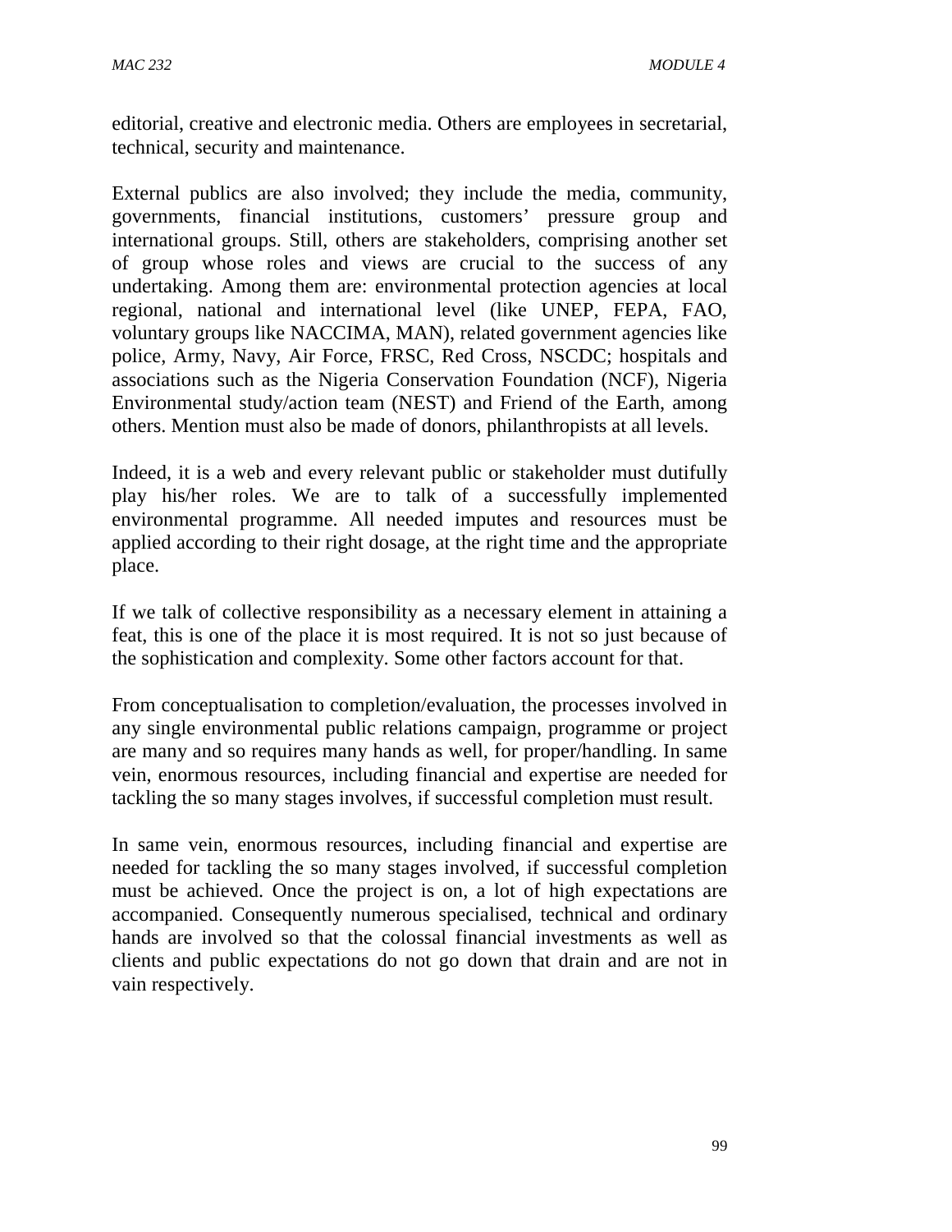editorial, creative and electronic media. Others are employees in secretarial, technical, security and maintenance.

External publics are also involved; they include the media, community, governments, financial institutions, customers' pressure group and international groups. Still, others are stakeholders, comprising another set of group whose roles and views are crucial to the success of any undertaking. Among them are: environmental protection agencies at local regional, national and international level (like UNEP, FEPA, FAO, voluntary groups like NACCIMA, MAN), related government agencies like police, Army, Navy, Air Force, FRSC, Red Cross, NSCDC; hospitals and associations such as the Nigeria Conservation Foundation (NCF), Nigeria Environmental study/action team (NEST) and Friend of the Earth, among others. Mention must also be made of donors, philanthropists at all levels.

Indeed, it is a web and every relevant public or stakeholder must dutifully play his/her roles. We are to talk of a successfully implemented environmental programme. All needed imputes and resources must be applied according to their right dosage, at the right time and the appropriate place.

If we talk of collective responsibility as a necessary element in attaining a feat, this is one of the place it is most required. It is not so just because of the sophistication and complexity. Some other factors account for that.

From conceptualisation to completion/evaluation, the processes involved in any single environmental public relations campaign, programme or project are many and so requires many hands as well, for proper/handling. In same vein, enormous resources, including financial and expertise are needed for tackling the so many stages involves, if successful completion must result.

In same vein, enormous resources, including financial and expertise are needed for tackling the so many stages involved, if successful completion must be achieved. Once the project is on, a lot of high expectations are accompanied. Consequently numerous specialised, technical and ordinary hands are involved so that the colossal financial investments as well as clients and public expectations do not go down that drain and are not in vain respectively.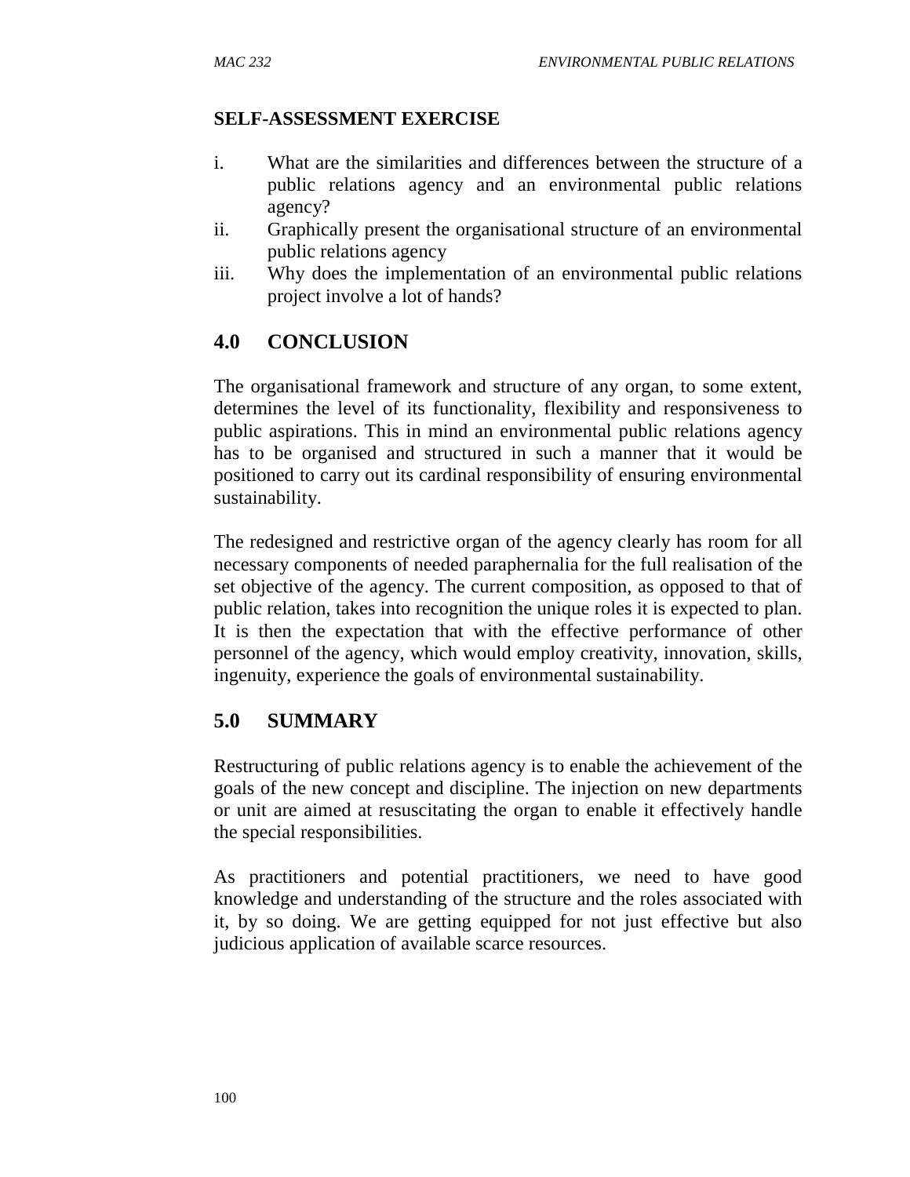**SELF-ASSESSMENT EXERCISE**

i. What are the similarities and differences between the structure of a public relations agency and an environmental public relations agency?
ii. Graphically present the organisational structure of an environmental public relations agency
iii. Why does the implementation of an environmental public relations project involve a lot of hands?

## 4.0 CONCLUSION

The organisational framework and structure of any organ, to some extent, determines the level of its functionality, flexibility and responsiveness to public aspirations. This in mind an environmental public relations agency has to be organised and structured in such a manner that it would be positioned to carry out its cardinal responsibility of ensuring environmental sustainability.

The redesigned and restrictive organ of the agency clearly has room for all necessary components of needed paraphernalia for the full realisation of the set objective of the agency. The current composition, as opposed to that of public relation, takes into recognition the unique roles it is expected to plan. It is then the expectation that with the effective performance of other personnel of the agency, which would employ creativity, innovation, skills, ingenuity, experience the goals of environmental sustainability.

## 5.0 SUMMARY

Restructuring of public relations agency is to enable the achievement of the goals of the new concept and discipline. The injection on new departments or unit are aimed at resuscitating the organ to enable it effectively handle the special responsibilities.

As practitioners and potential practitioners, we need to have good knowledge and understanding of the structure and the roles associated with it, by so doing. We are getting equipped for not just effective but also judicious application of available scarce resources.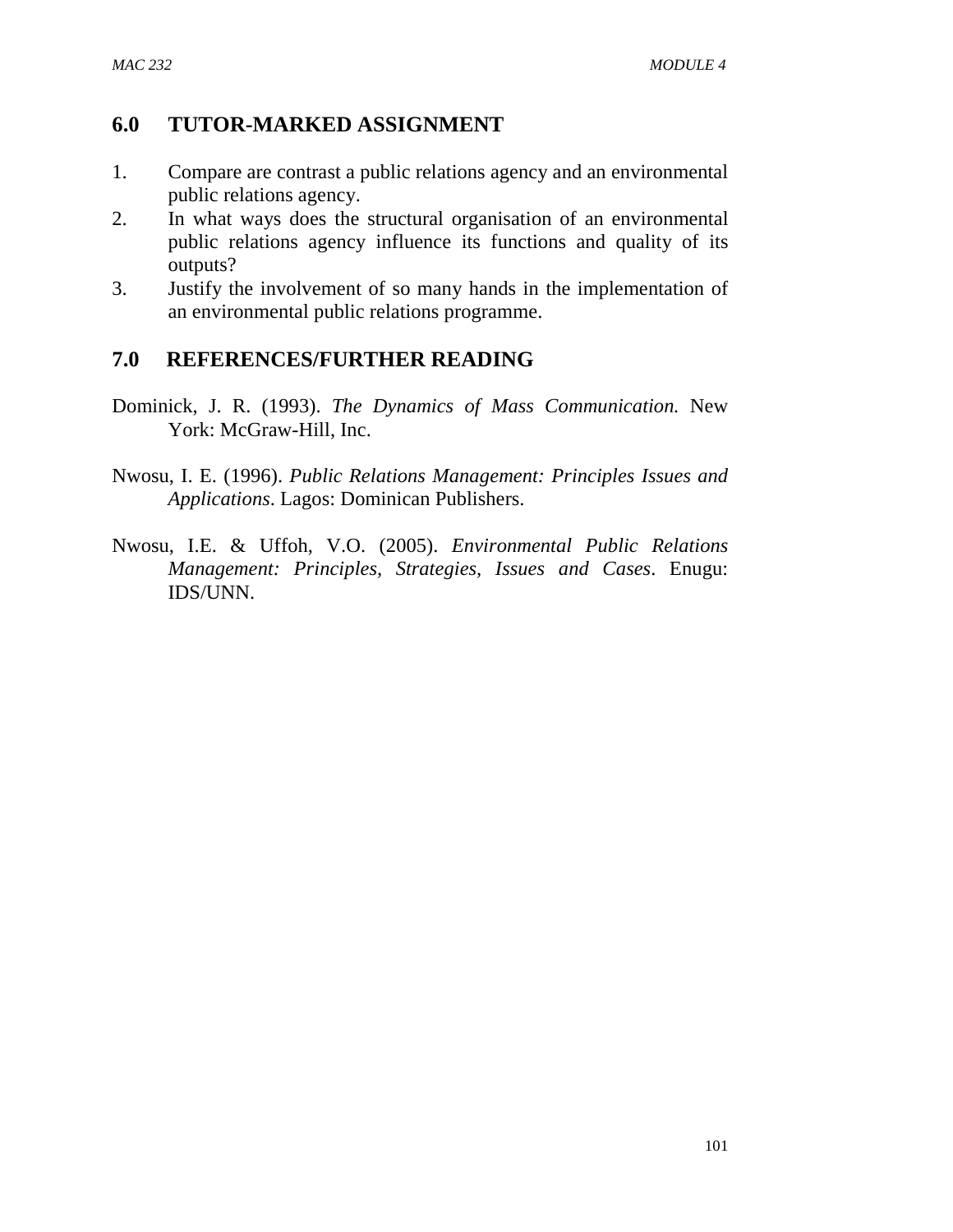## 6.0 TUTOR-MARKED ASSIGNMENT

1. Compare are contrast a public relations agency and an environmental public relations agency.
2. In what ways does the structural organisation of an environmental public relations agency influence its functions and quality of its outputs?
3. Justify the involvement of so many hands in the implementation of an environmental public relations programme.

## 7.0 REFERENCES/FURTHER READING

Dominick, J. R. (1993). *The Dynamics of Mass Communication.* New York: McGraw-Hill, Inc.

Nwosu, I. E. (1996). *Public Relations Management: Principles Issues and Applications*. Lagos: Dominican Publishers.

Nwosu, I.E. & Uffoh, V.O. (2005). *Environmental Public Relations Management: Principles, Strategies, Issues and Cases*. Enugu: IDS/UNN.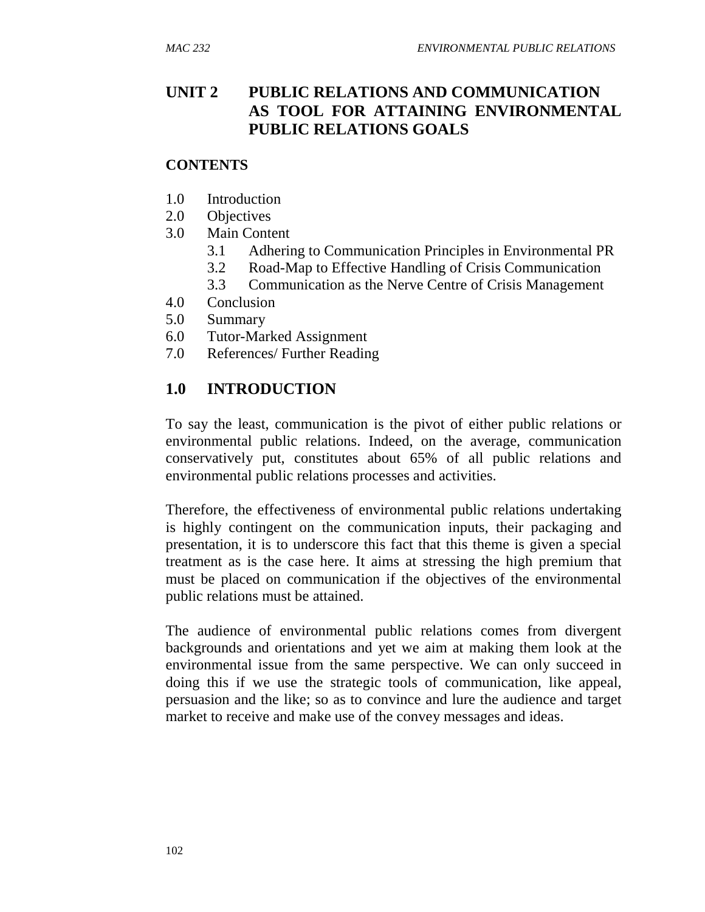# UNIT 2 PUBLIC RELATIONS AND COMMUNICATION AS TOOL FOR ATTAINING ENVIRONMENTAL PUBLIC RELATIONS GOALS

## CONTENTS

1.0 Introduction
2.0 Objectives
3.0 Main Content
   3.1 Adhering to Communication Principles in Environmental PR
   3.2 Road-Map to Effective Handling of Crisis Communication
   3.3 Communication as the Nerve Centre of Crisis Management
4.0 Conclusion
5.0 Summary
6.0 Tutor-Marked Assignment
7.0 References/ Further Reading

## 1.0 INTRODUCTION

To say the least, communication is the pivot of either public relations or environmental public relations. Indeed, on the average, communication conservatively put, constitutes about 65% of all public relations and environmental public relations processes and activities.

Therefore, the effectiveness of environmental public relations undertaking is highly contingent on the communication inputs, their packaging and presentation, it is to underscore this fact that this theme is given a special treatment as is the case here. It aims at stressing the high premium that must be placed on communication if the objectives of the environmental public relations must be attained.

The audience of environmental public relations comes from divergent backgrounds and orientations and yet we aim at making them look at the environmental issue from the same perspective. We can only succeed in doing this if we use the strategic tools of communication, like appeal, persuasion and the like; so as to convince and lure the audience and target market to receive and make use of the convey messages and ideas.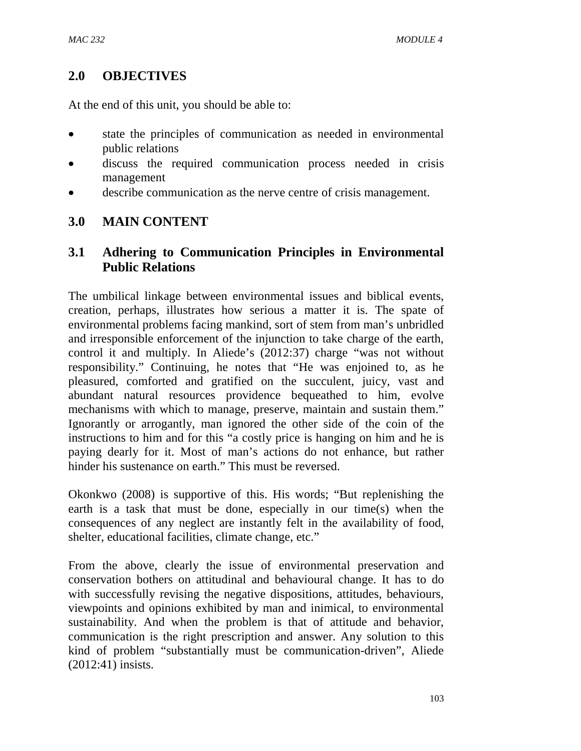## 2.0 OBJECTIVES

At the end of this unit, you should be able to:

- state the principles of communication as needed in environmental public relations
- discuss the required communication process needed in crisis management
- describe communication as the nerve centre of crisis management.

## 3.0 MAIN CONTENT

### 3.1 Adhering to Communication Principles in Environmental Public Relations

The umbilical linkage between environmental issues and biblical events, creation, perhaps, illustrates how serious a matter it is. The spate of environmental problems facing mankind, sort of stem from man's unbridled and irresponsible enforcement of the injunction to take charge of the earth, control it and multiply. In Aliede's (2012:37) charge "was not without responsibility." Continuing, he notes that "He was enjoined to, as he pleasured, comforted and gratified on the succulent, juicy, vast and abundant natural resources providence bequeathed to him, evolve mechanisms with which to manage, preserve, maintain and sustain them." Ignorantly or arrogantly, man ignored the other side of the coin of the instructions to him and for this "a costly price is hanging on him and he is paying dearly for it. Most of man's actions do not enhance, but rather hinder his sustenance on earth." This must be reversed.

Okonkwo (2008) is supportive of this. His words; "But replenishing the earth is a task that must be done, especially in our time(s) when the consequences of any neglect are instantly felt in the availability of food, shelter, educational facilities, climate change, etc."

From the above, clearly the issue of environmental preservation and conservation bothers on attitudinal and behavioural change. It has to do with successfully revising the negative dispositions, attitudes, behaviours, viewpoints and opinions exhibited by man and inimical, to environmental sustainability. And when the problem is that of attitude and behavior, communication is the right prescription and answer. Any solution to this kind of problem "substantially must be communication-driven", Aliede (2012:41) insists.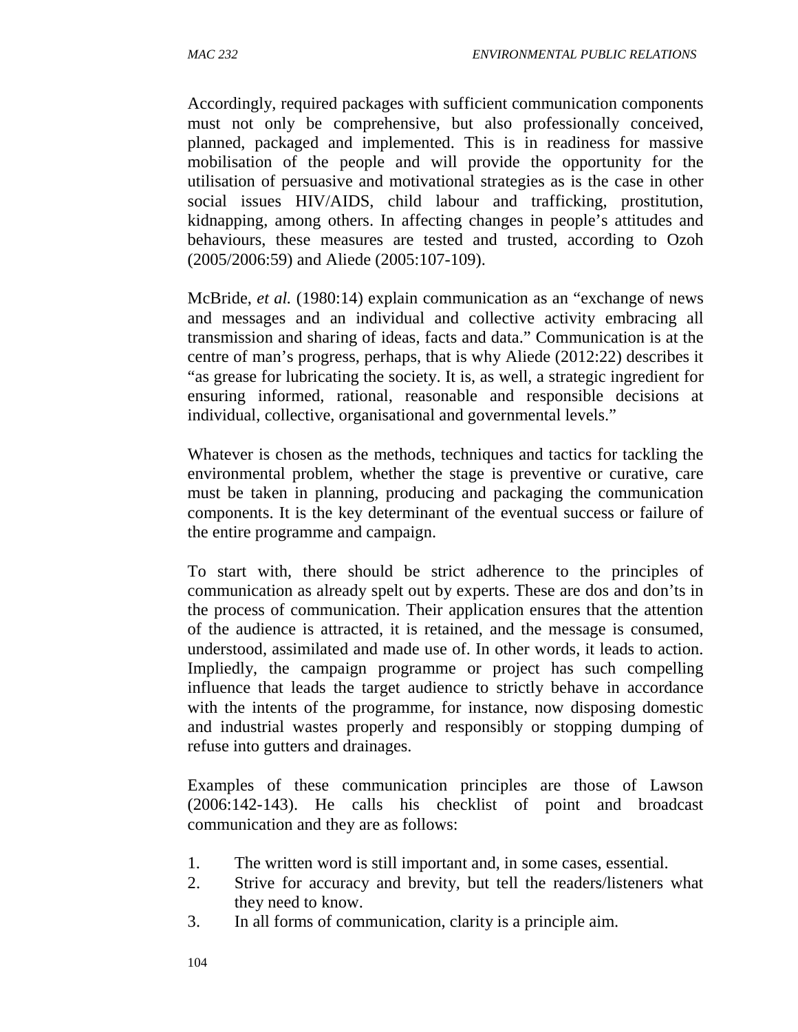Accordingly, required packages with sufficient communication components must not only be comprehensive, but also professionally conceived, planned, packaged and implemented. This is in readiness for massive mobilisation of the people and will provide the opportunity for the utilisation of persuasive and motivational strategies as is the case in other social issues HIV/AIDS, child labour and trafficking, prostitution, kidnapping, among others. In affecting changes in people's attitudes and behaviours, these measures are tested and trusted, according to Ozoh (2005/2006:59) and Aliede (2005:107-109).

McBride, *et al.* (1980:14) explain communication as an "exchange of news and messages and an individual and collective activity embracing all transmission and sharing of ideas, facts and data." Communication is at the centre of man's progress, perhaps, that is why Aliede (2012:22) describes it "as grease for lubricating the society. It is, as well, a strategic ingredient for ensuring informed, rational, reasonable and responsible decisions at individual, collective, organisational and governmental levels."

Whatever is chosen as the methods, techniques and tactics for tackling the environmental problem, whether the stage is preventive or curative, care must be taken in planning, producing and packaging the communication components. It is the key determinant of the eventual success or failure of the entire programme and campaign.

To start with, there should be strict adherence to the principles of communication as already spelt out by experts. These are dos and don'ts in the process of communication. Their application ensures that the attention of the audience is attracted, it is retained, and the message is consumed, understood, assimilated and made use of. In other words, it leads to action. Impliedly, the campaign programme or project has such compelling influence that leads the target audience to strictly behave in accordance with the intents of the programme, for instance, now disposing domestic and industrial wastes properly and responsibly or stopping dumping of refuse into gutters and drainages.

Examples of these communication principles are those of Lawson (2006:142-143). He calls his checklist of point and broadcast communication and they are as follows:

1. The written word is still important and, in some cases, essential.
2. Strive for accuracy and brevity, but tell the readers/listeners what they need to know.
3. In all forms of communication, clarity is a principle aim.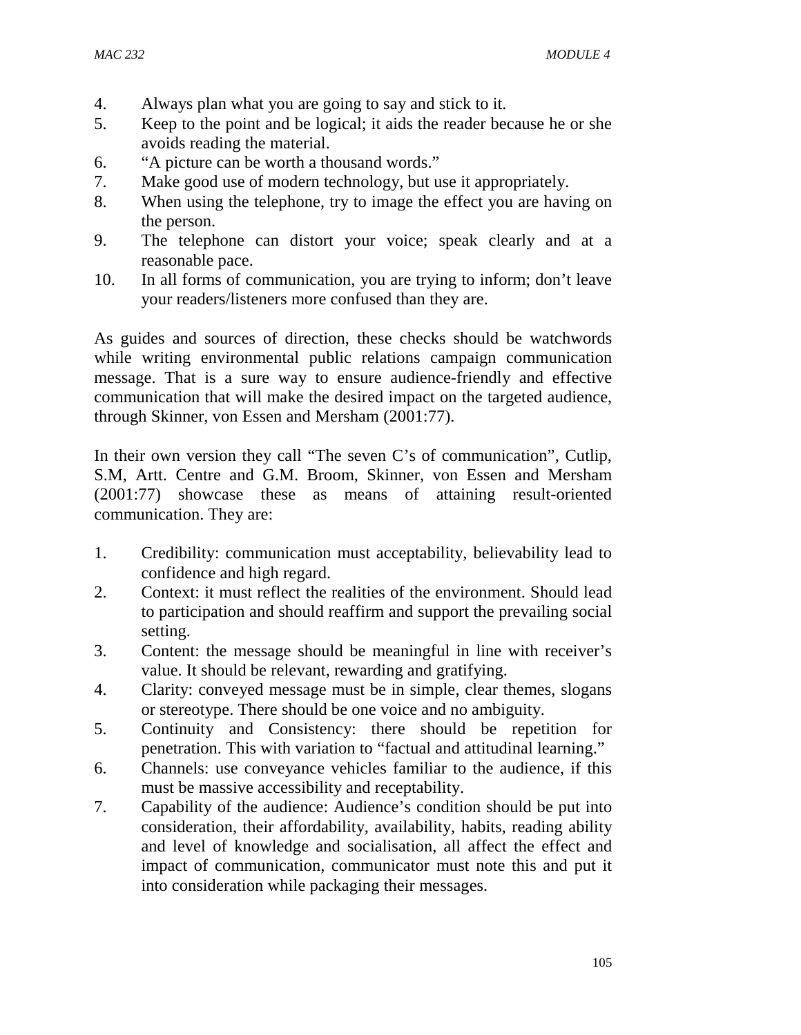4. Always plan what you are going to say and stick to it.
5. Keep to the point and be logical; it aids the reader because he or she avoids reading the material.
6. "A picture can be worth a thousand words."
7. Make good use of modern technology, but use it appropriately.
8. When using the telephone, try to image the effect you are having on the person.
9. The telephone can distort your voice; speak clearly and at a reasonable pace.
10. In all forms of communication, you are trying to inform; don't leave your readers/listeners more confused than they are.

As guides and sources of direction, these checks should be watchwords while writing environmental public relations campaign communication message. That is a sure way to ensure audience-friendly and effective communication that will make the desired impact on the targeted audience, through Skinner, von Essen and Mersham (2001:77).

In their own version they call "The seven C's of communication", Cutlip, S.M, Artt. Centre and G.M. Broom, Skinner, von Essen and Mersham (2001:77) showcase these as means of attaining result-oriented communication. They are:

1. Credibility: communication must acceptability, believability lead to confidence and high regard.
2. Context: it must reflect the realities of the environment. Should lead to participation and should reaffirm and support the prevailing social setting.
3. Content: the message should be meaningful in line with receiver's value. It should be relevant, rewarding and gratifying.
4. Clarity: conveyed message must be in simple, clear themes, slogans or stereotype. There should be one voice and no ambiguity.
5. Continuity and Consistency: there should be repetition for penetration. This with variation to "factual and attitudinal learning."
6. Channels: use conveyance vehicles familiar to the audience, if this must be massive accessibility and receptability.
7. Capability of the audience: Audience's condition should be put into consideration, their affordability, availability, habits, reading ability and level of knowledge and socialisation, all affect the effect and impact of communication, communicator must note this and put it into consideration while packaging their messages.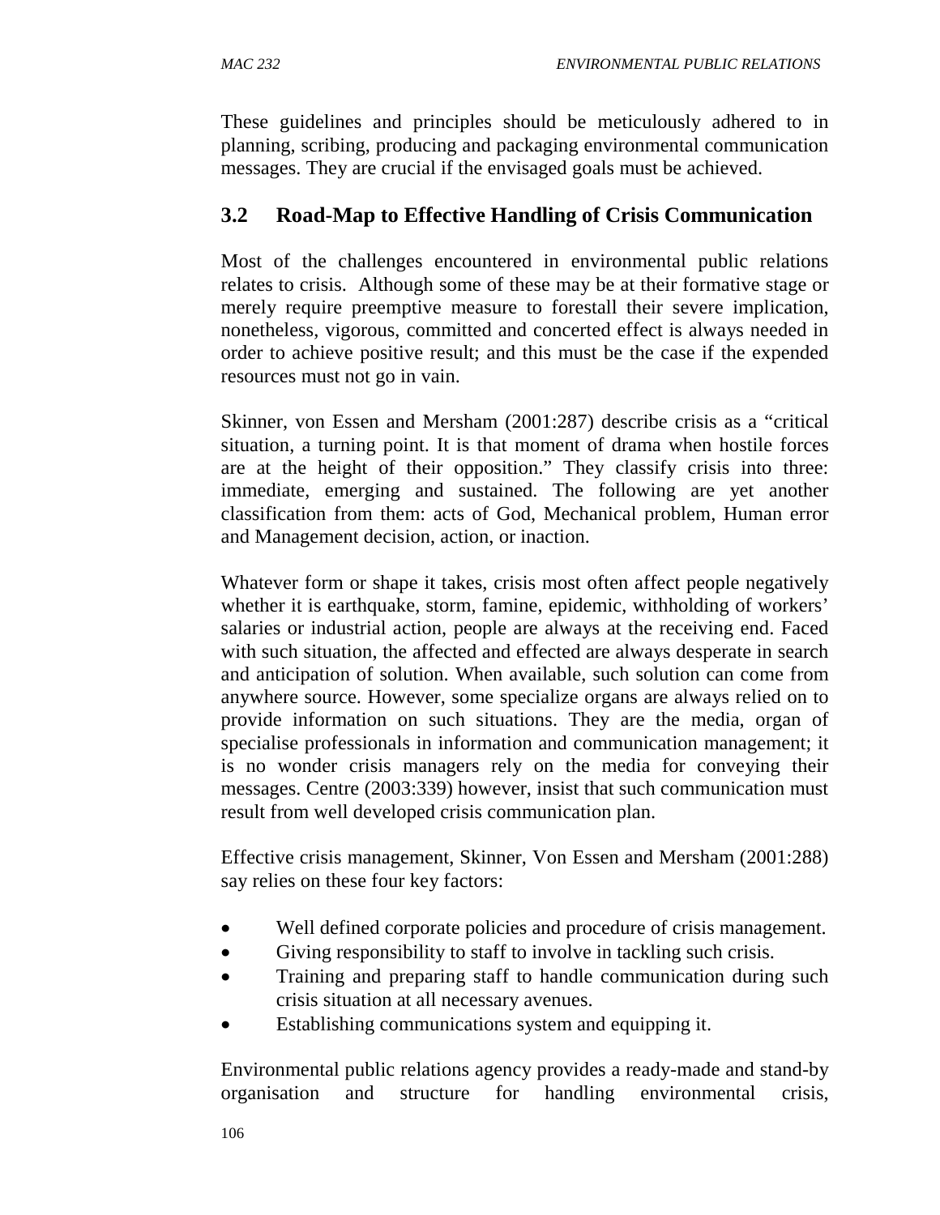These guidelines and principles should be meticulously adhered to in planning, scribing, producing and packaging environmental communication messages. They are crucial if the envisaged goals must be achieved.

## 3.2 Road-Map to Effective Handling of Crisis Communication

Most of the challenges encountered in environmental public relations relates to crisis. Although some of these may be at their formative stage or merely require preemptive measure to forestall their severe implication, nonetheless, vigorous, committed and concerted effect is always needed in order to achieve positive result; and this must be the case if the expended resources must not go in vain.

Skinner, von Essen and Mersham (2001:287) describe crisis as a "critical situation, a turning point. It is that moment of drama when hostile forces are at the height of their opposition." They classify crisis into three: immediate, emerging and sustained. The following are yet another classification from them: acts of God, Mechanical problem, Human error and Management decision, action, or inaction.

Whatever form or shape it takes, crisis most often affect people negatively whether it is earthquake, storm, famine, epidemic, withholding of workers' salaries or industrial action, people are always at the receiving end. Faced with such situation, the affected and effected are always desperate in search and anticipation of solution. When available, such solution can come from anywhere source. However, some specialize organs are always relied on to provide information on such situations. They are the media, organ of specialise professionals in information and communication management; it is no wonder crisis managers rely on the media for conveying their messages. Centre (2003:339) however, insist that such communication must result from well developed crisis communication plan.

Effective crisis management, Skinner, Von Essen and Mersham (2001:288) say relies on these four key factors:

- Well defined corporate policies and procedure of crisis management.
- Giving responsibility to staff to involve in tackling such crisis.
- Training and preparing staff to handle communication during such crisis situation at all necessary avenues.
- Establishing communications system and equipping it.

Environmental public relations agency provides a ready-made and stand-by organisation and structure for handling environmental crisis,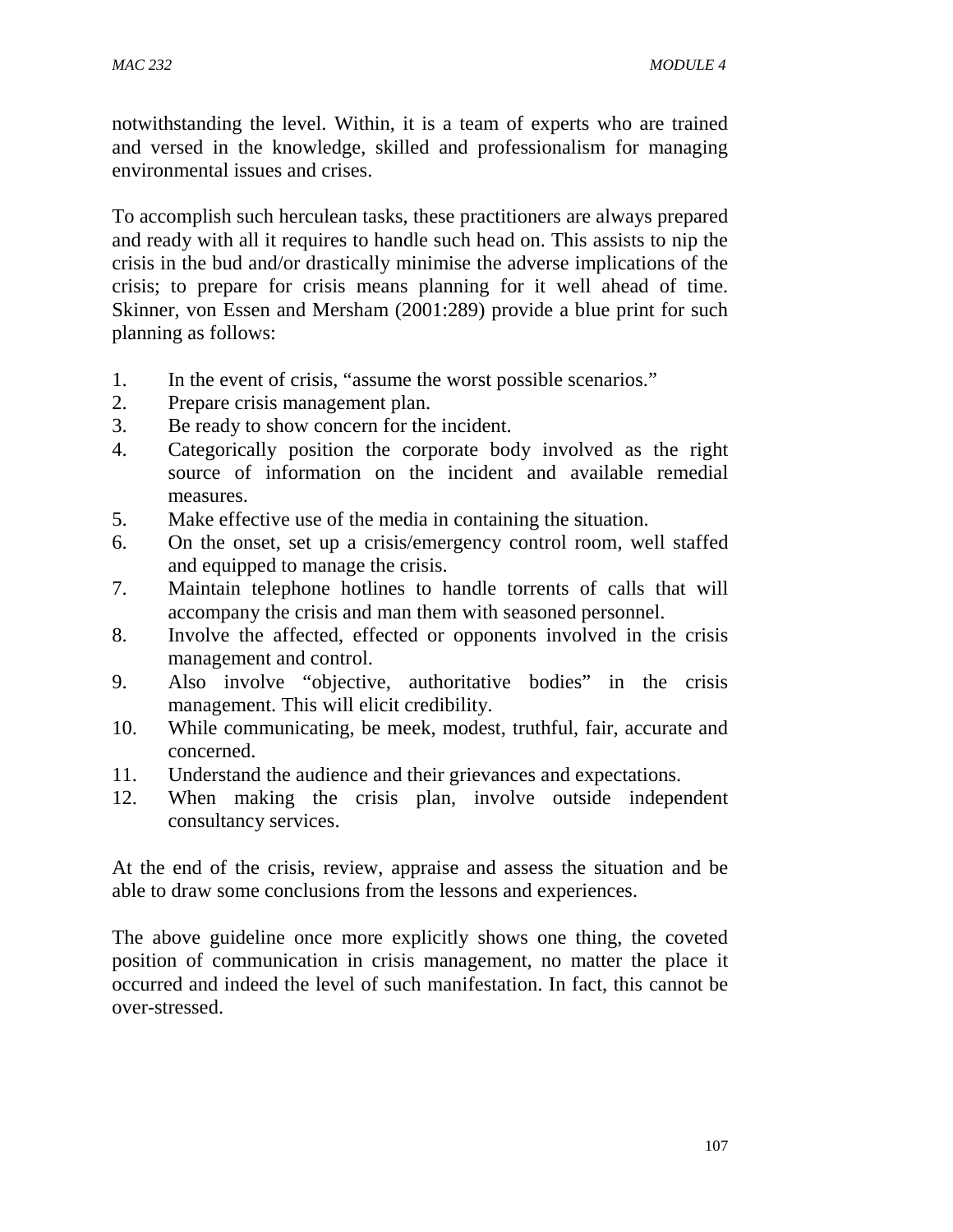notwithstanding the level. Within, it is a team of experts who are trained and versed in the knowledge, skilled and professionalism for managing environmental issues and crises.

To accomplish such herculean tasks, these practitioners are always prepared and ready with all it requires to handle such head on. This assists to nip the crisis in the bud and/or drastically minimise the adverse implications of the crisis; to prepare for crisis means planning for it well ahead of time. Skinner, von Essen and Mersham (2001:289) provide a blue print for such planning as follows:

1. In the event of crisis, "assume the worst possible scenarios."
2. Prepare crisis management plan.
3. Be ready to show concern for the incident.
4. Categorically position the corporate body involved as the right source of information on the incident and available remedial measures.
5. Make effective use of the media in containing the situation.
6. On the onset, set up a crisis/emergency control room, well staffed and equipped to manage the crisis.
7. Maintain telephone hotlines to handle torrents of calls that will accompany the crisis and man them with seasoned personnel.
8. Involve the affected, effected or opponents involved in the crisis management and control.
9. Also involve "objective, authoritative bodies" in the crisis management. This will elicit credibility.
10. While communicating, be meek, modest, truthful, fair, accurate and concerned.
11. Understand the audience and their grievances and expectations.
12. When making the crisis plan, involve outside independent consultancy services.

At the end of the crisis, review, appraise and assess the situation and be able to draw some conclusions from the lessons and experiences.

The above guideline once more explicitly shows one thing, the coveted position of communication in crisis management, no matter the place it occurred and indeed the level of such manifestation. In fact, this cannot be over-stressed.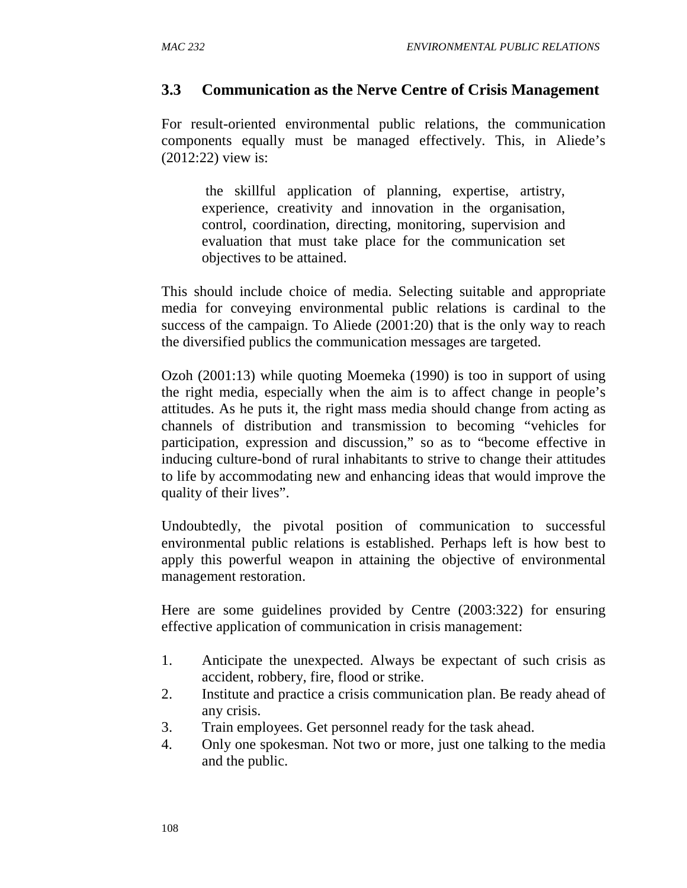### 3.3 Communication as the Nerve Centre of Crisis Management

For result-oriented environmental public relations, the communication components equally must be managed effectively. This, in Aliede's (2012:22) view is:

> the skillful application of planning, expertise, artistry, experience, creativity and innovation in the organisation, control, coordination, directing, monitoring, supervision and evaluation that must take place for the communication set objectives to be attained.

This should include choice of media. Selecting suitable and appropriate media for conveying environmental public relations is cardinal to the success of the campaign. To Aliede (2001:20) that is the only way to reach the diversified publics the communication messages are targeted.

Ozoh (2001:13) while quoting Moemeka (1990) is too in support of using the right media, especially when the aim is to affect change in people's attitudes. As he puts it, the right mass media should change from acting as channels of distribution and transmission to becoming "vehicles for participation, expression and discussion," so as to "become effective in inducing culture-bond of rural inhabitants to strive to change their attitudes to life by accommodating new and enhancing ideas that would improve the quality of their lives".

Undoubtedly, the pivotal position of communication to successful environmental public relations is established. Perhaps left is how best to apply this powerful weapon in attaining the objective of environmental management restoration.

Here are some guidelines provided by Centre (2003:322) for ensuring effective application of communication in crisis management:

1. Anticipate the unexpected. Always be expectant of such crisis as accident, robbery, fire, flood or strike.
2. Institute and practice a crisis communication plan. Be ready ahead of any crisis.
3. Train employees. Get personnel ready for the task ahead.
4. Only one spokesman. Not two or more, just one talking to the media and the public.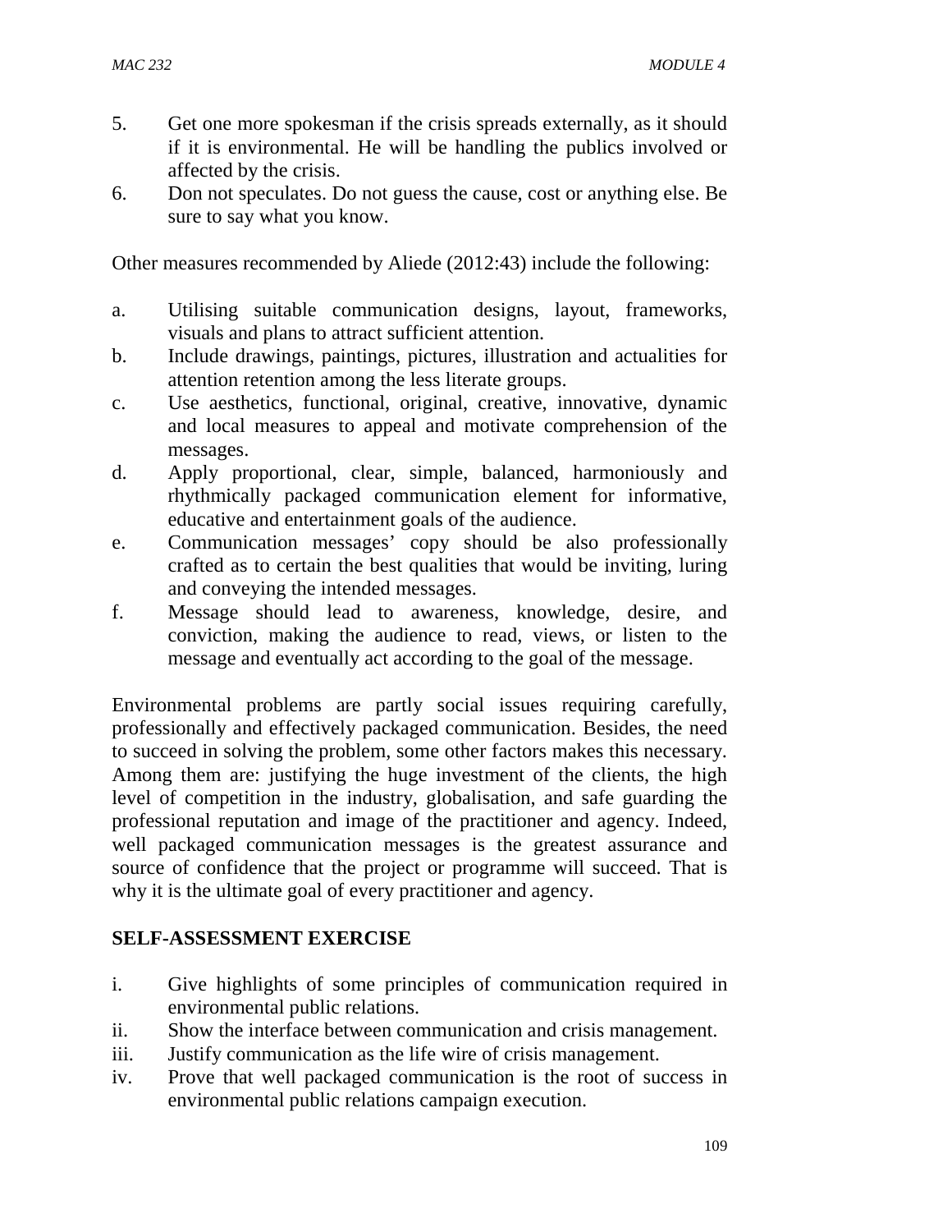5. Get one more spokesman if the crisis spreads externally, as it should if it is environmental. He will be handling the publics involved or affected by the crisis.
6. Don not speculates. Do not guess the cause, cost or anything else. Be sure to say what you know.

Other measures recommended by Aliede (2012:43) include the following:

a. Utilising suitable communication designs, layout, frameworks, visuals and plans to attract sufficient attention.
b. Include drawings, paintings, pictures, illustration and actualities for attention retention among the less literate groups.
c. Use aesthetics, functional, original, creative, innovative, dynamic and local measures to appeal and motivate comprehension of the messages.
d. Apply proportional, clear, simple, balanced, harmoniously and rhythmically packaged communication element for informative, educative and entertainment goals of the audience.
e. Communication messages' copy should be also professionally crafted as to certain the best qualities that would be inviting, luring and conveying the intended messages.
f. Message should lead to awareness, knowledge, desire, and conviction, making the audience to read, views, or listen to the message and eventually act according to the goal of the message.

Environmental problems are partly social issues requiring carefully, professionally and effectively packaged communication. Besides, the need to succeed in solving the problem, some other factors makes this necessary. Among them are: justifying the huge investment of the clients, the high level of competition in the industry, globalisation, and safe guarding the professional reputation and image of the practitioner and agency. Indeed, well packaged communication messages is the greatest assurance and source of confidence that the project or programme will succeed. That is why it is the ultimate goal of every practitioner and agency.

## SELF-ASSESSMENT EXERCISE

i. Give highlights of some principles of communication required in environmental public relations.
ii. Show the interface between communication and crisis management.
iii. Justify communication as the life wire of crisis management.
iv. Prove that well packaged communication is the root of success in environmental public relations campaign execution.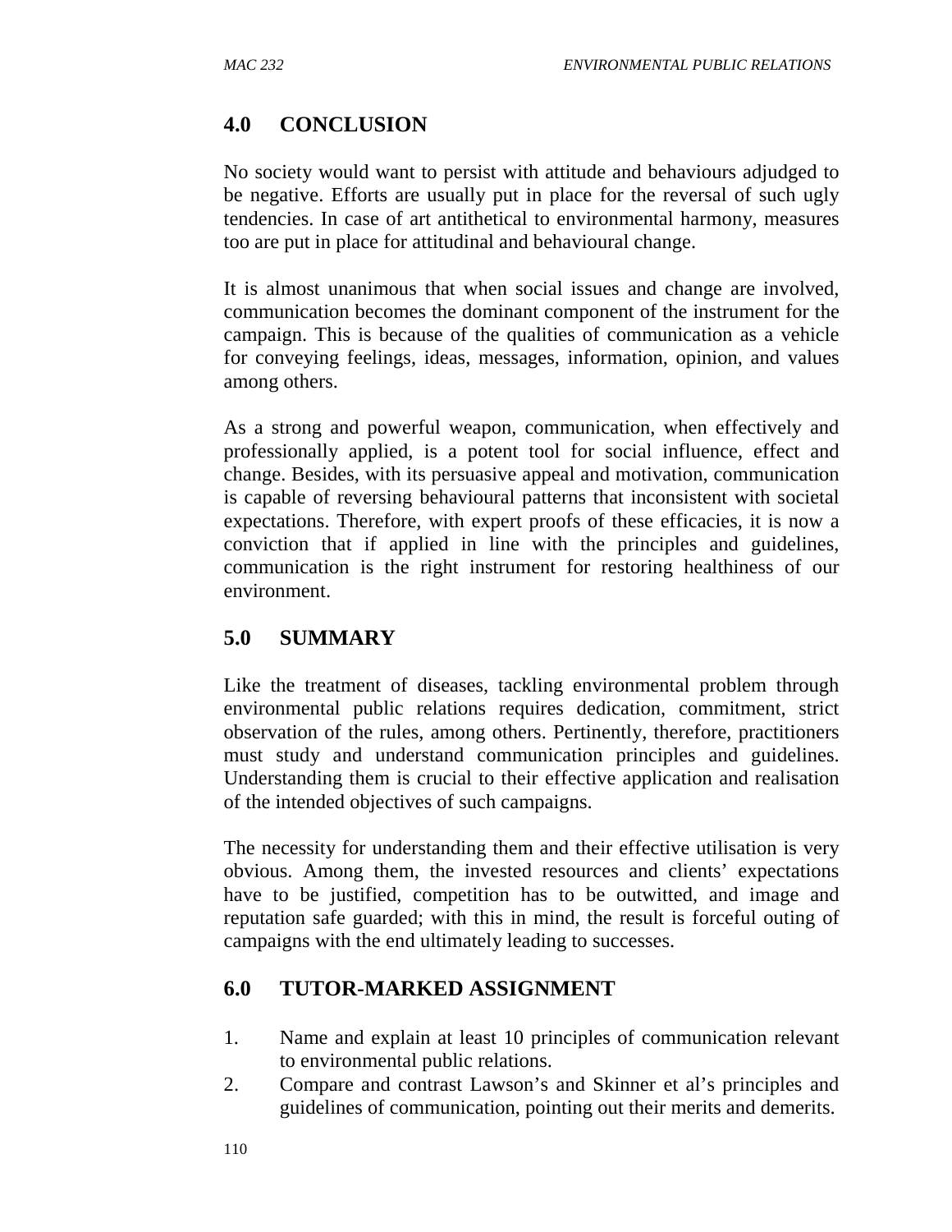## 4.0 CONCLUSION

No society would want to persist with attitude and behaviours adjudged to be negative. Efforts are usually put in place for the reversal of such ugly tendencies. In case of art antithetical to environmental harmony, measures too are put in place for attitudinal and behavioural change.

It is almost unanimous that when social issues and change are involved, communication becomes the dominant component of the instrument for the campaign. This is because of the qualities of communication as a vehicle for conveying feelings, ideas, messages, information, opinion, and values among others.

As a strong and powerful weapon, communication, when effectively and professionally applied, is a potent tool for social influence, effect and change. Besides, with its persuasive appeal and motivation, communication is capable of reversing behavioural patterns that inconsistent with societal expectations. Therefore, with expert proofs of these efficacies, it is now a conviction that if applied in line with the principles and guidelines, communication is the right instrument for restoring healthiness of our environment.

## 5.0 SUMMARY

Like the treatment of diseases, tackling environmental problem through environmental public relations requires dedication, commitment, strict observation of the rules, among others. Pertinently, therefore, practitioners must study and understand communication principles and guidelines. Understanding them is crucial to their effective application and realisation of the intended objectives of such campaigns.

The necessity for understanding them and their effective utilisation is very obvious. Among them, the invested resources and clients' expectations have to be justified, competition has to be outwitted, and image and reputation safe guarded; with this in mind, the result is forceful outing of campaigns with the end ultimately leading to successes.

## 6.0 TUTOR-MARKED ASSIGNMENT

1. Name and explain at least 10 principles of communication relevant to environmental public relations.
2. Compare and contrast Lawson's and Skinner et al's principles and guidelines of communication, pointing out their merits and demerits.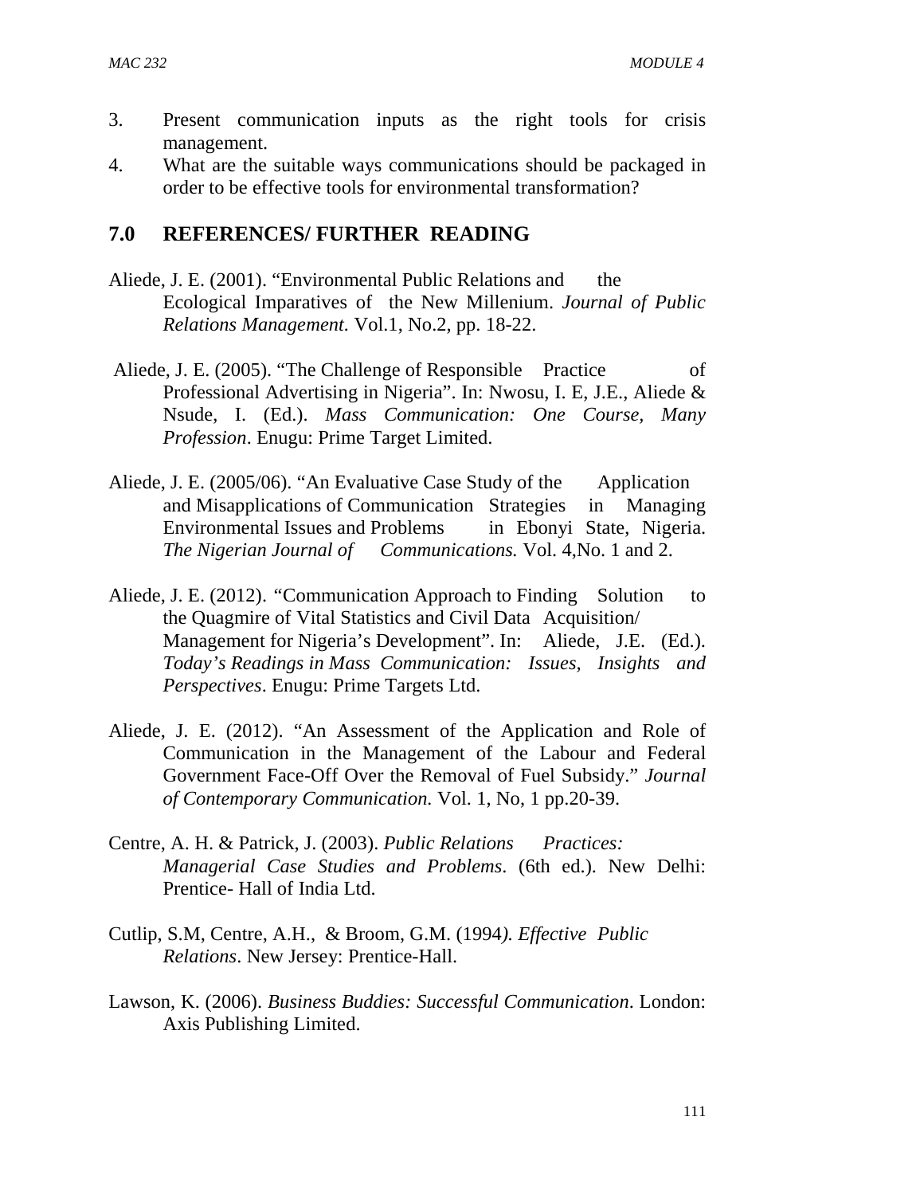3. Present communication inputs as the right tools for crisis management.
4. What are the suitable ways communications should be packaged in order to be effective tools for environmental transformation?

## 7.0 REFERENCES/ FURTHER READING

Aliede, J. E. (2001). "Environmental Public Relations and the Ecological Imparatives of the New Millenium. *Journal of Public Relations Management*. Vol.1, No.2, pp. 18-22.

Aliede, J. E. (2005). "The Challenge of Responsible Practice of Professional Advertising in Nigeria". In: Nwosu, I. E, J.E., Aliede & Nsude, I. (Ed.). *Mass Communication: One Course, Many Profession*. Enugu: Prime Target Limited.

Aliede, J. E. (2005/06). "An Evaluative Case Study of the Application and Misapplications of Communication Strategies in Managing Environmental Issues and Problems in Ebonyi State, Nigeria. *The Nigerian Journal of Communications.* Vol. 4,No. 1 and 2.

Aliede, J. E. (2012). "Communication Approach to Finding Solution to the Quagmire of Vital Statistics and Civil Data Acquisition/ Management for Nigeria's Development". In: Aliede, J.E. (Ed.). *Today's Readings in Mass Communication: Issues, Insights and Perspectives*. Enugu: Prime Targets Ltd.

Aliede, J. E. (2012). "An Assessment of the Application and Role of Communication in the Management of the Labour and Federal Government Face-Off Over the Removal of Fuel Subsidy." *Journal of Contemporary Communication.* Vol. 1, No, 1 pp.20-39.

Centre, A. H. & Patrick, J. (2003). *Public Relations Practices: Managerial Case Studies and Problems*. (6th ed.). New Delhi: Prentice- Hall of India Ltd.

Cutlip, S.M, Centre, A.H., & Broom, G.M. (1994). *Effective Public Relations*. New Jersey: Prentice-Hall.

Lawson, K. (2006). *Business Buddies: Successful Communication*. London: Axis Publishing Limited.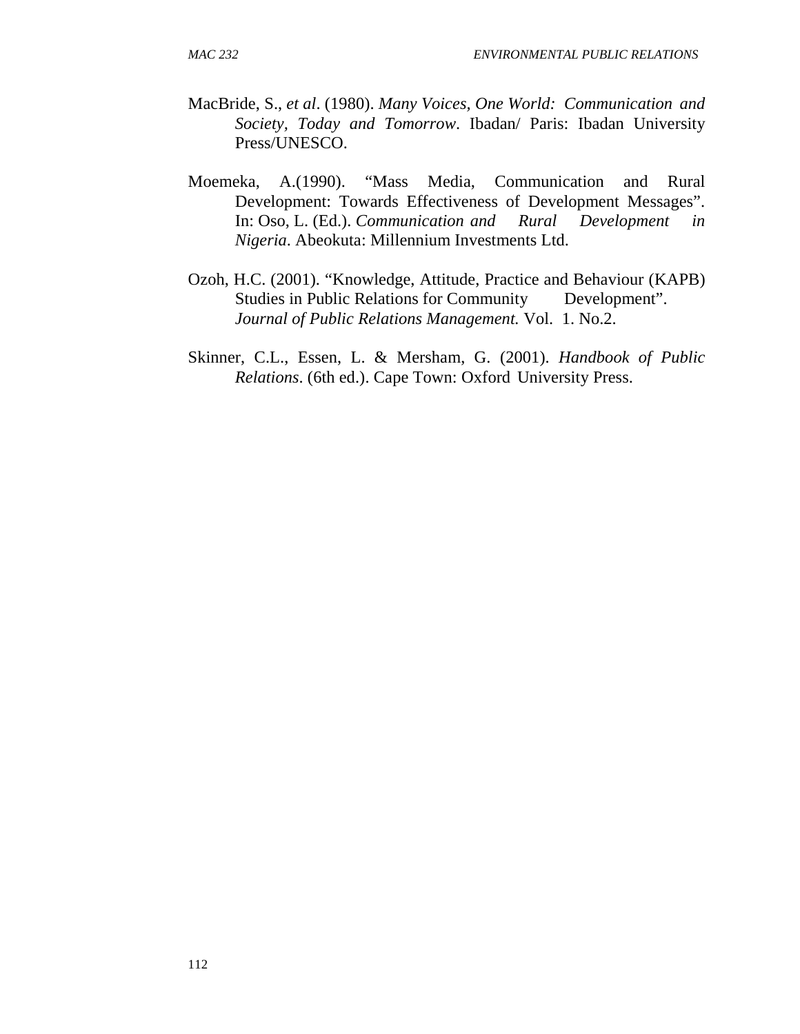MacBride, S., *et al*. (1980). *Many Voices, One World: Communication and Society, Today and Tomorrow*. Ibadan/ Paris: Ibadan University Press/UNESCO.

Moemeka, A.(1990). "Mass Media, Communication and Rural Development: Towards Effectiveness of Development Messages". In: Oso, L. (Ed.). *Communication and Rural Development in Nigeria*. Abeokuta: Millennium Investments Ltd.

Ozoh, H.C. (2001). "Knowledge, Attitude, Practice and Behaviour (KAPB) Studies in Public Relations for Community Development". *Journal of Public Relations Management.* Vol. 1. No.2.

Skinner, C.L., Essen, L. & Mersham, G. (2001). *Handbook of Public Relations*. (6th ed.). Cape Town: Oxford University Press.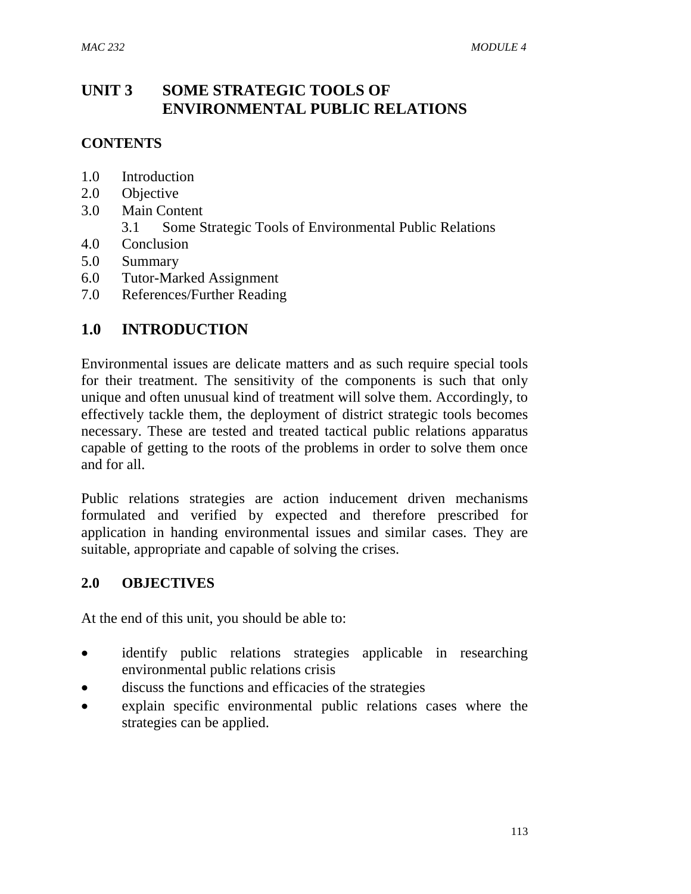# UNIT 3 SOME STRATEGIC TOOLS OF ENVIRONMENTAL PUBLIC RELATIONS

**CONTENTS**

1.0 Introduction
2.0 Objective
3.0 Main Content
    3.1 Some Strategic Tools of Environmental Public Relations
4.0 Conclusion
5.0 Summary
6.0 Tutor-Marked Assignment
7.0 References/Further Reading

## 1.0 INTRODUCTION

Environmental issues are delicate matters and as such require special tools for their treatment. The sensitivity of the components is such that only unique and often unusual kind of treatment will solve them. Accordingly, to effectively tackle them, the deployment of district strategic tools becomes necessary. These are tested and treated tactical public relations apparatus capable of getting to the roots of the problems in order to solve them once and for all.

Public relations strategies are action inducement driven mechanisms formulated and verified by expected and therefore prescribed for application in handing environmental issues and similar cases. They are suitable, appropriate and capable of solving the crises.

## 2.0 OBJECTIVES

At the end of this unit, you should be able to:

- identify public relations strategies applicable in researching environmental public relations crisis
- discuss the functions and efficacies of the strategies
- explain specific environmental public relations cases where the strategies can be applied.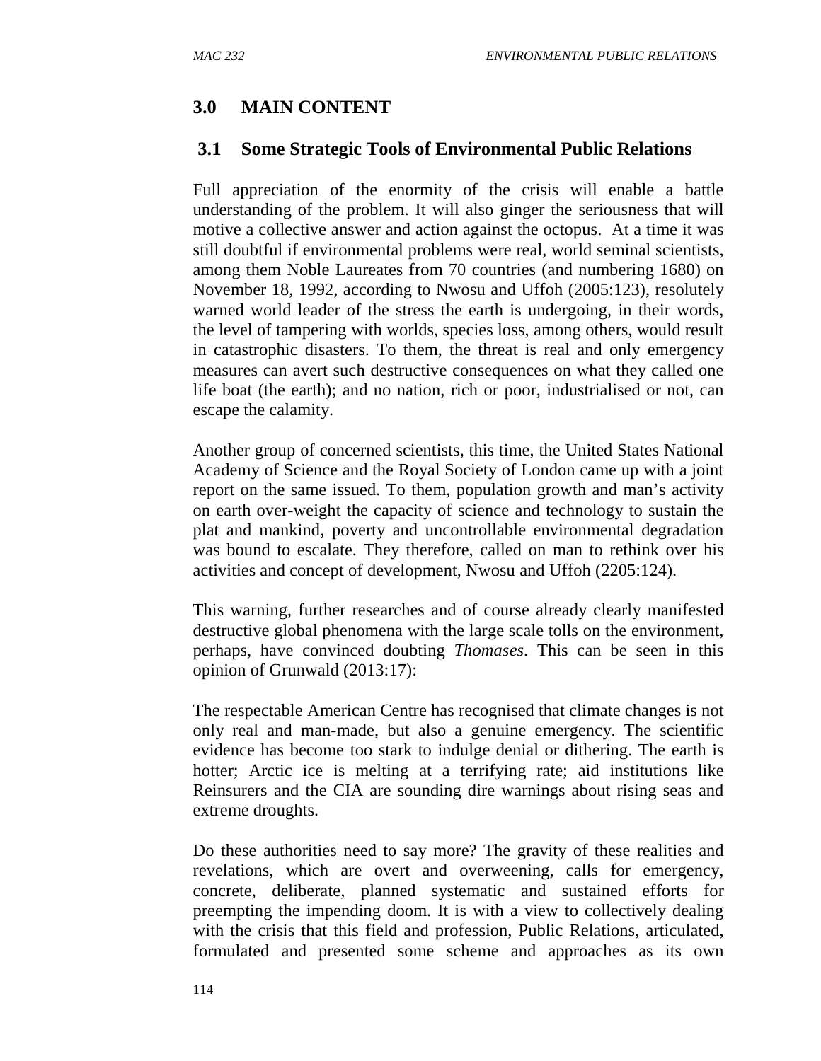## 3.0 MAIN CONTENT

### 3.1 Some Strategic Tools of Environmental Public Relations

Full appreciation of the enormity of the crisis will enable a battle understanding of the problem. It will also ginger the seriousness that will motive a collective answer and action against the octopus. At a time it was still doubtful if environmental problems were real, world seminal scientists, among them Noble Laureates from 70 countries (and numbering 1680) on November 18, 1992, according to Nwosu and Uffoh (2005:123), resolutely warned world leader of the stress the earth is undergoing, in their words, the level of tampering with worlds, species loss, among others, would result in catastrophic disasters. To them, the threat is real and only emergency measures can avert such destructive consequences on what they called one life boat (the earth); and no nation, rich or poor, industrialised or not, can escape the calamity.

Another group of concerned scientists, this time, the United States National Academy of Science and the Royal Society of London came up with a joint report on the same issued. To them, population growth and man's activity on earth over-weight the capacity of science and technology to sustain the plat and mankind, poverty and uncontrollable environmental degradation was bound to escalate. They therefore, called on man to rethink over his activities and concept of development, Nwosu and Uffoh (2205:124).

This warning, further researches and of course already clearly manifested destructive global phenomena with the large scale tolls on the environment, perhaps, have convinced doubting *Thomases*. This can be seen in this opinion of Grunwald (2013:17):

The respectable American Centre has recognised that climate changes is not only real and man-made, but also a genuine emergency. The scientific evidence has become too stark to indulge denial or dithering. The earth is hotter; Arctic ice is melting at a terrifying rate; aid institutions like Reinsurers and the CIA are sounding dire warnings about rising seas and extreme droughts.

Do these authorities need to say more? The gravity of these realities and revelations, which are overt and overweening, calls for emergency, concrete, deliberate, planned systematic and sustained efforts for preempting the impending doom. It is with a view to collectively dealing with the crisis that this field and profession, Public Relations, articulated, formulated and presented some scheme and approaches as its own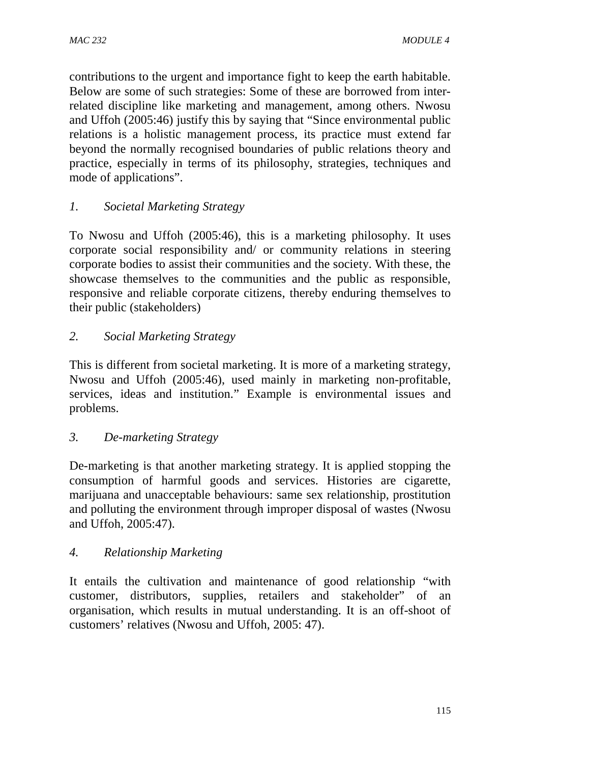contributions to the urgent and importance fight to keep the earth habitable. Below are some of such strategies: Some of these are borrowed from inter-related discipline like marketing and management, among others. Nwosu and Uffoh (2005:46) justify this by saying that "Since environmental public relations is a holistic management process, its practice must extend far beyond the normally recognised boundaries of public relations theory and practice, especially in terms of its philosophy, strategies, techniques and mode of applications".

*1. Societal Marketing Strategy*

To Nwosu and Uffoh (2005:46), this is a marketing philosophy. It uses corporate social responsibility and/ or community relations in steering corporate bodies to assist their communities and the society. With these, the showcase themselves to the communities and the public as responsible, responsive and reliable corporate citizens, thereby enduring themselves to their public (stakeholders)

*2. Social Marketing Strategy*

This is different from societal marketing. It is more of a marketing strategy, Nwosu and Uffoh (2005:46), used mainly in marketing non-profitable, services, ideas and institution." Example is environmental issues and problems.

*3. De-marketing Strategy*

De-marketing is that another marketing strategy. It is applied stopping the consumption of harmful goods and services. Histories are cigarette, marijuana and unacceptable behaviours: same sex relationship, prostitution and polluting the environment through improper disposal of wastes (Nwosu and Uffoh, 2005:47).

*4. Relationship Marketing*

It entails the cultivation and maintenance of good relationship "with customer, distributors, supplies, retailers and stakeholder" of an organisation, which results in mutual understanding. It is an off-shoot of customers' relatives (Nwosu and Uffoh, 2005: 47).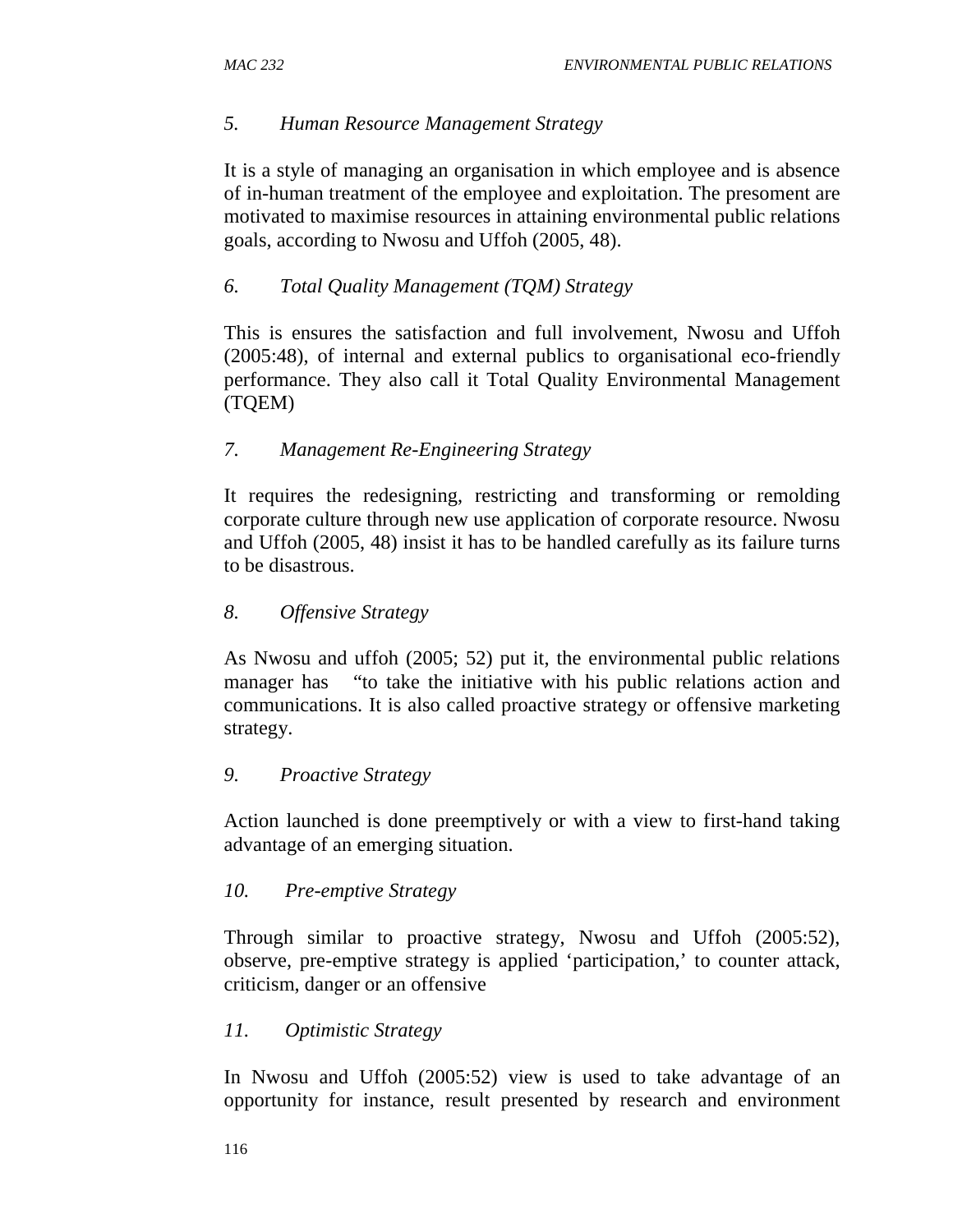*5. Human Resource Management Strategy*

It is a style of managing an organisation in which employee and is absence of in-human treatment of the employee and exploitation. The presoment are motivated to maximise resources in attaining environmental public relations goals, according to Nwosu and Uffoh (2005, 48).

*6. Total Quality Management (TQM) Strategy*

This is ensures the satisfaction and full involvement, Nwosu and Uffoh (2005:48), of internal and external publics to organisational eco-friendly performance. They also call it Total Quality Environmental Management (TQEM)

*7. Management Re-Engineering Strategy*

It requires the redesigning, restricting and transforming or remolding corporate culture through new use application of corporate resource. Nwosu and Uffoh (2005, 48) insist it has to be handled carefully as its failure turns to be disastrous.

*8. Offensive Strategy*

As Nwosu and uffoh (2005; 52) put it, the environmental public relations manager has "to take the initiative with his public relations action and communications. It is also called proactive strategy or offensive marketing strategy.

*9. Proactive Strategy*

Action launched is done preemptively or with a view to first-hand taking advantage of an emerging situation.

*10. Pre-emptive Strategy*

Through similar to proactive strategy, Nwosu and Uffoh (2005:52), observe, pre-emptive strategy is applied 'participation,' to counter attack, criticism, danger or an offensive

*11. Optimistic Strategy*

In Nwosu and Uffoh (2005:52) view is used to take advantage of an opportunity for instance, result presented by research and environment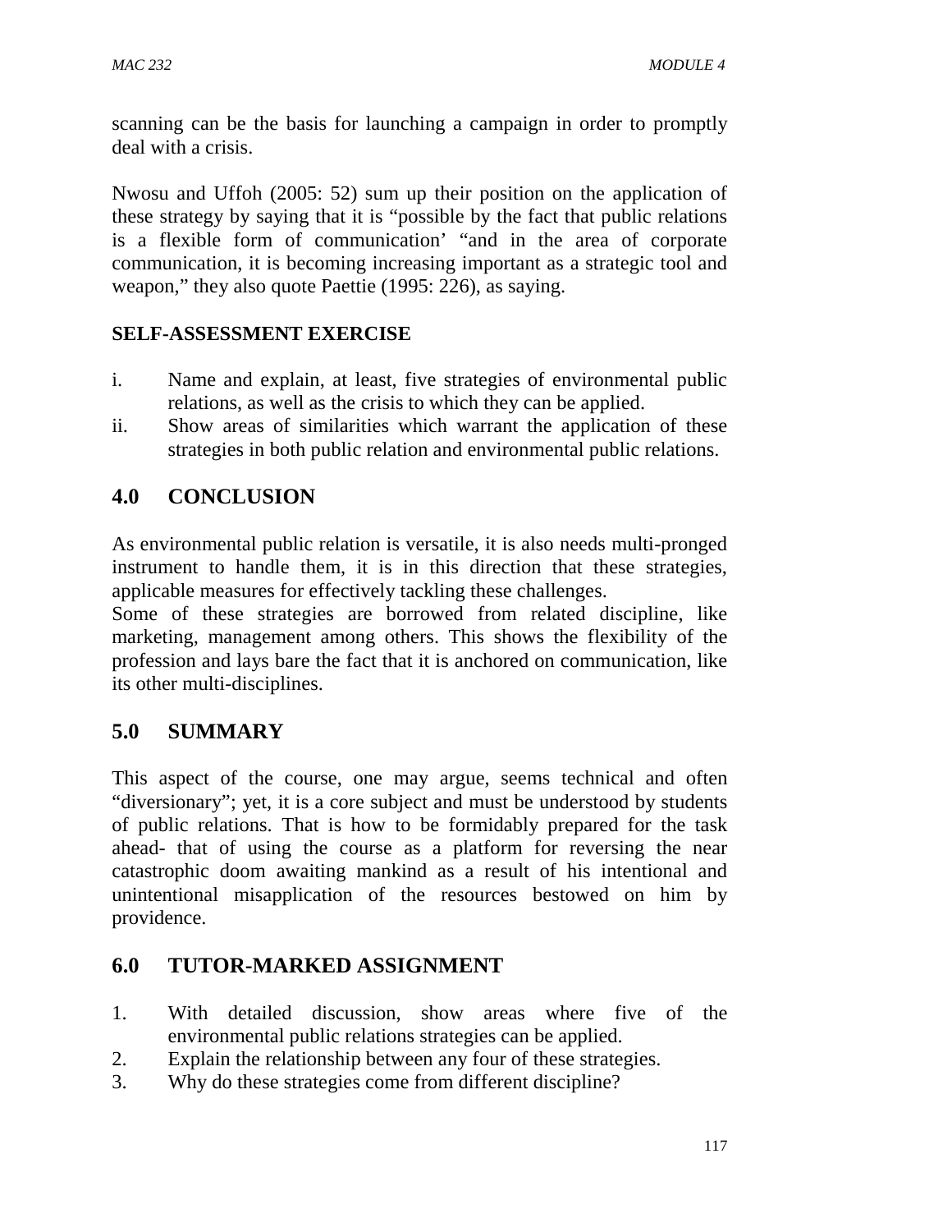scanning can be the basis for launching a campaign in order to promptly deal with a crisis.

Nwosu and Uffoh (2005: 52) sum up their position on the application of these strategy by saying that it is "possible by the fact that public relations is a flexible form of communication' "and in the area of corporate communication, it is becoming increasing important as a strategic tool and weapon," they also quote Paettie (1995: 226), as saying.

**SELF-ASSESSMENT EXERCISE**

i. Name and explain, at least, five strategies of environmental public relations, as well as the crisis to which they can be applied.
ii. Show areas of similarities which warrant the application of these strategies in both public relation and environmental public relations.

## 4.0 CONCLUSION

As environmental public relation is versatile, it is also needs multi-pronged instrument to handle them, it is in this direction that these strategies, applicable measures for effectively tackling these challenges.
Some of these strategies are borrowed from related discipline, like marketing, management among others. This shows the flexibility of the profession and lays bare the fact that it is anchored on communication, like its other multi-disciplines.

## 5.0 SUMMARY

This aspect of the course, one may argue, seems technical and often "diversionary"; yet, it is a core subject and must be understood by students of public relations. That is how to be formidably prepared for the task ahead- that of using the course as a platform for reversing the near catastrophic doom awaiting mankind as a result of his intentional and unintentional misapplication of the resources bestowed on him by providence.

## 6.0 TUTOR-MARKED ASSIGNMENT

1. With detailed discussion, show areas where five of the environmental public relations strategies can be applied.
2. Explain the relationship between any four of these strategies.
3. Why do these strategies come from different discipline?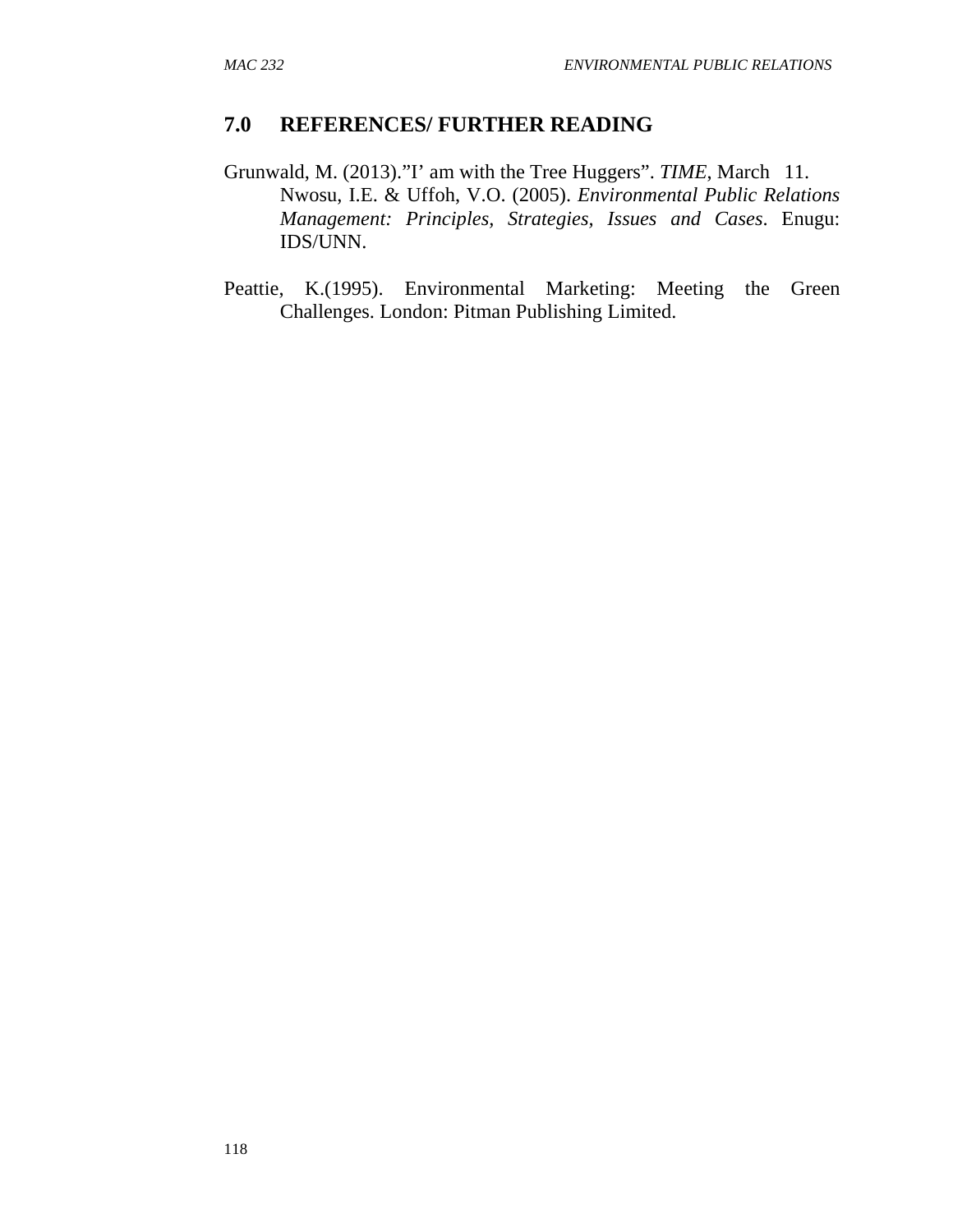## 7.0 REFERENCES/ FURTHER READING

Grunwald, M. (2013)."I' am with the Tree Huggers". *TIME*, March 11.
Nwosu, I.E. & Uffoh, V.O. (2005). *Environmental Public Relations Management: Principles, Strategies, Issues and Cases*. Enugu: IDS/UNN.

Peattie, K.(1995). Environmental Marketing: Meeting the Green Challenges. London: Pitman Publishing Limited.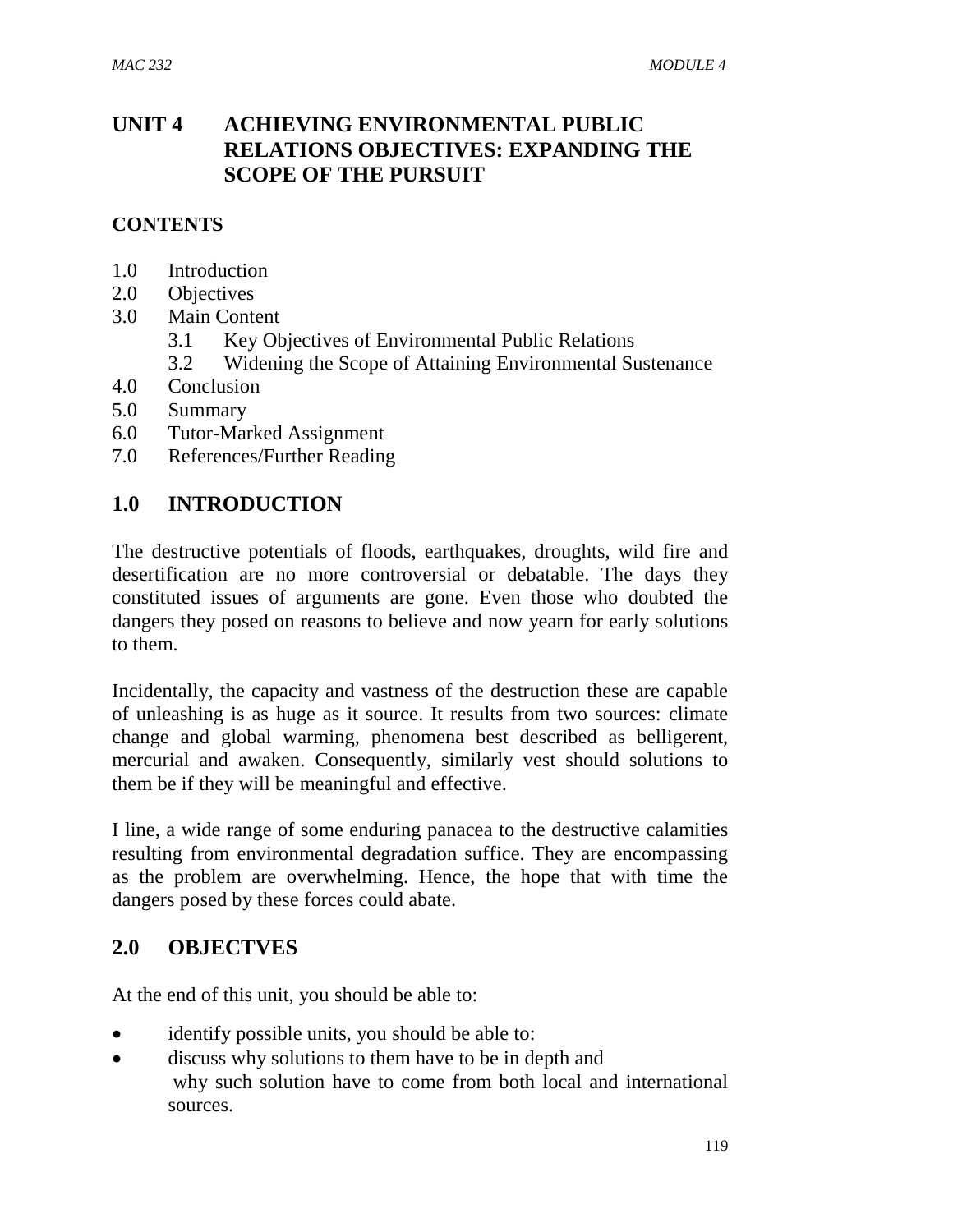# UNIT 4 ACHIEVING ENVIRONMENTAL PUBLIC RELATIONS OBJECTIVES: EXPANDING THE SCOPE OF THE PURSUIT

## CONTENTS

1.0 Introduction
2.0 Objectives
3.0 Main Content
  3.1 Key Objectives of Environmental Public Relations
  3.2 Widening the Scope of Attaining Environmental Sustenance
4.0 Conclusion
5.0 Summary
6.0 Tutor-Marked Assignment
7.0 References/Further Reading

## 1.0 INTRODUCTION

The destructive potentials of floods, earthquakes, droughts, wild fire and desertification are no more controversial or debatable. The days they constituted issues of arguments are gone. Even those who doubted the dangers they posed on reasons to believe and now yearn for early solutions to them.

Incidentally, the capacity and vastness of the destruction these are capable of unleashing is as huge as it source. It results from two sources: climate change and global warming, phenomena best described as belligerent, mercurial and awaken. Consequently, similarly vest should solutions to them be if they will be meaningful and effective.

I line, a wide range of some enduring panacea to the destructive calamities resulting from environmental degradation suffice. They are encompassing as the problem are overwhelming. Hence, the hope that with time the dangers posed by these forces could abate.

## 2.0 OBJECTVES

At the end of this unit, you should be able to:

- identify possible units, you should be able to:
- discuss why solutions to them have to be in depth and
  why such solution have to come from both local and international sources.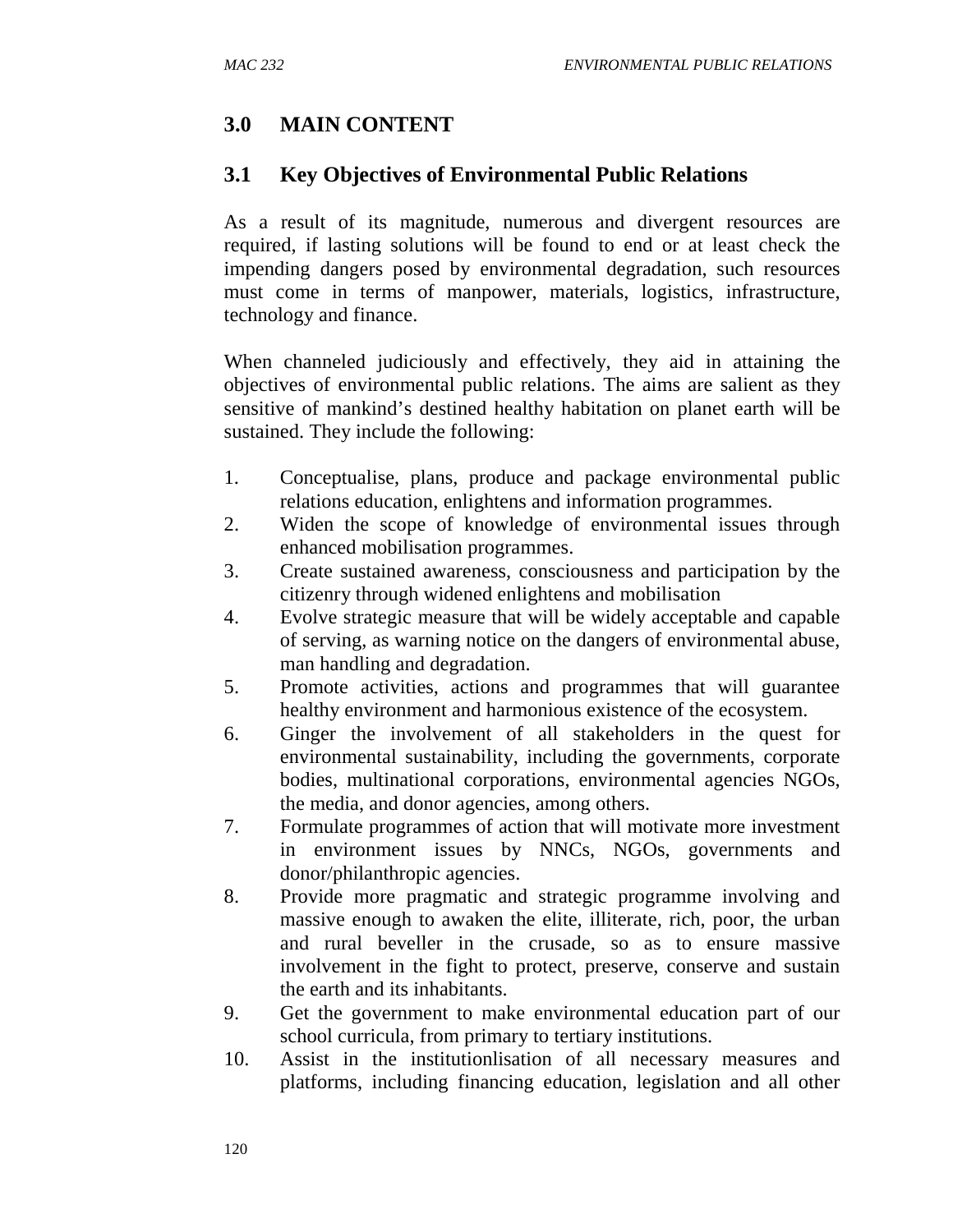## 3.0 MAIN CONTENT

### 3.1 Key Objectives of Environmental Public Relations

As a result of its magnitude, numerous and divergent resources are required, if lasting solutions will be found to end or at least check the impending dangers posed by environmental degradation, such resources must come in terms of manpower, materials, logistics, infrastructure, technology and finance.

When channeled judiciously and effectively, they aid in attaining the objectives of environmental public relations. The aims are salient as they sensitive of mankind's destined healthy habitation on planet earth will be sustained. They include the following:

1. Conceptualise, plans, produce and package environmental public relations education, enlightens and information programmes.
2. Widen the scope of knowledge of environmental issues through enhanced mobilisation programmes.
3. Create sustained awareness, consciousness and participation by the citizenry through widened enlightens and mobilisation
4. Evolve strategic measure that will be widely acceptable and capable of serving, as warning notice on the dangers of environmental abuse, man handling and degradation.
5. Promote activities, actions and programmes that will guarantee healthy environment and harmonious existence of the ecosystem.
6. Ginger the involvement of all stakeholders in the quest for environmental sustainability, including the governments, corporate bodies, multinational corporations, environmental agencies NGOs, the media, and donor agencies, among others.
7. Formulate programmes of action that will motivate more investment in environment issues by NNCs, NGOs, governments and donor/philanthropic agencies.
8. Provide more pragmatic and strategic programme involving and massive enough to awaken the elite, illiterate, rich, poor, the urban and rural beveller in the crusade, so as to ensure massive involvement in the fight to protect, preserve, conserve and sustain the earth and its inhabitants.
9. Get the government to make environmental education part of our school curricula, from primary to tertiary institutions.
10. Assist in the institutionlisation of all necessary measures and platforms, including financing education, legislation and all other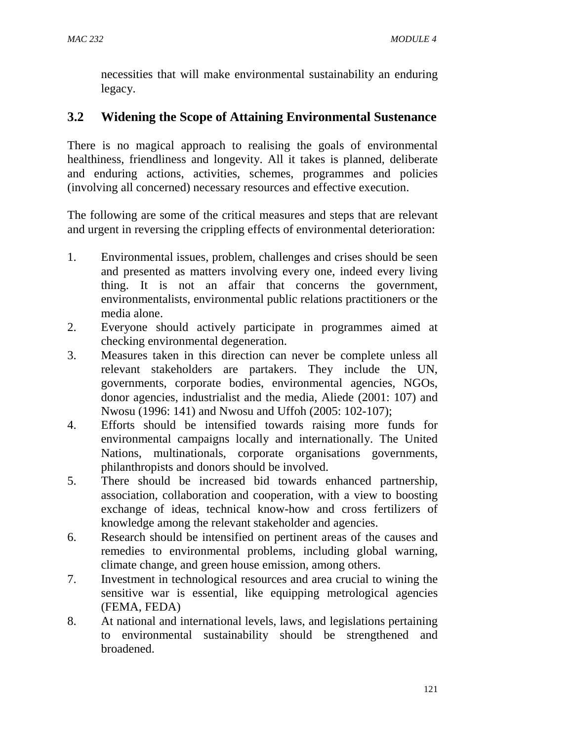necessities that will make environmental sustainability an enduring legacy.

## 3.2 Widening the Scope of Attaining Environmental Sustenance

There is no magical approach to realising the goals of environmental healthiness, friendliness and longevity. All it takes is planned, deliberate and enduring actions, activities, schemes, programmes and policies (involving all concerned) necessary resources and effective execution.

The following are some of the critical measures and steps that are relevant and urgent in reversing the crippling effects of environmental deterioration:

1. Environmental issues, problem, challenges and crises should be seen and presented as matters involving every one, indeed every living thing. It is not an affair that concerns the government, environmentalists, environmental public relations practitioners or the media alone.
2. Everyone should actively participate in programmes aimed at checking environmental degeneration.
3. Measures taken in this direction can never be complete unless all relevant stakeholders are partakers. They include the UN, governments, corporate bodies, environmental agencies, NGOs, donor agencies, industrialist and the media, Aliede (2001: 107) and Nwosu (1996: 141) and Nwosu and Uffoh (2005: 102-107);
4. Efforts should be intensified towards raising more funds for environmental campaigns locally and internationally. The United Nations, multinationals, corporate organisations governments, philanthropists and donors should be involved.
5. There should be increased bid towards enhanced partnership, association, collaboration and cooperation, with a view to boosting exchange of ideas, technical know-how and cross fertilizers of knowledge among the relevant stakeholder and agencies.
6. Research should be intensified on pertinent areas of the causes and remedies to environmental problems, including global warning, climate change, and green house emission, among others.
7. Investment in technological resources and area crucial to wining the sensitive war is essential, like equipping metrological agencies (FEMA, FEDA)
8. At national and international levels, laws, and legislations pertaining to environmental sustainability should be strengthened and broadened.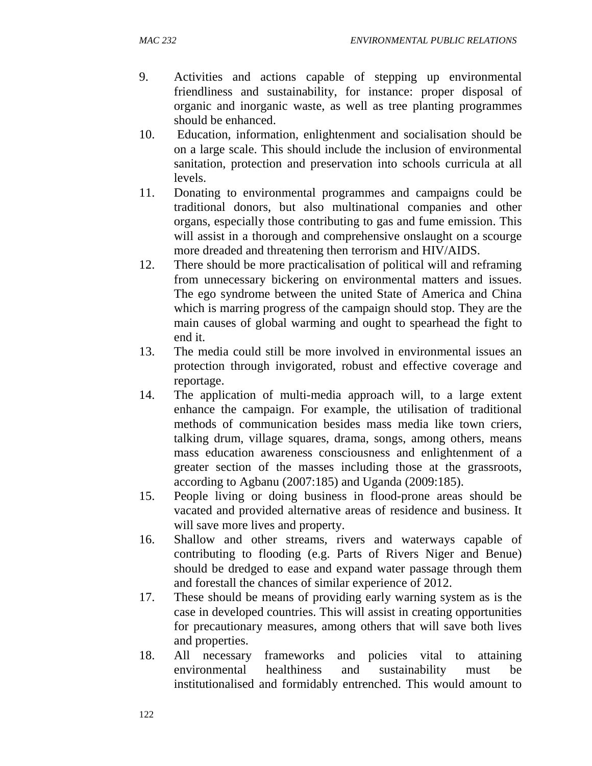9. Activities and actions capable of stepping up environmental friendliness and sustainability, for instance: proper disposal of organic and inorganic waste, as well as tree planting programmes should be enhanced.
10. Education, information, enlightenment and socialisation should be on a large scale. This should include the inclusion of environmental sanitation, protection and preservation into schools curricula at all levels.
11. Donating to environmental programmes and campaigns could be traditional donors, but also multinational companies and other organs, especially those contributing to gas and fume emission. This will assist in a thorough and comprehensive onslaught on a scourge more dreaded and threatening then terrorism and HIV/AIDS.
12. There should be more practicalisation of political will and reframing from unnecessary bickering on environmental matters and issues. The ego syndrome between the united State of America and China which is marring progress of the campaign should stop. They are the main causes of global warming and ought to spearhead the fight to end it.
13. The media could still be more involved in environmental issues an protection through invigorated, robust and effective coverage and reportage.
14. The application of multi-media approach will, to a large extent enhance the campaign. For example, the utilisation of traditional methods of communication besides mass media like town criers, talking drum, village squares, drama, songs, among others, means mass education awareness consciousness and enlightenment of a greater section of the masses including those at the grassroots, according to Agbanu (2007:185) and Uganda (2009:185).
15. People living or doing business in flood-prone areas should be vacated and provided alternative areas of residence and business. It will save more lives and property.
16. Shallow and other streams, rivers and waterways capable of contributing to flooding (e.g. Parts of Rivers Niger and Benue) should be dredged to ease and expand water passage through them and forestall the chances of similar experience of 2012.
17. These should be means of providing early warning system as is the case in developed countries. This will assist in creating opportunities for precautionary measures, among others that will save both lives and properties.
18. All necessary frameworks and policies vital to attaining environmental healthiness and sustainability must be institutionalised and formidably entrenched. This would amount to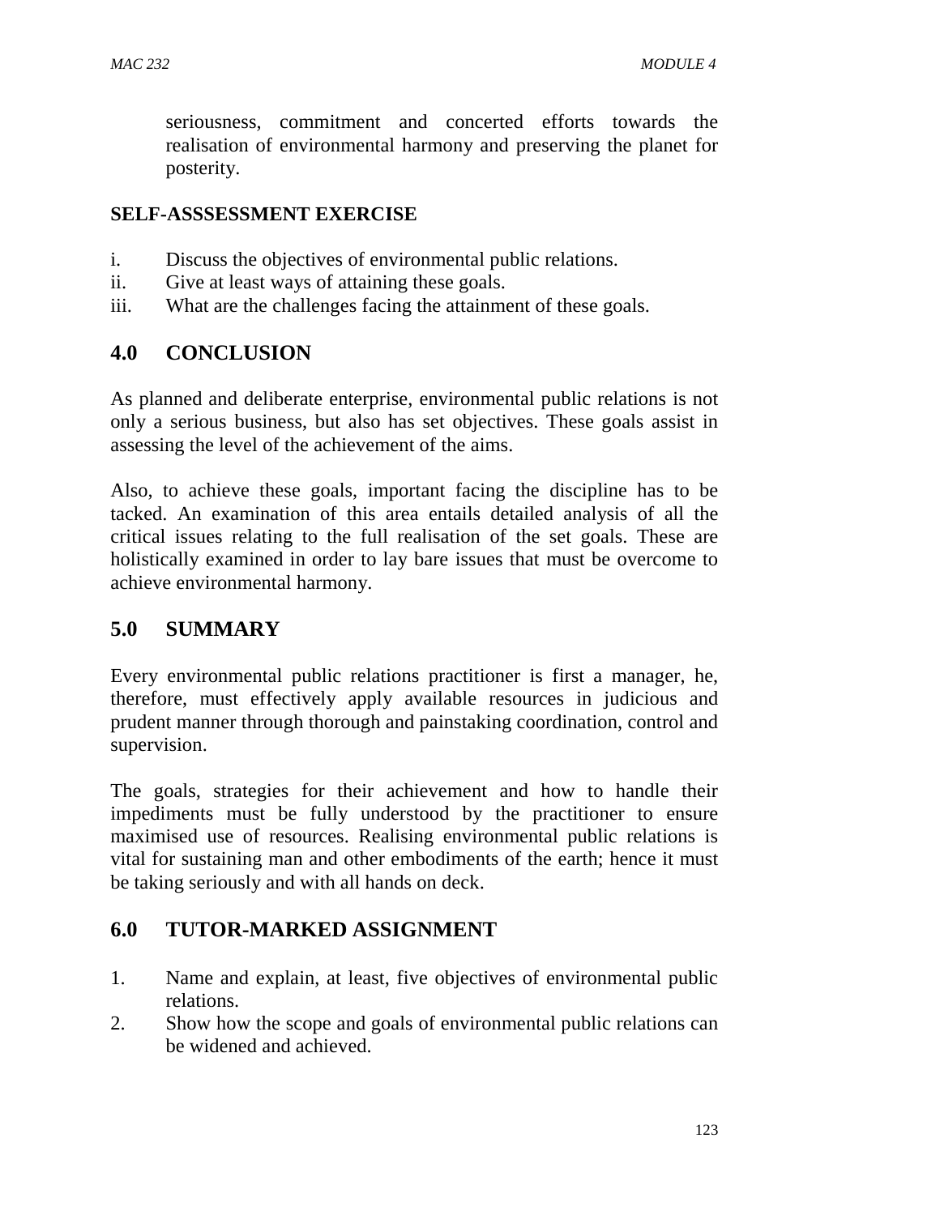seriousness, commitment and concerted efforts towards the realisation of environmental harmony and preserving the planet for posterity.

**SELF-ASSSESSMENT EXERCISE**

i. Discuss the objectives of environmental public relations.
ii. Give at least ways of attaining these goals.
iii. What are the challenges facing the attainment of these goals.

## 4.0 CONCLUSION

As planned and deliberate enterprise, environmental public relations is not only a serious business, but also has set objectives. These goals assist in assessing the level of the achievement of the aims.

Also, to achieve these goals, important facing the discipline has to be tacked. An examination of this area entails detailed analysis of all the critical issues relating to the full realisation of the set goals. These are holistically examined in order to lay bare issues that must be overcome to achieve environmental harmony.

## 5.0 SUMMARY

Every environmental public relations practitioner is first a manager, he, therefore, must effectively apply available resources in judicious and prudent manner through thorough and painstaking coordination, control and supervision.

The goals, strategies for their achievement and how to handle their impediments must be fully understood by the practitioner to ensure maximised use of resources. Realising environmental public relations is vital for sustaining man and other embodiments of the earth; hence it must be taking seriously and with all hands on deck.

## 6.0 TUTOR-MARKED ASSIGNMENT

1. Name and explain, at least, five objectives of environmental public relations.
2. Show how the scope and goals of environmental public relations can be widened and achieved.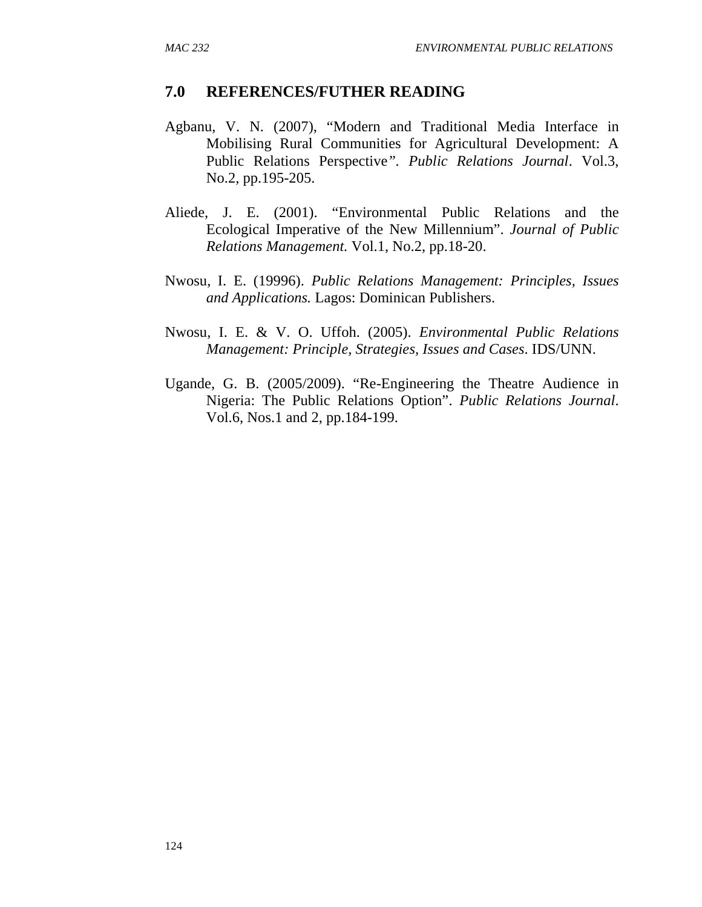## 7.0 REFERENCES/FUTHER READING

Agbanu, V. N. (2007), "Modern and Traditional Media Interface in Mobilising Rural Communities for Agricultural Development: A Public Relations Perspective". *Public Relations Journal*. Vol.3, No.2, pp.195-205.

Aliede, J. E. (2001). "Environmental Public Relations and the Ecological Imperative of the New Millennium". *Journal of Public Relations Management.* Vol.1, No.2, pp.18-20.

Nwosu, I. E. (19996). *Public Relations Management: Principles, Issues and Applications.* Lagos: Dominican Publishers.

Nwosu, I. E. & V. O. Uffoh. (2005). *Environmental Public Relations Management: Principle, Strategies, Issues and Cases*. IDS/UNN.

Ugande, G. B. (2005/2009). "Re-Engineering the Theatre Audience in Nigeria: The Public Relations Option". *Public Relations Journal*. Vol.6, Nos.1 and 2, pp.184-199.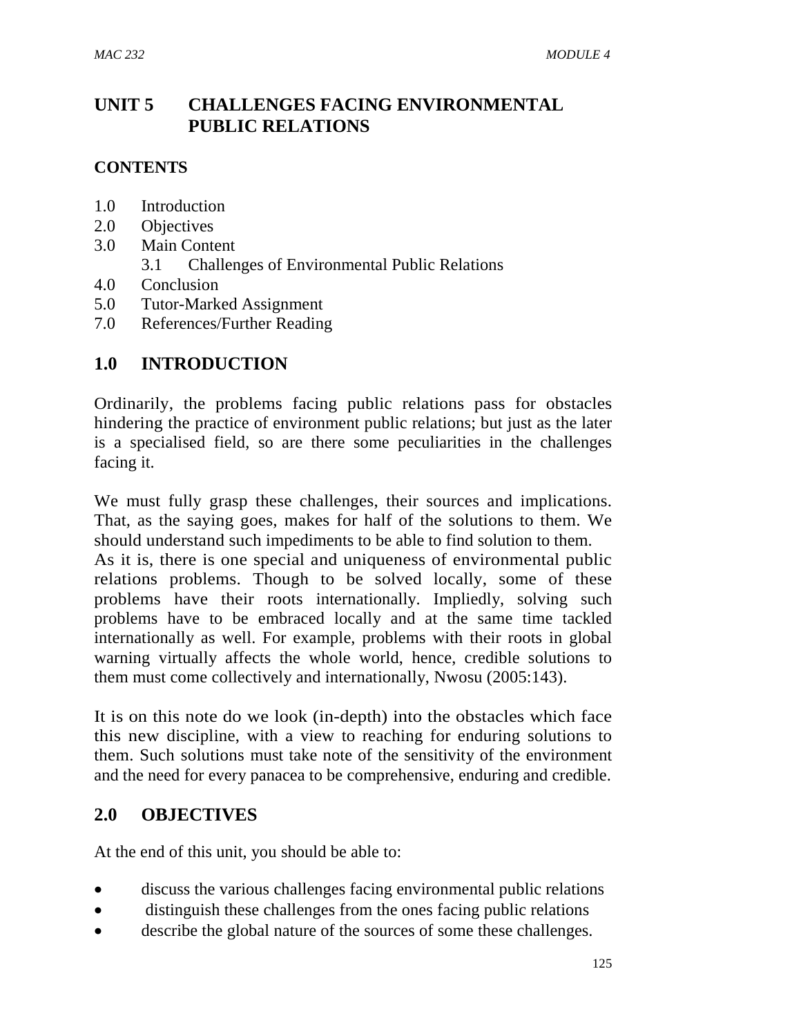# UNIT 5 CHALLENGES FACING ENVIRONMENTAL PUBLIC RELATIONS

**CONTENTS**

1.0 Introduction
2.0 Objectives
3.0 Main Content
    3.1 Challenges of Environmental Public Relations
4.0 Conclusion
5.0 Tutor-Marked Assignment
7.0 References/Further Reading

## 1.0 INTRODUCTION

Ordinarily, the problems facing public relations pass for obstacles hindering the practice of environment public relations; but just as the later is a specialised field, so are there some peculiarities in the challenges facing it.

We must fully grasp these challenges, their sources and implications. That, as the saying goes, makes for half of the solutions to them. We should understand such impediments to be able to find solution to them. As it is, there is one special and uniqueness of environmental public relations problems. Though to be solved locally, some of these problems have their roots internationally. Impliedly, solving such problems have to be embraced locally and at the same time tackled internationally as well. For example, problems with their roots in global warning virtually affects the whole world, hence, credible solutions to them must come collectively and internationally, Nwosu (2005:143).

It is on this note do we look (in-depth) into the obstacles which face this new discipline, with a view to reaching for enduring solutions to them. Such solutions must take note of the sensitivity of the environment and the need for every panacea to be comprehensive, enduring and credible.

## 2.0 OBJECTIVES

At the end of this unit, you should be able to:

- discuss the various challenges facing environmental public relations
- distinguish these challenges from the ones facing public relations
- describe the global nature of the sources of some these challenges.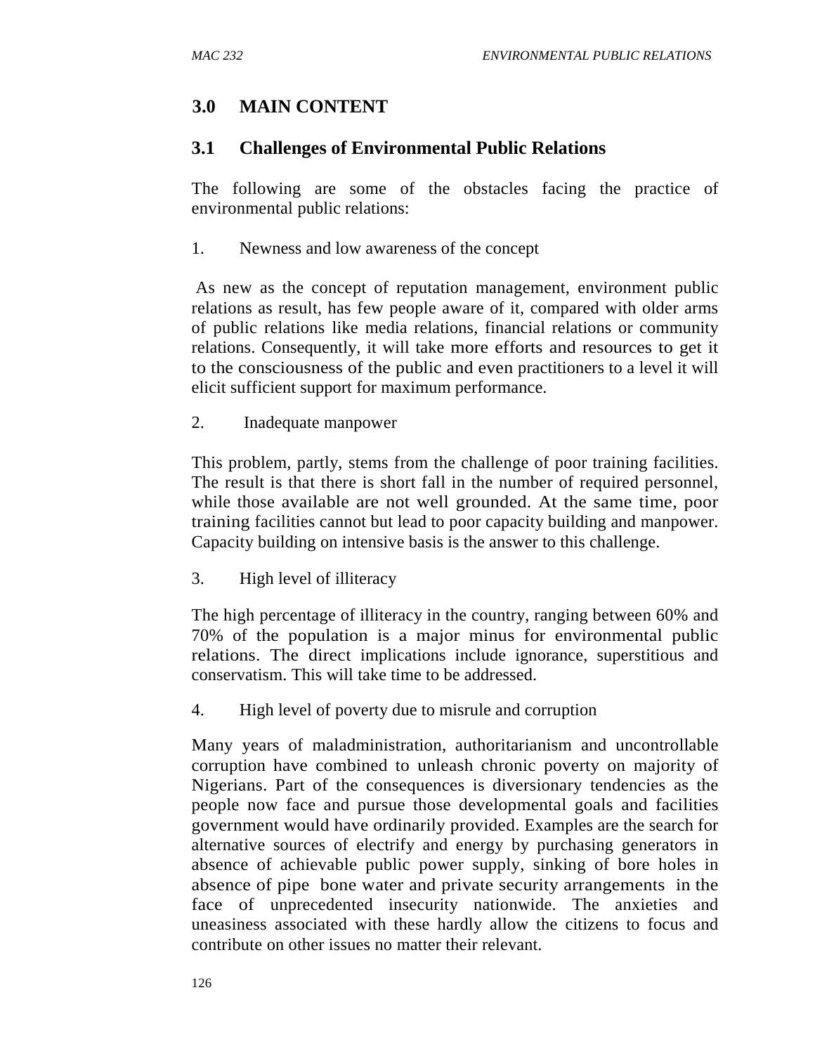## 3.0 MAIN CONTENT

### 3.1 Challenges of Environmental Public Relations

The following are some of the obstacles facing the practice of environmental public relations:

1. Newness and low awareness of the concept

As new as the concept of reputation management, environment public relations as result, has few people aware of it, compared with older arms of public relations like media relations, financial relations or community relations. Consequently, it will take more efforts and resources to get it to the consciousness of the public and even practitioners to a level it will elicit sufficient support for maximum performance.

2. Inadequate manpower

This problem, partly, stems from the challenge of poor training facilities. The result is that there is short fall in the number of required personnel, while those available are not well grounded. At the same time, poor training facilities cannot but lead to poor capacity building and manpower. Capacity building on intensive basis is the answer to this challenge.

3. High level of illiteracy

The high percentage of illiteracy in the country, ranging between 60% and 70% of the population is a major minus for environmental public relations. The direct implications include ignorance, superstitious and conservatism. This will take time to be addressed.

4. High level of poverty due to misrule and corruption

Many years of maladministration, authoritarianism and uncontrollable corruption have combined to unleash chronic poverty on majority of Nigerians. Part of the consequences is diversionary tendencies as the people now face and pursue those developmental goals and facilities government would have ordinarily provided. Examples are the search for alternative sources of electrify and energy by purchasing generators in absence of achievable public power supply, sinking of bore holes in absence of pipe bone water and private security arrangements in the face of unprecedented insecurity nationwide. The anxieties and uneasiness associated with these hardly allow the citizens to focus and contribute on other issues no matter their relevant.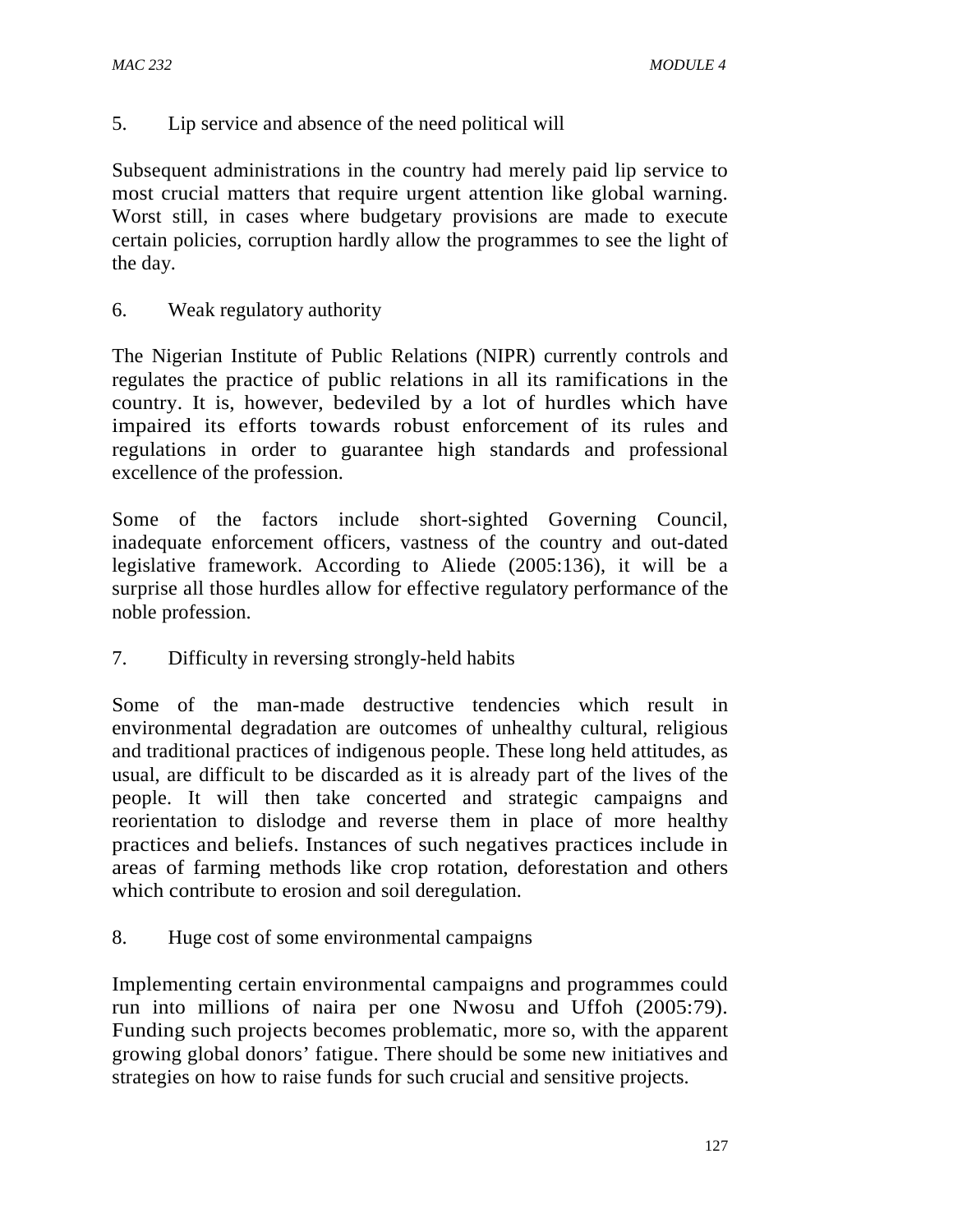5. Lip service and absence of the need political will

Subsequent administrations in the country had merely paid lip service to most crucial matters that require urgent attention like global warning. Worst still, in cases where budgetary provisions are made to execute certain policies, corruption hardly allow the programmes to see the light of the day.

6. Weak regulatory authority

The Nigerian Institute of Public Relations (NIPR) currently controls and regulates the practice of public relations in all its ramifications in the country. It is, however, bedeviled by a lot of hurdles which have impaired its efforts towards robust enforcement of its rules and regulations in order to guarantee high standards and professional excellence of the profession.

Some of the factors include short-sighted Governing Council, inadequate enforcement officers, vastness of the country and out-dated legislative framework. According to Aliede (2005:136), it will be a surprise all those hurdles allow for effective regulatory performance of the noble profession.

7. Difficulty in reversing strongly-held habits

Some of the man-made destructive tendencies which result in environmental degradation are outcomes of unhealthy cultural, religious and traditional practices of indigenous people. These long held attitudes, as usual, are difficult to be discarded as it is already part of the lives of the people. It will then take concerted and strategic campaigns and reorientation to dislodge and reverse them in place of more healthy practices and beliefs. Instances of such negatives practices include in areas of farming methods like crop rotation, deforestation and others which contribute to erosion and soil deregulation.

8. Huge cost of some environmental campaigns

Implementing certain environmental campaigns and programmes could run into millions of naira per one Nwosu and Uffoh (2005:79). Funding such projects becomes problematic, more so, with the apparent growing global donors' fatigue. There should be some new initiatives and strategies on how to raise funds for such crucial and sensitive projects.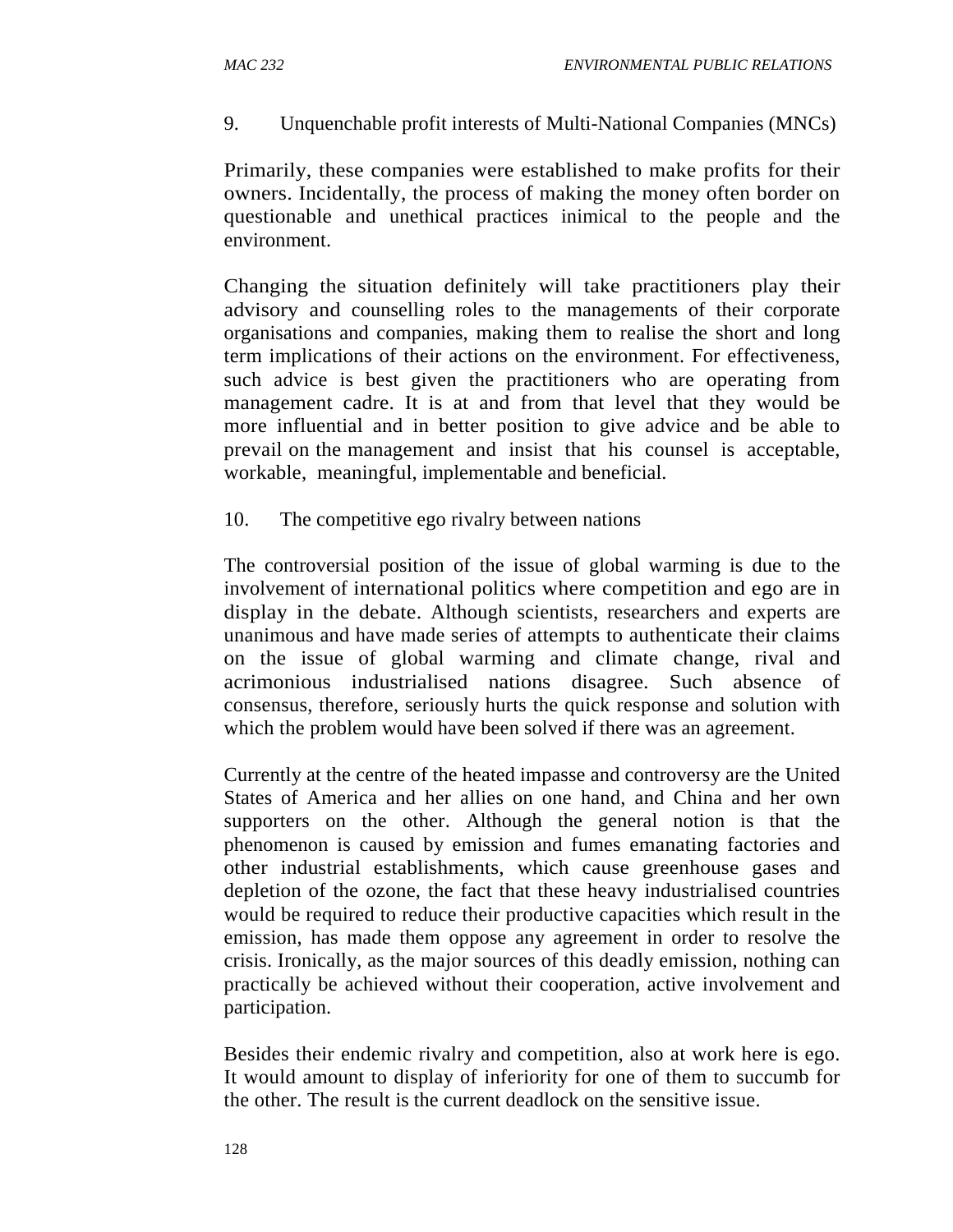9. Unquenchable profit interests of Multi-National Companies (MNCs)

Primarily, these companies were established to make profits for their owners. Incidentally, the process of making the money often border on questionable and unethical practices inimical to the people and the environment.

Changing the situation definitely will take practitioners play their advisory and counselling roles to the managements of their corporate organisations and companies, making them to realise the short and long term implications of their actions on the environment. For effectiveness, such advice is best given the practitioners who are operating from management cadre. It is at and from that level that they would be more influential and in better position to give advice and be able to prevail on the management and insist that his counsel is acceptable, workable, meaningful, implementable and beneficial.

10. The competitive ego rivalry between nations

The controversial position of the issue of global warming is due to the involvement of international politics where competition and ego are in display in the debate. Although scientists, researchers and experts are unanimous and have made series of attempts to authenticate their claims on the issue of global warming and climate change, rival and acrimonious industrialised nations disagree. Such absence of consensus, therefore, seriously hurts the quick response and solution with which the problem would have been solved if there was an agreement.

Currently at the centre of the heated impasse and controversy are the United States of America and her allies on one hand, and China and her own supporters on the other. Although the general notion is that the phenomenon is caused by emission and fumes emanating factories and other industrial establishments, which cause greenhouse gases and depletion of the ozone, the fact that these heavy industrialised countries would be required to reduce their productive capacities which result in the emission, has made them oppose any agreement in order to resolve the crisis. Ironically, as the major sources of this deadly emission, nothing can practically be achieved without their cooperation, active involvement and participation.

Besides their endemic rivalry and competition, also at work here is ego. It would amount to display of inferiority for one of them to succumb for the other. The result is the current deadlock on the sensitive issue.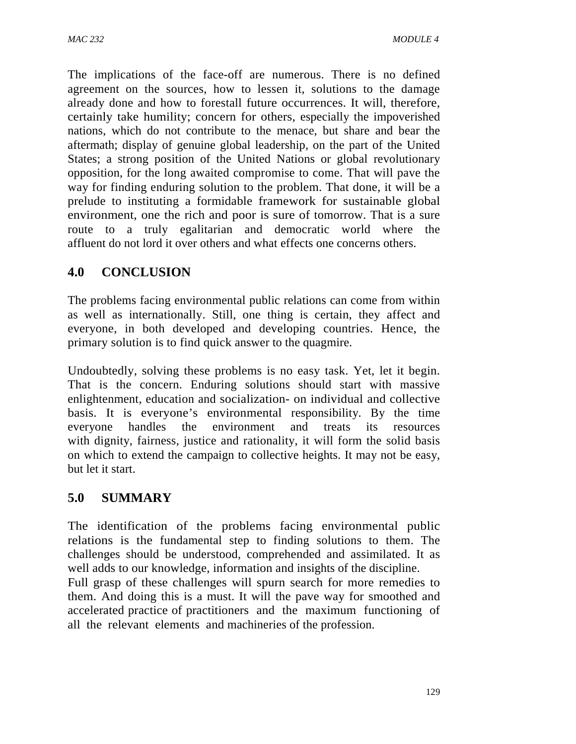The implications of the face-off are numerous. There is no defined agreement on the sources, how to lessen it, solutions to the damage already done and how to forestall future occurrences. It will, therefore, certainly take humility; concern for others, especially the impoverished nations, which do not contribute to the menace, but share and bear the aftermath; display of genuine global leadership, on the part of the United States; a strong position of the United Nations or global revolutionary opposition, for the long awaited compromise to come. That will pave the way for finding enduring solution to the problem. That done, it will be a prelude to instituting a formidable framework for sustainable global environment, one the rich and poor is sure of tomorrow. That is a sure route to a truly egalitarian and democratic world where the affluent do not lord it over others and what effects one concerns others.

## 4.0 CONCLUSION

The problems facing environmental public relations can come from within as well as internationally. Still, one thing is certain, they affect and everyone, in both developed and developing countries. Hence, the primary solution is to find quick answer to the quagmire.

Undoubtedly, solving these problems is no easy task. Yet, let it begin. That is the concern. Enduring solutions should start with massive enlightenment, education and socialization- on individual and collective basis. It is everyone's environmental responsibility. By the time everyone handles the environment and treats its resources with dignity, fairness, justice and rationality, it will form the solid basis on which to extend the campaign to collective heights. It may not be easy, but let it start.

## 5.0 SUMMARY

The identification of the problems facing environmental public relations is the fundamental step to finding solutions to them. The challenges should be understood, comprehended and assimilated. It as well adds to our knowledge, information and insights of the discipline.
Full grasp of these challenges will spurn search for more remedies to them. And doing this is a must. It will the pave way for smoothed and accelerated practice of practitioners and the maximum functioning of all the relevant elements and machineries of the profession.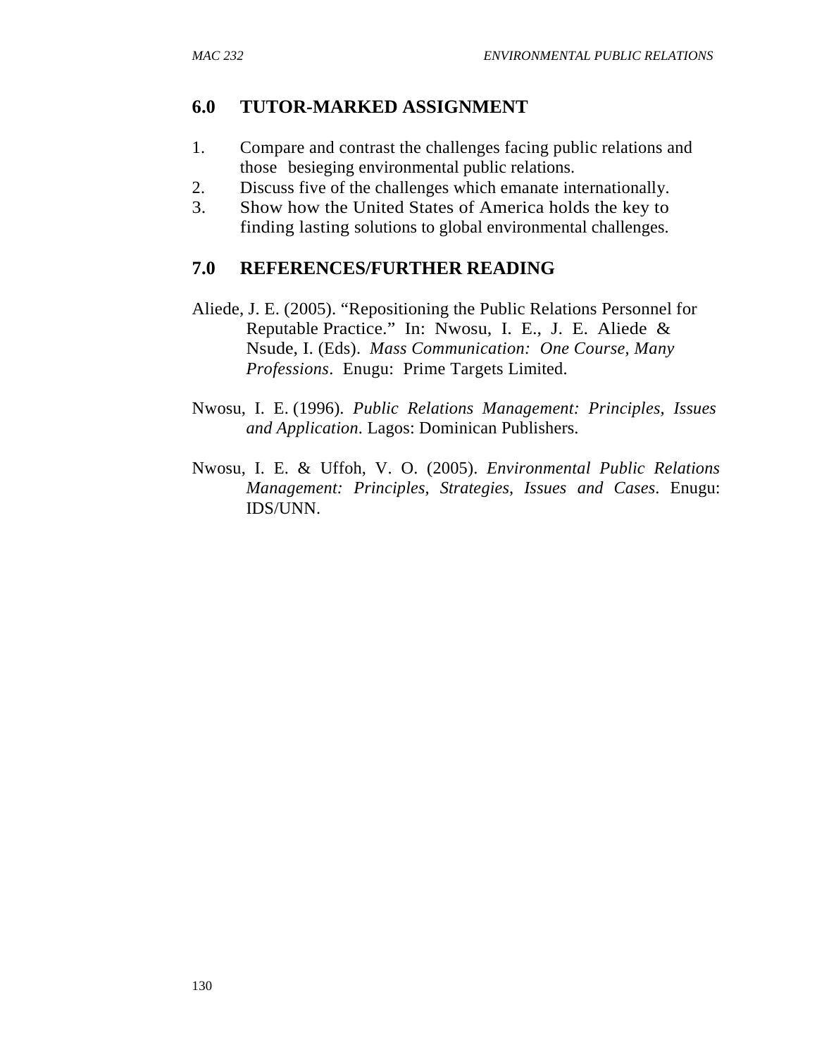## 6.0 TUTOR-MARKED ASSIGNMENT

1. Compare and contrast the challenges facing public relations and those besieging environmental public relations.
2. Discuss five of the challenges which emanate internationally.
3. Show how the United States of America holds the key to finding lasting solutions to global environmental challenges.

## 7.0 REFERENCES/FURTHER READING

Aliede, J. E. (2005). "Repositioning the Public Relations Personnel for Reputable Practice." In: Nwosu, I. E., J. E. Aliede & Nsude, I. (Eds). *Mass Communication: One Course, Many Professions*. Enugu: Prime Targets Limited.

Nwosu, I. E. (1996). *Public Relations Management: Principles, Issues and Application*. Lagos: Dominican Publishers.

Nwosu, I. E. & Uffoh, V. O. (2005). *Environmental Public Relations Management: Principles, Strategies, Issues and Cases*. Enugu: IDS/UNN.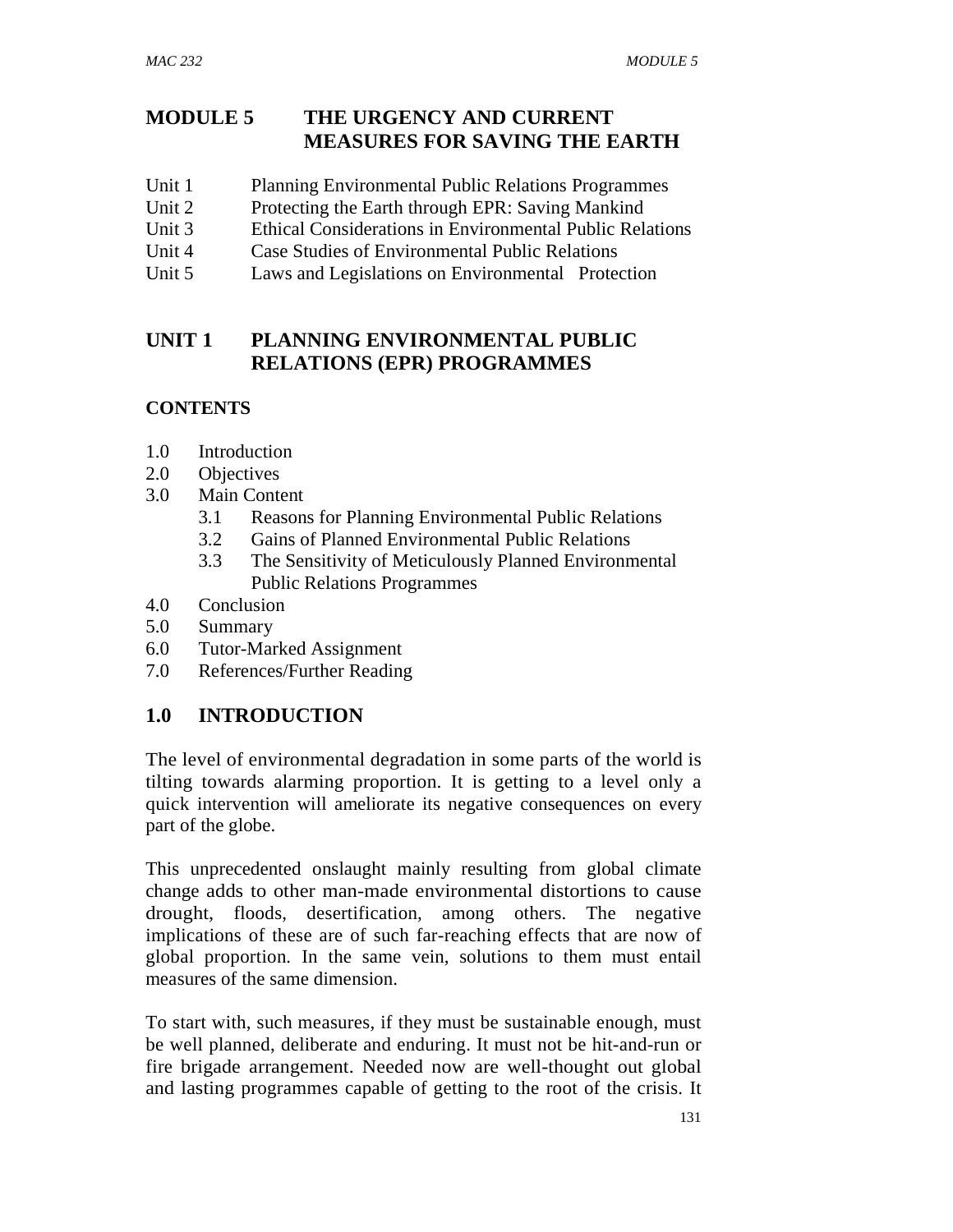# MODULE 5 THE URGENCY AND CURRENT MEASURES FOR SAVING THE EARTH

Unit 1 Planning Environmental Public Relations Programmes
Unit 2 Protecting the Earth through EPR: Saving Mankind
Unit 3 Ethical Considerations in Environmental Public Relations
Unit 4 Case Studies of Environmental Public Relations
Unit 5 Laws and Legislations on Environmental Protection

## UNIT 1 PLANNING ENVIRONMENTAL PUBLIC RELATIONS (EPR) PROGRAMMES

### CONTENTS

1.0 Introduction
2.0 Objectives
3.0 Main Content
  3.1 Reasons for Planning Environmental Public Relations
  3.2 Gains of Planned Environmental Public Relations
  3.3 The Sensitivity of Meticulously Planned Environmental Public Relations Programmes
4.0 Conclusion
5.0 Summary
6.0 Tutor-Marked Assignment
7.0 References/Further Reading

## 1.0 INTRODUCTION

The level of environmental degradation in some parts of the world is tilting towards alarming proportion. It is getting to a level only a quick intervention will ameliorate its negative consequences on every part of the globe.

This unprecedented onslaught mainly resulting from global climate change adds to other man-made environmental distortions to cause drought, floods, desertification, among others. The negative implications of these are of such far-reaching effects that are now of global proportion. In the same vein, solutions to them must entail measures of the same dimension.

To start with, such measures, if they must be sustainable enough, must be well planned, deliberate and enduring. It must not be hit-and-run or fire brigade arrangement. Needed now are well-thought out global and lasting programmes capable of getting to the root of the crisis. It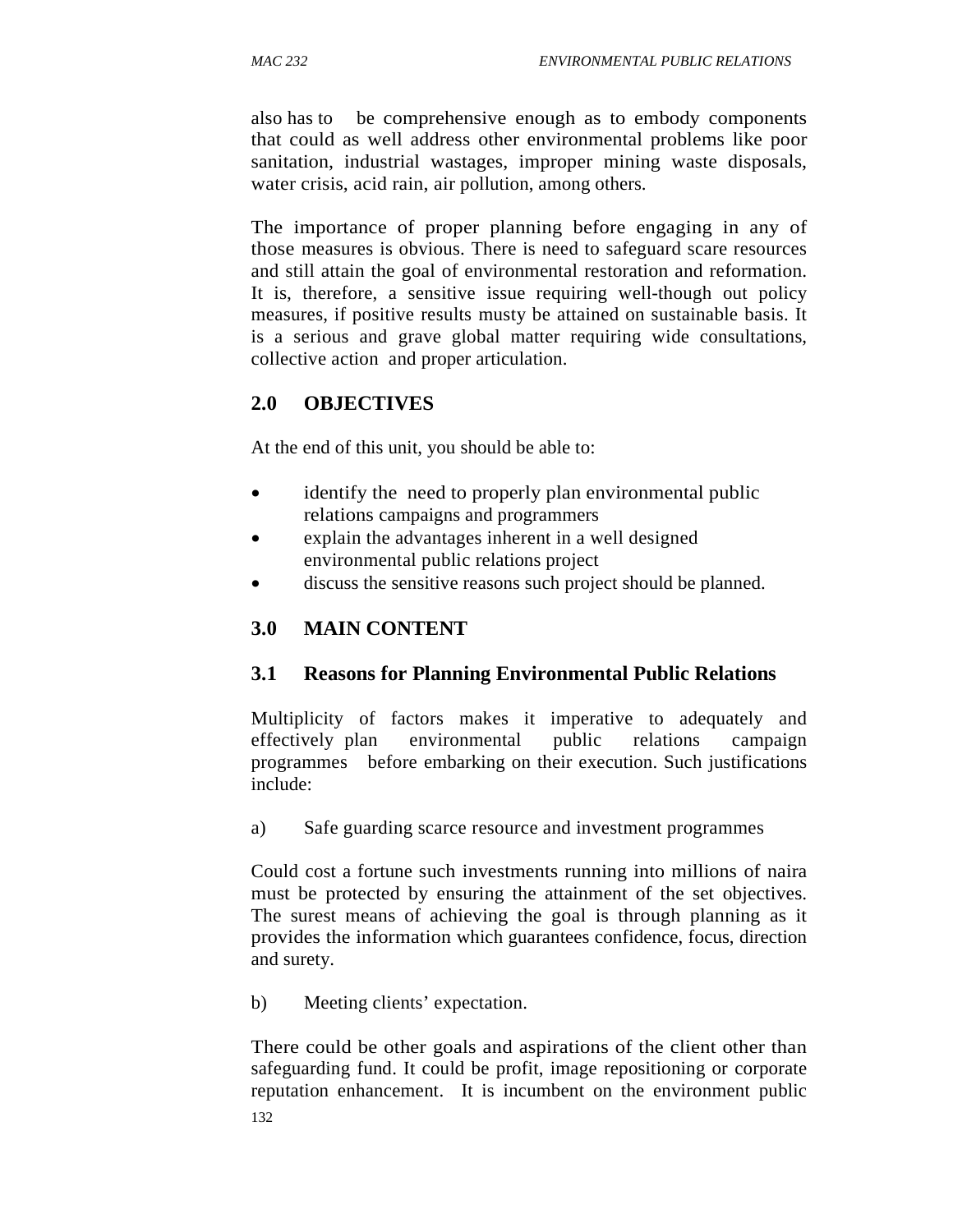also has to be comprehensive enough as to embody components that could as well address other environmental problems like poor sanitation, industrial wastages, improper mining waste disposals, water crisis, acid rain, air pollution, among others.

The importance of proper planning before engaging in any of those measures is obvious. There is need to safeguard scare resources and still attain the goal of environmental restoration and reformation. It is, therefore, a sensitive issue requiring well-though out policy measures, if positive results musty be attained on sustainable basis. It is a serious and grave global matter requiring wide consultations, collective action and proper articulation.

## 2.0 OBJECTIVES

At the end of this unit, you should be able to:

- identify the need to properly plan environmental public relations campaigns and programmers
- explain the advantages inherent in a well designed environmental public relations project
- discuss the sensitive reasons such project should be planned.

## 3.0 MAIN CONTENT

### 3.1 Reasons for Planning Environmental Public Relations

Multiplicity of factors makes it imperative to adequately and effectively plan environmental public relations campaign programmes before embarking on their execution. Such justifications include:

a) Safe guarding scarce resource and investment programmes

Could cost a fortune such investments running into millions of naira must be protected by ensuring the attainment of the set objectives. The surest means of achieving the goal is through planning as it provides the information which guarantees confidence, focus, direction and surety.

b) Meeting clients' expectation.

There could be other goals and aspirations of the client other than safeguarding fund. It could be profit, image repositioning or corporate reputation enhancement. It is incumbent on the environment public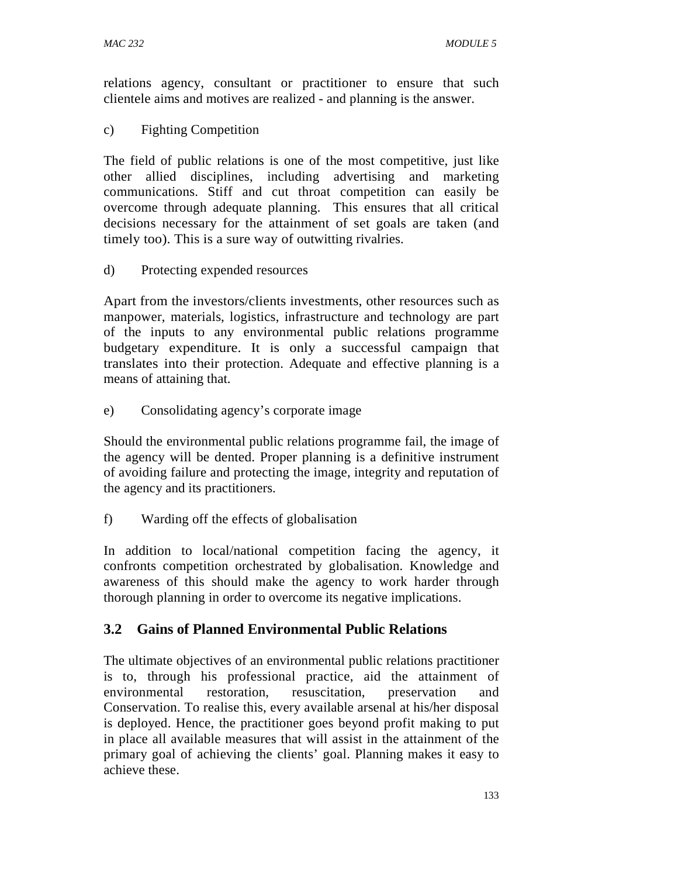relations agency, consultant or practitioner to ensure that such clientele aims and motives are realized - and planning is the answer.

c) Fighting Competition

The field of public relations is one of the most competitive, just like other allied disciplines, including advertising and marketing communications. Stiff and cut throat competition can easily be overcome through adequate planning. This ensures that all critical decisions necessary for the attainment of set goals are taken (and timely too). This is a sure way of outwitting rivalries.

d) Protecting expended resources

Apart from the investors/clients investments, other resources such as manpower, materials, logistics, infrastructure and technology are part of the inputs to any environmental public relations programme budgetary expenditure. It is only a successful campaign that translates into their protection. Adequate and effective planning is a means of attaining that.

e) Consolidating agency's corporate image

Should the environmental public relations programme fail, the image of the agency will be dented. Proper planning is a definitive instrument of avoiding failure and protecting the image, integrity and reputation of the agency and its practitioners.

f) Warding off the effects of globalisation

In addition to local/national competition facing the agency, it confronts competition orchestrated by globalisation. Knowledge and awareness of this should make the agency to work harder through thorough planning in order to overcome its negative implications.

## 3.2 Gains of Planned Environmental Public Relations

The ultimate objectives of an environmental public relations practitioner is to, through his professional practice, aid the attainment of environmental restoration, resuscitation, preservation and Conservation. To realise this, every available arsenal at his/her disposal is deployed. Hence, the practitioner goes beyond profit making to put in place all available measures that will assist in the attainment of the primary goal of achieving the clients' goal. Planning makes it easy to achieve these.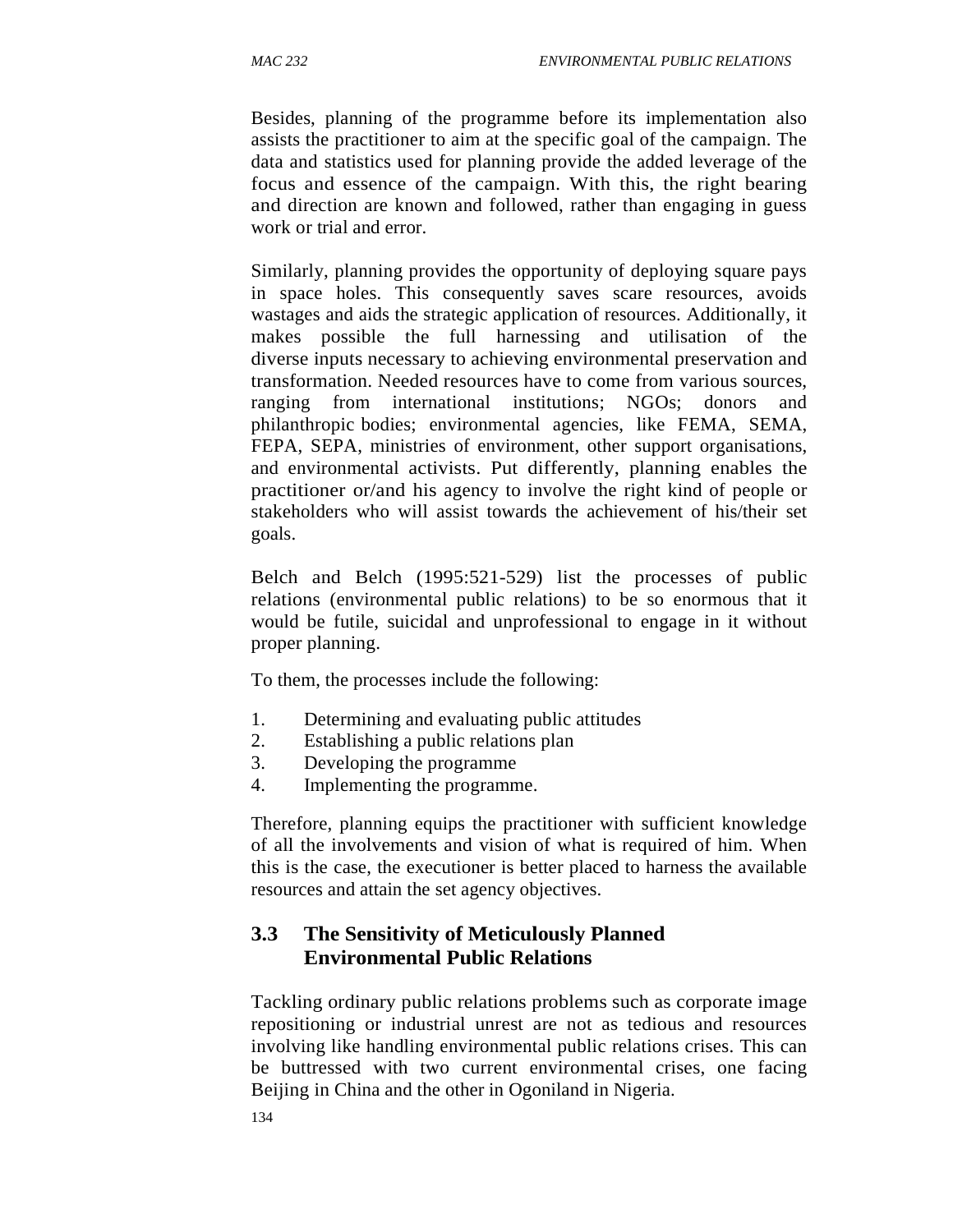Besides, planning of the programme before its implementation also assists the practitioner to aim at the specific goal of the campaign. The data and statistics used for planning provide the added leverage of the focus and essence of the campaign. With this, the right bearing and direction are known and followed, rather than engaging in guess work or trial and error.

Similarly, planning provides the opportunity of deploying square pays in space holes. This consequently saves scare resources, avoids wastages and aids the strategic application of resources. Additionally, it makes possible the full harnessing and utilisation of the diverse inputs necessary to achieving environmental preservation and transformation. Needed resources have to come from various sources, ranging from international institutions; NGOs; donors and philanthropic bodies; environmental agencies, like FEMA, SEMA, FEPA, SEPA, ministries of environment, other support organisations, and environmental activists. Put differently, planning enables the practitioner or/and his agency to involve the right kind of people or stakeholders who will assist towards the achievement of his/their set goals.

Belch and Belch (1995:521-529) list the processes of public relations (environmental public relations) to be so enormous that it would be futile, suicidal and unprofessional to engage in it without proper planning.

To them, the processes include the following:

1. Determining and evaluating public attitudes
2. Establishing a public relations plan
3. Developing the programme
4. Implementing the programme.

Therefore, planning equips the practitioner with sufficient knowledge of all the involvements and vision of what is required of him. When this is the case, the executioner is better placed to harness the available resources and attain the set agency objectives.

## 3.3 The Sensitivity of Meticulously Planned Environmental Public Relations

Tackling ordinary public relations problems such as corporate image repositioning or industrial unrest are not as tedious and resources involving like handling environmental public relations crises. This can be buttressed with two current environmental crises, one facing Beijing in China and the other in Ogoniland in Nigeria.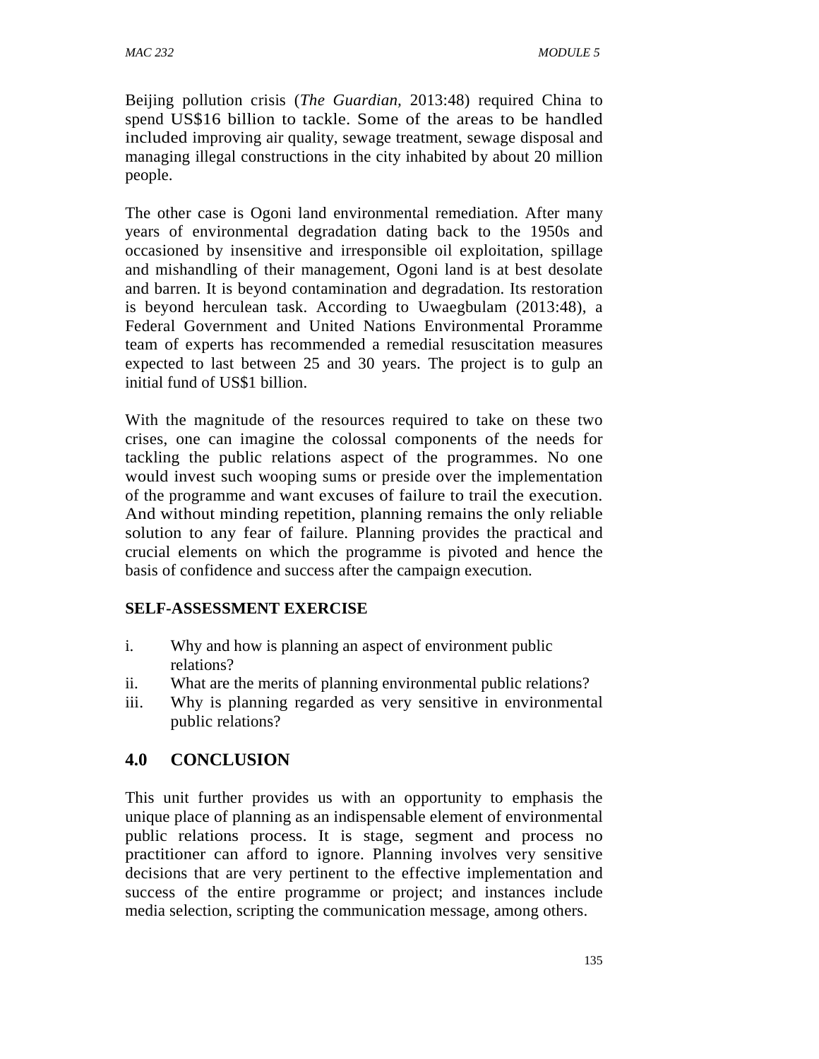Beijing pollution crisis (*The Guardian,* 2013:48) required China to spend US$16 billion to tackle. Some of the areas to be handled included improving air quality, sewage treatment, sewage disposal and managing illegal constructions in the city inhabited by about 20 million people.

The other case is Ogoni land environmental remediation. After many years of environmental degradation dating back to the 1950s and occasioned by insensitive and irresponsible oil exploitation, spillage and mishandling of their management, Ogoni land is at best desolate and barren. It is beyond contamination and degradation. Its restoration is beyond herculean task. According to Uwaegbulam (2013:48), a Federal Government and United Nations Environmental Proramme team of experts has recommended a remedial resuscitation measures expected to last between 25 and 30 years. The project is to gulp an initial fund of US$1 billion.

With the magnitude of the resources required to take on these two crises, one can imagine the colossal components of the needs for tackling the public relations aspect of the programmes. No one would invest such wooping sums or preside over the implementation of the programme and want excuses of failure to trail the execution. And without minding repetition, planning remains the only reliable solution to any fear of failure. Planning provides the practical and crucial elements on which the programme is pivoted and hence the basis of confidence and success after the campaign execution.

**SELF-ASSESSMENT EXERCISE**

i. Why and how is planning an aspect of environment public relations?
ii. What are the merits of planning environmental public relations?
iii. Why is planning regarded as very sensitive in environmental public relations?

## 4.0 CONCLUSION

This unit further provides us with an opportunity to emphasis the unique place of planning as an indispensable element of environmental public relations process. It is stage, segment and process no practitioner can afford to ignore. Planning involves very sensitive decisions that are very pertinent to the effective implementation and success of the entire programme or project; and instances include media selection, scripting the communication message, among others.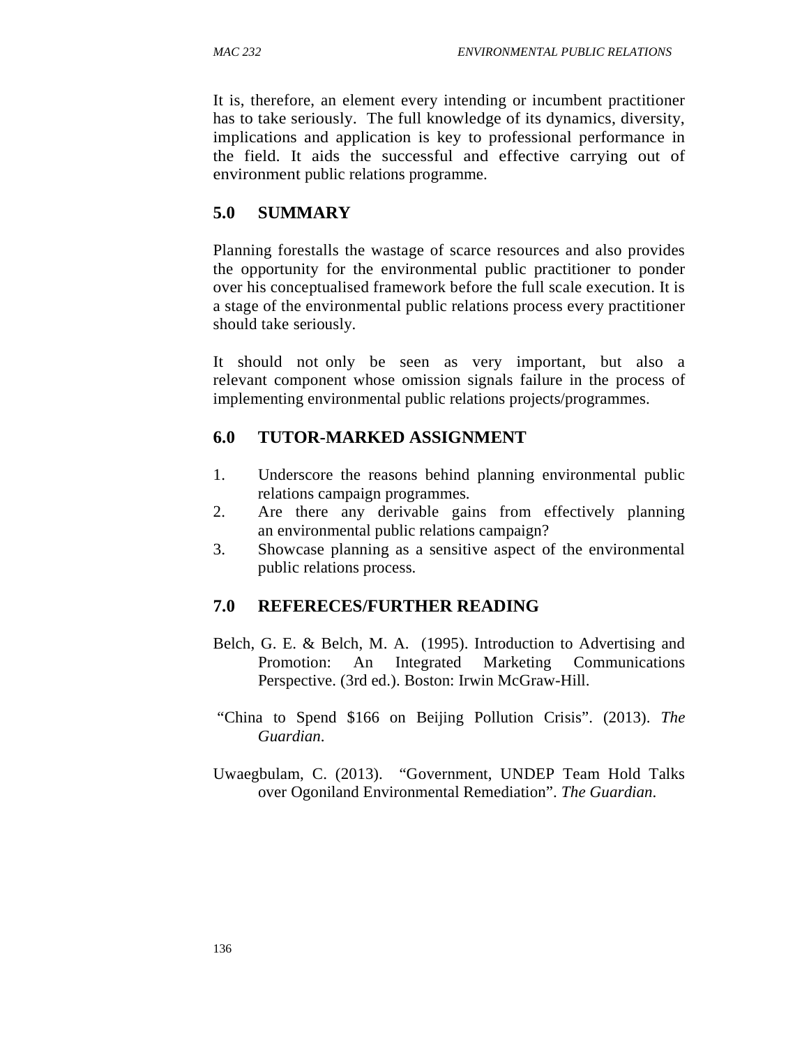It is, therefore, an element every intending or incumbent practitioner has to take seriously. The full knowledge of its dynamics, diversity, implications and application is key to professional performance in the field. It aids the successful and effective carrying out of environment public relations programme.

## 5.0 SUMMARY

Planning forestalls the wastage of scarce resources and also provides the opportunity for the environmental public practitioner to ponder over his conceptualised framework before the full scale execution. It is a stage of the environmental public relations process every practitioner should take seriously.

It should not only be seen as very important, but also a relevant component whose omission signals failure in the process of implementing environmental public relations projects/programmes.

## 6.0 TUTOR-MARKED ASSIGNMENT

1. Underscore the reasons behind planning environmental public relations campaign programmes.
2. Are there any derivable gains from effectively planning an environmental public relations campaign?
3. Showcase planning as a sensitive aspect of the environmental public relations process.

## 7.0 REFERECES/FURTHER READING

Belch, G. E. & Belch, M. A. (1995). Introduction to Advertising and Promotion: An Integrated Marketing Communications Perspective. (3rd ed.). Boston: Irwin McGraw-Hill.

"China to Spend $166 on Beijing Pollution Crisis". (2013). *The Guardian*.

Uwaegbulam, C. (2013). "Government, UNDEP Team Hold Talks over Ogoniland Environmental Remediation". *The Guardian*.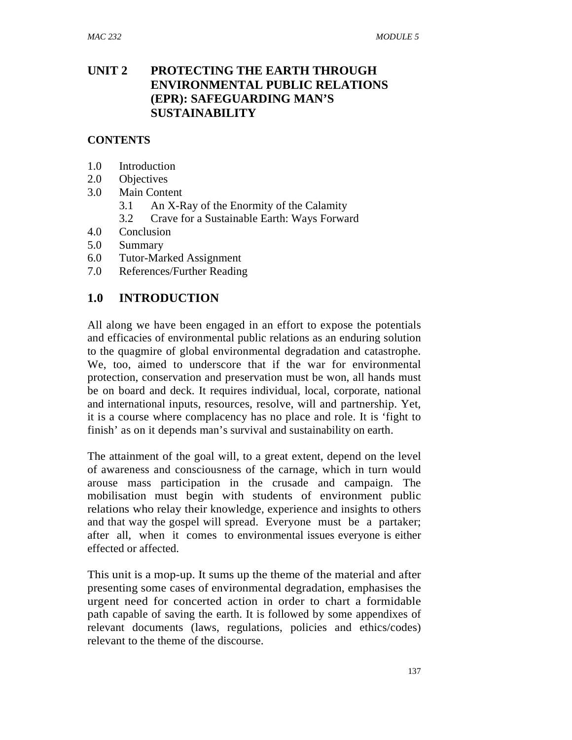# UNIT 2 PROTECTING THE EARTH THROUGH ENVIRONMENTAL PUBLIC RELATIONS (EPR): SAFEGUARDING MAN'S SUSTAINABILITY

**CONTENTS**

1.0 Introduction
2.0 Objectives
3.0 Main Content
    3.1 An X-Ray of the Enormity of the Calamity
    3.2 Crave for a Sustainable Earth: Ways Forward
4.0 Conclusion
5.0 Summary
6.0 Tutor-Marked Assignment
7.0 References/Further Reading

## 1.0 INTRODUCTION

All along we have been engaged in an effort to expose the potentials and efficacies of environmental public relations as an enduring solution to the quagmire of global environmental degradation and catastrophe. We, too, aimed to underscore that if the war for environmental protection, conservation and preservation must be won, all hands must be on board and deck. It requires individual, local, corporate, national and international inputs, resources, resolve, will and partnership. Yet, it is a course where complacency has no place and role. It is 'fight to finish' as on it depends man's survival and sustainability on earth.

The attainment of the goal will, to a great extent, depend on the level of awareness and consciousness of the carnage, which in turn would arouse mass participation in the crusade and campaign. The mobilisation must begin with students of environment public relations who relay their knowledge, experience and insights to others and that way the gospel will spread. Everyone must be a partaker; after all, when it comes to environmental issues everyone is either effected or affected.

This unit is a mop-up. It sums up the theme of the material and after presenting some cases of environmental degradation, emphasises the urgent need for concerted action in order to chart a formidable path capable of saving the earth. It is followed by some appendixes of relevant documents (laws, regulations, policies and ethics/codes) relevant to the theme of the discourse.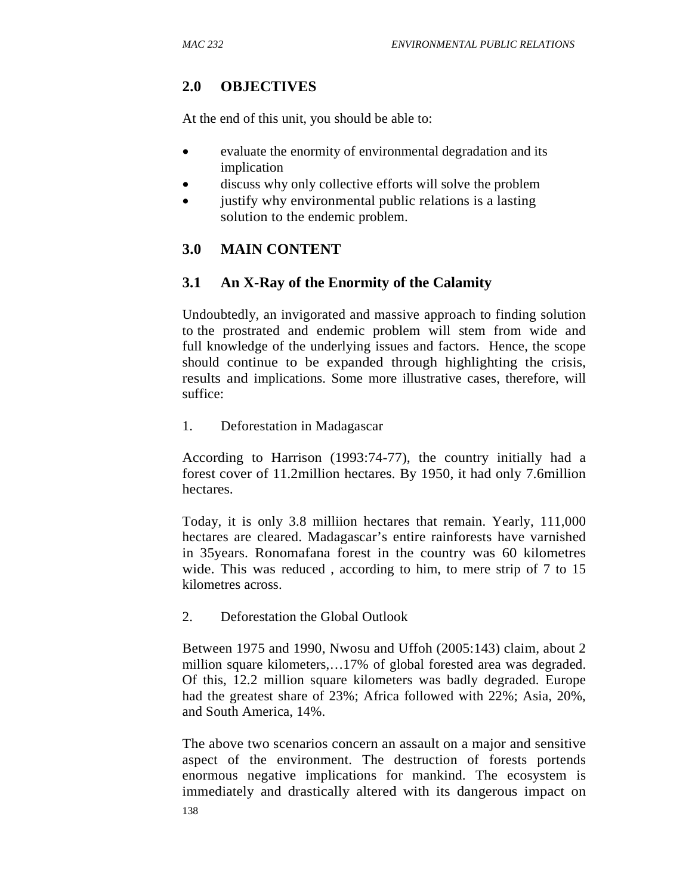## 2.0 OBJECTIVES

At the end of this unit, you should be able to:

- evaluate the enormity of environmental degradation and its implication
- discuss why only collective efforts will solve the problem
- justify why environmental public relations is a lasting solution to the endemic problem.

## 3.0 MAIN CONTENT

### 3.1 An X-Ray of the Enormity of the Calamity

Undoubtedly, an invigorated and massive approach to finding solution to the prostrated and endemic problem will stem from wide and full knowledge of the underlying issues and factors. Hence, the scope should continue to be expanded through highlighting the crisis, results and implications. Some more illustrative cases, therefore, will suffice:

1. Deforestation in Madagascar

According to Harrison (1993:74-77), the country initially had a forest cover of 11.2million hectares. By 1950, it had only 7.6million hectares.

Today, it is only 3.8 milliion hectares that remain. Yearly, 111,000 hectares are cleared. Madagascar's entire rainforests have varnished in 35years. Ronomafana forest in the country was 60 kilometres wide. This was reduced , according to him, to mere strip of 7 to 15 kilometres across.

2. Deforestation the Global Outlook

Between 1975 and 1990, Nwosu and Uffoh (2005:143) claim, about 2 million square kilometers,…17% of global forested area was degraded. Of this, 12.2 million square kilometers was badly degraded. Europe had the greatest share of 23%; Africa followed with 22%; Asia, 20%, and South America, 14%.

The above two scenarios concern an assault on a major and sensitive aspect of the environment. The destruction of forests portends enormous negative implications for mankind. The ecosystem is immediately and drastically altered with its dangerous impact on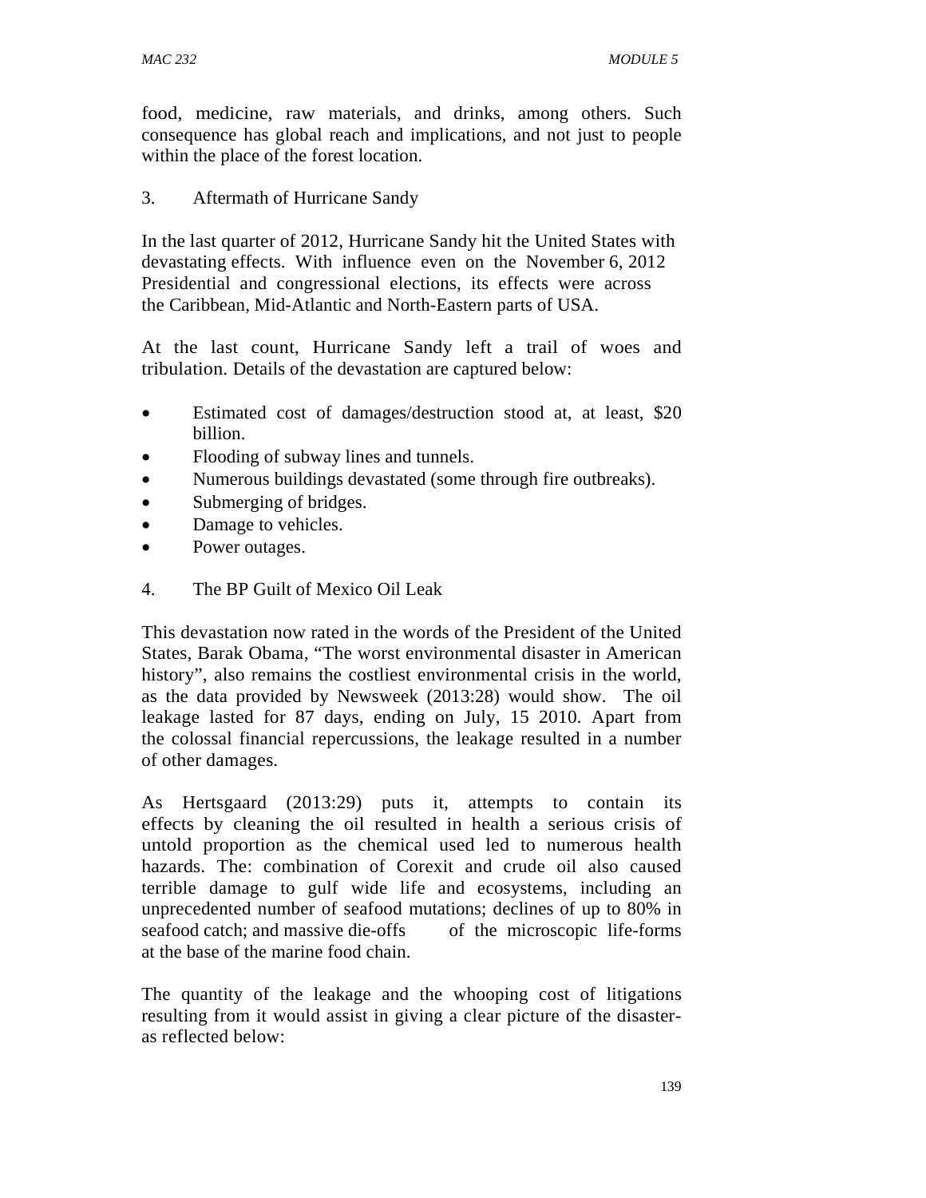food, medicine, raw materials, and drinks, among others. Such consequence has global reach and implications, and not just to people within the place of the forest location.

3. Aftermath of Hurricane Sandy

In the last quarter of 2012, Hurricane Sandy hit the United States with devastating effects. With influence even on the November 6, 2012 Presidential and congressional elections, its effects were across the Caribbean, Mid-Atlantic and North-Eastern parts of USA.

At the last count, Hurricane Sandy left a trail of woes and tribulation. Details of the devastation are captured below:

- Estimated cost of damages/destruction stood at, at least, $20 billion.
- Flooding of subway lines and tunnels.
- Numerous buildings devastated (some through fire outbreaks).
- Submerging of bridges.
- Damage to vehicles.
- Power outages.

4. The BP Guilt of Mexico Oil Leak

This devastation now rated in the words of the President of the United States, Barak Obama, "The worst environmental disaster in American history", also remains the costliest environmental crisis in the world, as the data provided by Newsweek (2013:28) would show. The oil leakage lasted for 87 days, ending on July, 15 2010. Apart from the colossal financial repercussions, the leakage resulted in a number of other damages.

As Hertsgaard (2013:29) puts it, attempts to contain its effects by cleaning the oil resulted in health a serious crisis of untold proportion as the chemical used led to numerous health hazards. The: combination of Corexit and crude oil also caused terrible damage to gulf wide life and ecosystems, including an unprecedented number of seafood mutations; declines of up to 80% in seafood catch; and massive die-offs of the microscopic life-forms at the base of the marine food chain.

The quantity of the leakage and the whooping cost of litigations resulting from it would assist in giving a clear picture of the disaster- as reflected below: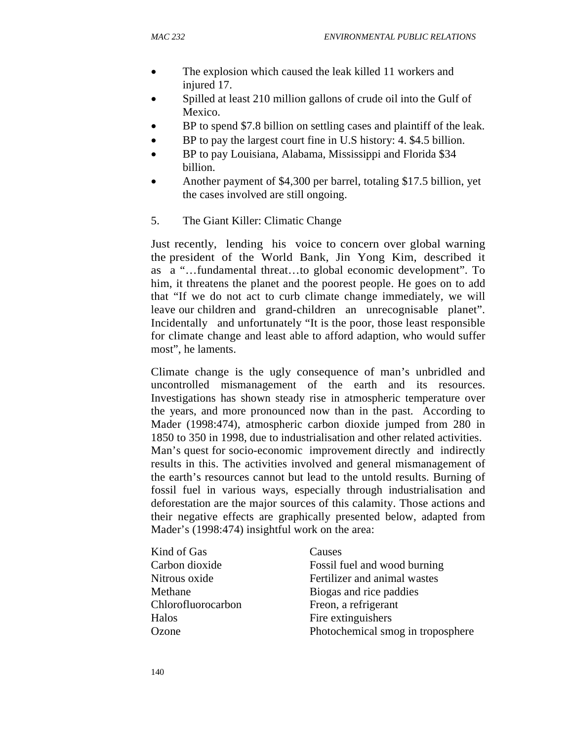- The explosion which caused the leak killed 11 workers and injured 17.
- Spilled at least 210 million gallons of crude oil into the Gulf of Mexico.
- BP to spend $7.8 billion on settling cases and plaintiff of the leak.
- BP to pay the largest court fine in U.S history: 4. $4.5 billion.
- BP to pay Louisiana, Alabama, Mississippi and Florida $34 billion.
- Another payment of $4,300 per barrel, totaling $17.5 billion, yet the cases involved are still ongoing.

5. The Giant Killer: Climatic Change

Just recently, lending his voice to concern over global warning the president of the World Bank, Jin Yong Kim, described it as a "…fundamental threat…to global economic development". To him, it threatens the planet and the poorest people. He goes on to add that "If we do not act to curb climate change immediately, we will leave our children and grand-children an unrecognisable planet". Incidentally and unfortunately "It is the poor, those least responsible for climate change and least able to afford adaption, who would suffer most", he laments.

Climate change is the ugly consequence of man's unbridled and uncontrolled mismanagement of the earth and its resources. Investigations has shown steady rise in atmospheric temperature over the years, and more pronounced now than in the past. According to Mader (1998:474), atmospheric carbon dioxide jumped from 280 in 1850 to 350 in 1998, due to industrialisation and other related activities. Man's quest for socio-economic improvement directly and indirectly results in this. The activities involved and general mismanagement of the earth's resources cannot but lead to the untold results. Burning of fossil fuel in various ways, especially through industrialisation and deforestation are the major sources of this calamity. Those actions and their negative effects are graphically presented below, adapted from Mader's (1998:474) insightful work on the area:

| Kind of Gas | Causes |
|---|---|
| Carbon dioxide | Fossil fuel and wood burning |
| Nitrous oxide | Fertilizer and animal wastes |
| Methane | Biogas and rice paddies |
| Chlorofluorocarbon | Freon, a refrigerant |
| Halos | Fire extinguishers |
| Ozone | Photochemical smog in troposphere |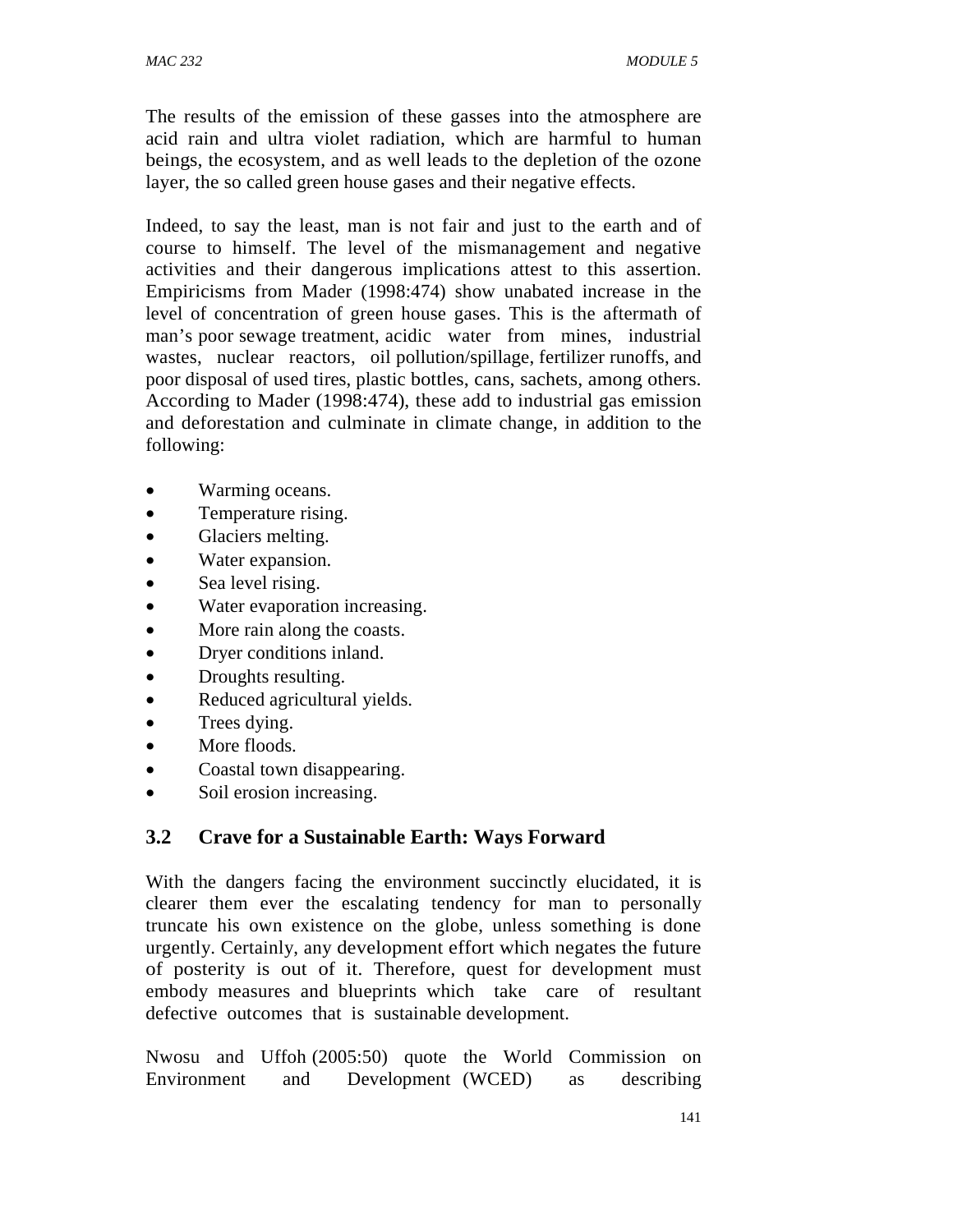The results of the emission of these gasses into the atmosphere are acid rain and ultra violet radiation, which are harmful to human beings, the ecosystem, and as well leads to the depletion of the ozone layer, the so called green house gases and their negative effects.

Indeed, to say the least, man is not fair and just to the earth and of course to himself. The level of the mismanagement and negative activities and their dangerous implications attest to this assertion. Empiricisms from Mader (1998:474) show unabated increase in the level of concentration of green house gases. This is the aftermath of man's poor sewage treatment, acidic water from mines, industrial wastes, nuclear reactors, oil pollution/spillage, fertilizer runoffs, and poor disposal of used tires, plastic bottles, cans, sachets, among others. According to Mader (1998:474), these add to industrial gas emission and deforestation and culminate in climate change, in addition to the following:

- Warming oceans.
- Temperature rising.
- Glaciers melting.
- Water expansion.
- Sea level rising.
- Water evaporation increasing.
- More rain along the coasts.
- Dryer conditions inland.
- Droughts resulting.
- Reduced agricultural yields.
- Trees dying.
- More floods.
- Coastal town disappearing.
- Soil erosion increasing.

## 3.2 Crave for a Sustainable Earth: Ways Forward

With the dangers facing the environment succinctly elucidated, it is clearer them ever the escalating tendency for man to personally truncate his own existence on the globe, unless something is done urgently. Certainly, any development effort which negates the future of posterity is out of it. Therefore, quest for development must embody measures and blueprints which take care of resultant defective outcomes that is sustainable development.

Nwosu and Uffoh (2005:50) quote the World Commission on Environment and Development (WCED) as describing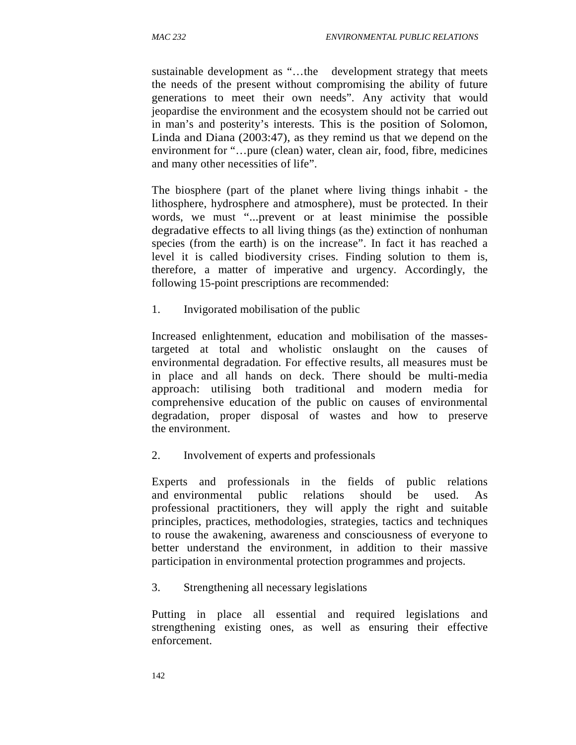sustainable development as "…the development strategy that meets the needs of the present without compromising the ability of future generations to meet their own needs". Any activity that would jeopardise the environment and the ecosystem should not be carried out in man's and posterity's interests. This is the position of Solomon, Linda and Diana (2003:47), as they remind us that we depend on the environment for "…pure (clean) water, clean air, food, fibre, medicines and many other necessities of life".

The biosphere (part of the planet where living things inhabit - the lithosphere, hydrosphere and atmosphere), must be protected. In their words, we must "...prevent or at least minimise the possible degradative effects to all living things (as the) extinction of nonhuman species (from the earth) is on the increase". In fact it has reached a level it is called biodiversity crises. Finding solution to them is, therefore, a matter of imperative and urgency. Accordingly, the following 15-point prescriptions are recommended:

1. Invigorated mobilisation of the public

Increased enlightenment, education and mobilisation of the masses- targeted at total and wholistic onslaught on the causes of environmental degradation. For effective results, all measures must be in place and all hands on deck. There should be multi-media approach: utilising both traditional and modern media for comprehensive education of the public on causes of environmental degradation, proper disposal of wastes and how to preserve the environment.

2. Involvement of experts and professionals

Experts and professionals in the fields of public relations and environmental public relations should be used. As professional practitioners, they will apply the right and suitable principles, practices, methodologies, strategies, tactics and techniques to rouse the awakening, awareness and consciousness of everyone to better understand the environment, in addition to their massive participation in environmental protection programmes and projects.

3. Strengthening all necessary legislations

Putting in place all essential and required legislations and strengthening existing ones, as well as ensuring their effective enforcement.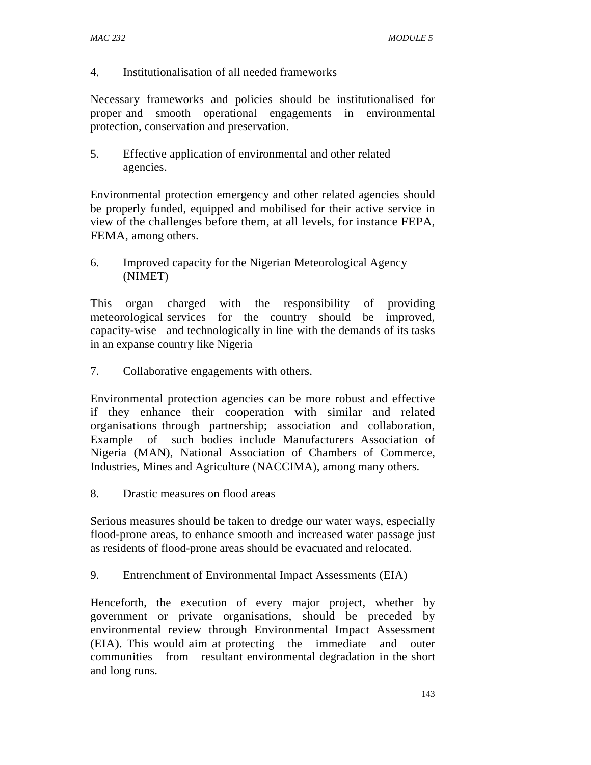4. Institutionalisation of all needed frameworks

Necessary frameworks and policies should be institutionalised for proper and smooth operational engagements in environmental protection, conservation and preservation.

5. Effective application of environmental and other related agencies.

Environmental protection emergency and other related agencies should be properly funded, equipped and mobilised for their active service in view of the challenges before them, at all levels, for instance FEPA, FEMA, among others.

6. Improved capacity for the Nigerian Meteorological Agency (NIMET)

This organ charged with the responsibility of providing meteorological services for the country should be improved, capacity-wise and technologically in line with the demands of its tasks in an expanse country like Nigeria

7. Collaborative engagements with others.

Environmental protection agencies can be more robust and effective if they enhance their cooperation with similar and related organisations through partnership; association and collaboration, Example of such bodies include Manufacturers Association of Nigeria (MAN), National Association of Chambers of Commerce, Industries, Mines and Agriculture (NACCIMA), among many others.

8. Drastic measures on flood areas

Serious measures should be taken to dredge our water ways, especially flood-prone areas, to enhance smooth and increased water passage just as residents of flood-prone areas should be evacuated and relocated.

9. Entrenchment of Environmental Impact Assessments (EIA)

Henceforth, the execution of every major project, whether by government or private organisations, should be preceded by environmental review through Environmental Impact Assessment (EIA). This would aim at protecting the immediate and outer communities from resultant environmental degradation in the short and long runs.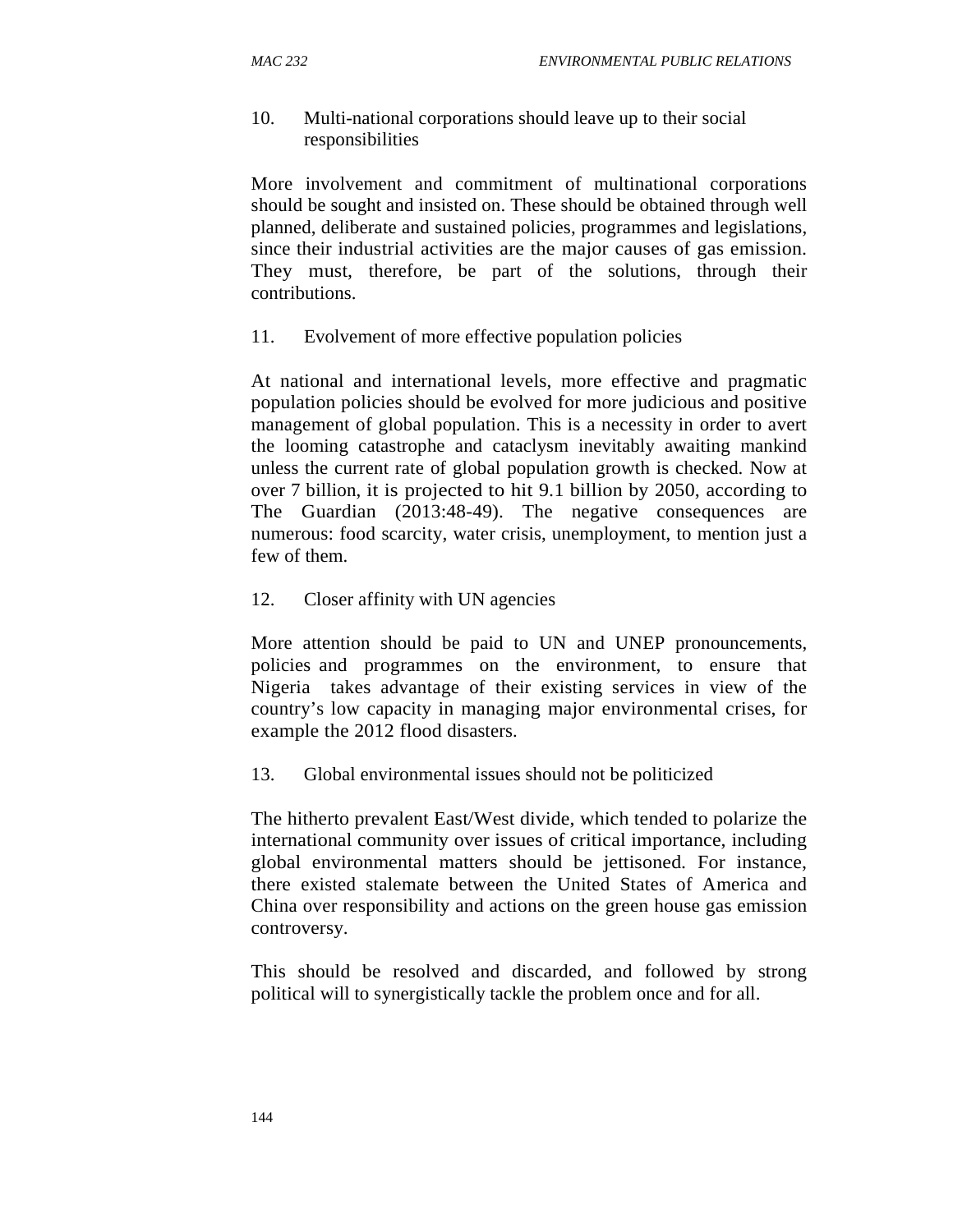10. Multi-national corporations should leave up to their social responsibilities

More involvement and commitment of multinational corporations should be sought and insisted on. These should be obtained through well planned, deliberate and sustained policies, programmes and legislations, since their industrial activities are the major causes of gas emission. They must, therefore, be part of the solutions, through their contributions.

11. Evolvement of more effective population policies

At national and international levels, more effective and pragmatic population policies should be evolved for more judicious and positive management of global population. This is a necessity in order to avert the looming catastrophe and cataclysm inevitably awaiting mankind unless the current rate of global population growth is checked. Now at over 7 billion, it is projected to hit 9.1 billion by 2050, according to The Guardian (2013:48-49). The negative consequences are numerous: food scarcity, water crisis, unemployment, to mention just a few of them.

12. Closer affinity with UN agencies

More attention should be paid to UN and UNEP pronouncements, policies and programmes on the environment, to ensure that Nigeria takes advantage of their existing services in view of the country's low capacity in managing major environmental crises, for example the 2012 flood disasters.

13. Global environmental issues should not be politicized

The hitherto prevalent East/West divide, which tended to polarize the international community over issues of critical importance, including global environmental matters should be jettisoned. For instance, there existed stalemate between the United States of America and China over responsibility and actions on the green house gas emission controversy.

This should be resolved and discarded, and followed by strong political will to synergistically tackle the problem once and for all.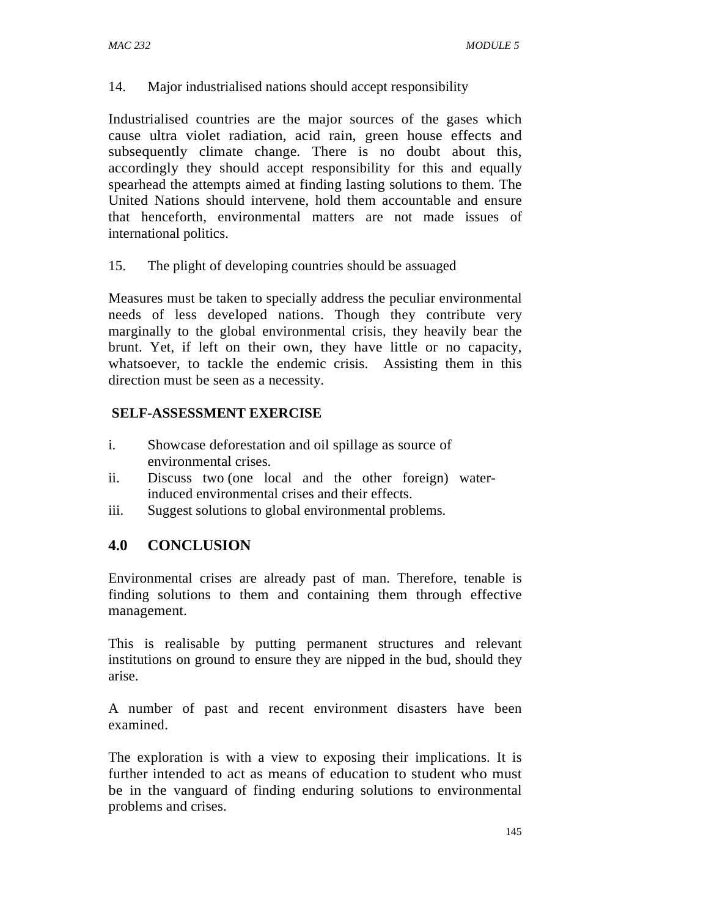14. Major industrialised nations should accept responsibility

Industrialised countries are the major sources of the gases which cause ultra violet radiation, acid rain, green house effects and subsequently climate change. There is no doubt about this, accordingly they should accept responsibility for this and equally spearhead the attempts aimed at finding lasting solutions to them. The United Nations should intervene, hold them accountable and ensure that henceforth, environmental matters are not made issues of international politics.

15. The plight of developing countries should be assuaged

Measures must be taken to specially address the peculiar environmental needs of less developed nations. Though they contribute very marginally to the global environmental crisis, they heavily bear the brunt. Yet, if left on their own, they have little or no capacity, whatsoever, to tackle the endemic crisis. Assisting them in this direction must be seen as a necessity.

**SELF-ASSESSMENT EXERCISE**

i. Showcase deforestation and oil spillage as source of environmental crises.
ii. Discuss two (one local and the other foreign) water-induced environmental crises and their effects.
iii. Suggest solutions to global environmental problems.

## 4.0 CONCLUSION

Environmental crises are already past of man. Therefore, tenable is finding solutions to them and containing them through effective management.

This is realisable by putting permanent structures and relevant institutions on ground to ensure they are nipped in the bud, should they arise.

A number of past and recent environment disasters have been examined.

The exploration is with a view to exposing their implications. It is further intended to act as means of education to student who must be in the vanguard of finding enduring solutions to environmental problems and crises.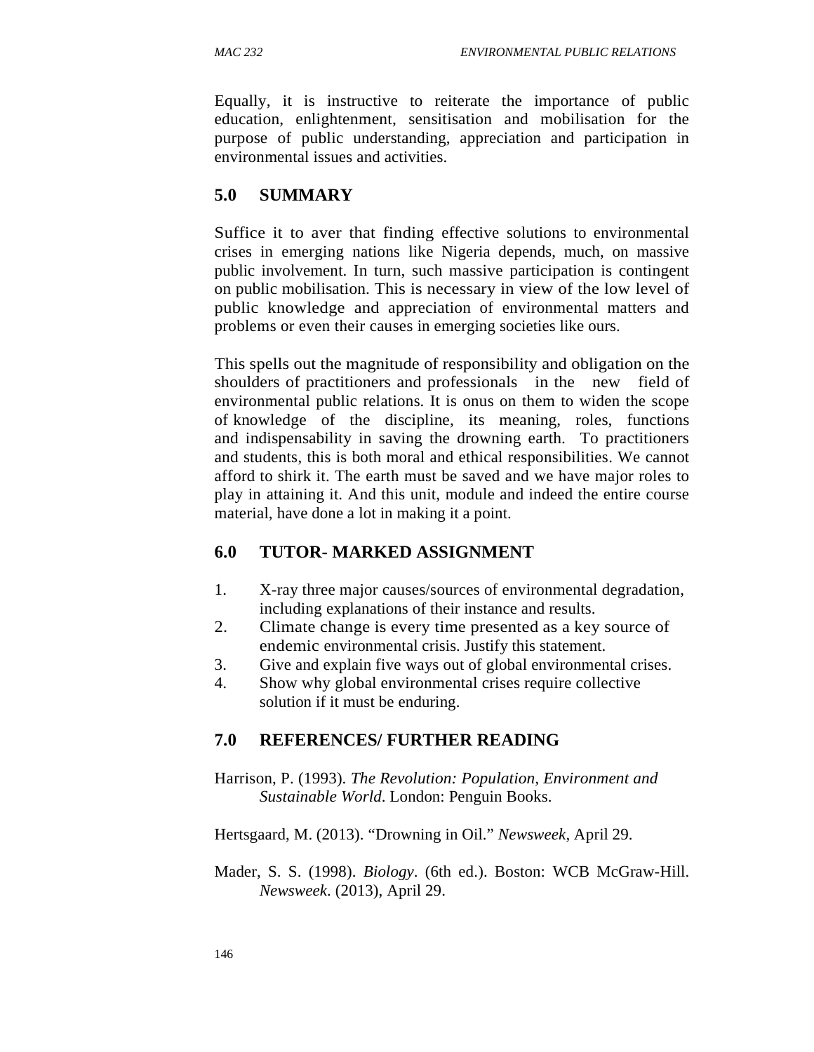Equally, it is instructive to reiterate the importance of public education, enlightenment, sensitisation and mobilisation for the purpose of public understanding, appreciation and participation in environmental issues and activities.

## 5.0 SUMMARY

Suffice it to aver that finding effective solutions to environmental crises in emerging nations like Nigeria depends, much, on massive public involvement. In turn, such massive participation is contingent on public mobilisation. This is necessary in view of the low level of public knowledge and appreciation of environmental matters and problems or even their causes in emerging societies like ours.

This spells out the magnitude of responsibility and obligation on the shoulders of practitioners and professionals in the new field of environmental public relations. It is onus on them to widen the scope of knowledge of the discipline, its meaning, roles, functions and indispensability in saving the drowning earth. To practitioners and students, this is both moral and ethical responsibilities. We cannot afford to shirk it. The earth must be saved and we have major roles to play in attaining it. And this unit, module and indeed the entire course material, have done a lot in making it a point.

## 6.0 TUTOR- MARKED ASSIGNMENT

1. X-ray three major causes/sources of environmental degradation, including explanations of their instance and results.
2. Climate change is every time presented as a key source of endemic environmental crisis. Justify this statement.
3. Give and explain five ways out of global environmental crises.
4. Show why global environmental crises require collective solution if it must be enduring.

## 7.0 REFERENCES/ FURTHER READING

Harrison, P. (1993). *The Revolution: Population, Environment and Sustainable World*. London: Penguin Books.

Hertsgaard, M. (2013). "Drowning in Oil." *Newsweek*, April 29.

Mader, S. S. (1998). *Biology*. (6th ed.). Boston: WCB McGraw-Hill. *Newsweek*. (2013), April 29.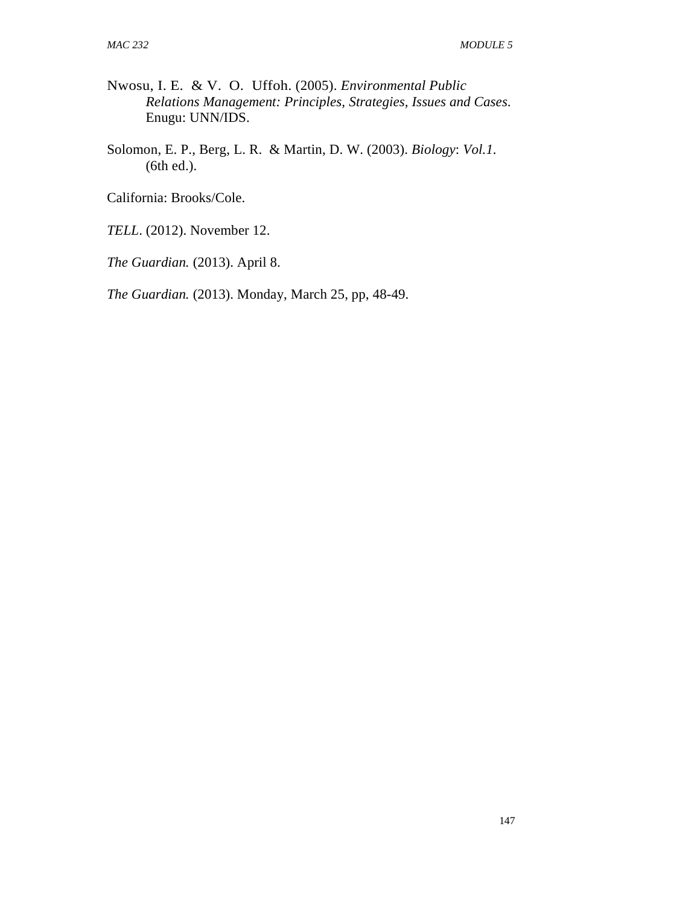Nwosu, I. E. & V. O. Uffoh. (2005). *Environmental Public Relations Management: Principles, Strategies, Issues and Cases.* Enugu: UNN/IDS.

Solomon, E. P., Berg, L. R. & Martin, D. W. (2003). *Biology*: *Vol.1*. (6th ed.).

California: Brooks/Cole.

*TELL*. (2012). November 12.

*The Guardian.* (2013). April 8.

*The Guardian.* (2013). Monday, March 25, pp, 48-49.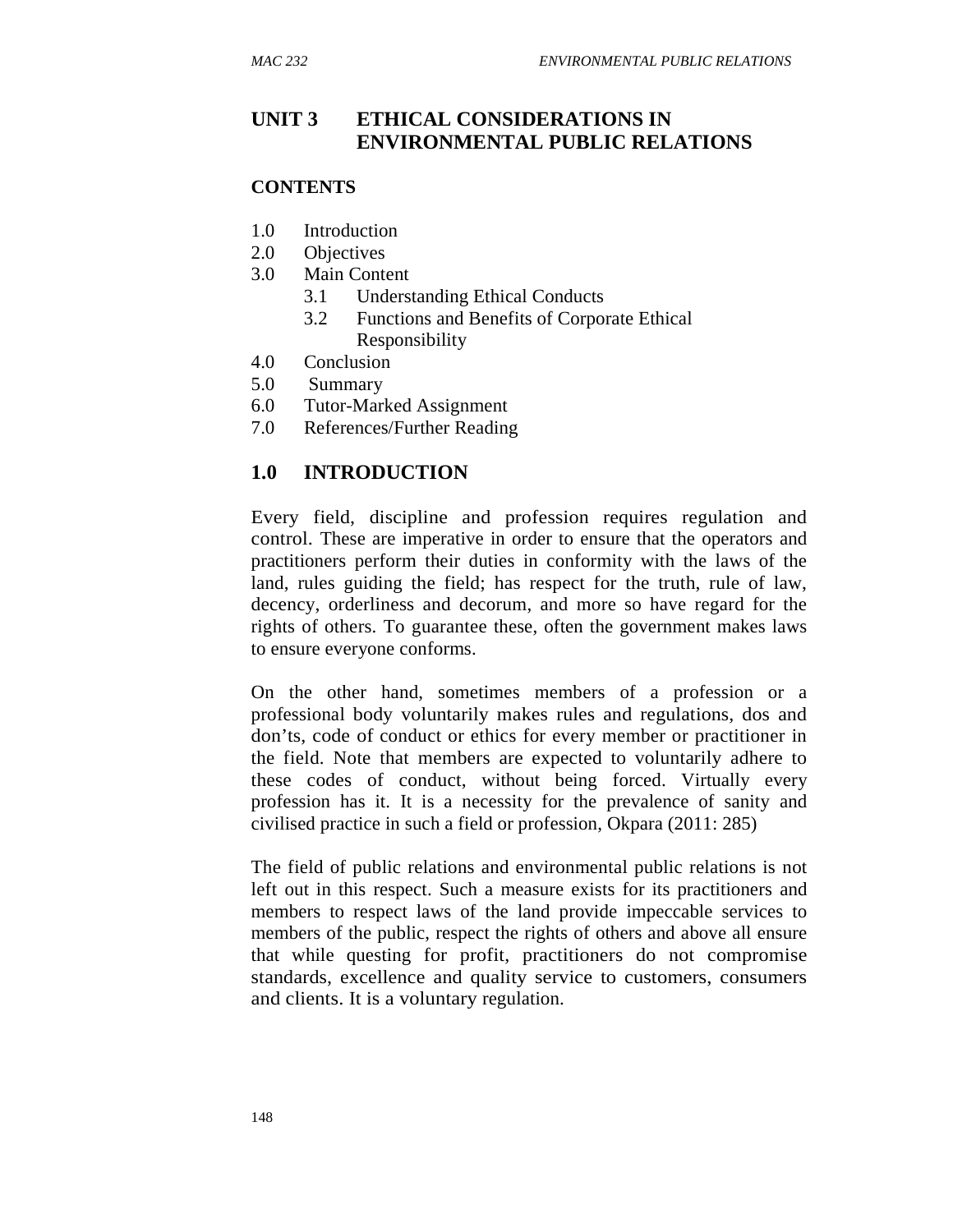## UNIT 3 ETHICAL CONSIDERATIONS IN ENVIRONMENTAL PUBLIC RELATIONS

**CONTENTS**

- 1.0 Introduction
- 2.0 Objectives
- 3.0 Main Content
    - 3.1 Understanding Ethical Conducts
    - 3.2 Functions and Benefits of Corporate Ethical Responsibility
- 4.0 Conclusion
- 5.0 Summary
- 6.0 Tutor-Marked Assignment
- 7.0 References/Further Reading

### 1.0 INTRODUCTION

Every field, discipline and profession requires regulation and control. These are imperative in order to ensure that the operators and practitioners perform their duties in conformity with the laws of the land, rules guiding the field; has respect for the truth, rule of law, decency, orderliness and decorum, and more so have regard for the rights of others. To guarantee these, often the government makes laws to ensure everyone conforms.

On the other hand, sometimes members of a profession or a professional body voluntarily makes rules and regulations, dos and don'ts, code of conduct or ethics for every member or practitioner in the field. Note that members are expected to voluntarily adhere to these codes of conduct, without being forced. Virtually every profession has it. It is a necessity for the prevalence of sanity and civilised practice in such a field or profession, Okpara (2011: 285)

The field of public relations and environmental public relations is not left out in this respect. Such a measure exists for its practitioners and members to respect laws of the land provide impeccable services to members of the public, respect the rights of others and above all ensure that while questing for profit, practitioners do not compromise standards, excellence and quality service to customers, consumers and clients. It is a voluntary regulation.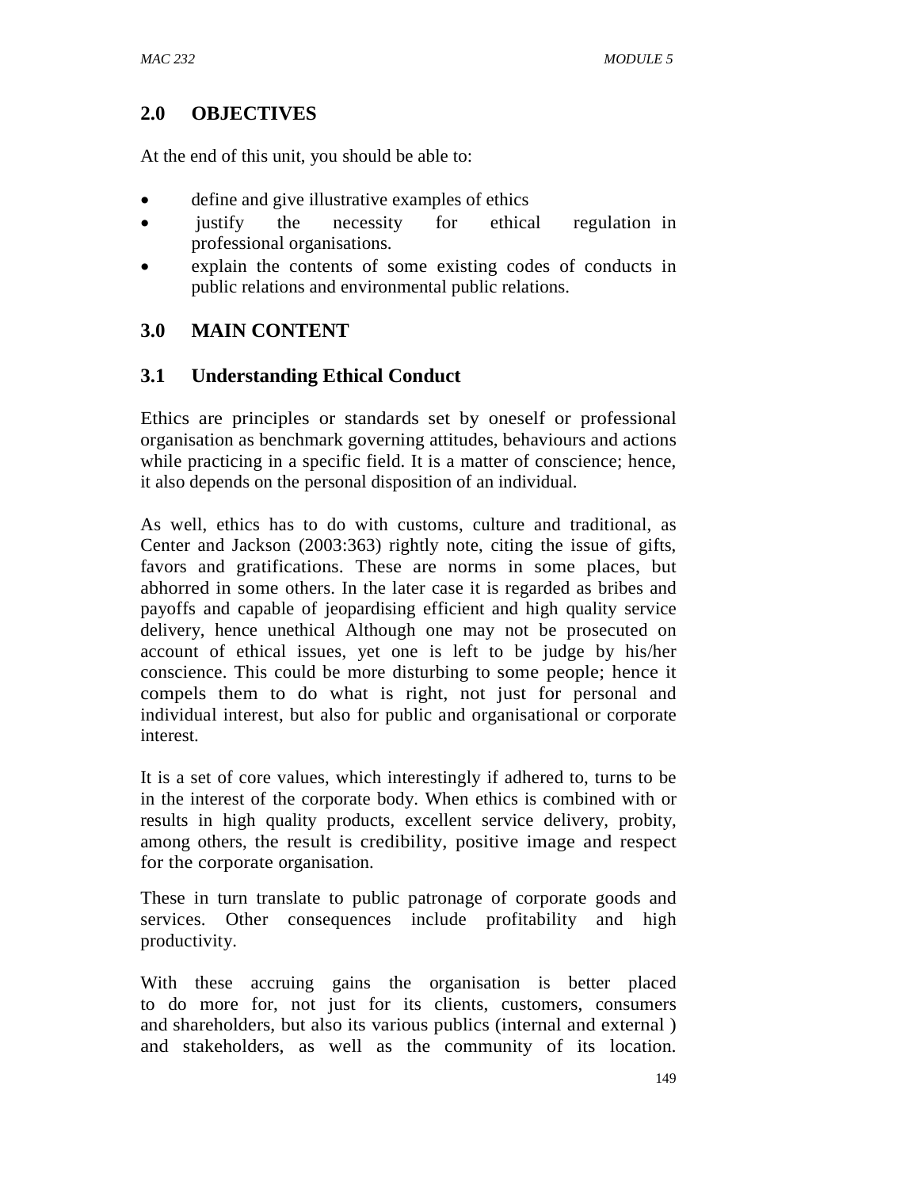## 2.0 OBJECTIVES

At the end of this unit, you should be able to:

- define and give illustrative examples of ethics
- justify the necessity for ethical regulation in professional organisations.
- explain the contents of some existing codes of conducts in public relations and environmental public relations.

## 3.0 MAIN CONTENT

### 3.1 Understanding Ethical Conduct

Ethics are principles or standards set by oneself or professional organisation as benchmark governing attitudes, behaviours and actions while practicing in a specific field. It is a matter of conscience; hence, it also depends on the personal disposition of an individual.

As well, ethics has to do with customs, culture and traditional, as Center and Jackson (2003:363) rightly note, citing the issue of gifts, favors and gratifications. These are norms in some places, but abhorred in some others. In the later case it is regarded as bribes and payoffs and capable of jeopardising efficient and high quality service delivery, hence unethical Although one may not be prosecuted on account of ethical issues, yet one is left to be judge by his/her conscience. This could be more disturbing to some people; hence it compels them to do what is right, not just for personal and individual interest, but also for public and organisational or corporate interest.

It is a set of core values, which interestingly if adhered to, turns to be in the interest of the corporate body. When ethics is combined with or results in high quality products, excellent service delivery, probity, among others, the result is credibility, positive image and respect for the corporate organisation.

These in turn translate to public patronage of corporate goods and services. Other consequences include profitability and high productivity.

With these accruing gains the organisation is better placed to do more for, not just for its clients, customers, consumers and shareholders, but also its various publics (internal and external ) and stakeholders, as well as the community of its location.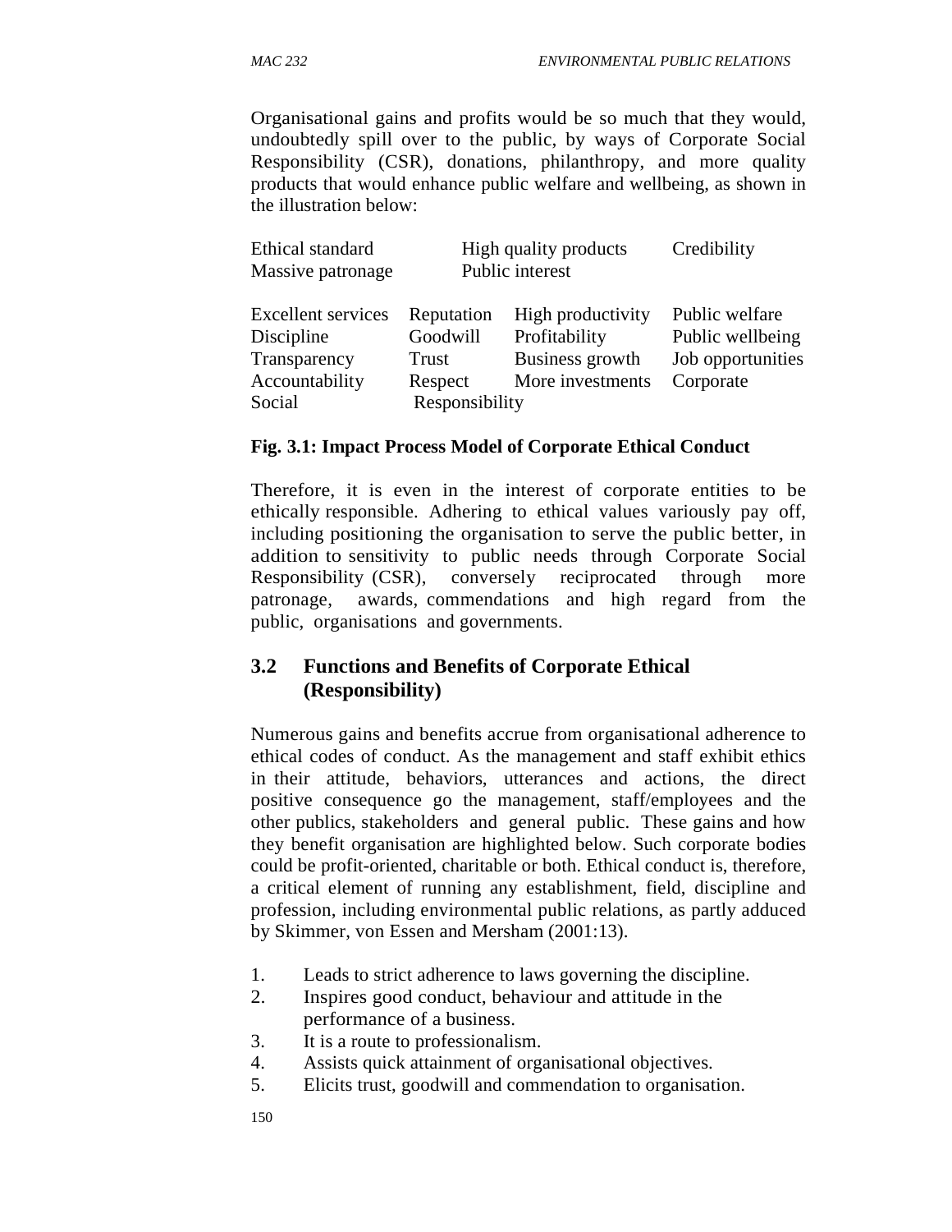Organisational gains and profits would be so much that they would, undoubtedly spill over to the public, by ways of Corporate Social Responsibility (CSR), donations, philanthropy, and more quality products that would enhance public welfare and wellbeing, as shown in the illustration below:

| Ethical standard | High quality products | | Credibility |
|---|---|---|---|
| Massive patronage | Public interest | | |
| Excellent services | Reputation | High productivity | Public welfare |
| Discipline | Goodwill | Profitability | Public wellbeing |
| Transparency | Trust | Business growth | Job opportunities |
| Accountability | Respect | More investments | Corporate |
| Social | Responsibility | | |

**Fig. 3.1: Impact Process Model of Corporate Ethical Conduct**

Therefore, it is even in the interest of corporate entities to be ethically responsible. Adhering to ethical values variously pay off, including positioning the organisation to serve the public better, in addition to sensitivity to public needs through Corporate Social Responsibility (CSR), conversely reciprocated through more patronage, awards, commendations and high regard from the public, organisations and governments.

## 3.2 Functions and Benefits of Corporate Ethical (Responsibility)

Numerous gains and benefits accrue from organisational adherence to ethical codes of conduct. As the management and staff exhibit ethics in their attitude, behaviors, utterances and actions, the direct positive consequence go the management, staff/employees and the other publics, stakeholders and general public. These gains and how they benefit organisation are highlighted below. Such corporate bodies could be profit-oriented, charitable or both. Ethical conduct is, therefore, a critical element of running any establishment, field, discipline and profession, including environmental public relations, as partly adduced by Skimmer, von Essen and Mersham (2001:13).

1. Leads to strict adherence to laws governing the discipline.
2. Inspires good conduct, behaviour and attitude in the performance of a business.
3. It is a route to professionalism.
4. Assists quick attainment of organisational objectives.
5. Elicits trust, goodwill and commendation to organisation.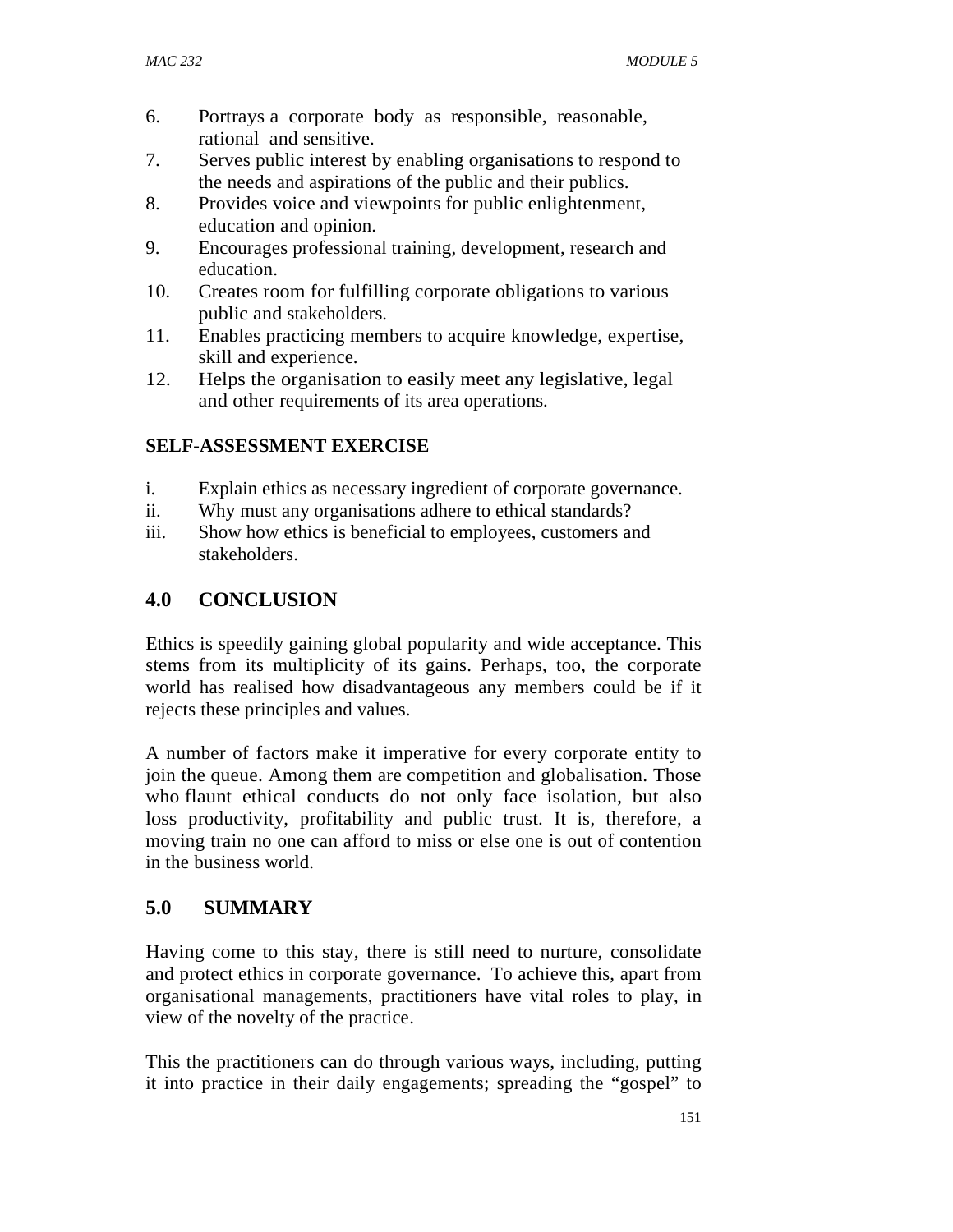6. Portrays a corporate body as responsible, reasonable, rational and sensitive.
7. Serves public interest by enabling organisations to respond to the needs and aspirations of the public and their publics.
8. Provides voice and viewpoints for public enlightenment, education and opinion.
9. Encourages professional training, development, research and education.
10. Creates room for fulfilling corporate obligations to various public and stakeholders.
11. Enables practicing members to acquire knowledge, expertise, skill and experience.
12. Helps the organisation to easily meet any legislative, legal and other requirements of its area operations.

**SELF-ASSESSMENT EXERCISE**

i. Explain ethics as necessary ingredient of corporate governance.
ii. Why must any organisations adhere to ethical standards?
iii. Show how ethics is beneficial to employees, customers and stakeholders.

## 4.0 CONCLUSION

Ethics is speedily gaining global popularity and wide acceptance. This stems from its multiplicity of its gains. Perhaps, too, the corporate world has realised how disadvantageous any members could be if it rejects these principles and values.

A number of factors make it imperative for every corporate entity to join the queue. Among them are competition and globalisation. Those who flaunt ethical conducts do not only face isolation, but also loss productivity, profitability and public trust. It is, therefore, a moving train no one can afford to miss or else one is out of contention in the business world.

## 5.0 SUMMARY

Having come to this stay, there is still need to nurture, consolidate and protect ethics in corporate governance. To achieve this, apart from organisational managements, practitioners have vital roles to play, in view of the novelty of the practice.

This the practitioners can do through various ways, including, putting it into practice in their daily engagements; spreading the "gospel" to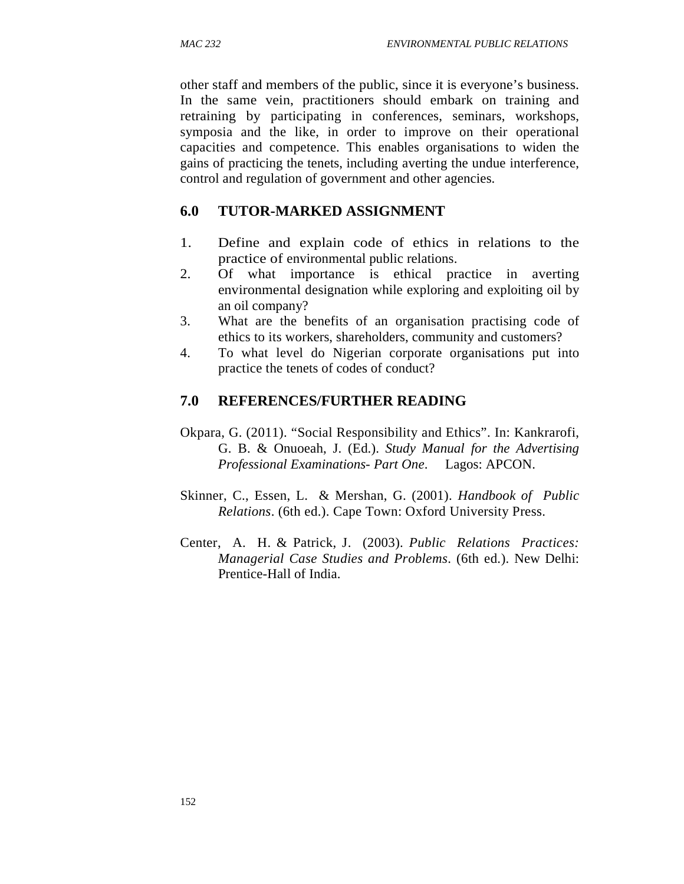other staff and members of the public, since it is everyone's business. In the same vein, practitioners should embark on training and retraining by participating in conferences, seminars, workshops, symposia and the like, in order to improve on their operational capacities and competence. This enables organisations to widen the gains of practicing the tenets, including averting the undue interference, control and regulation of government and other agencies.

## 6.0 TUTOR-MARKED ASSIGNMENT

1. Define and explain code of ethics in relations to the practice of environmental public relations.
2. Of what importance is ethical practice in averting environmental designation while exploring and exploiting oil by an oil company?
3. What are the benefits of an organisation practising code of ethics to its workers, shareholders, community and customers?
4. To what level do Nigerian corporate organisations put into practice the tenets of codes of conduct?

## 7.0 REFERENCES/FURTHER READING

Okpara, G. (2011). "Social Responsibility and Ethics". In: Kankrarofi, G. B. & Onuoeah, J. (Ed.). *Study Manual for the Advertising Professional Examinations- Part One*. Lagos: APCON.

Skinner, C., Essen, L. & Mershan, G. (2001). *Handbook of Public Relations*. (6th ed.). Cape Town: Oxford University Press.

Center, A. H. & Patrick, J. (2003). *Public Relations Practices: Managerial Case Studies and Problems*. (6th ed.). New Delhi: Prentice-Hall of India.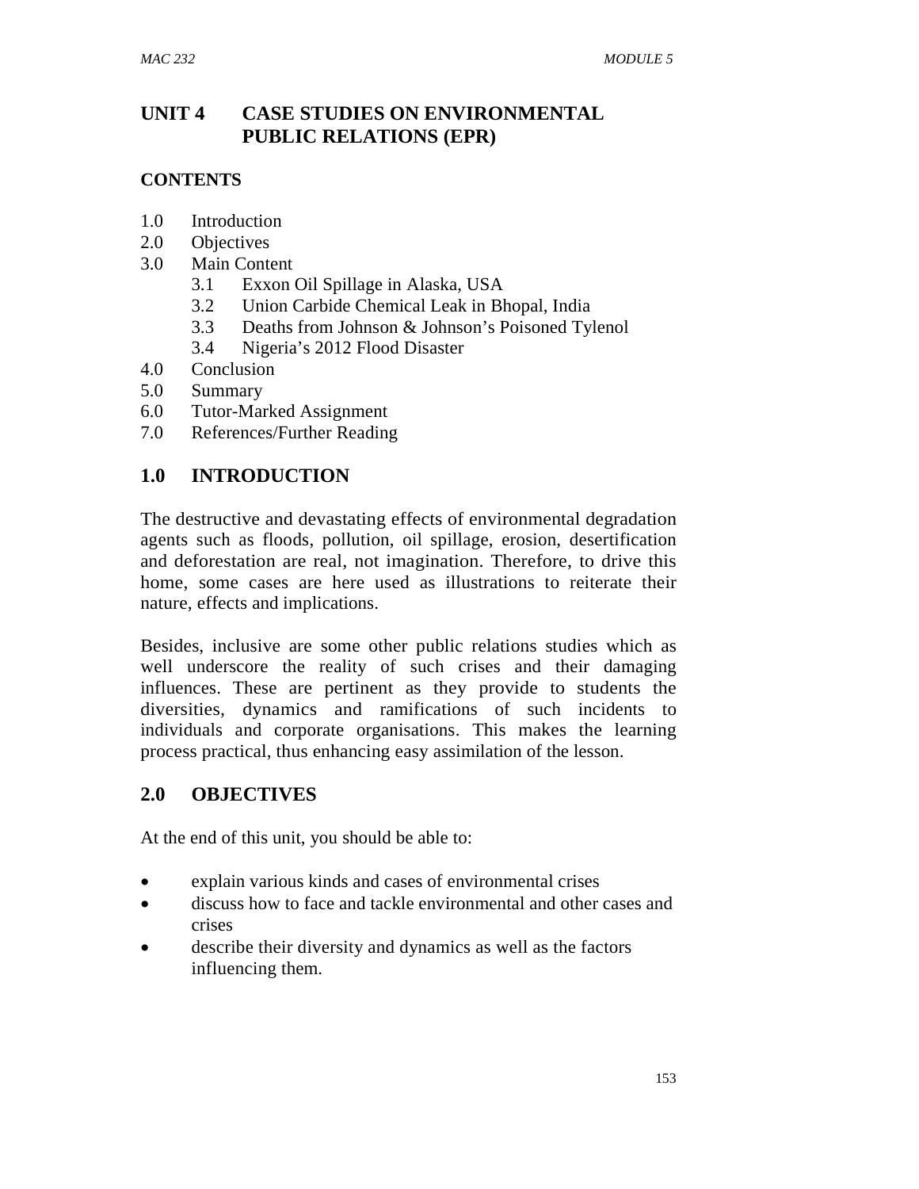# UNIT 4 CASE STUDIES ON ENVIRONMENTAL PUBLIC RELATIONS (EPR)

**CONTENTS**

1.0 Introduction
2.0 Objectives
3.0 Main Content
  3.1 Exxon Oil Spillage in Alaska, USA
  3.2 Union Carbide Chemical Leak in Bhopal, India
  3.3 Deaths from Johnson & Johnson's Poisoned Tylenol
  3.4 Nigeria's 2012 Flood Disaster
4.0 Conclusion
5.0 Summary
6.0 Tutor-Marked Assignment
7.0 References/Further Reading

## 1.0 INTRODUCTION

The destructive and devastating effects of environmental degradation agents such as floods, pollution, oil spillage, erosion, desertification and deforestation are real, not imagination. Therefore, to drive this home, some cases are here used as illustrations to reiterate their nature, effects and implications.

Besides, inclusive are some other public relations studies which as well underscore the reality of such crises and their damaging influences. These are pertinent as they provide to students the diversities, dynamics and ramifications of such incidents to individuals and corporate organisations. This makes the learning process practical, thus enhancing easy assimilation of the lesson.

## 2.0 OBJECTIVES

At the end of this unit, you should be able to:

- explain various kinds and cases of environmental crises
- discuss how to face and tackle environmental and other cases and crises
- describe their diversity and dynamics as well as the factors influencing them.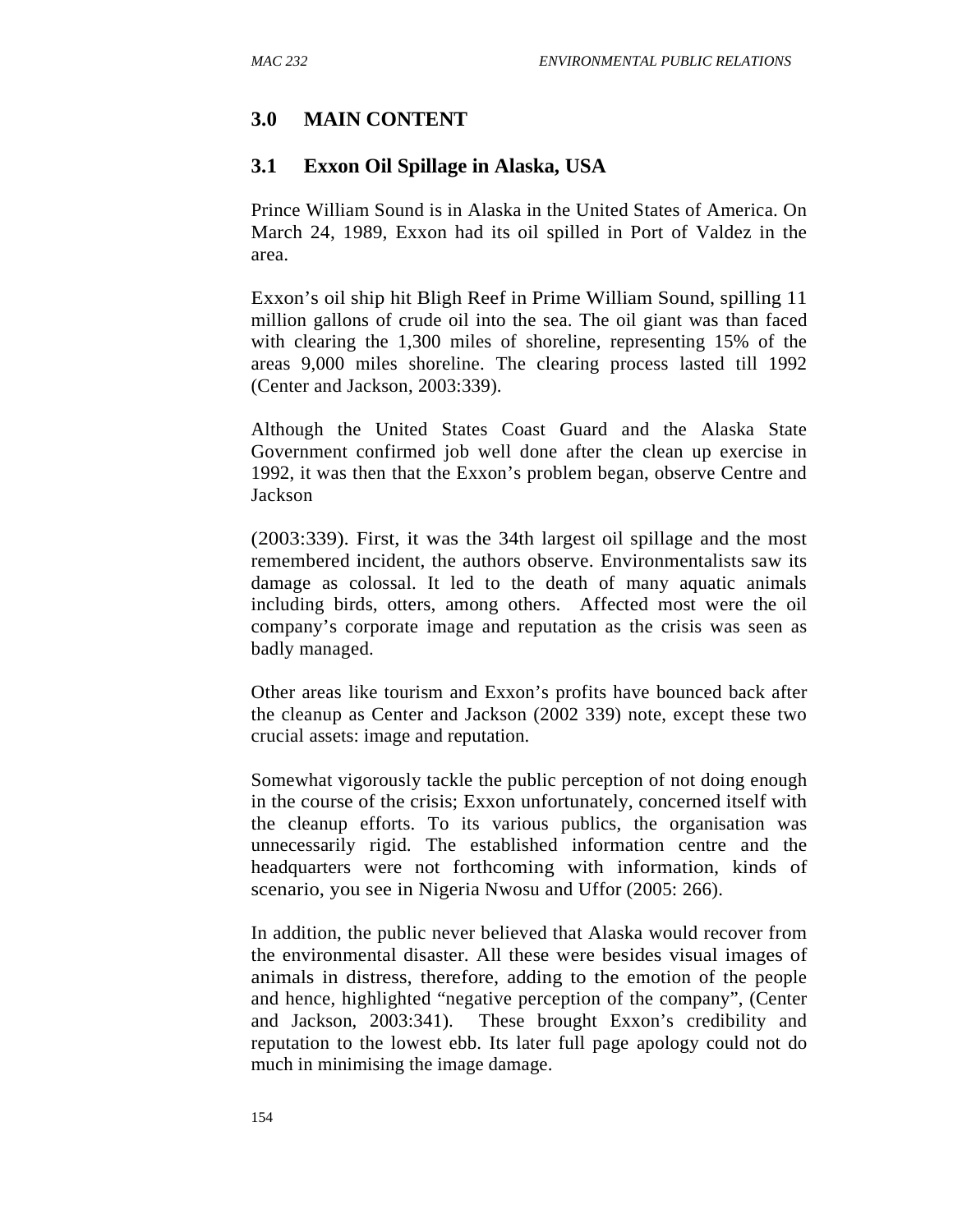## 3.0 MAIN CONTENT

### 3.1 Exxon Oil Spillage in Alaska, USA

Prince William Sound is in Alaska in the United States of America. On March 24, 1989, Exxon had its oil spilled in Port of Valdez in the area.

Exxon's oil ship hit Bligh Reef in Prime William Sound, spilling 11 million gallons of crude oil into the sea. The oil giant was than faced with clearing the 1,300 miles of shoreline, representing 15% of the areas 9,000 miles shoreline. The clearing process lasted till 1992 (Center and Jackson, 2003:339).

Although the United States Coast Guard and the Alaska State Government confirmed job well done after the clean up exercise in 1992, it was then that the Exxon's problem began, observe Centre and Jackson

(2003:339). First, it was the 34th largest oil spillage and the most remembered incident, the authors observe. Environmentalists saw its damage as colossal. It led to the death of many aquatic animals including birds, otters, among others. Affected most were the oil company's corporate image and reputation as the crisis was seen as badly managed.

Other areas like tourism and Exxon's profits have bounced back after the cleanup as Center and Jackson (2002 339) note, except these two crucial assets: image and reputation.

Somewhat vigorously tackle the public perception of not doing enough in the course of the crisis; Exxon unfortunately, concerned itself with the cleanup efforts. To its various publics, the organisation was unnecessarily rigid. The established information centre and the headquarters were not forthcoming with information, kinds of scenario, you see in Nigeria Nwosu and Uffor (2005: 266).

In addition, the public never believed that Alaska would recover from the environmental disaster. All these were besides visual images of animals in distress, therefore, adding to the emotion of the people and hence, highlighted "negative perception of the company", (Center and Jackson, 2003:341). These brought Exxon's credibility and reputation to the lowest ebb. Its later full page apology could not do much in minimising the image damage.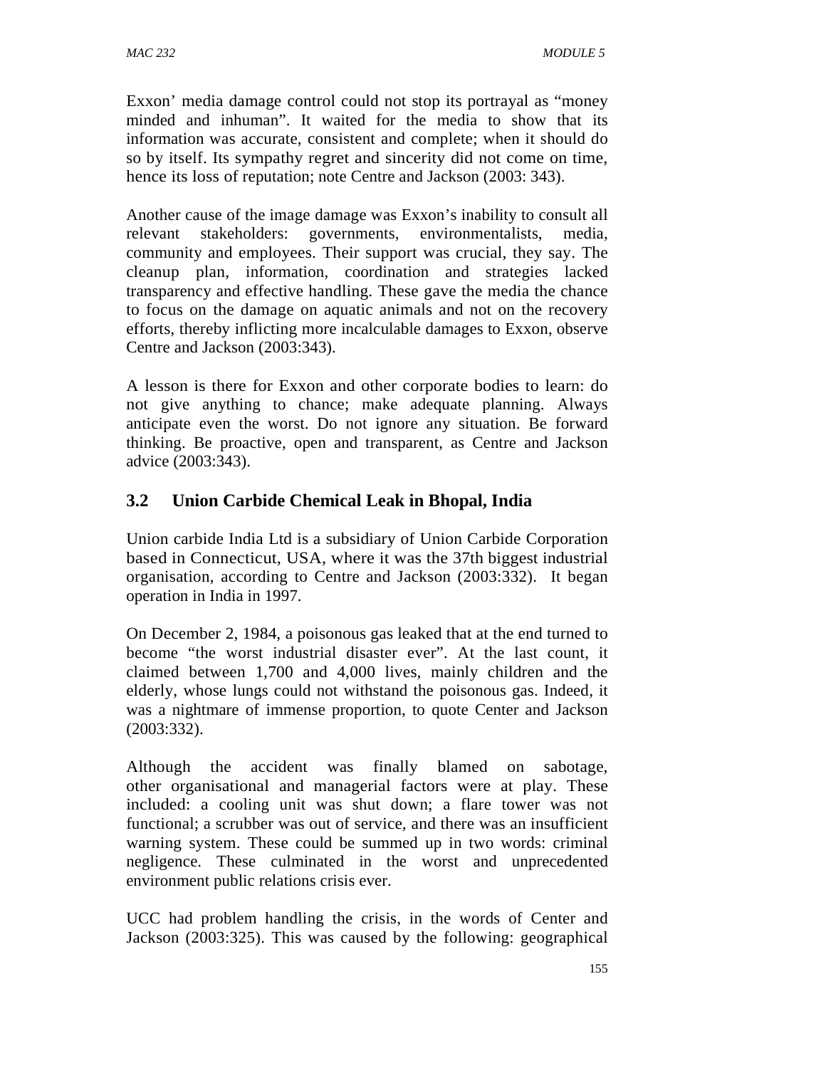Exxon' media damage control could not stop its portrayal as "money minded and inhuman". It waited for the media to show that its information was accurate, consistent and complete; when it should do so by itself. Its sympathy regret and sincerity did not come on time, hence its loss of reputation; note Centre and Jackson (2003: 343).

Another cause of the image damage was Exxon's inability to consult all relevant stakeholders: governments, environmentalists, media, community and employees. Their support was crucial, they say. The cleanup plan, information, coordination and strategies lacked transparency and effective handling. These gave the media the chance to focus on the damage on aquatic animals and not on the recovery efforts, thereby inflicting more incalculable damages to Exxon, observe Centre and Jackson (2003:343).

A lesson is there for Exxon and other corporate bodies to learn: do not give anything to chance; make adequate planning. Always anticipate even the worst. Do not ignore any situation. Be forward thinking. Be proactive, open and transparent, as Centre and Jackson advice (2003:343).

### 3.2 Union Carbide Chemical Leak in Bhopal, India

Union carbide India Ltd is a subsidiary of Union Carbide Corporation based in Connecticut, USA, where it was the 37th biggest industrial organisation, according to Centre and Jackson (2003:332). It began operation in India in 1997.

On December 2, 1984, a poisonous gas leaked that at the end turned to become "the worst industrial disaster ever". At the last count, it claimed between 1,700 and 4,000 lives, mainly children and the elderly, whose lungs could not withstand the poisonous gas. Indeed, it was a nightmare of immense proportion, to quote Center and Jackson (2003:332).

Although the accident was finally blamed on sabotage, other organisational and managerial factors were at play. These included: a cooling unit was shut down; a flare tower was not functional; a scrubber was out of service, and there was an insufficient warning system. These could be summed up in two words: criminal negligence. These culminated in the worst and unprecedented environment public relations crisis ever.

UCC had problem handling the crisis, in the words of Center and Jackson (2003:325). This was caused by the following: geographical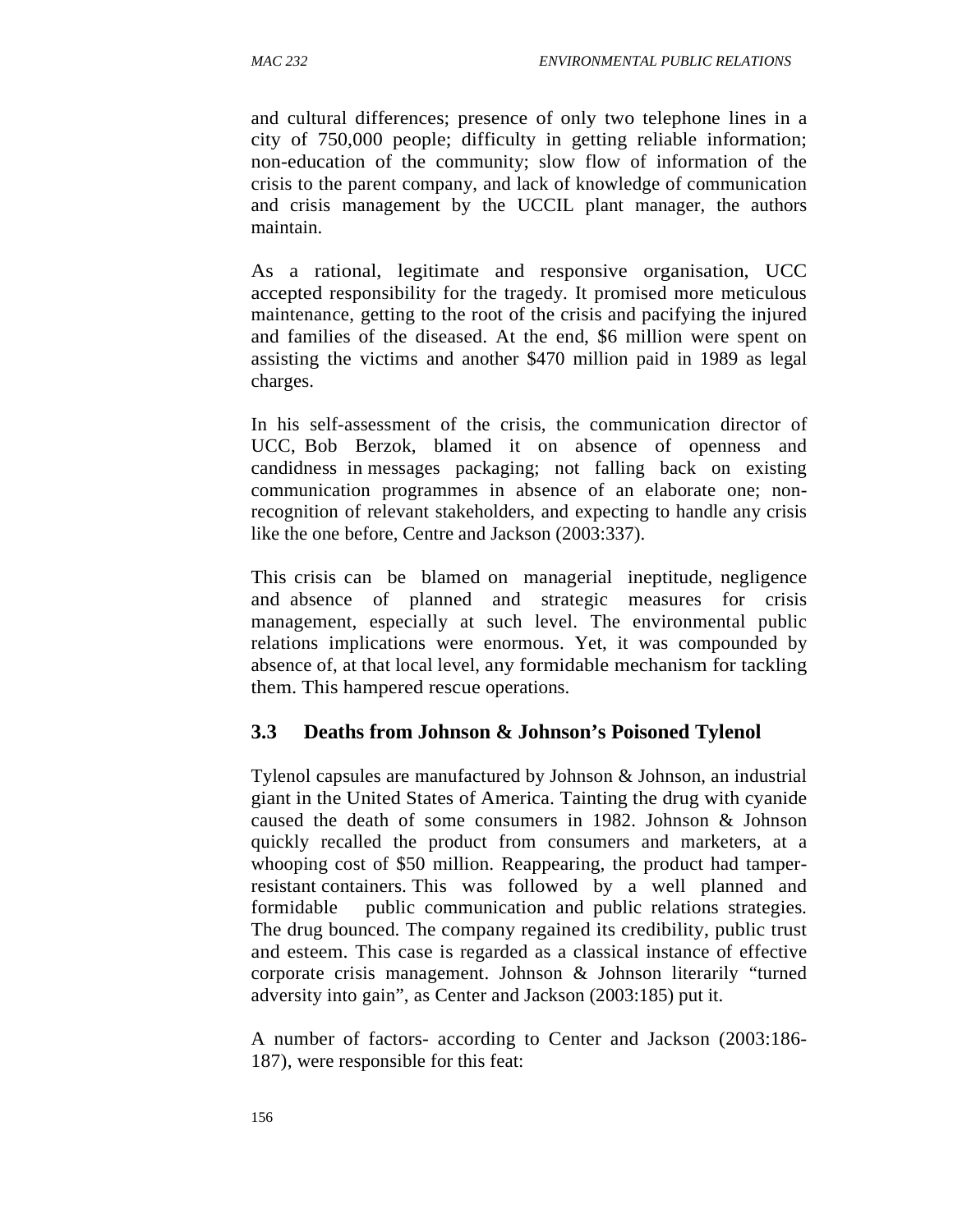and cultural differences; presence of only two telephone lines in a city of 750,000 people; difficulty in getting reliable information; non-education of the community; slow flow of information of the crisis to the parent company, and lack of knowledge of communication and crisis management by the UCCIL plant manager, the authors maintain.

As a rational, legitimate and responsive organisation, UCC accepted responsibility for the tragedy. It promised more meticulous maintenance, getting to the root of the crisis and pacifying the injured and families of the diseased. At the end, $6 million were spent on assisting the victims and another $470 million paid in 1989 as legal charges.

In his self-assessment of the crisis, the communication director of UCC, Bob Berzok, blamed it on absence of openness and candidness in messages packaging; not falling back on existing communication programmes in absence of an elaborate one; non-recognition of relevant stakeholders, and expecting to handle any crisis like the one before, Centre and Jackson (2003:337).

This crisis can be blamed on managerial ineptitude, negligence and absence of planned and strategic measures for crisis management, especially at such level. The environmental public relations implications were enormous. Yet, it was compounded by absence of, at that local level, any formidable mechanism for tackling them. This hampered rescue operations.

### 3.3 Deaths from Johnson & Johnson's Poisoned Tylenol

Tylenol capsules are manufactured by Johnson & Johnson, an industrial giant in the United States of America. Tainting the drug with cyanide caused the death of some consumers in 1982. Johnson & Johnson quickly recalled the product from consumers and marketers, at a whooping cost of $50 million. Reappearing, the product had tamper-resistant containers. This was followed by a well planned and formidable public communication and public relations strategies. The drug bounced. The company regained its credibility, public trust and esteem. This case is regarded as a classical instance of effective corporate crisis management. Johnson & Johnson literarily "turned adversity into gain", as Center and Jackson (2003:185) put it.

A number of factors- according to Center and Jackson (2003:186-187), were responsible for this feat: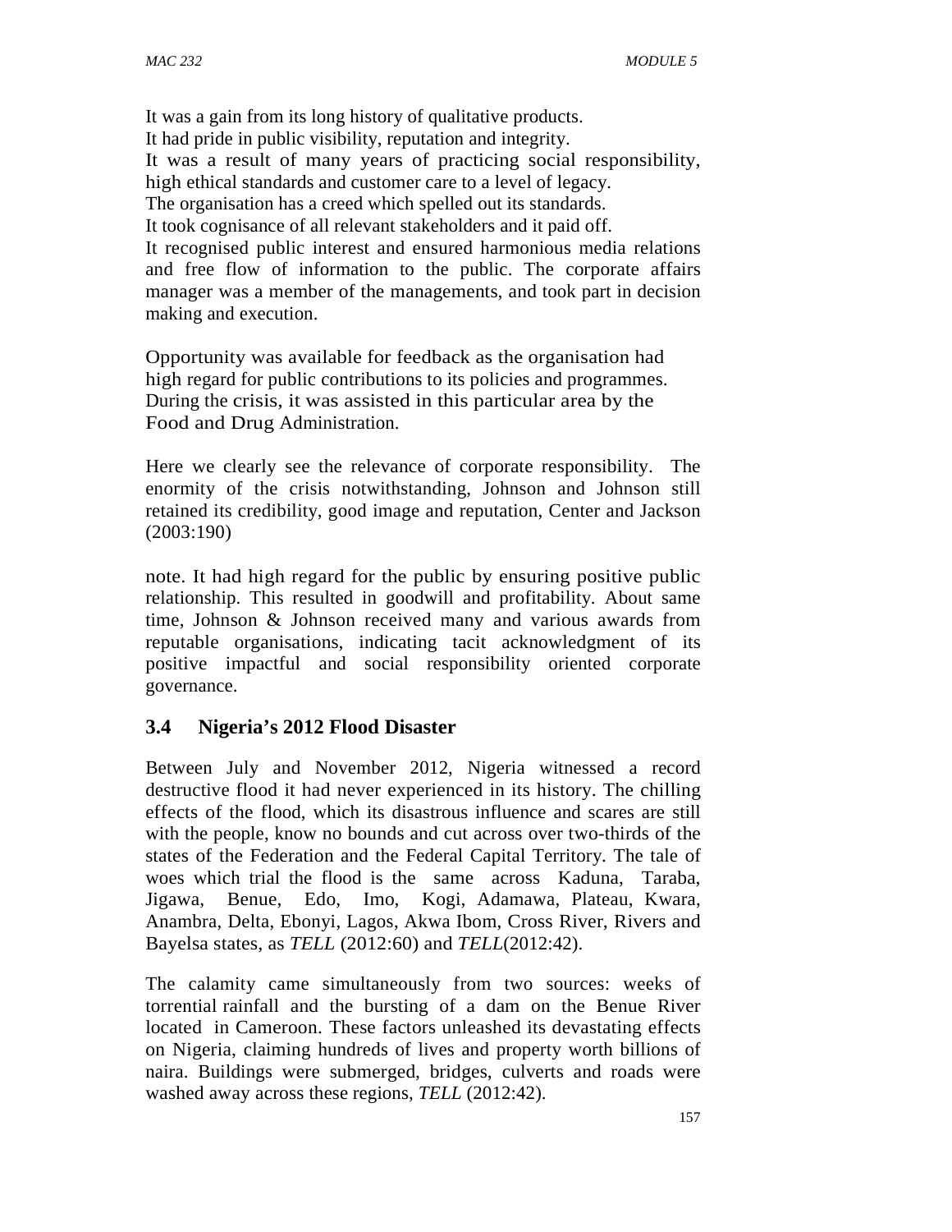It was a gain from its long history of qualitative products.
It had pride in public visibility, reputation and integrity.
It was a result of many years of practicing social responsibility, high ethical standards and customer care to a level of legacy.
The organisation has a creed which spelled out its standards.
It took cognisance of all relevant stakeholders and it paid off.
It recognised public interest and ensured harmonious media relations and free flow of information to the public. The corporate affairs manager was a member of the managements, and took part in decision making and execution.

Opportunity was available for feedback as the organisation had high regard for public contributions to its policies and programmes. During the crisis, it was assisted in this particular area by the Food and Drug Administration.

Here we clearly see the relevance of corporate responsibility. The enormity of the crisis notwithstanding, Johnson and Johnson still retained its credibility, good image and reputation, Center and Jackson (2003:190)

note. It had high regard for the public by ensuring positive public relationship. This resulted in goodwill and profitability. About same time, Johnson & Johnson received many and various awards from reputable organisations, indicating tacit acknowledgment of its positive impactful and social responsibility oriented corporate governance.

### 3.4 Nigeria's 2012 Flood Disaster

Between July and November 2012, Nigeria witnessed a record destructive flood it had never experienced in its history. The chilling effects of the flood, which its disastrous influence and scares are still with the people, know no bounds and cut across over two-thirds of the states of the Federation and the Federal Capital Territory. The tale of woes which trial the flood is the same across Kaduna, Taraba, Jigawa, Benue, Edo, Imo, Kogi, Adamawa, Plateau, Kwara, Anambra, Delta, Ebonyi, Lagos, Akwa Ibom, Cross River, Rivers and Bayelsa states, as *TELL* (2012:60) and *TELL*(2012:42).

The calamity came simultaneously from two sources: weeks of torrential rainfall and the bursting of a dam on the Benue River located in Cameroon. These factors unleashed its devastating effects on Nigeria, claiming hundreds of lives and property worth billions of naira. Buildings were submerged, bridges, culverts and roads were washed away across these regions, *TELL* (2012:42).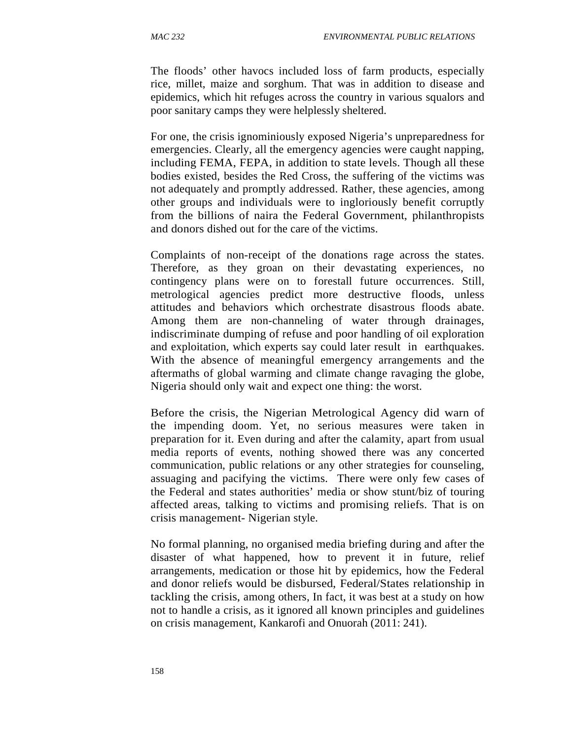The floods' other havocs included loss of farm products, especially rice, millet, maize and sorghum. That was in addition to disease and epidemics, which hit refuges across the country in various squalors and poor sanitary camps they were helplessly sheltered.

For one, the crisis ignominiously exposed Nigeria's unpreparedness for emergencies. Clearly, all the emergency agencies were caught napping, including FEMA, FEPA, in addition to state levels. Though all these bodies existed, besides the Red Cross, the suffering of the victims was not adequately and promptly addressed. Rather, these agencies, among other groups and individuals were to ingloriously benefit corruptly from the billions of naira the Federal Government, philanthropists and donors dished out for the care of the victims.

Complaints of non-receipt of the donations rage across the states. Therefore, as they groan on their devastating experiences, no contingency plans were on to forestall future occurrences. Still, metrological agencies predict more destructive floods, unless attitudes and behaviors which orchestrate disastrous floods abate. Among them are non-channeling of water through drainages, indiscriminate dumping of refuse and poor handling of oil exploration and exploitation, which experts say could later result in earthquakes. With the absence of meaningful emergency arrangements and the aftermaths of global warming and climate change ravaging the globe, Nigeria should only wait and expect one thing: the worst.

Before the crisis, the Nigerian Metrological Agency did warn of the impending doom. Yet, no serious measures were taken in preparation for it. Even during and after the calamity, apart from usual media reports of events, nothing showed there was any concerted communication, public relations or any other strategies for counseling, assuaging and pacifying the victims. There were only few cases of the Federal and states authorities' media or show stunt/biz of touring affected areas, talking to victims and promising reliefs. That is on crisis management- Nigerian style.

No formal planning, no organised media briefing during and after the disaster of what happened, how to prevent it in future, relief arrangements, medication or those hit by epidemics, how the Federal and donor reliefs would be disbursed, Federal/States relationship in tackling the crisis, among others, In fact, it was best at a study on how not to handle a crisis, as it ignored all known principles and guidelines on crisis management, Kankarofi and Onuorah (2011: 241).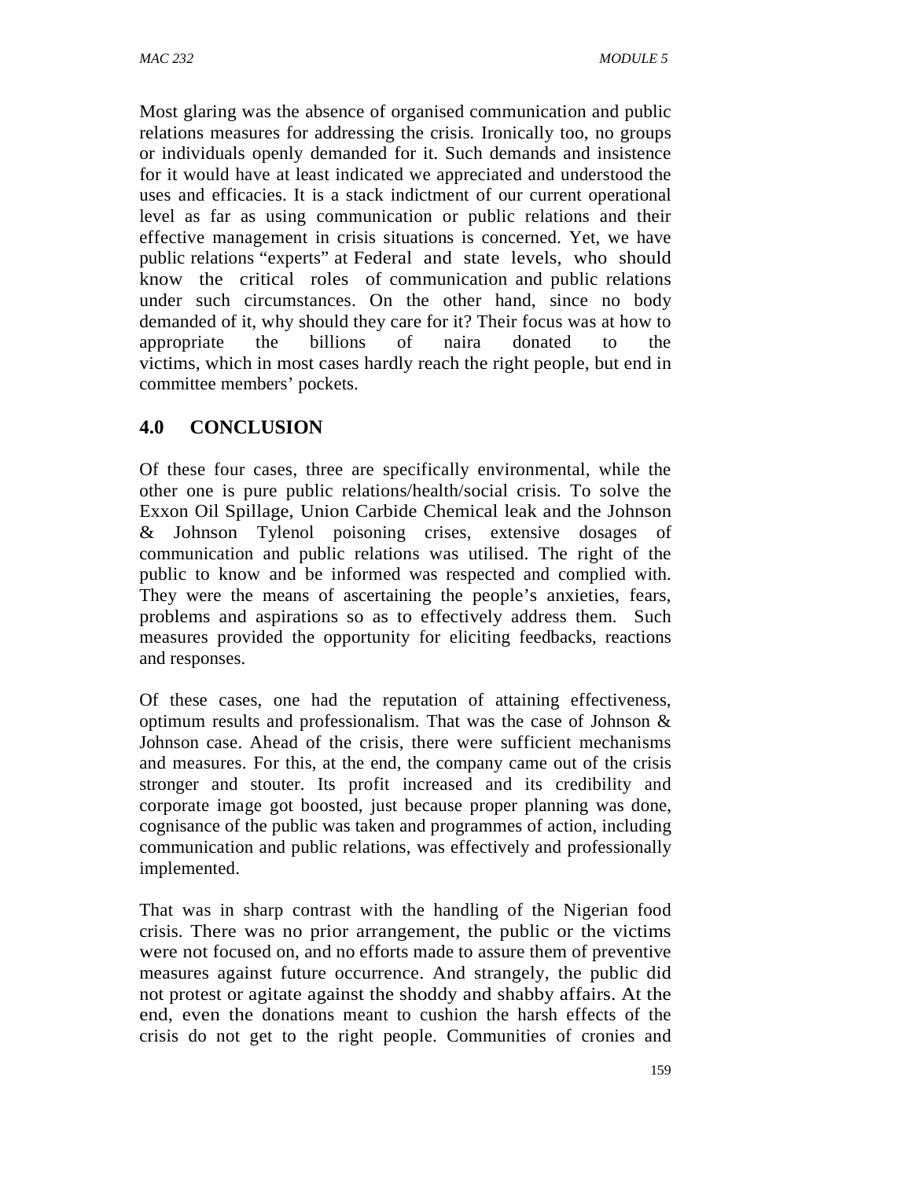Most glaring was the absence of organised communication and public relations measures for addressing the crisis. Ironically too, no groups or individuals openly demanded for it. Such demands and insistence for it would have at least indicated we appreciated and understood the uses and efficacies. It is a stack indictment of our current operational level as far as using communication or public relations and their effective management in crisis situations is concerned. Yet, we have public relations "experts" at Federal and state levels, who should know the critical roles of communication and public relations under such circumstances. On the other hand, since no body demanded of it, why should they care for it? Their focus was at how to appropriate the billions of naira donated to the victims, which in most cases hardly reach the right people, but end in committee members' pockets.

## 4.0 CONCLUSION

Of these four cases, three are specifically environmental, while the other one is pure public relations/health/social crisis. To solve the Exxon Oil Spillage, Union Carbide Chemical leak and the Johnson & Johnson Tylenol poisoning crises, extensive dosages of communication and public relations was utilised. The right of the public to know and be informed was respected and complied with. They were the means of ascertaining the people's anxieties, fears, problems and aspirations so as to effectively address them. Such measures provided the opportunity for eliciting feedbacks, reactions and responses.

Of these cases, one had the reputation of attaining effectiveness, optimum results and professionalism. That was the case of Johnson & Johnson case. Ahead of the crisis, there were sufficient mechanisms and measures. For this, at the end, the company came out of the crisis stronger and stouter. Its profit increased and its credibility and corporate image got boosted, just because proper planning was done, cognisance of the public was taken and programmes of action, including communication and public relations, was effectively and professionally implemented.

That was in sharp contrast with the handling of the Nigerian food crisis. There was no prior arrangement, the public or the victims were not focused on, and no efforts made to assure them of preventive measures against future occurrence. And strangely, the public did not protest or agitate against the shoddy and shabby affairs. At the end, even the donations meant to cushion the harsh effects of the crisis do not get to the right people. Communities of cronies and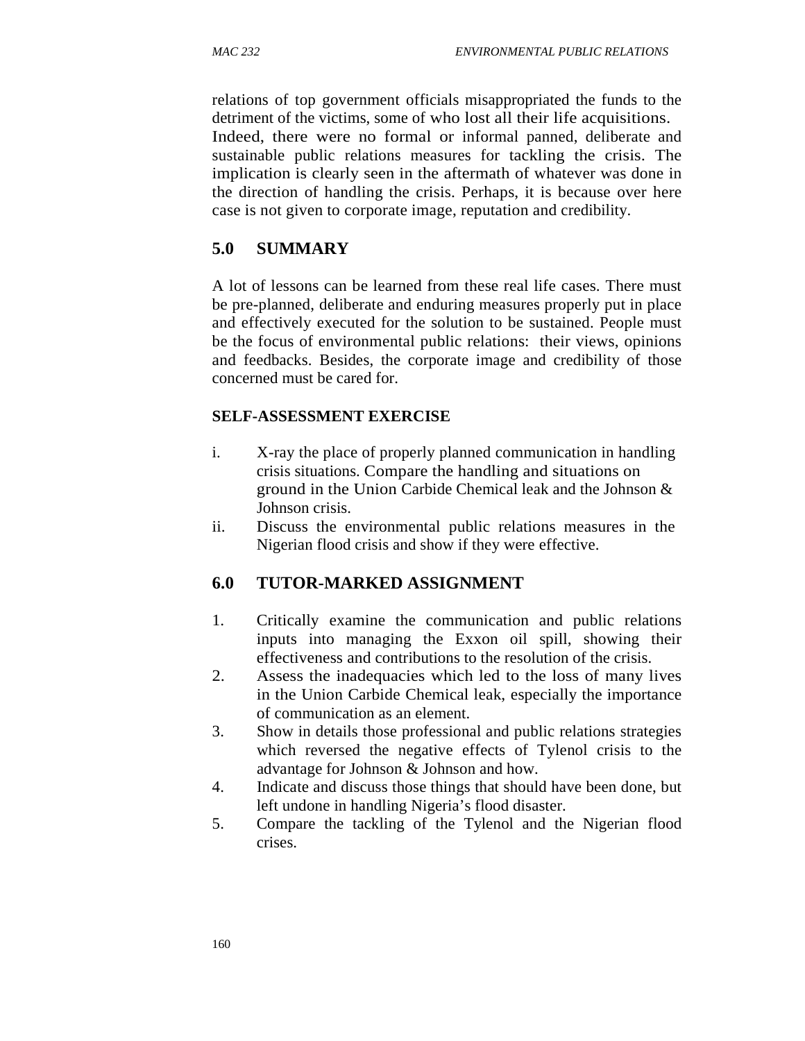relations of top government officials misappropriated the funds to the detriment of the victims, some of who lost all their life acquisitions. Indeed, there were no formal or informal panned, deliberate and sustainable public relations measures for tackling the crisis. The implication is clearly seen in the aftermath of whatever was done in the direction of handling the crisis. Perhaps, it is because over here case is not given to corporate image, reputation and credibility.

## 5.0 SUMMARY

A lot of lessons can be learned from these real life cases. There must be pre-planned, deliberate and enduring measures properly put in place and effectively executed for the solution to be sustained. People must be the focus of environmental public relations: their views, opinions and feedbacks. Besides, the corporate image and credibility of those concerned must be cared for.

### SELF-ASSESSMENT EXERCISE

i. X-ray the place of properly planned communication in handling crisis situations. Compare the handling and situations on ground in the Union Carbide Chemical leak and the Johnson & Johnson crisis.
ii. Discuss the environmental public relations measures in the Nigerian flood crisis and show if they were effective.

## 6.0 TUTOR-MARKED ASSIGNMENT

1. Critically examine the communication and public relations inputs into managing the Exxon oil spill, showing their effectiveness and contributions to the resolution of the crisis.
2. Assess the inadequacies which led to the loss of many lives in the Union Carbide Chemical leak, especially the importance of communication as an element.
3. Show in details those professional and public relations strategies which reversed the negative effects of Tylenol crisis to the advantage for Johnson & Johnson and how.
4. Indicate and discuss those things that should have been done, but left undone in handling Nigeria's flood disaster.
5. Compare the tackling of the Tylenol and the Nigerian flood crises.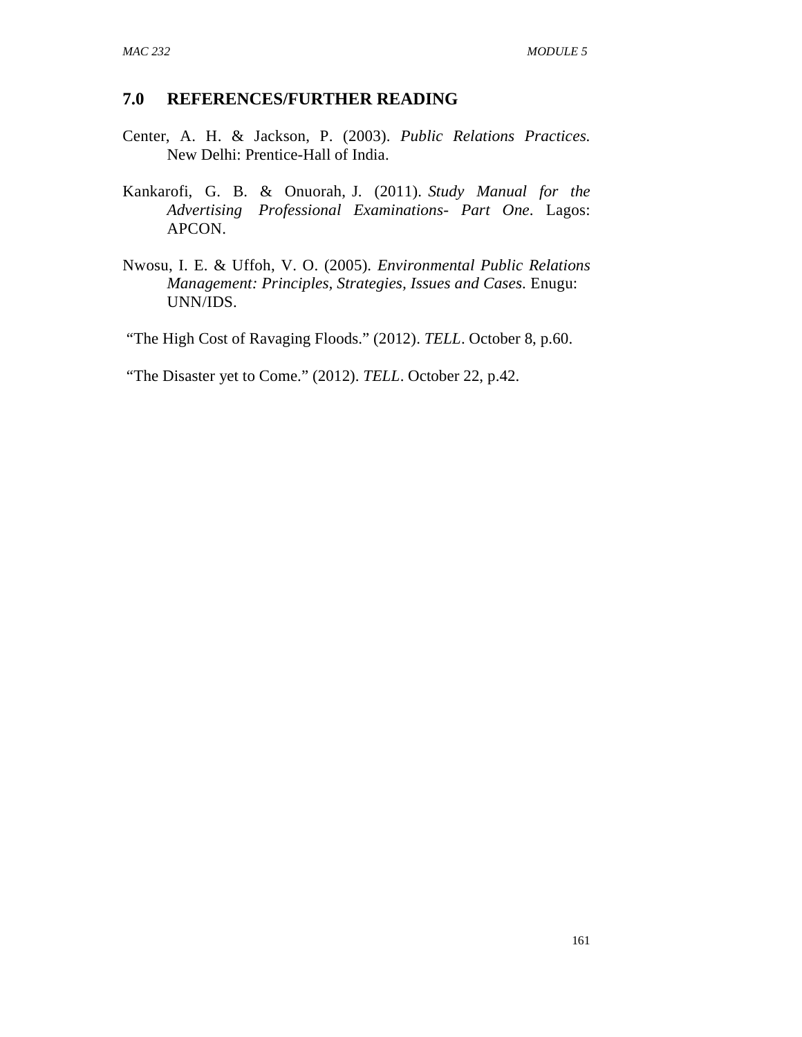## 7.0 REFERENCES/FURTHER READING

Center, A. H. & Jackson, P. (2003). *Public Relations Practices.* New Delhi: Prentice-Hall of India.

Kankarofi, G. B. & Onuorah, J. (2011). *Study Manual for the Advertising Professional Examinations- Part One*. Lagos: APCON.

Nwosu, I. E. & Uffoh, V. O. (2005). *Environmental Public Relations Management: Principles, Strategies, Issues and Cases*. Enugu: UNN/IDS.

"The High Cost of Ravaging Floods." (2012). *TELL*. October 8, p.60.

"The Disaster yet to Come." (2012). *TELL*. October 22, p.42.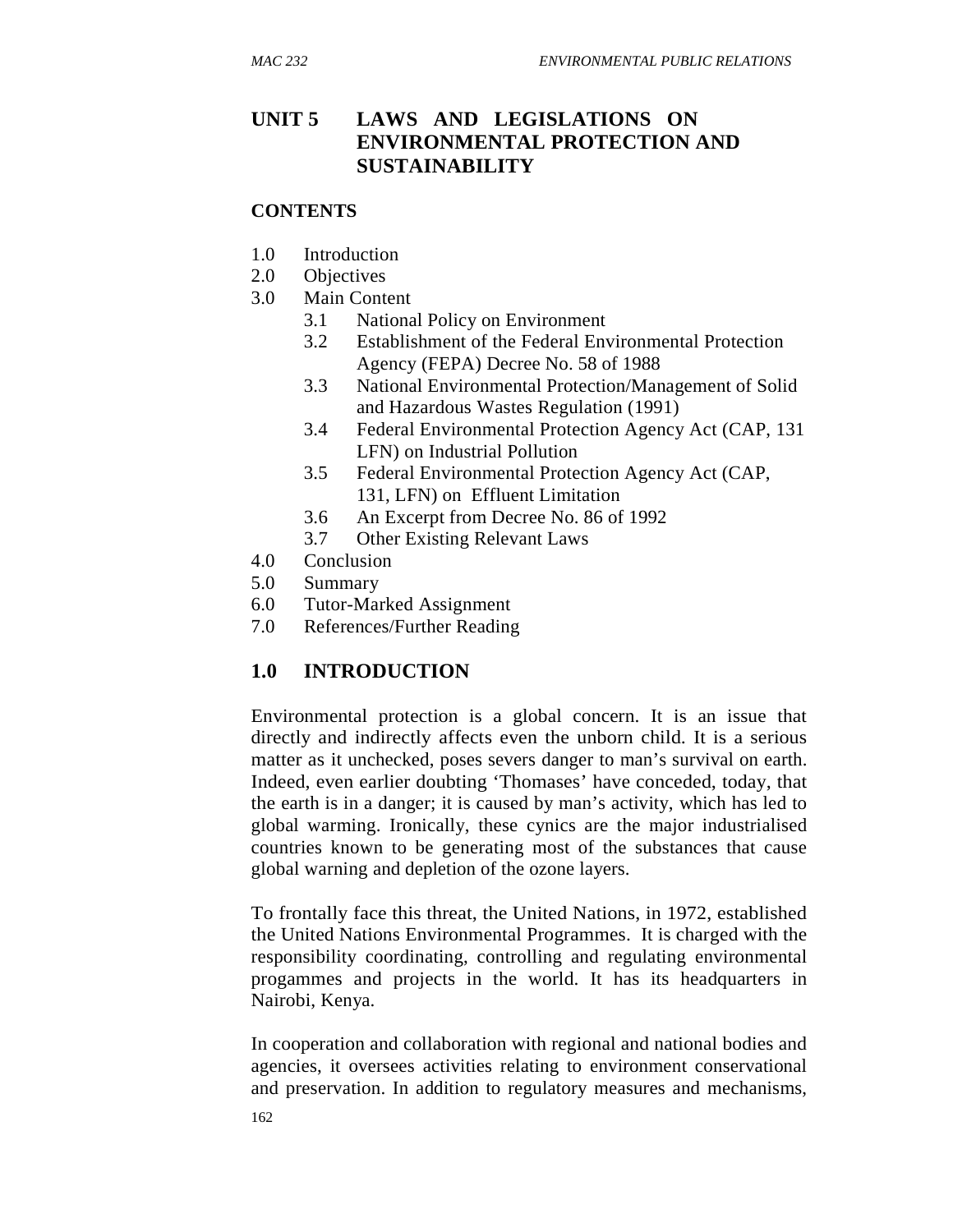# UNIT 5 LAWS AND LEGISLATIONS ON ENVIRONMENTAL PROTECTION AND SUSTAINABILITY

**CONTENTS**

1.0 Introduction
2.0 Objectives
3.0 Main Content
   3.1 National Policy on Environment
   3.2 Establishment of the Federal Environmental Protection Agency (FEPA) Decree No. 58 of 1988
   3.3 National Environmental Protection/Management of Solid and Hazardous Wastes Regulation (1991)
   3.4 Federal Environmental Protection Agency Act (CAP, 131 LFN) on Industrial Pollution
   3.5 Federal Environmental Protection Agency Act (CAP, 131, LFN) on Effluent Limitation
   3.6 An Excerpt from Decree No. 86 of 1992
   3.7 Other Existing Relevant Laws
4.0 Conclusion
5.0 Summary
6.0 Tutor-Marked Assignment
7.0 References/Further Reading

## 1.0 INTRODUCTION

Environmental protection is a global concern. It is an issue that directly and indirectly affects even the unborn child. It is a serious matter as it unchecked, poses severs danger to man's survival on earth. Indeed, even earlier doubting 'Thomases' have conceded, today, that the earth is in a danger; it is caused by man's activity, which has led to global warming. Ironically, these cynics are the major industrialised countries known to be generating most of the substances that cause global warning and depletion of the ozone layers.

To frontally face this threat, the United Nations, in 1972, established the United Nations Environmental Programmes. It is charged with the responsibility coordinating, controlling and regulating environmental progammes and projects in the world. It has its headquarters in Nairobi, Kenya.

In cooperation and collaboration with regional and national bodies and agencies, it oversees activities relating to environment conservational and preservation. In addition to regulatory measures and mechanisms,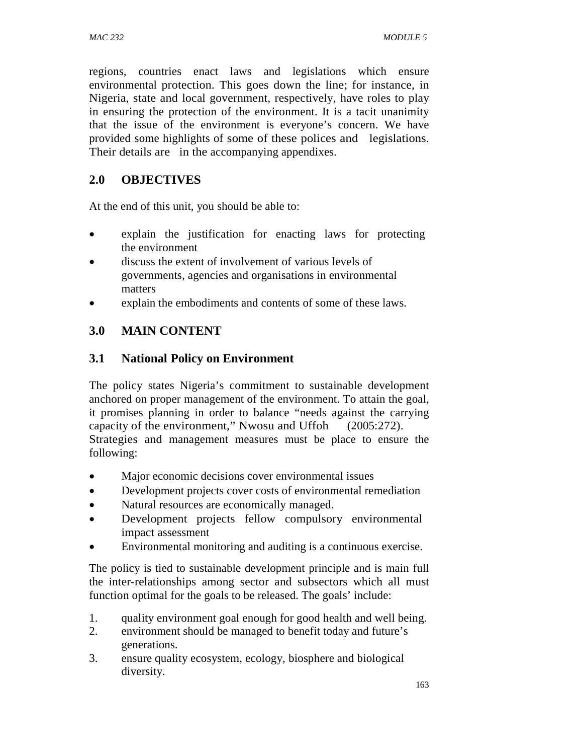regions, countries enact laws and legislations which ensure environmental protection. This goes down the line; for instance, in Nigeria, state and local government, respectively, have roles to play in ensuring the protection of the environment. It is a tacit unanimity that the issue of the environment is everyone's concern. We have provided some highlights of some of these polices and legislations. Their details are in the accompanying appendixes.

## 2.0 OBJECTIVES

At the end of this unit, you should be able to:

- explain the justification for enacting laws for protecting the environment
- discuss the extent of involvement of various levels of governments, agencies and organisations in environmental matters
- explain the embodiments and contents of some of these laws.

## 3.0 MAIN CONTENT

### 3.1 National Policy on Environment

The policy states Nigeria's commitment to sustainable development anchored on proper management of the environment. To attain the goal, it promises planning in order to balance "needs against the carrying capacity of the environment," Nwosu and Uffoh (2005:272). Strategies and management measures must be place to ensure the following:

- Major economic decisions cover environmental issues
- Development projects cover costs of environmental remediation
- Natural resources are economically managed.
- Development projects fellow compulsory environmental impact assessment
- Environmental monitoring and auditing is a continuous exercise.

The policy is tied to sustainable development principle and is main full the inter-relationships among sector and subsectors which all must function optimal for the goals to be released. The goals' include:

1. quality environment goal enough for good health and well being.
2. environment should be managed to benefit today and future's generations.
3. ensure quality ecosystem, ecology, biosphere and biological diversity.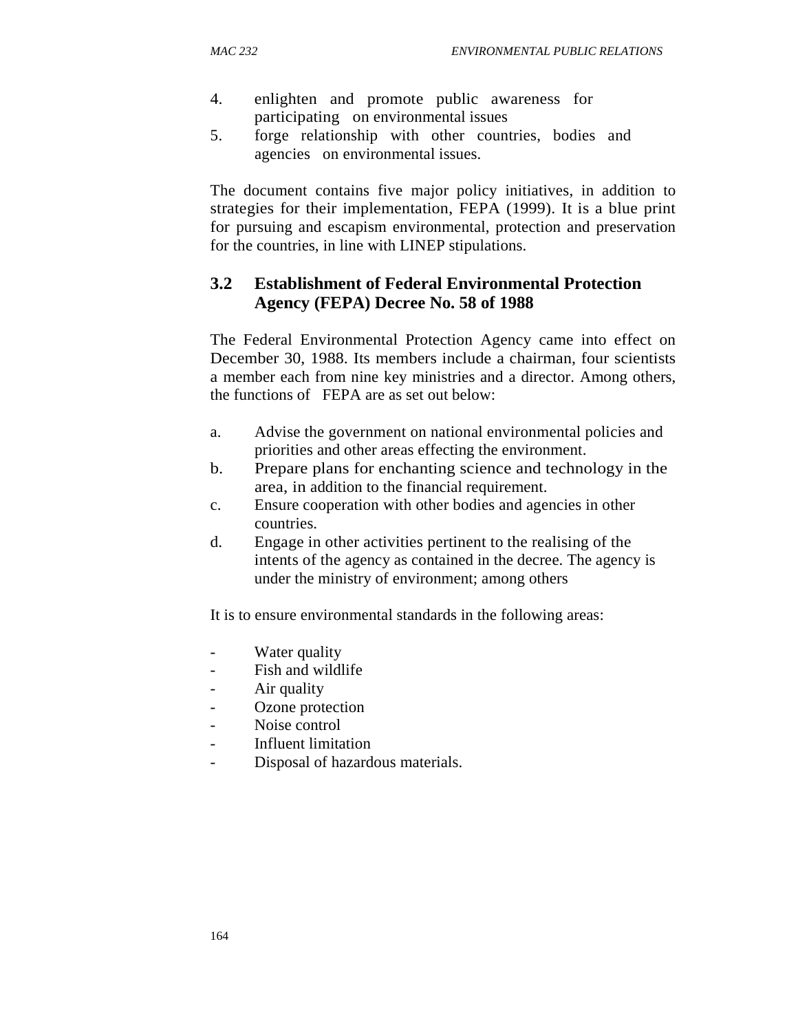4. enlighten and promote public awareness for participating on environmental issues
5. forge relationship with other countries, bodies and agencies on environmental issues.

The document contains five major policy initiatives, in addition to strategies for their implementation, FEPA (1999). It is a blue print for pursuing and escapism environmental, protection and preservation for the countries, in line with LINEP stipulations.

## 3.2 Establishment of Federal Environmental Protection Agency (FEPA) Decree No. 58 of 1988

The Federal Environmental Protection Agency came into effect on December 30, 1988. Its members include a chairman, four scientists a member each from nine key ministries and a director. Among others, the functions of FEPA are as set out below:

a. Advise the government on national environmental policies and priorities and other areas effecting the environment.
b. Prepare plans for enchanting science and technology in the area, in addition to the financial requirement.
c. Ensure cooperation with other bodies and agencies in other countries.
d. Engage in other activities pertinent to the realising of the intents of the agency as contained in the decree. The agency is under the ministry of environment; among others

It is to ensure environmental standards in the following areas:

- Water quality
- Fish and wildlife
- Air quality
- Ozone protection
- Noise control
- Influent limitation
- Disposal of hazardous materials.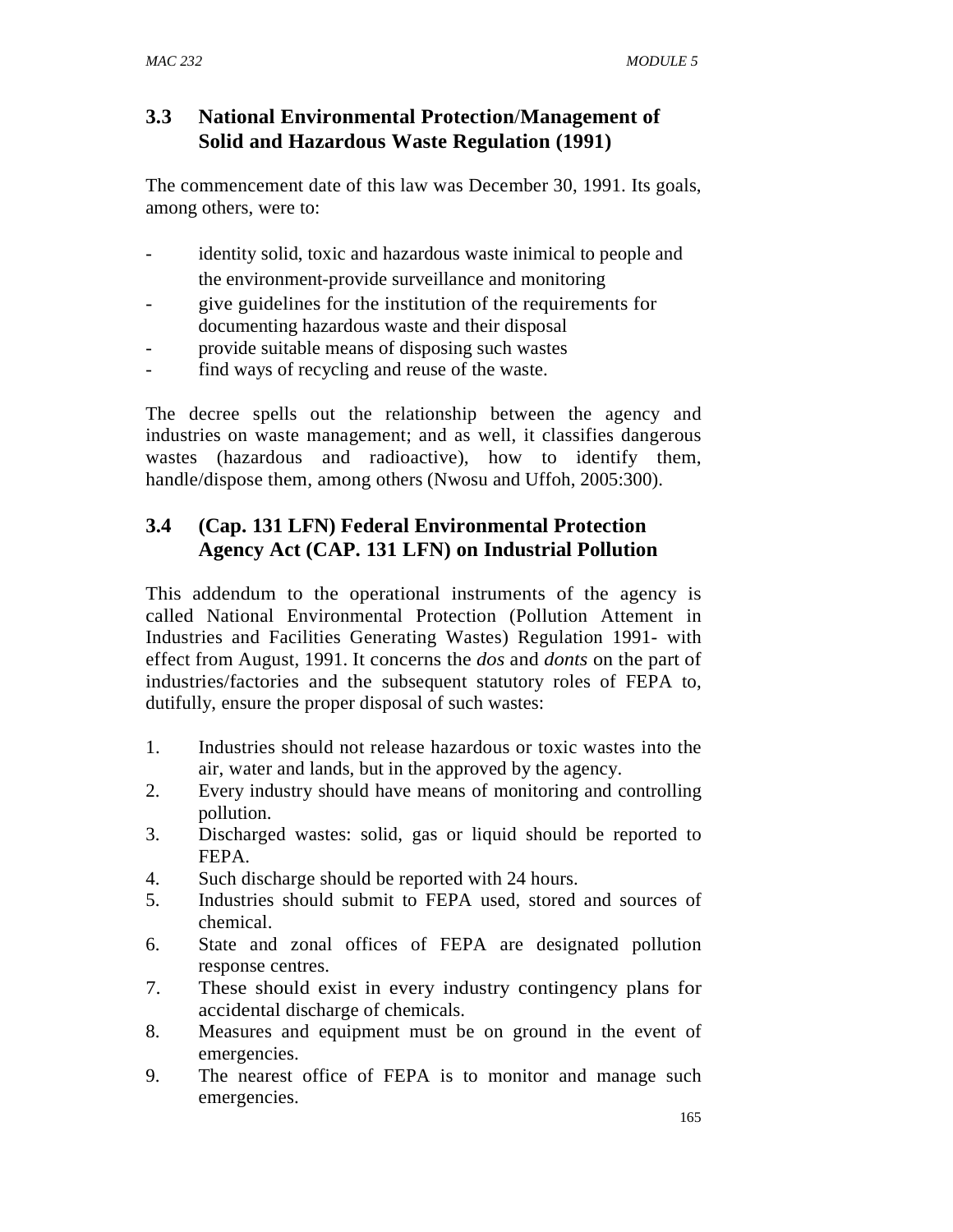### 3.3 National Environmental Protection/Management of Solid and Hazardous Waste Regulation (1991)

The commencement date of this law was December 30, 1991. Its goals, among others, were to:

- identity solid, toxic and hazardous waste inimical to people and the environment-provide surveillance and monitoring
- give guidelines for the institution of the requirements for documenting hazardous waste and their disposal
- provide suitable means of disposing such wastes
- find ways of recycling and reuse of the waste.

The decree spells out the relationship between the agency and industries on waste management; and as well, it classifies dangerous wastes (hazardous and radioactive), how to identify them, handle/dispose them, among others (Nwosu and Uffoh, 2005:300).

### 3.4 (Cap. 131 LFN) Federal Environmental Protection Agency Act (CAP. 131 LFN) on Industrial Pollution

This addendum to the operational instruments of the agency is called National Environmental Protection (Pollution Attement in Industries and Facilities Generating Wastes) Regulation 1991- with effect from August, 1991. It concerns the *dos* and *donts* on the part of industries/factories and the subsequent statutory roles of FEPA to, dutifully, ensure the proper disposal of such wastes:

1. Industries should not release hazardous or toxic wastes into the air, water and lands, but in the approved by the agency.
2. Every industry should have means of monitoring and controlling pollution.
3. Discharged wastes: solid, gas or liquid should be reported to FEPA.
4. Such discharge should be reported with 24 hours.
5. Industries should submit to FEPA used, stored and sources of chemical.
6. State and zonal offices of FEPA are designated pollution response centres.
7. These should exist in every industry contingency plans for accidental discharge of chemicals.
8. Measures and equipment must be on ground in the event of emergencies.
9. The nearest office of FEPA is to monitor and manage such emergencies.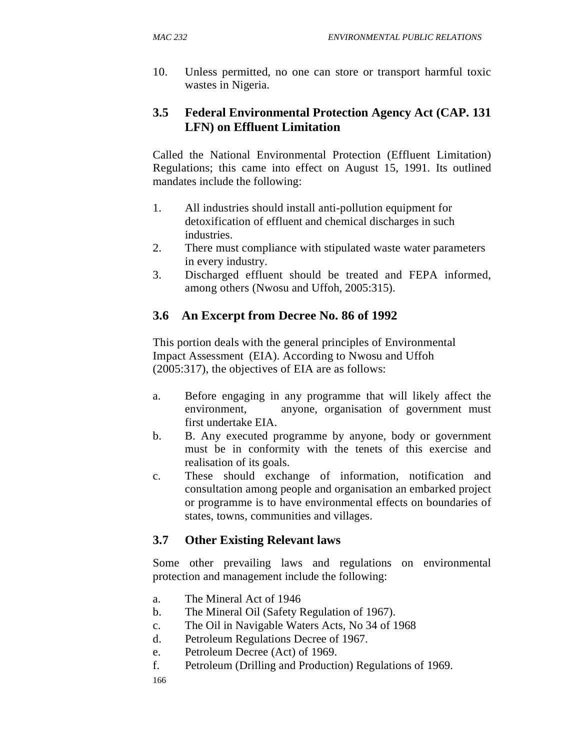10. Unless permitted, no one can store or transport harmful toxic wastes in Nigeria.

## 3.5 Federal Environmental Protection Agency Act (CAP. 131 LFN) on Effluent Limitation

Called the National Environmental Protection (Effluent Limitation) Regulations; this came into effect on August 15, 1991. Its outlined mandates include the following:

1. All industries should install anti-pollution equipment for detoxification of effluent and chemical discharges in such industries.
2. There must compliance with stipulated waste water parameters in every industry.
3. Discharged effluent should be treated and FEPA informed, among others (Nwosu and Uffoh, 2005:315).

## 3.6 An Excerpt from Decree No. 86 of 1992

This portion deals with the general principles of Environmental Impact Assessment (EIA). According to Nwosu and Uffoh (2005:317), the objectives of EIA are as follows:

a. Before engaging in any programme that will likely affect the environment, anyone, organisation of government must first undertake EIA.
b. B. Any executed programme by anyone, body or government must be in conformity with the tenets of this exercise and realisation of its goals.
c. These should exchange of information, notification and consultation among people and organisation an embarked project or programme is to have environmental effects on boundaries of states, towns, communities and villages.

## 3.7 Other Existing Relevant laws

Some other prevailing laws and regulations on environmental protection and management include the following:

a. The Mineral Act of 1946
b. The Mineral Oil (Safety Regulation of 1967).
c. The Oil in Navigable Waters Acts, No 34 of 1968
d. Petroleum Regulations Decree of 1967.
e. Petroleum Decree (Act) of 1969.
f. Petroleum (Drilling and Production) Regulations of 1969.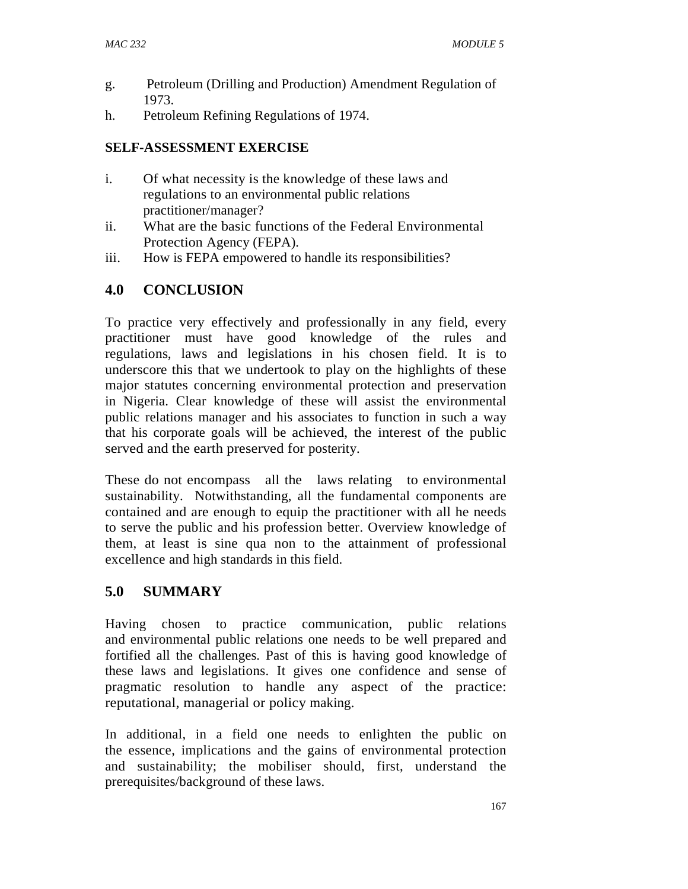g. Petroleum (Drilling and Production) Amendment Regulation of 1973.
h. Petroleum Refining Regulations of 1974.

**SELF-ASSESSMENT EXERCISE**

i. Of what necessity is the knowledge of these laws and regulations to an environmental public relations practitioner/manager?
ii. What are the basic functions of the Federal Environmental Protection Agency (FEPA).
iii. How is FEPA empowered to handle its responsibilities?

## 4.0 CONCLUSION

To practice very effectively and professionally in any field, every practitioner must have good knowledge of the rules and regulations, laws and legislations in his chosen field. It is to underscore this that we undertook to play on the highlights of these major statutes concerning environmental protection and preservation in Nigeria. Clear knowledge of these will assist the environmental public relations manager and his associates to function in such a way that his corporate goals will be achieved, the interest of the public served and the earth preserved for posterity.

These do not encompass all the laws relating to environmental sustainability. Notwithstanding, all the fundamental components are contained and are enough to equip the practitioner with all he needs to serve the public and his profession better. Overview knowledge of them, at least is sine qua non to the attainment of professional excellence and high standards in this field.

## 5.0 SUMMARY

Having chosen to practice communication, public relations and environmental public relations one needs to be well prepared and fortified all the challenges. Past of this is having good knowledge of these laws and legislations. It gives one confidence and sense of pragmatic resolution to handle any aspect of the practice: reputational, managerial or policy making.

In additional, in a field one needs to enlighten the public on the essence, implications and the gains of environmental protection and sustainability; the mobiliser should, first, understand the prerequisites/background of these laws.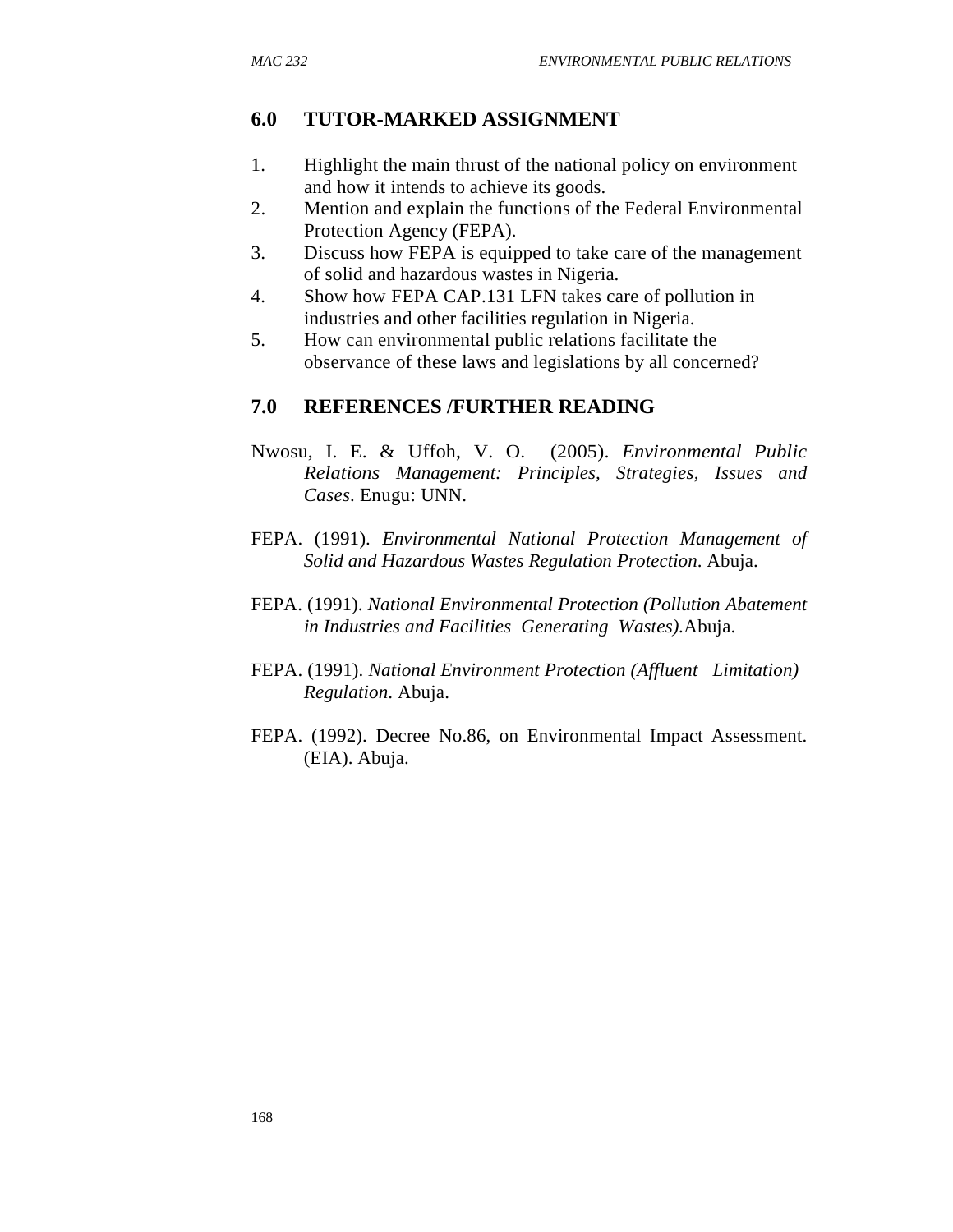## 6.0 TUTOR-MARKED ASSIGNMENT

1. Highlight the main thrust of the national policy on environment and how it intends to achieve its goods.
2. Mention and explain the functions of the Federal Environmental Protection Agency (FEPA).
3. Discuss how FEPA is equipped to take care of the management of solid and hazardous wastes in Nigeria.
4. Show how FEPA CAP.131 LFN takes care of pollution in industries and other facilities regulation in Nigeria.
5. How can environmental public relations facilitate the observance of these laws and legislations by all concerned?

## 7.0 REFERENCES /FURTHER READING

Nwosu, I. E. & Uffoh, V. O. (2005). *Environmental Public Relations Management: Principles, Strategies, Issues and Cases*. Enugu: UNN.

FEPA. (1991). *Environmental National Protection Management of Solid and Hazardous Wastes Regulation Protection*. Abuja.

FEPA. (1991). *National Environmental Protection (Pollution Abatement in Industries and Facilities Generating Wastes).*Abuja.

FEPA. (1991). *National Environment Protection (Affluent Limitation) Regulation*. Abuja.

FEPA. (1992). Decree No.86, on Environmental Impact Assessment. (EIA). Abuja.